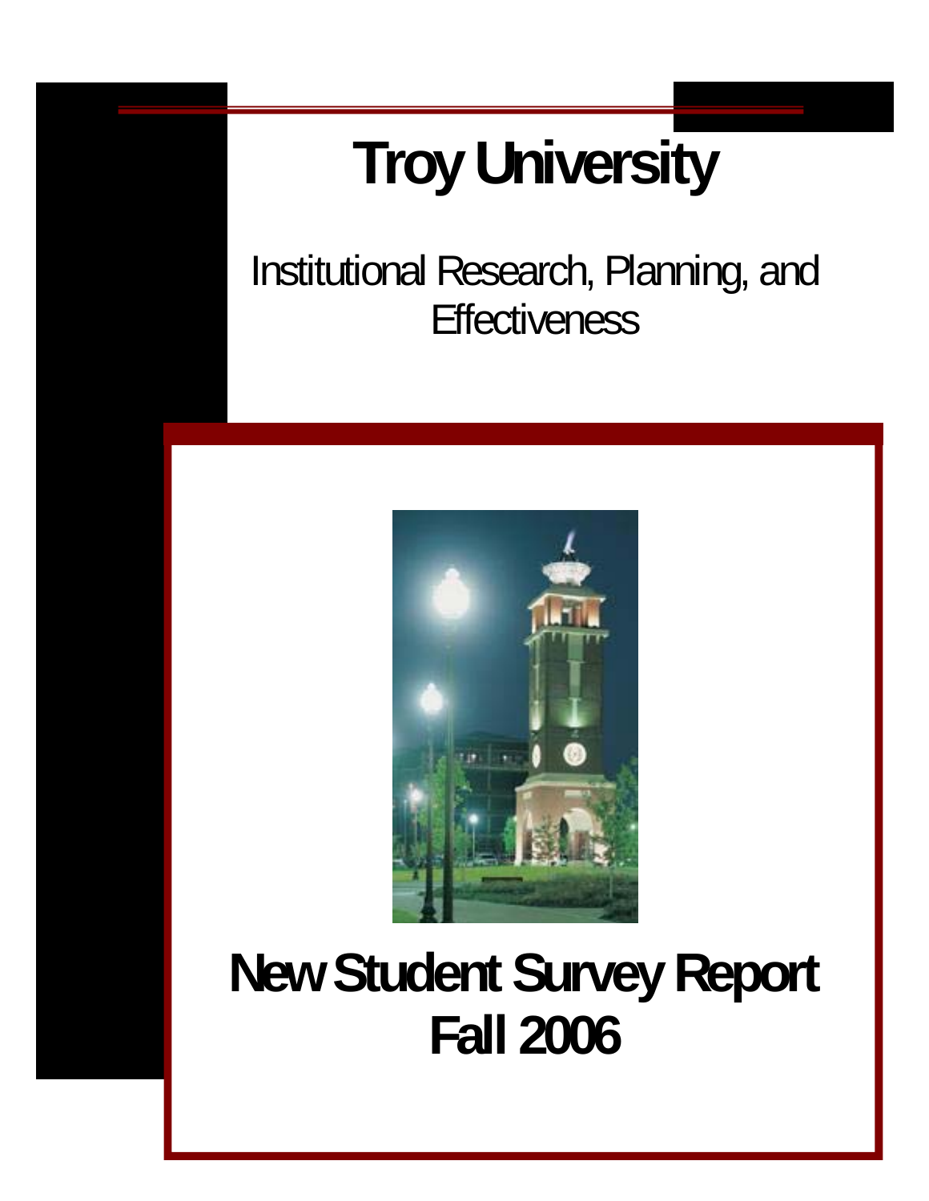# Troy University

Institutional Research, Planning, and Effectiveness

# New Student Survey Report
# Fall 2006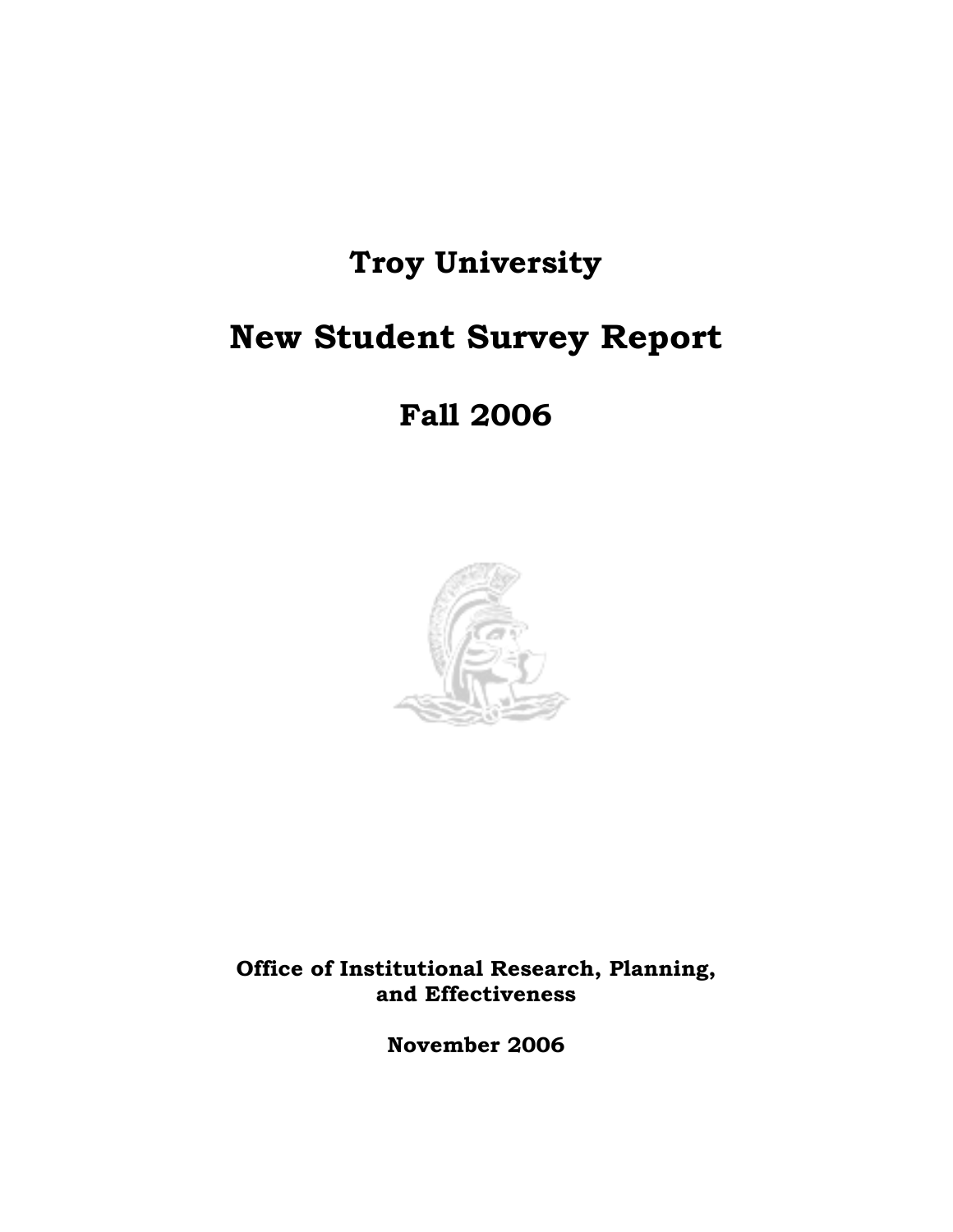# Troy University

# New Student Survey Report

# Fall 2006

**Office of Institutional Research, Planning, and Effectiveness**

**November 2006**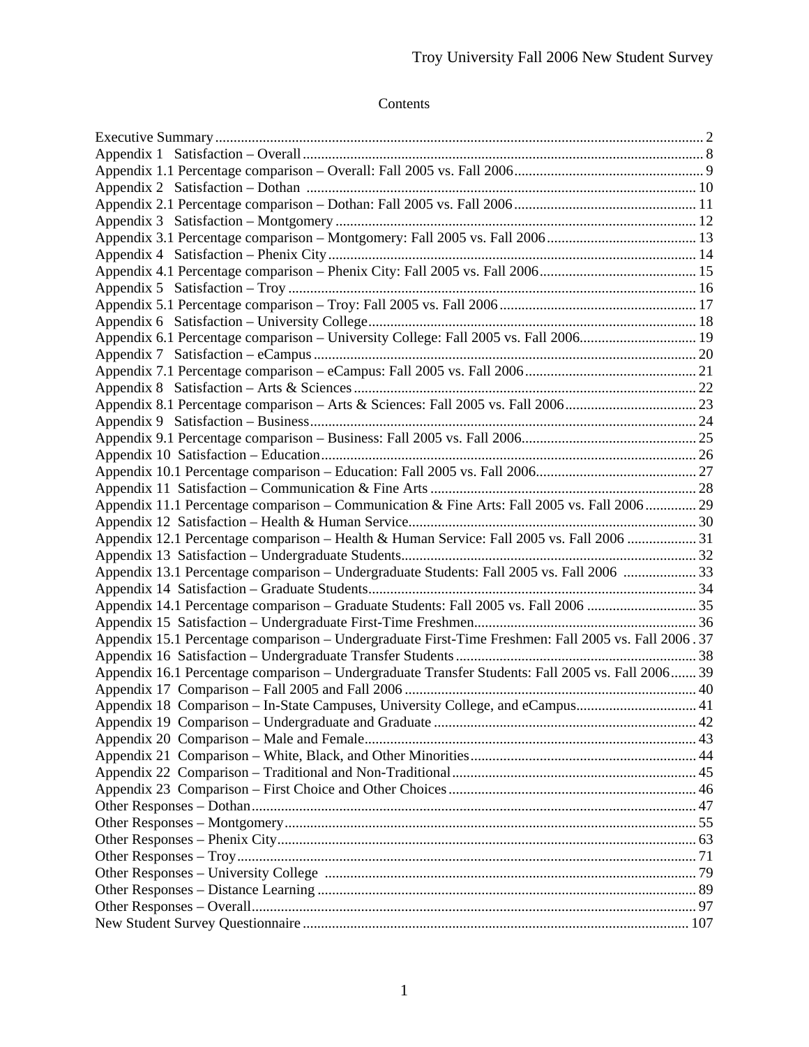Contents

Executive Summary ........................................................................................................................ 2
Appendix 1 Satisfaction – Overall ............................................................................................. 8
Appendix 1.1 Percentage comparison – Overall: Fall 2005 vs. Fall 2006 .................................................... 9
Appendix 2 Satisfaction – Dothan ........................................................................................... 10
Appendix 2.1 Percentage comparison – Dothan: Fall 2005 vs. Fall 2006 .................................................. 11
Appendix 3 Satisfaction – Montgomery .................................................................................... 12
Appendix 3.1 Percentage comparison – Montgomery: Fall 2005 vs. Fall 2006 ......................................... 13
Appendix 4 Satisfaction – Phenix City ...................................................................................... 14
Appendix 4.1 Percentage comparison – Phenix City: Fall 2005 vs. Fall 2006 ........................................... 15
Appendix 5 Satisfaction – Troy ................................................................................................. 16
Appendix 5.1 Percentage comparison – Troy: Fall 2005 vs. Fall 2006 ...................................................... 17
Appendix 6 Satisfaction – University College ........................................................................... 18
Appendix 6.1 Percentage comparison – University College: Fall 2005 vs. Fall 2006 ................................ 19
Appendix 7 Satisfaction – eCampus ......................................................................................... 20
Appendix 7.1 Percentage comparison – eCampus: Fall 2005 vs. Fall 2006 ............................................... 21
Appendix 8 Satisfaction – Arts & Sciences ............................................................................... 22
Appendix 8.1 Percentage comparison – Arts & Sciences: Fall 2005 vs. Fall 2006 .................................... 23
Appendix 9 Satisfaction – Business .......................................................................................... 24
Appendix 9.1 Percentage comparison – Business: Fall 2005 vs. Fall 2006 ................................................ 25
Appendix 10 Satisfaction – Education ...................................................................................... 26
Appendix 10.1 Percentage comparison – Education: Fall 2005 vs. Fall 2006 ............................................ 27
Appendix 11 Satisfaction – Communication & Fine Arts .......................................................... 28
Appendix 11.1 Percentage comparison – Communication & Fine Arts: Fall 2005 vs. Fall 2006 .............. 29
Appendix 12 Satisfaction – Health & Human Service ............................................................... 30
Appendix 12.1 Percentage comparison – Health & Human Service: Fall 2005 vs. Fall 2006 ................... 31
Appendix 13 Satisfaction – Undergraduate Students ................................................................ 32
Appendix 13.1 Percentage comparison – Undergraduate Students: Fall 2005 vs. Fall 2006 .................... 33
Appendix 14 Satisfaction – Graduate Students ......................................................................... 34
Appendix 14.1 Percentage comparison – Graduate Students: Fall 2005 vs. Fall 2006 .............................. 35
Appendix 15 Satisfaction – Undergraduate First-Time Freshmen ............................................. 36
Appendix 15.1 Percentage comparison – Undergraduate First-Time Freshmen: Fall 2005 vs. Fall 2006 . 37
Appendix 16 Satisfaction – Undergraduate Transfer Students .................................................. 38
Appendix 16.1 Percentage comparison – Undergraduate Transfer Students: Fall 2005 vs. Fall 2006 ....... 39
Appendix 17 Comparison – Fall 2005 and Fall 2006 ................................................................ 40
Appendix 18 Comparison – In-State Campuses, University College, and eCampus ................................. 41
Appendix 19 Comparison – Undergraduate and Graduate ........................................................ 42
Appendix 20 Comparison – Male and Female ........................................................................... 43
Appendix 21 Comparison – White, Black, and Other Minorities .............................................. 44
Appendix 22 Comparison – Traditional and Non-Traditional ................................................... 45
Appendix 23 Comparison – First Choice and Other Choices .................................................... 46
Other Responses – Dothan .......................................................................................................... 47
Other Responses – Montgomery ................................................................................................. 55
Other Responses – Phenix City ................................................................................................... 63
Other Responses – Troy .............................................................................................................. 71
Other Responses – University College ...................................................................................... 79
Other Responses – Distance Learning ........................................................................................ 89
Other Responses – Overall .......................................................................................................... 97
New Student Survey Questionnaire .......................................................................................... 107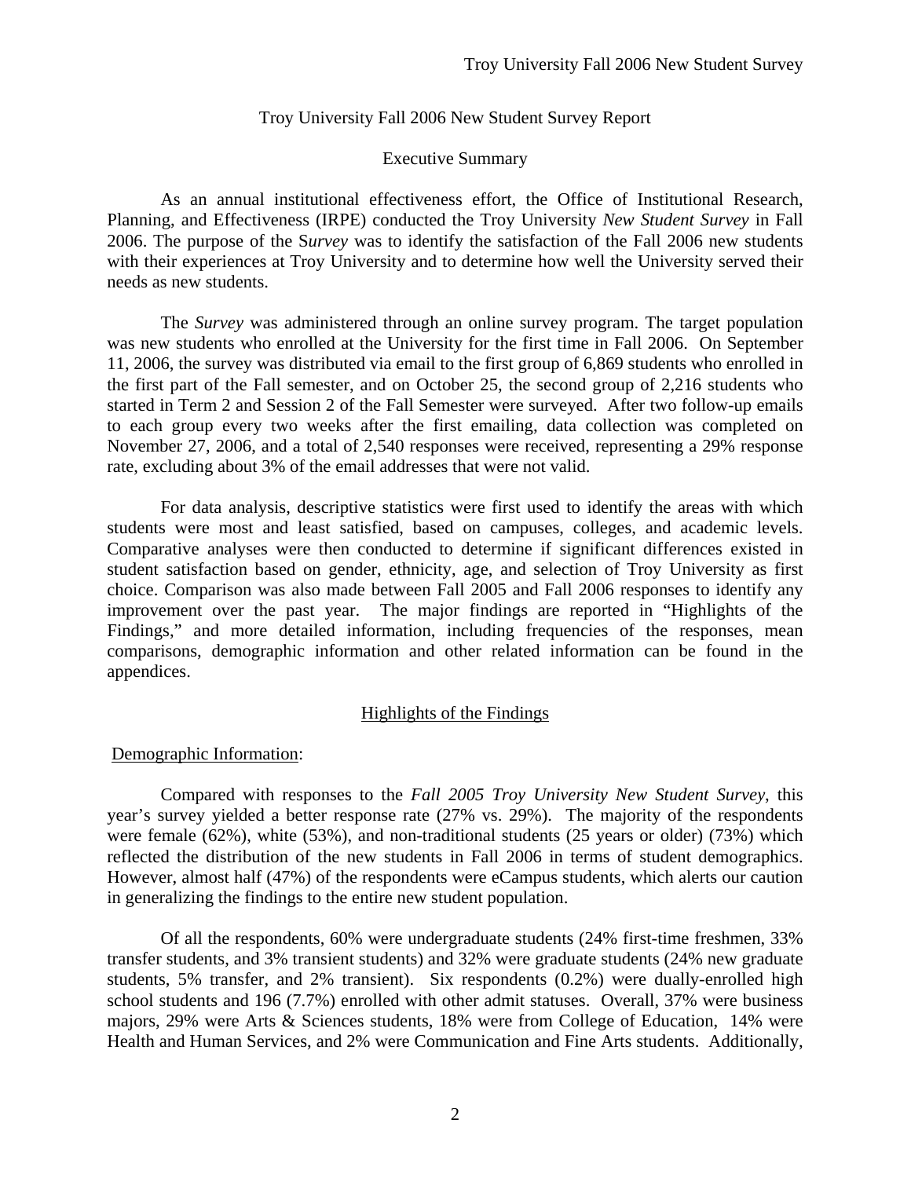Troy University Fall 2006 New Student Survey Report

Executive Summary

As an annual institutional effectiveness effort, the Office of Institutional Research, Planning, and Effectiveness (IRPE) conducted the Troy University *New Student Survey* in Fall 2006. The purpose of the S*urvey* was to identify the satisfaction of the Fall 2006 new students with their experiences at Troy University and to determine how well the University served their needs as new students.

The *Survey* was administered through an online survey program. The target population was new students who enrolled at the University for the first time in Fall 2006. On September 11, 2006, the survey was distributed via email to the first group of 6,869 students who enrolled in the first part of the Fall semester, and on October 25, the second group of 2,216 students who started in Term 2 and Session 2 of the Fall Semester were surveyed. After two follow-up emails to each group every two weeks after the first emailing, data collection was completed on November 27, 2006, and a total of 2,540 responses were received, representing a 29% response rate, excluding about 3% of the email addresses that were not valid.

For data analysis, descriptive statistics were first used to identify the areas with which students were most and least satisfied, based on campuses, colleges, and academic levels. Comparative analyses were then conducted to determine if significant differences existed in student satisfaction based on gender, ethnicity, age, and selection of Troy University as first choice. Comparison was also made between Fall 2005 and Fall 2006 responses to identify any improvement over the past year. The major findings are reported in "Highlights of the Findings," and more detailed information, including frequencies of the responses, mean comparisons, demographic information and other related information can be found in the appendices.

## Highlights of the Findings

### Demographic Information:

Compared with responses to the *Fall 2005 Troy University New Student Survey*, this year's survey yielded a better response rate (27% vs. 29%). The majority of the respondents were female (62%), white (53%), and non-traditional students (25 years or older) (73%) which reflected the distribution of the new students in Fall 2006 in terms of student demographics. However, almost half (47%) of the respondents were eCampus students, which alerts our caution in generalizing the findings to the entire new student population.

Of all the respondents, 60% were undergraduate students (24% first-time freshmen, 33% transfer students, and 3% transient students) and 32% were graduate students (24% new graduate students, 5% transfer, and 2% transient). Six respondents (0.2%) were dually-enrolled high school students and 196 (7.7%) enrolled with other admit statuses. Overall, 37% were business majors, 29% were Arts & Sciences students, 18% were from College of Education, 14% were Health and Human Services, and 2% were Communication and Fine Arts students. Additionally,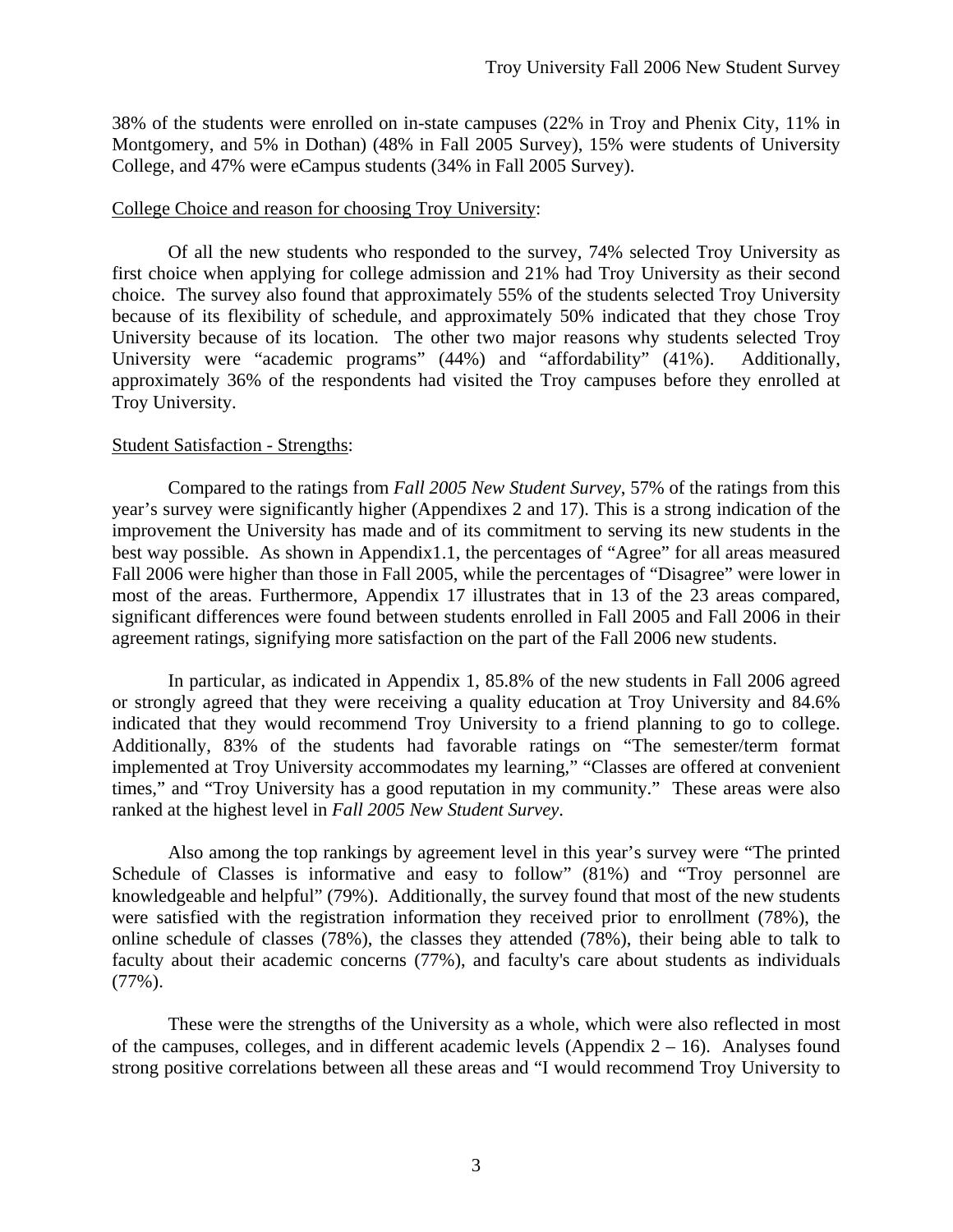38% of the students were enrolled on in-state campuses (22% in Troy and Phenix City, 11% in Montgomery, and 5% in Dothan) (48% in Fall 2005 Survey), 15% were students of University College, and 47% were eCampus students (34% in Fall 2005 Survey).

<u>College Choice and reason for choosing Troy University</u>:

Of all the new students who responded to the survey, 74% selected Troy University as first choice when applying for college admission and 21% had Troy University as their second choice. The survey also found that approximately 55% of the students selected Troy University because of its flexibility of schedule, and approximately 50% indicated that they chose Troy University because of its location. The other two major reasons why students selected Troy University were "academic programs" (44%) and "affordability" (41%). Additionally, approximately 36% of the respondents had visited the Troy campuses before they enrolled at Troy University.

<u>Student Satisfaction - Strengths</u>:

Compared to the ratings from *Fall 2005 New Student Survey*, 57% of the ratings from this year's survey were significantly higher (Appendixes 2 and 17). This is a strong indication of the improvement the University has made and of its commitment to serving its new students in the best way possible. As shown in Appendix1.1, the percentages of "Agree" for all areas measured Fall 2006 were higher than those in Fall 2005, while the percentages of "Disagree" were lower in most of the areas. Furthermore, Appendix 17 illustrates that in 13 of the 23 areas compared, significant differences were found between students enrolled in Fall 2005 and Fall 2006 in their agreement ratings, signifying more satisfaction on the part of the Fall 2006 new students.

In particular, as indicated in Appendix 1, 85.8% of the new students in Fall 2006 agreed or strongly agreed that they were receiving a quality education at Troy University and 84.6% indicated that they would recommend Troy University to a friend planning to go to college. Additionally, 83% of the students had favorable ratings on "The semester/term format implemented at Troy University accommodates my learning," "Classes are offered at convenient times," and "Troy University has a good reputation in my community." These areas were also ranked at the highest level in *Fall 2005 New Student Survey*.

Also among the top rankings by agreement level in this year's survey were "The printed Schedule of Classes is informative and easy to follow" (81%) and "Troy personnel are knowledgeable and helpful" (79%). Additionally, the survey found that most of the new students were satisfied with the registration information they received prior to enrollment (78%), the online schedule of classes (78%), the classes they attended (78%), their being able to talk to faculty about their academic concerns (77%), and faculty's care about students as individuals (77%).

These were the strengths of the University as a whole, which were also reflected in most of the campuses, colleges, and in different academic levels (Appendix 2 – 16). Analyses found strong positive correlations between all these areas and "I would recommend Troy University to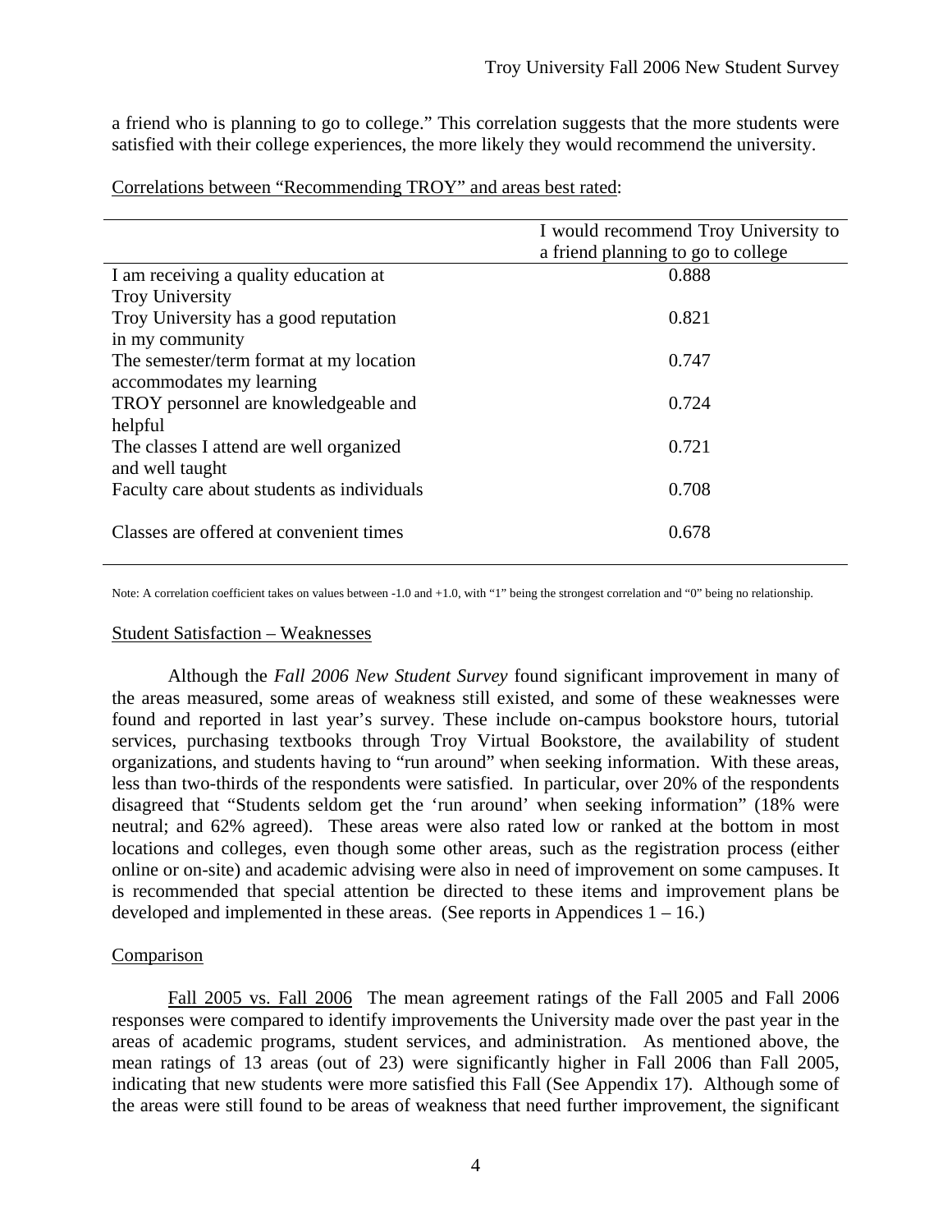a friend who is planning to go to college." This correlation suggests that the more students were satisfied with their college experiences, the more likely they would recommend the university.

Correlations between "Recommending TROY" and areas best rated:

| | I would recommend Troy University to a friend planning to go to college |
|---|---|
| I am receiving a quality education at Troy University | 0.888 |
| Troy University has a good reputation in my community | 0.821 |
| The semester/term format at my location accommodates my learning | 0.747 |
| TROY personnel are knowledgeable and helpful | 0.724 |
| The classes I attend are well organized and well taught | 0.721 |
| Faculty care about students as individuals | 0.708 |
| Classes are offered at convenient times | 0.678 |

Note: A correlation coefficient takes on values between -1.0 and +1.0, with "1" being the strongest correlation and "0" being no relationship.

## Student Satisfaction – Weaknesses

Although the *Fall 2006 New Student Survey* found significant improvement in many of the areas measured, some areas of weakness still existed, and some of these weaknesses were found and reported in last year's survey. These include on-campus bookstore hours, tutorial services, purchasing textbooks through Troy Virtual Bookstore, the availability of student organizations, and students having to "run around" when seeking information. With these areas, less than two-thirds of the respondents were satisfied. In particular, over 20% of the respondents disagreed that "Students seldom get the 'run around' when seeking information" (18% were neutral; and 62% agreed). These areas were also rated low or ranked at the bottom in most locations and colleges, even though some other areas, such as the registration process (either online or on-site) and academic advising were also in need of improvement on some campuses. It is recommended that special attention be directed to these items and improvement plans be developed and implemented in these areas. (See reports in Appendices 1 – 16.)

## Comparison

Fall 2005 vs. Fall 2006 The mean agreement ratings of the Fall 2005 and Fall 2006 responses were compared to identify improvements the University made over the past year in the areas of academic programs, student services, and administration. As mentioned above, the mean ratings of 13 areas (out of 23) were significantly higher in Fall 2006 than Fall 2005, indicating that new students were more satisfied this Fall (See Appendix 17). Although some of the areas were still found to be areas of weakness that need further improvement, the significant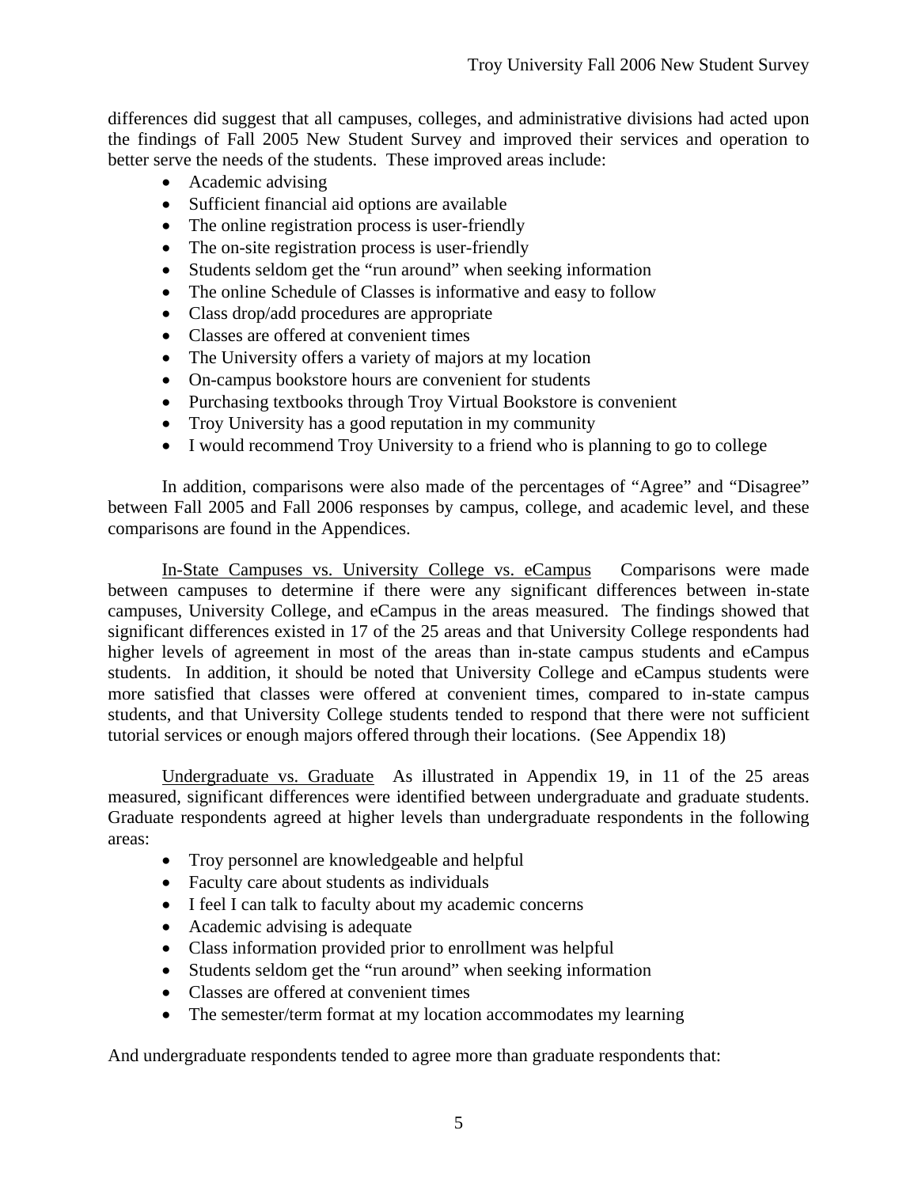differences did suggest that all campuses, colleges, and administrative divisions had acted upon the findings of Fall 2005 New Student Survey and improved their services and operation to better serve the needs of the students. These improved areas include:

- Academic advising
- Sufficient financial aid options are available
- The online registration process is user-friendly
- The on-site registration process is user-friendly
- Students seldom get the "run around" when seeking information
- The online Schedule of Classes is informative and easy to follow
- Class drop/add procedures are appropriate
- Classes are offered at convenient times
- The University offers a variety of majors at my location
- On-campus bookstore hours are convenient for students
- Purchasing textbooks through Troy Virtual Bookstore is convenient
- Troy University has a good reputation in my community
- I would recommend Troy University to a friend who is planning to go to college

In addition, comparisons were also made of the percentages of "Agree" and "Disagree" between Fall 2005 and Fall 2006 responses by campus, college, and academic level, and these comparisons are found in the Appendices.

<u>In-State Campuses vs. University College vs. eCampus</u> Comparisons were made between campuses to determine if there were any significant differences between in-state campuses, University College, and eCampus in the areas measured. The findings showed that significant differences existed in 17 of the 25 areas and that University College respondents had higher levels of agreement in most of the areas than in-state campus students and eCampus students. In addition, it should be noted that University College and eCampus students were more satisfied that classes were offered at convenient times, compared to in-state campus students, and that University College students tended to respond that there were not sufficient tutorial services or enough majors offered through their locations. (See Appendix 18)

<u>Undergraduate vs. Graduate</u> As illustrated in Appendix 19, in 11 of the 25 areas measured, significant differences were identified between undergraduate and graduate students. Graduate respondents agreed at higher levels than undergraduate respondents in the following areas:

- Troy personnel are knowledgeable and helpful
- Faculty care about students as individuals
- I feel I can talk to faculty about my academic concerns
- Academic advising is adequate
- Class information provided prior to enrollment was helpful
- Students seldom get the "run around" when seeking information
- Classes are offered at convenient times
- The semester/term format at my location accommodates my learning

And undergraduate respondents tended to agree more than graduate respondents that: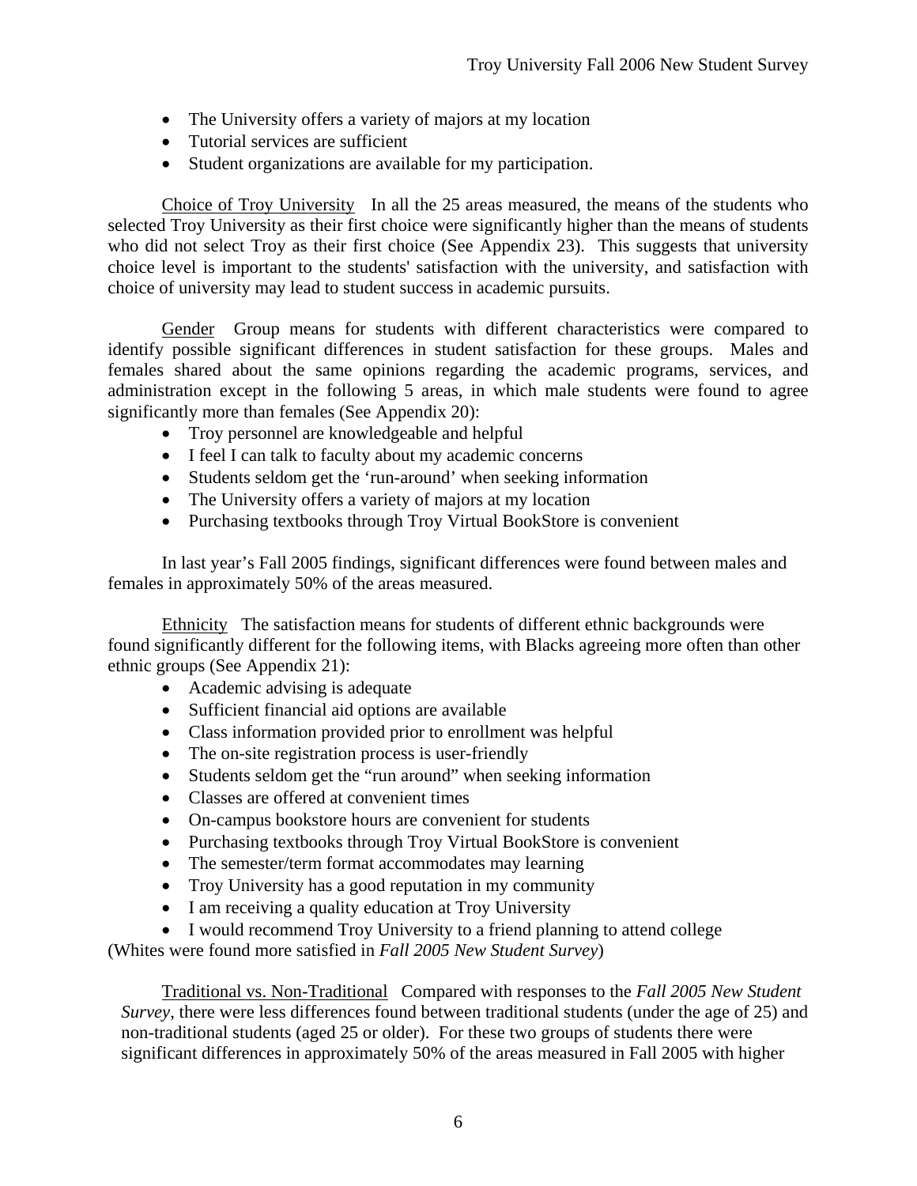- The University offers a variety of majors at my location
- Tutorial services are sufficient
- Student organizations are available for my participation.

Choice of Troy University  In all the 25 areas measured, the means of the students who selected Troy University as their first choice were significantly higher than the means of students who did not select Troy as their first choice (See Appendix 23). This suggests that university choice level is important to the students' satisfaction with the university, and satisfaction with choice of university may lead to student success in academic pursuits.

Gender  Group means for students with different characteristics were compared to identify possible significant differences in student satisfaction for these groups. Males and females shared about the same opinions regarding the academic programs, services, and administration except in the following 5 areas, in which male students were found to agree significantly more than females (See Appendix 20):

- Troy personnel are knowledgeable and helpful
- I feel I can talk to faculty about my academic concerns
- Students seldom get the 'run-around' when seeking information
- The University offers a variety of majors at my location
- Purchasing textbooks through Troy Virtual BookStore is convenient

In last year's Fall 2005 findings, significant differences were found between males and females in approximately 50% of the areas measured.

Ethnicity  The satisfaction means for students of different ethnic backgrounds were found significantly different for the following items, with Blacks agreeing more often than other ethnic groups (See Appendix 21):

- Academic advising is adequate
- Sufficient financial aid options are available
- Class information provided prior to enrollment was helpful
- The on-site registration process is user-friendly
- Students seldom get the "run around" when seeking information
- Classes are offered at convenient times
- On-campus bookstore hours are convenient for students
- Purchasing textbooks through Troy Virtual BookStore is convenient
- The semester/term format accommodates may learning
- Troy University has a good reputation in my community
- I am receiving a quality education at Troy University
- I would recommend Troy University to a friend planning to attend college

(Whites were found more satisfied in *Fall 2005 New Student Survey*)

Traditional vs. Non-Traditional  Compared with responses to the *Fall 2005 New Student Survey*, there were less differences found between traditional students (under the age of 25) and non-traditional students (aged 25 or older). For these two groups of students there were significant differences in approximately 50% of the areas measured in Fall 2005 with higher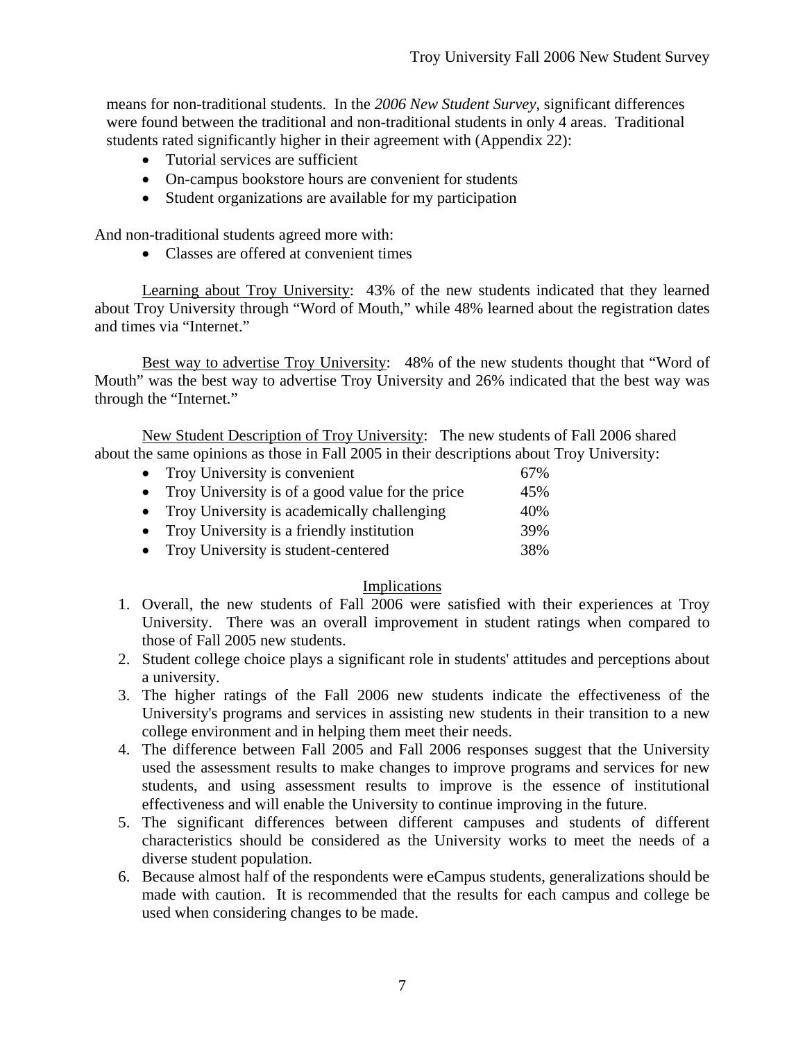means for non-traditional students. In the *2006 New Student Survey*, significant differences were found between the traditional and non-traditional students in only 4 areas. Traditional students rated significantly higher in their agreement with (Appendix 22):

- Tutorial services are sufficient
- On-campus bookstore hours are convenient for students
- Student organizations are available for my participation

And non-traditional students agreed more with:

- Classes are offered at convenient times

<u>Learning about Troy University</u>: 43% of the new students indicated that they learned about Troy University through "Word of Mouth," while 48% learned about the registration dates and times via "Internet."

<u>Best way to advertise Troy University</u>: 48% of the new students thought that "Word of Mouth" was the best way to advertise Troy University and 26% indicated that the best way was through the "Internet."

<u>New Student Description of Troy University</u>: The new students of Fall 2006 shared about the same opinions as those in Fall 2005 in their descriptions about Troy University:

- Troy University is convenient 67%
- Troy University is of a good value for the price 45%
- Troy University is academically challenging 40%
- Troy University is a friendly institution 39%
- Troy University is student-centered 38%

## Implications

1. Overall, the new students of Fall 2006 were satisfied with their experiences at Troy University. There was an overall improvement in student ratings when compared to those of Fall 2005 new students.
2. Student college choice plays a significant role in students' attitudes and perceptions about a university.
3. The higher ratings of the Fall 2006 new students indicate the effectiveness of the University's programs and services in assisting new students in their transition to a new college environment and in helping them meet their needs.
4. The difference between Fall 2005 and Fall 2006 responses suggest that the University used the assessment results to make changes to improve programs and services for new students, and using assessment results to improve is the essence of institutional effectiveness and will enable the University to continue improving in the future.
5. The significant differences between different campuses and students of different characteristics should be considered as the University works to meet the needs of a diverse student population.
6. Because almost half of the respondents were eCampus students, generalizations should be made with caution. It is recommended that the results for each campus and college be used when considering changes to be made.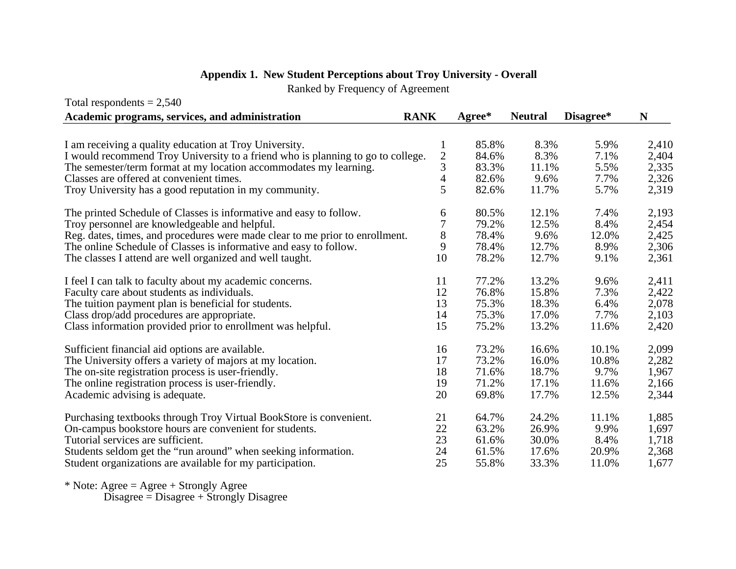**Appendix 1. New Student Perceptions about Troy University - Overall**

Ranked by Frequency of Agreement

Total respondents = 2,540

| Academic programs, services, and administration | RANK | Agree* | Neutral | Disagree* | N |
|---|---|---|---|---|---|
| I am receiving a quality education at Troy University. | 1 | 85.8% | 8.3% | 5.9% | 2,410 |
| I would recommend Troy University to a friend who is planning to go to college. | 2 | 84.6% | 8.3% | 7.1% | 2,404 |
| The semester/term format at my location accommodates my learning. | 3 | 83.3% | 11.1% | 5.5% | 2,335 |
| Classes are offered at convenient times. | 4 | 82.6% | 9.6% | 7.7% | 2,326 |
| Troy University has a good reputation in my community. | 5 | 82.6% | 11.7% | 5.7% | 2,319 |
| The printed Schedule of Classes is informative and easy to follow. | 6 | 80.5% | 12.1% | 7.4% | 2,193 |
| Troy personnel are knowledgeable and helpful. | 7 | 79.2% | 12.5% | 8.4% | 2,454 |
| Reg. dates, times, and procedures were made clear to me prior to enrollment. | 8 | 78.4% | 9.6% | 12.0% | 2,425 |
| The online Schedule of Classes is informative and easy to follow. | 9 | 78.4% | 12.7% | 8.9% | 2,306 |
| The classes I attend are well organized and well taught. | 10 | 78.2% | 12.7% | 9.1% | 2,361 |
| I feel I can talk to faculty about my academic concerns. | 11 | 77.2% | 13.2% | 9.6% | 2,411 |
| Faculty care about students as individuals. | 12 | 76.8% | 15.8% | 7.3% | 2,422 |
| The tuition payment plan is beneficial for students. | 13 | 75.3% | 18.3% | 6.4% | 2,078 |
| Class drop/add procedures are appropriate. | 14 | 75.3% | 17.0% | 7.7% | 2,103 |
| Class information provided prior to enrollment was helpful. | 15 | 75.2% | 13.2% | 11.6% | 2,420 |
| Sufficient financial aid options are available. | 16 | 73.2% | 16.6% | 10.1% | 2,099 |
| The University offers a variety of majors at my location. | 17 | 73.2% | 16.0% | 10.8% | 2,282 |
| The on-site registration process is user-friendly. | 18 | 71.6% | 18.7% | 9.7% | 1,967 |
| The online registration process is user-friendly. | 19 | 71.2% | 17.1% | 11.6% | 2,166 |
| Academic advising is adequate. | 20 | 69.8% | 17.7% | 12.5% | 2,344 |
| Purchasing textbooks through Troy Virtual BookStore is convenient. | 21 | 64.7% | 24.2% | 11.1% | 1,885 |
| On-campus bookstore hours are convenient for students. | 22 | 63.2% | 26.9% | 9.9% | 1,697 |
| Tutorial services are sufficient. | 23 | 61.6% | 30.0% | 8.4% | 1,718 |
| Students seldom get the "run around" when seeking information. | 24 | 61.5% | 17.6% | 20.9% | 2,368 |
| Student organizations are available for my participation. | 25 | 55.8% | 33.3% | 11.0% | 1,677 |

* Note: Agree = Agree + Strongly Agree
Disagree = Disagree + Strongly Disagree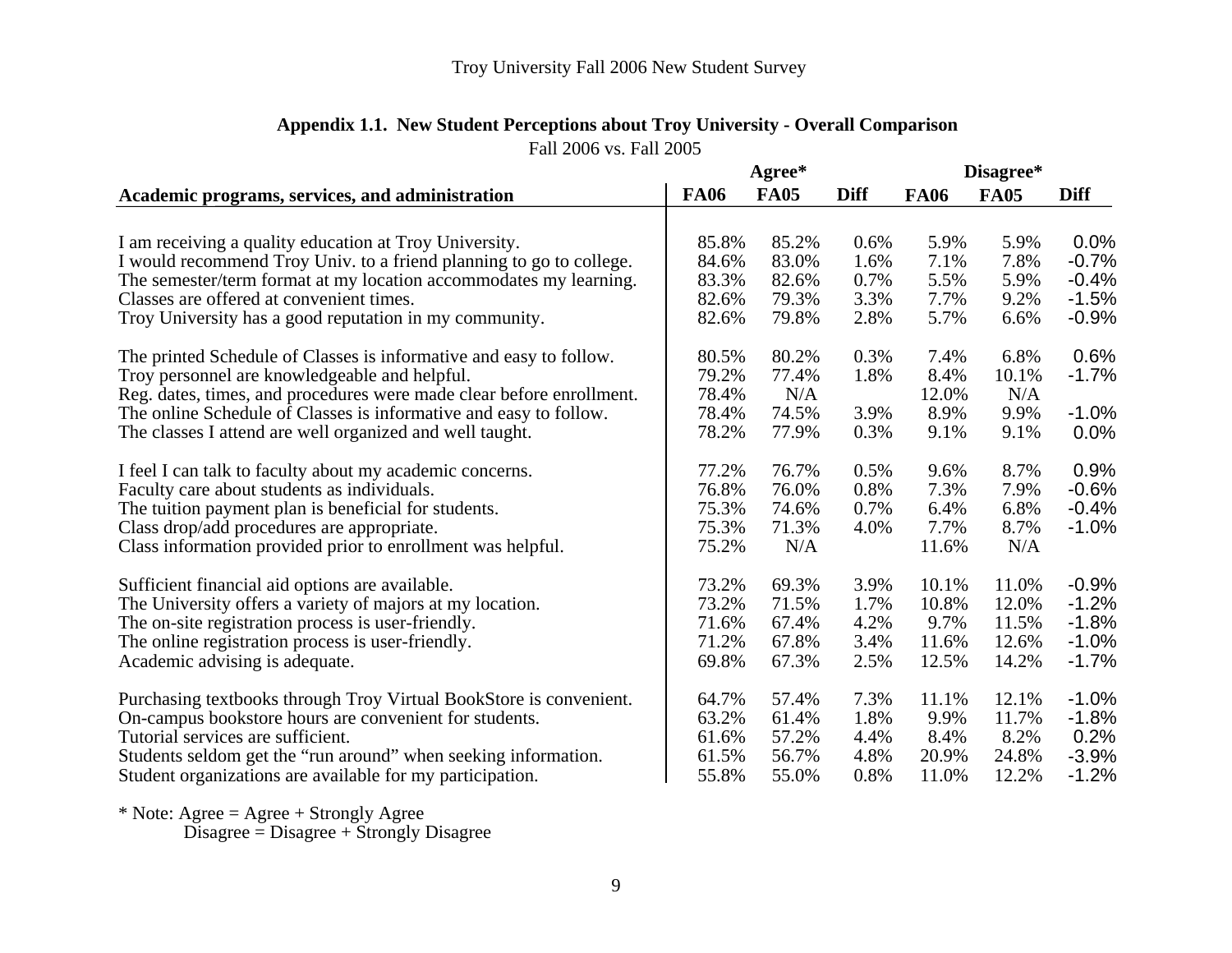## Appendix 1.1. New Student Perceptions about Troy University - Overall Comparison

Fall 2006 vs. Fall 2005

| | Agree* | | | Disagree* | | |
|---|---|---|---|---|---|---|
| **Academic programs, services, and administration** | **FA06** | **FA05** | **Diff** | **FA06** | **FA05** | **Diff** |
| I am receiving a quality education at Troy University. | 85.8% | 85.2% | 0.6% | 5.9% | 5.9% | 0.0% |
| I would recommend Troy Univ. to a friend planning to go to college. | 84.6% | 83.0% | 1.6% | 7.1% | 7.8% | -0.7% |
| The semester/term format at my location accommodates my learning. | 83.3% | 82.6% | 0.7% | 5.5% | 5.9% | -0.4% |
| Classes are offered at convenient times. | 82.6% | 79.3% | 3.3% | 7.7% | 9.2% | -1.5% |
| Troy University has a good reputation in my community. | 82.6% | 79.8% | 2.8% | 5.7% | 6.6% | -0.9% |
| The printed Schedule of Classes is informative and easy to follow. | 80.5% | 80.2% | 0.3% | 7.4% | 6.8% | 0.6% |
| Troy personnel are knowledgeable and helpful. | 79.2% | 77.4% | 1.8% | 8.4% | 10.1% | -1.7% |
| Reg. dates, times, and procedures were made clear before enrollment. | 78.4% | N/A | | 12.0% | N/A | |
| The online Schedule of Classes is informative and easy to follow. | 78.4% | 74.5% | 3.9% | 8.9% | 9.9% | -1.0% |
| The classes I attend are well organized and well taught. | 78.2% | 77.9% | 0.3% | 9.1% | 9.1% | 0.0% |
| I feel I can talk to faculty about my academic concerns. | 77.2% | 76.7% | 0.5% | 9.6% | 8.7% | 0.9% |
| Faculty care about students as individuals. | 76.8% | 76.0% | 0.8% | 7.3% | 7.9% | -0.6% |
| The tuition payment plan is beneficial for students. | 75.3% | 74.6% | 0.7% | 6.4% | 6.8% | -0.4% |
| Class drop/add procedures are appropriate. | 75.3% | 71.3% | 4.0% | 7.7% | 8.7% | -1.0% |
| Class information provided prior to enrollment was helpful. | 75.2% | N/A | | 11.6% | N/A | |
| Sufficient financial aid options are available. | 73.2% | 69.3% | 3.9% | 10.1% | 11.0% | -0.9% |
| The University offers a variety of majors at my location. | 73.2% | 71.5% | 1.7% | 10.8% | 12.0% | -1.2% |
| The on-site registration process is user-friendly. | 71.6% | 67.4% | 4.2% | 9.7% | 11.5% | -1.8% |
| The online registration process is user-friendly. | 71.2% | 67.8% | 3.4% | 11.6% | 12.6% | -1.0% |
| Academic advising is adequate. | 69.8% | 67.3% | 2.5% | 12.5% | 14.2% | -1.7% |
| Purchasing textbooks through Troy Virtual BookStore is convenient. | 64.7% | 57.4% | 7.3% | 11.1% | 12.1% | -1.0% |
| On-campus bookstore hours are convenient for students. | 63.2% | 61.4% | 1.8% | 9.9% | 11.7% | -1.8% |
| Tutorial services are sufficient. | 61.6% | 57.2% | 4.4% | 8.4% | 8.2% | 0.2% |
| Students seldom get the "run around" when seeking information. | 61.5% | 56.7% | 4.8% | 20.9% | 24.8% | -3.9% |
| Student organizations are available for my participation. | 55.8% | 55.0% | 0.8% | 11.0% | 12.2% | -1.2% |

* Note: Agree = Agree + Strongly Agree
Disagree = Disagree + Strongly Disagree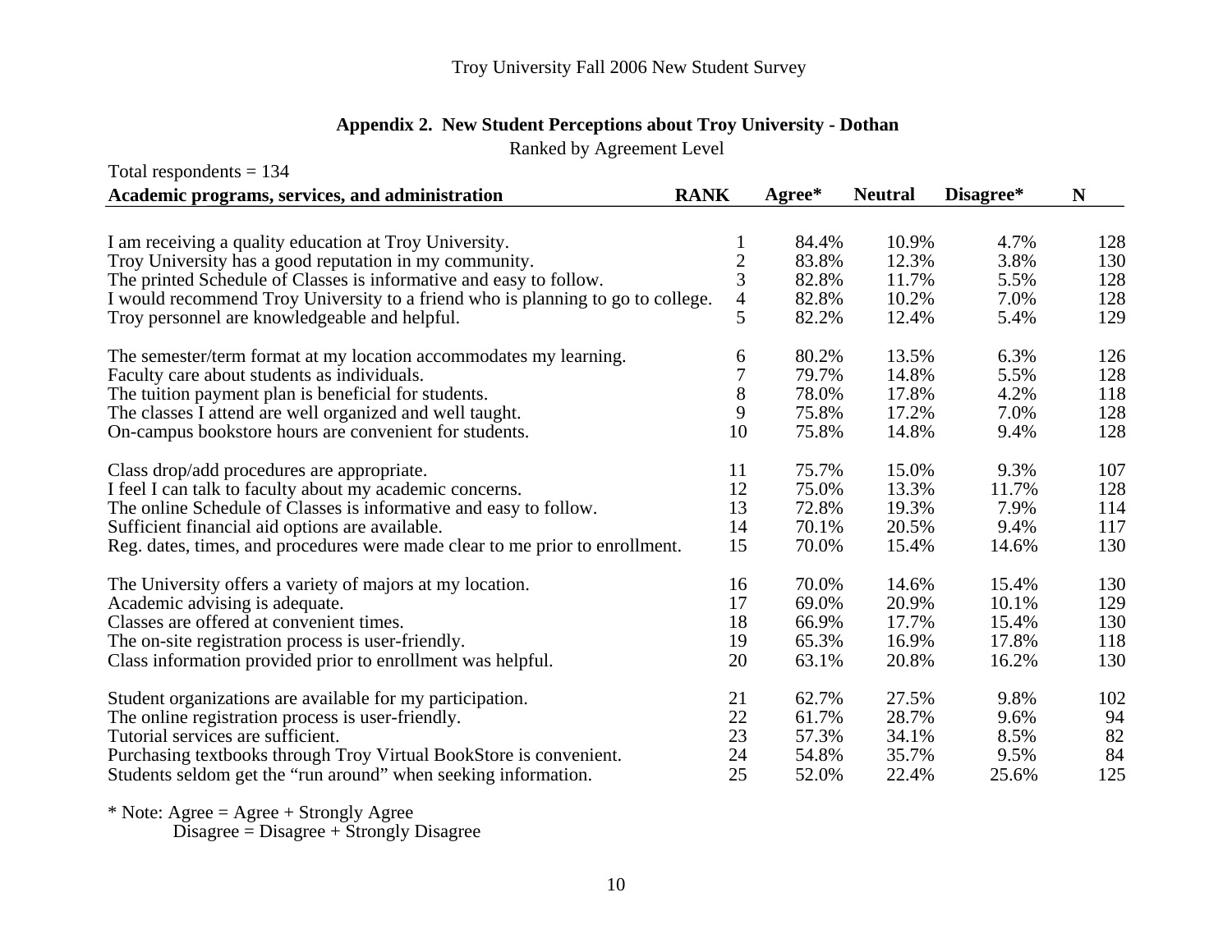## Appendix 2. New Student Perceptions about Troy University - Dothan

Ranked by Agreement Level

Total respondents = 134

| Academic programs, services, and administration | RANK | Agree* | Neutral | Disagree* | N |
|---|---|---|---|---|---|
| I am receiving a quality education at Troy University. | 1 | 84.4% | 10.9% | 4.7% | 128 |
| Troy University has a good reputation in my community. | 2 | 83.8% | 12.3% | 3.8% | 130 |
| The printed Schedule of Classes is informative and easy to follow. | 3 | 82.8% | 11.7% | 5.5% | 128 |
| I would recommend Troy University to a friend who is planning to go to college. | 4 | 82.8% | 10.2% | 7.0% | 128 |
| Troy personnel are knowledgeable and helpful. | 5 | 82.2% | 12.4% | 5.4% | 129 |
| The semester/term format at my location accommodates my learning. | 6 | 80.2% | 13.5% | 6.3% | 126 |
| Faculty care about students as individuals. | 7 | 79.7% | 14.8% | 5.5% | 128 |
| The tuition payment plan is beneficial for students. | 8 | 78.0% | 17.8% | 4.2% | 118 |
| The classes I attend are well organized and well taught. | 9 | 75.8% | 17.2% | 7.0% | 128 |
| On-campus bookstore hours are convenient for students. | 10 | 75.8% | 14.8% | 9.4% | 128 |
| Class drop/add procedures are appropriate. | 11 | 75.7% | 15.0% | 9.3% | 107 |
| I feel I can talk to faculty about my academic concerns. | 12 | 75.0% | 13.3% | 11.7% | 128 |
| The online Schedule of Classes is informative and easy to follow. | 13 | 72.8% | 19.3% | 7.9% | 114 |
| Sufficient financial aid options are available. | 14 | 70.1% | 20.5% | 9.4% | 117 |
| Reg. dates, times, and procedures were made clear to me prior to enrollment. | 15 | 70.0% | 15.4% | 14.6% | 130 |
| The University offers a variety of majors at my location. | 16 | 70.0% | 14.6% | 15.4% | 130 |
| Academic advising is adequate. | 17 | 69.0% | 20.9% | 10.1% | 129 |
| Classes are offered at convenient times. | 18 | 66.9% | 17.7% | 15.4% | 130 |
| The on-site registration process is user-friendly. | 19 | 65.3% | 16.9% | 17.8% | 118 |
| Class information provided prior to enrollment was helpful. | 20 | 63.1% | 20.8% | 16.2% | 130 |
| Student organizations are available for my participation. | 21 | 62.7% | 27.5% | 9.8% | 102 |
| The online registration process is user-friendly. | 22 | 61.7% | 28.7% | 9.6% | 94 |
| Tutorial services are sufficient. | 23 | 57.3% | 34.1% | 8.5% | 82 |
| Purchasing textbooks through Troy Virtual BookStore is convenient. | 24 | 54.8% | 35.7% | 9.5% | 84 |
| Students seldom get the "run around" when seeking information. | 25 | 52.0% | 22.4% | 25.6% | 125 |

* Note: Agree = Agree + Strongly Agree
Disagree = Disagree + Strongly Disagree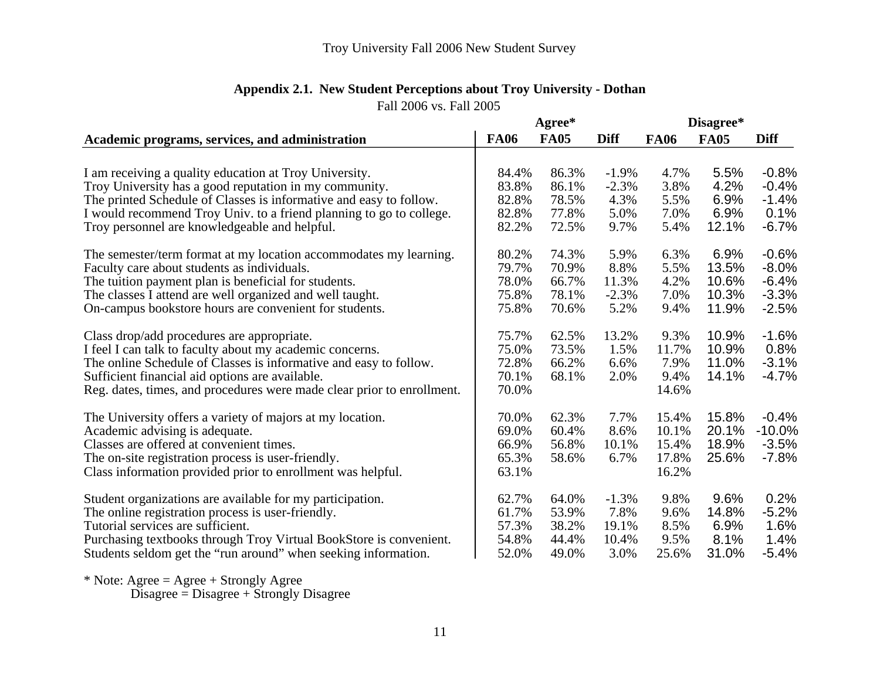Troy University Fall 2006 New Student Survey

## Appendix 2.1. New Student Perceptions about Troy University - Dothan

Fall 2006 vs. Fall 2005

| Academic programs, services, and administration | Agree* | | | Disagree* | | |
|---|---|---|---|---|---|---|
| | FA06 | FA05 | Diff | FA06 | FA05 | Diff |
| I am receiving a quality education at Troy University. | 84.4% | 86.3% | -1.9% | 4.7% | 5.5% | -0.8% |
| Troy University has a good reputation in my community. | 83.8% | 86.1% | -2.3% | 3.8% | 4.2% | -0.4% |
| The printed Schedule of Classes is informative and easy to follow. | 82.8% | 78.5% | 4.3% | 5.5% | 6.9% | -1.4% |
| I would recommend Troy Univ. to a friend planning to go to college. | 82.8% | 77.8% | 5.0% | 7.0% | 6.9% | 0.1% |
| Troy personnel are knowledgeable and helpful. | 82.2% | 72.5% | 9.7% | 5.4% | 12.1% | -6.7% |
| The semester/term format at my location accommodates my learning. | 80.2% | 74.3% | 5.9% | 6.3% | 6.9% | -0.6% |
| Faculty care about students as individuals. | 79.7% | 70.9% | 8.8% | 5.5% | 13.5% | -8.0% |
| The tuition payment plan is beneficial for students. | 78.0% | 66.7% | 11.3% | 4.2% | 10.6% | -6.4% |
| The classes I attend are well organized and well taught. | 75.8% | 78.1% | -2.3% | 7.0% | 10.3% | -3.3% |
| On-campus bookstore hours are convenient for students. | 75.8% | 70.6% | 5.2% | 9.4% | 11.9% | -2.5% |
| Class drop/add procedures are appropriate. | 75.7% | 62.5% | 13.2% | 9.3% | 10.9% | -1.6% |
| I feel I can talk to faculty about my academic concerns. | 75.0% | 73.5% | 1.5% | 11.7% | 10.9% | 0.8% |
| The online Schedule of Classes is informative and easy to follow. | 72.8% | 66.2% | 6.6% | 7.9% | 11.0% | -3.1% |
| Sufficient financial aid options are available. | 70.1% | 68.1% | 2.0% | 9.4% | 14.1% | -4.7% |
| Reg. dates, times, and procedures were made clear prior to enrollment. | 70.0% | | | 14.6% | | |
| The University offers a variety of majors at my location. | 70.0% | 62.3% | 7.7% | 15.4% | 15.8% | -0.4% |
| Academic advising is adequate. | 69.0% | 60.4% | 8.6% | 10.1% | 20.1% | -10.0% |
| Classes are offered at convenient times. | 66.9% | 56.8% | 10.1% | 15.4% | 18.9% | -3.5% |
| The on-site registration process is user-friendly. | 65.3% | 58.6% | 6.7% | 17.8% | 25.6% | -7.8% |
| Class information provided prior to enrollment was helpful. | 63.1% | | | 16.2% | | |
| Student organizations are available for my participation. | 62.7% | 64.0% | -1.3% | 9.8% | 9.6% | 0.2% |
| The online registration process is user-friendly. | 61.7% | 53.9% | 7.8% | 9.6% | 14.8% | -5.2% |
| Tutorial services are sufficient. | 57.3% | 38.2% | 19.1% | 8.5% | 6.9% | 1.6% |
| Purchasing textbooks through Troy Virtual BookStore is convenient. | 54.8% | 44.4% | 10.4% | 9.5% | 8.1% | 1.4% |
| Students seldom get the “run around” when seeking information. | 52.0% | 49.0% | 3.0% | 25.6% | 31.0% | -5.4% |

* Note: Agree = Agree + Strongly Agree
Disagree = Disagree + Strongly Disagree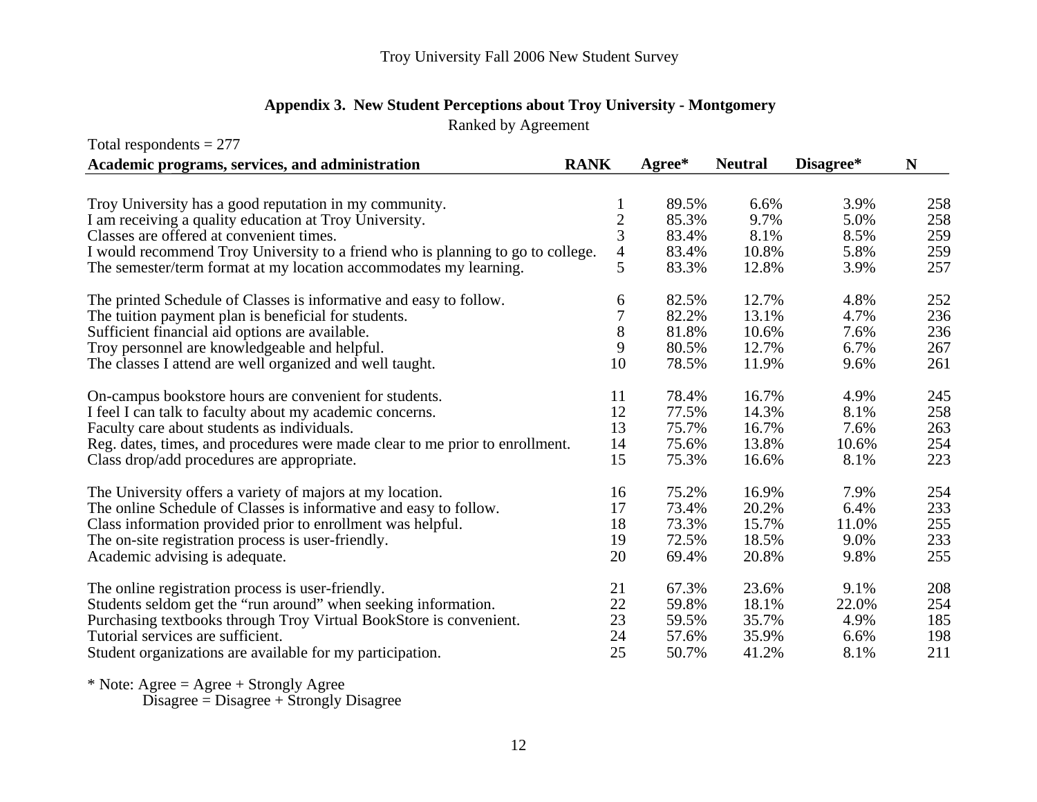## Appendix 3. New Student Perceptions about Troy University - Montgomery

Ranked by Agreement

Total respondents = 277

| Academic programs, services, and administration | RANK | Agree* | Neutral | Disagree* | N |
|---|---|---|---|---|---|
| Troy University has a good reputation in my community. | 1 | 89.5% | 6.6% | 3.9% | 258 |
| I am receiving a quality education at Troy University. | 2 | 85.3% | 9.7% | 5.0% | 258 |
| Classes are offered at convenient times. | 3 | 83.4% | 8.1% | 8.5% | 259 |
| I would recommend Troy University to a friend who is planning to go to college. | 4 | 83.4% | 10.8% | 5.8% | 259 |
| The semester/term format at my location accommodates my learning. | 5 | 83.3% | 12.8% | 3.9% | 257 |
| The printed Schedule of Classes is informative and easy to follow. | 6 | 82.5% | 12.7% | 4.8% | 252 |
| The tuition payment plan is beneficial for students. | 7 | 82.2% | 13.1% | 4.7% | 236 |
| Sufficient financial aid options are available. | 8 | 81.8% | 10.6% | 7.6% | 236 |
| Troy personnel are knowledgeable and helpful. | 9 | 80.5% | 12.7% | 6.7% | 267 |
| The classes I attend are well organized and well taught. | 10 | 78.5% | 11.9% | 9.6% | 261 |
| On-campus bookstore hours are convenient for students. | 11 | 78.4% | 16.7% | 4.9% | 245 |
| I feel I can talk to faculty about my academic concerns. | 12 | 77.5% | 14.3% | 8.1% | 258 |
| Faculty care about students as individuals. | 13 | 75.7% | 16.7% | 7.6% | 263 |
| Reg. dates, times, and procedures were made clear to me prior to enrollment. | 14 | 75.6% | 13.8% | 10.6% | 254 |
| Class drop/add procedures are appropriate. | 15 | 75.3% | 16.6% | 8.1% | 223 |
| The University offers a variety of majors at my location. | 16 | 75.2% | 16.9% | 7.9% | 254 |
| The online Schedule of Classes is informative and easy to follow. | 17 | 73.4% | 20.2% | 6.4% | 233 |
| Class information provided prior to enrollment was helpful. | 18 | 73.3% | 15.7% | 11.0% | 255 |
| The on-site registration process is user-friendly. | 19 | 72.5% | 18.5% | 9.0% | 233 |
| Academic advising is adequate. | 20 | 69.4% | 20.8% | 9.8% | 255 |
| The online registration process is user-friendly. | 21 | 67.3% | 23.6% | 9.1% | 208 |
| Students seldom get the "run around" when seeking information. | 22 | 59.8% | 18.1% | 22.0% | 254 |
| Purchasing textbooks through Troy Virtual BookStore is convenient. | 23 | 59.5% | 35.7% | 4.9% | 185 |
| Tutorial services are sufficient. | 24 | 57.6% | 35.9% | 6.6% | 198 |
| Student organizations are available for my participation. | 25 | 50.7% | 41.2% | 8.1% | 211 |

* Note: Agree = Agree + Strongly Agree
Disagree = Disagree + Strongly Disagree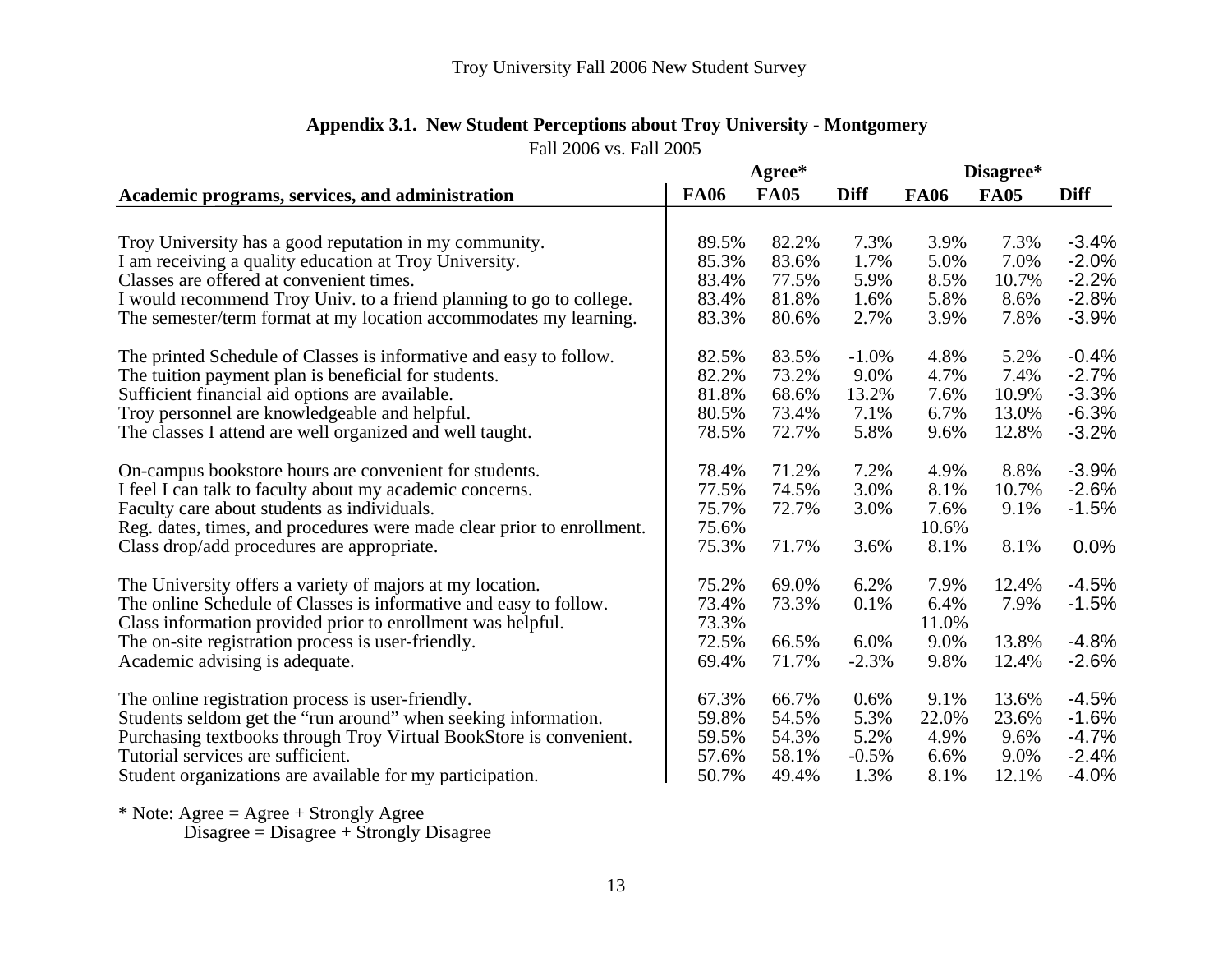Troy University Fall 2006 New Student Survey

## Appendix 3.1. New Student Perceptions about Troy University - Montgomery

Fall 2006 vs. Fall 2005

| Academic programs, services, and administration | Agree* | | | Disagree* | | |
|---|---|---|---|---|---|---|
| | **FA06** | **FA05** | **Diff** | **FA06** | **FA05** | **Diff** |
| Troy University has a good reputation in my community. | 89.5% | 82.2% | 7.3% | 3.9% | 7.3% | -3.4% |
| I am receiving a quality education at Troy University. | 85.3% | 83.6% | 1.7% | 5.0% | 7.0% | -2.0% |
| Classes are offered at convenient times. | 83.4% | 77.5% | 5.9% | 8.5% | 10.7% | -2.2% |
| I would recommend Troy Univ. to a friend planning to go to college. | 83.4% | 81.8% | 1.6% | 5.8% | 8.6% | -2.8% |
| The semester/term format at my location accommodates my learning. | 83.3% | 80.6% | 2.7% | 3.9% | 7.8% | -3.9% |
| The printed Schedule of Classes is informative and easy to follow. | 82.5% | 83.5% | -1.0% | 4.8% | 5.2% | -0.4% |
| The tuition payment plan is beneficial for students. | 82.2% | 73.2% | 9.0% | 4.7% | 7.4% | -2.7% |
| Sufficient financial aid options are available. | 81.8% | 68.6% | 13.2% | 7.6% | 10.9% | -3.3% |
| Troy personnel are knowledgeable and helpful. | 80.5% | 73.4% | 7.1% | 6.7% | 13.0% | -6.3% |
| The classes I attend are well organized and well taught. | 78.5% | 72.7% | 5.8% | 9.6% | 12.8% | -3.2% |
| On-campus bookstore hours are convenient for students. | 78.4% | 71.2% | 7.2% | 4.9% | 8.8% | -3.9% |
| I feel I can talk to faculty about my academic concerns. | 77.5% | 74.5% | 3.0% | 8.1% | 10.7% | -2.6% |
| Faculty care about students as individuals. | 75.7% | 72.7% | 3.0% | 7.6% | 9.1% | -1.5% |
| Reg. dates, times, and procedures were made clear prior to enrollment. | 75.6% | | | 10.6% | | |
| Class drop/add procedures are appropriate. | 75.3% | 71.7% | 3.6% | 8.1% | 8.1% | 0.0% |
| The University offers a variety of majors at my location. | 75.2% | 69.0% | 6.2% | 7.9% | 12.4% | -4.5% |
| The online Schedule of Classes is informative and easy to follow. | 73.4% | 73.3% | 0.1% | 6.4% | 7.9% | -1.5% |
| Class information provided prior to enrollment was helpful. | 73.3% | | | 11.0% | | |
| The on-site registration process is user-friendly. | 72.5% | 66.5% | 6.0% | 9.0% | 13.8% | -4.8% |
| Academic advising is adequate. | 69.4% | 71.7% | -2.3% | 9.8% | 12.4% | -2.6% |
| The online registration process is user-friendly. | 67.3% | 66.7% | 0.6% | 9.1% | 13.6% | -4.5% |
| Students seldom get the "run around" when seeking information. | 59.8% | 54.5% | 5.3% | 22.0% | 23.6% | -1.6% |
| Purchasing textbooks through Troy Virtual BookStore is convenient. | 59.5% | 54.3% | 5.2% | 4.9% | 9.6% | -4.7% |
| Tutorial services are sufficient. | 57.6% | 58.1% | -0.5% | 6.6% | 9.0% | -2.4% |
| Student organizations are available for my participation. | 50.7% | 49.4% | 1.3% | 8.1% | 12.1% | -4.0% |

\* Note: Agree = Agree + Strongly Agree
Disagree = Disagree + Strongly Disagree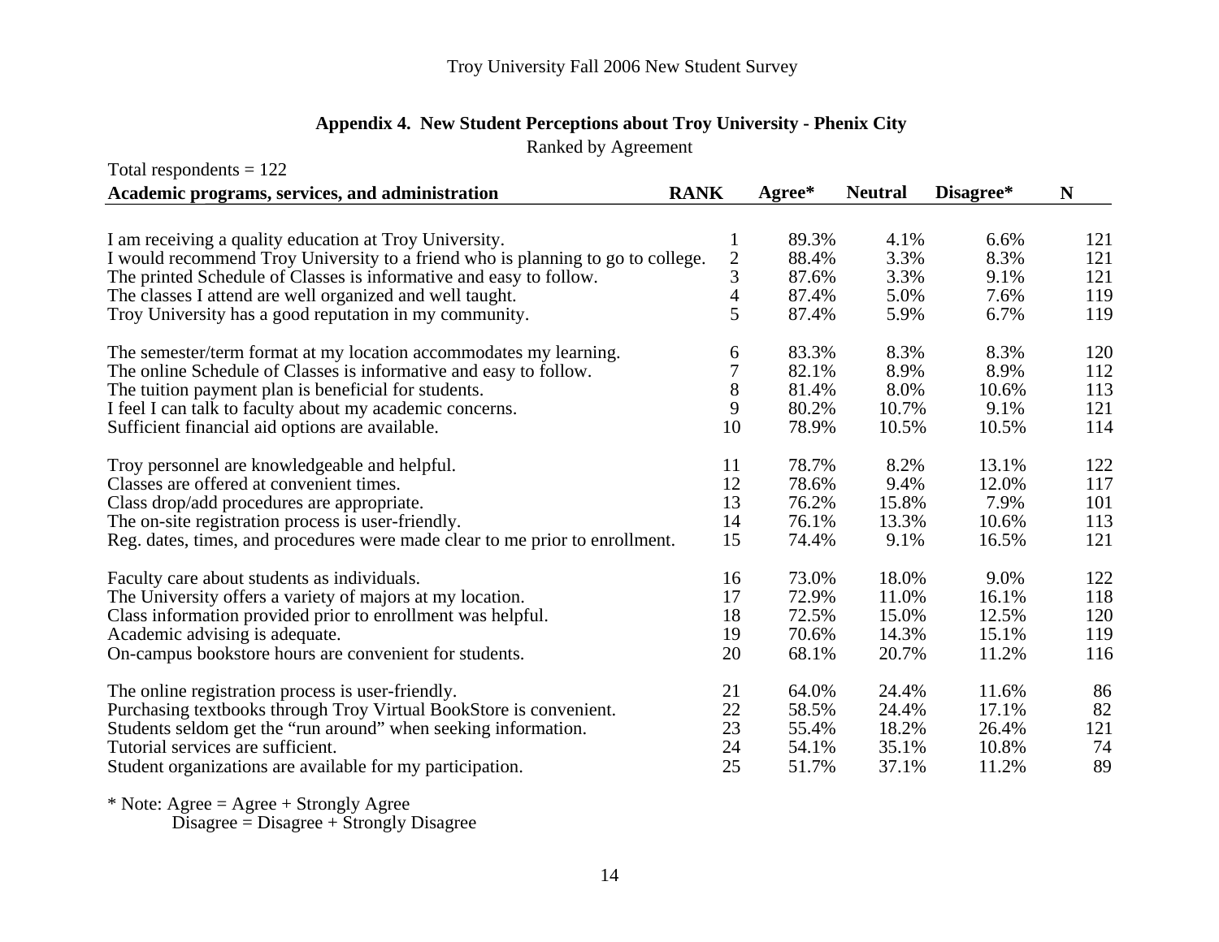## Appendix 4. New Student Perceptions about Troy University - Phenix City

Ranked by Agreement

Total respondents = 122

| Academic programs, services, and administration | RANK | Agree* | Neutral | Disagree* | N |
|---|---|---|---|---|---|
| I am receiving a quality education at Troy University. | 1 | 89.3% | 4.1% | 6.6% | 121 |
| I would recommend Troy University to a friend who is planning to go to college. | 2 | 88.4% | 3.3% | 8.3% | 121 |
| The printed Schedule of Classes is informative and easy to follow. | 3 | 87.6% | 3.3% | 9.1% | 121 |
| The classes I attend are well organized and well taught. | 4 | 87.4% | 5.0% | 7.6% | 119 |
| Troy University has a good reputation in my community. | 5 | 87.4% | 5.9% | 6.7% | 119 |
| The semester/term format at my location accommodates my learning. | 6 | 83.3% | 8.3% | 8.3% | 120 |
| The online Schedule of Classes is informative and easy to follow. | 7 | 82.1% | 8.9% | 8.9% | 112 |
| The tuition payment plan is beneficial for students. | 8 | 81.4% | 8.0% | 10.6% | 113 |
| I feel I can talk to faculty about my academic concerns. | 9 | 80.2% | 10.7% | 9.1% | 121 |
| Sufficient financial aid options are available. | 10 | 78.9% | 10.5% | 10.5% | 114 |
| Troy personnel are knowledgeable and helpful. | 11 | 78.7% | 8.2% | 13.1% | 122 |
| Classes are offered at convenient times. | 12 | 78.6% | 9.4% | 12.0% | 117 |
| Class drop/add procedures are appropriate. | 13 | 76.2% | 15.8% | 7.9% | 101 |
| The on-site registration process is user-friendly. | 14 | 76.1% | 13.3% | 10.6% | 113 |
| Reg. dates, times, and procedures were made clear to me prior to enrollment. | 15 | 74.4% | 9.1% | 16.5% | 121 |
| Faculty care about students as individuals. | 16 | 73.0% | 18.0% | 9.0% | 122 |
| The University offers a variety of majors at my location. | 17 | 72.9% | 11.0% | 16.1% | 118 |
| Class information provided prior to enrollment was helpful. | 18 | 72.5% | 15.0% | 12.5% | 120 |
| Academic advising is adequate. | 19 | 70.6% | 14.3% | 15.1% | 119 |
| On-campus bookstore hours are convenient for students. | 20 | 68.1% | 20.7% | 11.2% | 116 |
| The online registration process is user-friendly. | 21 | 64.0% | 24.4% | 11.6% | 86 |
| Purchasing textbooks through Troy Virtual BookStore is convenient. | 22 | 58.5% | 24.4% | 17.1% | 82 |
| Students seldom get the "run around" when seeking information. | 23 | 55.4% | 18.2% | 26.4% | 121 |
| Tutorial services are sufficient. | 24 | 54.1% | 35.1% | 10.8% | 74 |
| Student organizations are available for my participation. | 25 | 51.7% | 37.1% | 11.2% | 89 |

* Note: Agree = Agree + Strongly Agree
Disagree = Disagree + Strongly Disagree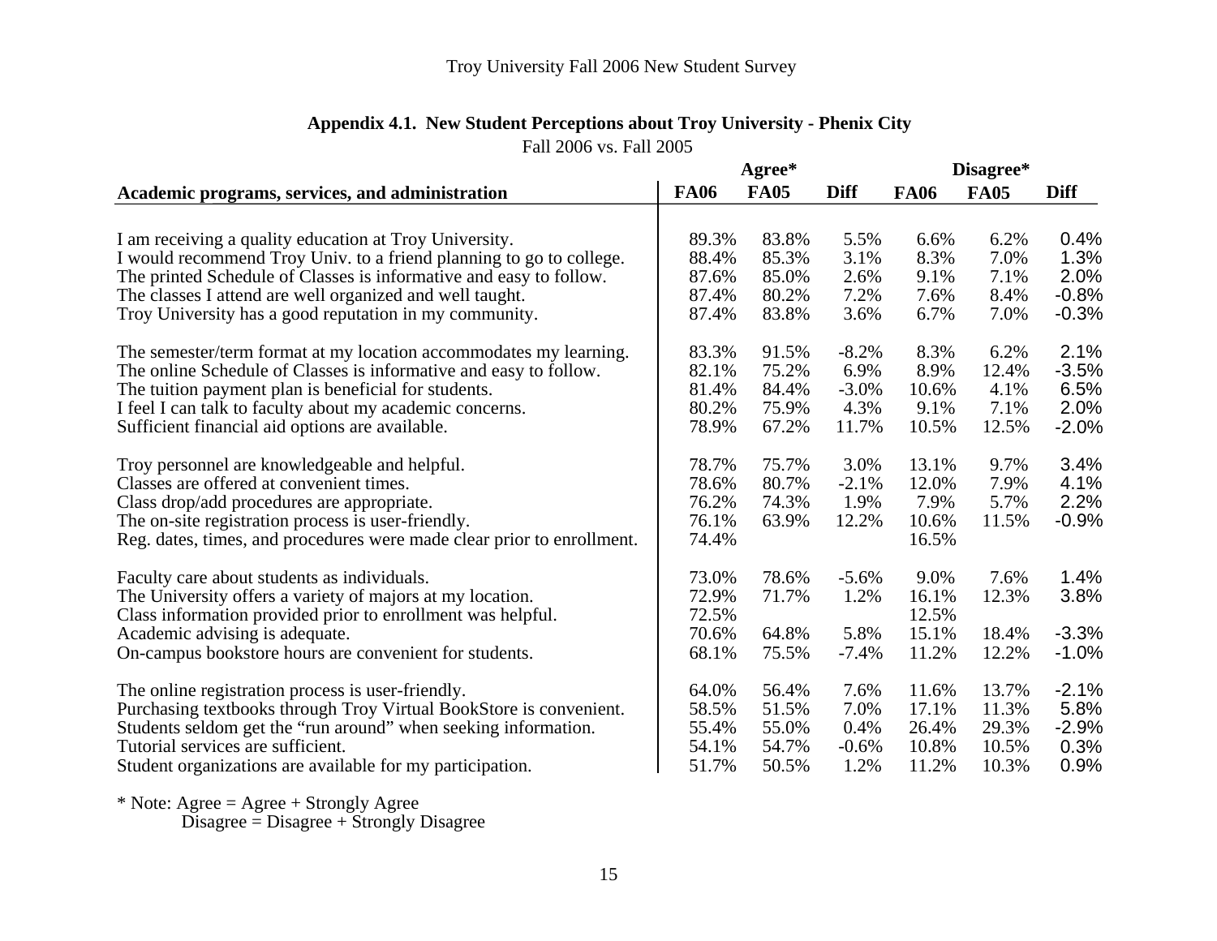Troy University Fall 2006 New Student Survey

**Appendix 4.1. New Student Perceptions about Troy University - Phenix City**

Fall 2006 vs. Fall 2005

| Academic programs, services, and administration | Agree* | | | Disagree* | | |
|---|---|---|---|---|---|---|
| | FA06 | FA05 | Diff | FA06 | FA05 | Diff |
| I am receiving a quality education at Troy University. | 89.3% | 83.8% | 5.5% | 6.6% | 6.2% | 0.4% |
| I would recommend Troy Univ. to a friend planning to go to college. | 88.4% | 85.3% | 3.1% | 8.3% | 7.0% | 1.3% |
| The printed Schedule of Classes is informative and easy to follow. | 87.6% | 85.0% | 2.6% | 9.1% | 7.1% | 2.0% |
| The classes I attend are well organized and well taught. | 87.4% | 80.2% | 7.2% | 7.6% | 8.4% | -0.8% |
| Troy University has a good reputation in my community. | 87.4% | 83.8% | 3.6% | 6.7% | 7.0% | -0.3% |
| The semester/term format at my location accommodates my learning. | 83.3% | 91.5% | -8.2% | 8.3% | 6.2% | 2.1% |
| The online Schedule of Classes is informative and easy to follow. | 82.1% | 75.2% | 6.9% | 8.9% | 12.4% | -3.5% |
| The tuition payment plan is beneficial for students. | 81.4% | 84.4% | -3.0% | 10.6% | 4.1% | 6.5% |
| I feel I can talk to faculty about my academic concerns. | 80.2% | 75.9% | 4.3% | 9.1% | 7.1% | 2.0% |
| Sufficient financial aid options are available. | 78.9% | 67.2% | 11.7% | 10.5% | 12.5% | -2.0% |
| Troy personnel are knowledgeable and helpful. | 78.7% | 75.7% | 3.0% | 13.1% | 9.7% | 3.4% |
| Classes are offered at convenient times. | 78.6% | 80.7% | -2.1% | 12.0% | 7.9% | 4.1% |
| Class drop/add procedures are appropriate. | 76.2% | 74.3% | 1.9% | 7.9% | 5.7% | 2.2% |
| The on-site registration process is user-friendly. | 76.1% | 63.9% | 12.2% | 10.6% | 11.5% | -0.9% |
| Reg. dates, times, and procedures were made clear prior to enrollment. | 74.4% | | | 16.5% | | |
| Faculty care about students as individuals. | 73.0% | 78.6% | -5.6% | 9.0% | 7.6% | 1.4% |
| The University offers a variety of majors at my location. | 72.9% | 71.7% | 1.2% | 16.1% | 12.3% | 3.8% |
| Class information provided prior to enrollment was helpful. | 72.5% | | | 12.5% | | |
| Academic advising is adequate. | 70.6% | 64.8% | 5.8% | 15.1% | 18.4% | -3.3% |
| On-campus bookstore hours are convenient for students. | 68.1% | 75.5% | -7.4% | 11.2% | 12.2% | -1.0% |
| The online registration process is user-friendly. | 64.0% | 56.4% | 7.6% | 11.6% | 13.7% | -2.1% |
| Purchasing textbooks through Troy Virtual BookStore is convenient. | 58.5% | 51.5% | 7.0% | 17.1% | 11.3% | 5.8% |
| Students seldom get the "run around" when seeking information. | 55.4% | 55.0% | 0.4% | 26.4% | 29.3% | -2.9% |
| Tutorial services are sufficient. | 54.1% | 54.7% | -0.6% | 10.8% | 10.5% | 0.3% |
| Student organizations are available for my participation. | 51.7% | 50.5% | 1.2% | 11.2% | 10.3% | 0.9% |

* Note: Agree = Agree + Strongly Agree
Disagree = Disagree + Strongly Disagree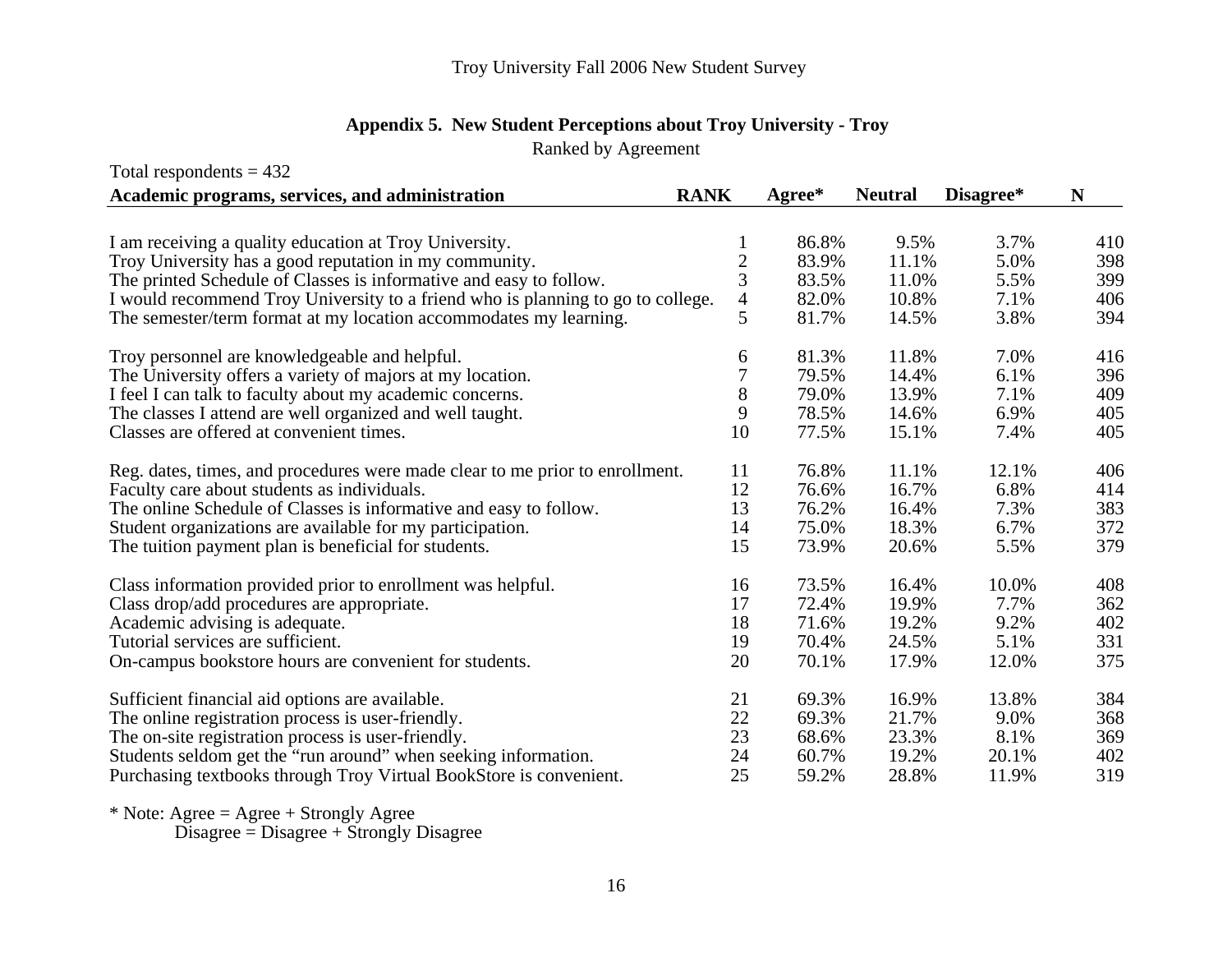Troy University Fall 2006 New Student Survey

## Appendix 5. New Student Perceptions about Troy University - Troy

Ranked by Agreement

Total respondents = 432

| Academic programs, services, and administration | RANK | Agree* | Neutral | Disagree* | N |
|---|---|---|---|---|---|
| I am receiving a quality education at Troy University. | 1 | 86.8% | 9.5% | 3.7% | 410 |
| Troy University has a good reputation in my community. | 2 | 83.9% | 11.1% | 5.0% | 398 |
| The printed Schedule of Classes is informative and easy to follow. | 3 | 83.5% | 11.0% | 5.5% | 399 |
| I would recommend Troy University to a friend who is planning to go to college. | 4 | 82.0% | 10.8% | 7.1% | 406 |
| The semester/term format at my location accommodates my learning. | 5 | 81.7% | 14.5% | 3.8% | 394 |
| Troy personnel are knowledgeable and helpful. | 6 | 81.3% | 11.8% | 7.0% | 416 |
| The University offers a variety of majors at my location. | 7 | 79.5% | 14.4% | 6.1% | 396 |
| I feel I can talk to faculty about my academic concerns. | 8 | 79.0% | 13.9% | 7.1% | 409 |
| The classes I attend are well organized and well taught. | 9 | 78.5% | 14.6% | 6.9% | 405 |
| Classes are offered at convenient times. | 10 | 77.5% | 15.1% | 7.4% | 405 |
| Reg. dates, times, and procedures were made clear to me prior to enrollment. | 11 | 76.8% | 11.1% | 12.1% | 406 |
| Faculty care about students as individuals. | 12 | 76.6% | 16.7% | 6.8% | 414 |
| The online Schedule of Classes is informative and easy to follow. | 13 | 76.2% | 16.4% | 7.3% | 383 |
| Student organizations are available for my participation. | 14 | 75.0% | 18.3% | 6.7% | 372 |
| The tuition payment plan is beneficial for students. | 15 | 73.9% | 20.6% | 5.5% | 379 |
| Class information provided prior to enrollment was helpful. | 16 | 73.5% | 16.4% | 10.0% | 408 |
| Class drop/add procedures are appropriate. | 17 | 72.4% | 19.9% | 7.7% | 362 |
| Academic advising is adequate. | 18 | 71.6% | 19.2% | 9.2% | 402 |
| Tutorial services are sufficient. | 19 | 70.4% | 24.5% | 5.1% | 331 |
| On-campus bookstore hours are convenient for students. | 20 | 70.1% | 17.9% | 12.0% | 375 |
| Sufficient financial aid options are available. | 21 | 69.3% | 16.9% | 13.8% | 384 |
| The online registration process is user-friendly. | 22 | 69.3% | 21.7% | 9.0% | 368 |
| The on-site registration process is user-friendly. | 23 | 68.6% | 23.3% | 8.1% | 369 |
| Students seldom get the "run around" when seeking information. | 24 | 60.7% | 19.2% | 20.1% | 402 |
| Purchasing textbooks through Troy Virtual BookStore is convenient. | 25 | 59.2% | 28.8% | 11.9% | 319 |

* Note: Agree = Agree + Strongly Agree
Disagree = Disagree + Strongly Disagree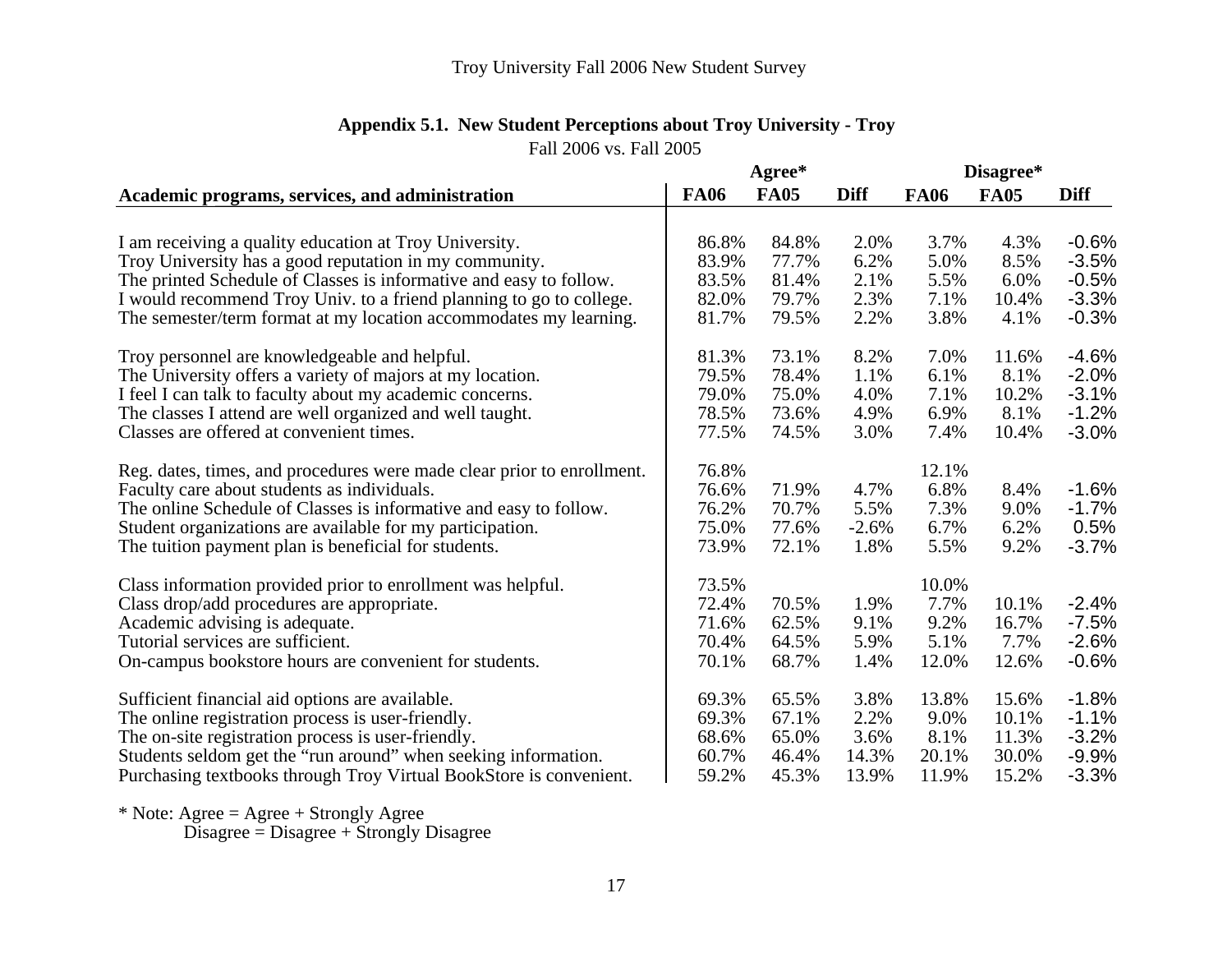## Appendix 5.1. New Student Perceptions about Troy University - Troy

Fall 2006 vs. Fall 2005

| Academic programs, services, and administration | Agree* | | | Disagree* | | |
|---|---|---|---|---|---|---|
| | FA06 | FA05 | Diff | FA06 | FA05 | Diff |
| I am receiving a quality education at Troy University. | 86.8% | 84.8% | 2.0% | 3.7% | 4.3% | -0.6% |
| Troy University has a good reputation in my community. | 83.9% | 77.7% | 6.2% | 5.0% | 8.5% | -3.5% |
| The printed Schedule of Classes is informative and easy to follow. | 83.5% | 81.4% | 2.1% | 5.5% | 6.0% | -0.5% |
| I would recommend Troy Univ. to a friend planning to go to college. | 82.0% | 79.7% | 2.3% | 7.1% | 10.4% | -3.3% |
| The semester/term format at my location accommodates my learning. | 81.7% | 79.5% | 2.2% | 3.8% | 4.1% | -0.3% |
| Troy personnel are knowledgeable and helpful. | 81.3% | 73.1% | 8.2% | 7.0% | 11.6% | -4.6% |
| The University offers a variety of majors at my location. | 79.5% | 78.4% | 1.1% | 6.1% | 8.1% | -2.0% |
| I feel I can talk to faculty about my academic concerns. | 79.0% | 75.0% | 4.0% | 7.1% | 10.2% | -3.1% |
| The classes I attend are well organized and well taught. | 78.5% | 73.6% | 4.9% | 6.9% | 8.1% | -1.2% |
| Classes are offered at convenient times. | 77.5% | 74.5% | 3.0% | 7.4% | 10.4% | -3.0% |
| Reg. dates, times, and procedures were made clear prior to enrollment. | 76.8% | | | 12.1% | | |
| Faculty care about students as individuals. | 76.6% | 71.9% | 4.7% | 6.8% | 8.4% | -1.6% |
| The online Schedule of Classes is informative and easy to follow. | 76.2% | 70.7% | 5.5% | 7.3% | 9.0% | -1.7% |
| Student organizations are available for my participation. | 75.0% | 77.6% | -2.6% | 6.7% | 6.2% | 0.5% |
| The tuition payment plan is beneficial for students. | 73.9% | 72.1% | 1.8% | 5.5% | 9.2% | -3.7% |
| Class information provided prior to enrollment was helpful. | 73.5% | | | 10.0% | | |
| Class drop/add procedures are appropriate. | 72.4% | 70.5% | 1.9% | 7.7% | 10.1% | -2.4% |
| Academic advising is adequate. | 71.6% | 62.5% | 9.1% | 9.2% | 16.7% | -7.5% |
| Tutorial services are sufficient. | 70.4% | 64.5% | 5.9% | 5.1% | 7.7% | -2.6% |
| On-campus bookstore hours are convenient for students. | 70.1% | 68.7% | 1.4% | 12.0% | 12.6% | -0.6% |
| Sufficient financial aid options are available. | 69.3% | 65.5% | 3.8% | 13.8% | 15.6% | -1.8% |
| The online registration process is user-friendly. | 69.3% | 67.1% | 2.2% | 9.0% | 10.1% | -1.1% |
| The on-site registration process is user-friendly. | 68.6% | 65.0% | 3.6% | 8.1% | 11.3% | -3.2% |
| Students seldom get the "run around" when seeking information. | 60.7% | 46.4% | 14.3% | 20.1% | 30.0% | -9.9% |
| Purchasing textbooks through Troy Virtual BookStore is convenient. | 59.2% | 45.3% | 13.9% | 11.9% | 15.2% | -3.3% |

* Note: Agree = Agree + Strongly Agree
Disagree = Disagree + Strongly Disagree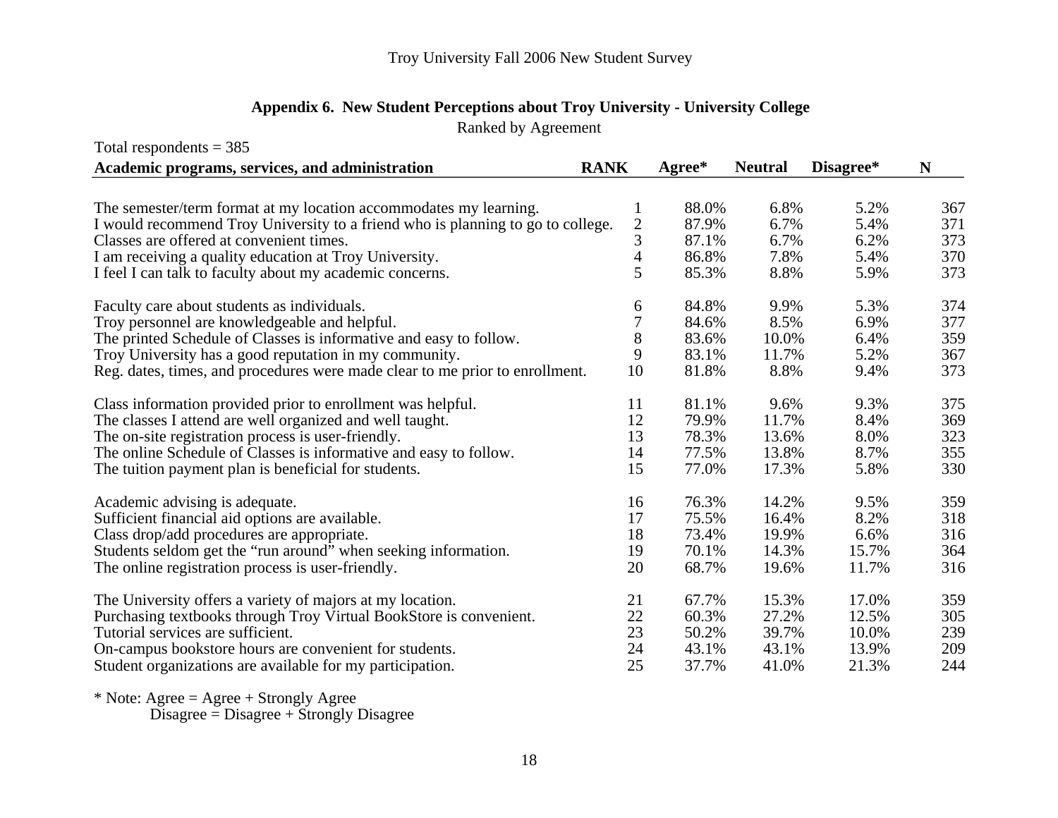## Appendix 6. New Student Perceptions about Troy University - University College

Ranked by Agreement

Total respondents = 385

| Academic programs, services, and administration | RANK | Agree* | Neutral | Disagree* | N |
|---|---|---|---|---|---|
| The semester/term format at my location accommodates my learning. | 1 | 88.0% | 6.8% | 5.2% | 367 |
| I would recommend Troy University to a friend who is planning to go to college. | 2 | 87.9% | 6.7% | 5.4% | 371 |
| Classes are offered at convenient times. | 3 | 87.1% | 6.7% | 6.2% | 373 |
| I am receiving a quality education at Troy University. | 4 | 86.8% | 7.8% | 5.4% | 370 |
| I feel I can talk to faculty about my academic concerns. | 5 | 85.3% | 8.8% | 5.9% | 373 |
| Faculty care about students as individuals. | 6 | 84.8% | 9.9% | 5.3% | 374 |
| Troy personnel are knowledgeable and helpful. | 7 | 84.6% | 8.5% | 6.9% | 377 |
| The printed Schedule of Classes is informative and easy to follow. | 8 | 83.6% | 10.0% | 6.4% | 359 |
| Troy University has a good reputation in my community. | 9 | 83.1% | 11.7% | 5.2% | 367 |
| Reg. dates, times, and procedures were made clear to me prior to enrollment. | 10 | 81.8% | 8.8% | 9.4% | 373 |
| Class information provided prior to enrollment was helpful. | 11 | 81.1% | 9.6% | 9.3% | 375 |
| The classes I attend are well organized and well taught. | 12 | 79.9% | 11.7% | 8.4% | 369 |
| The on-site registration process is user-friendly. | 13 | 78.3% | 13.6% | 8.0% | 323 |
| The online Schedule of Classes is informative and easy to follow. | 14 | 77.5% | 13.8% | 8.7% | 355 |
| The tuition payment plan is beneficial for students. | 15 | 77.0% | 17.3% | 5.8% | 330 |
| Academic advising is adequate. | 16 | 76.3% | 14.2% | 9.5% | 359 |
| Sufficient financial aid options are available. | 17 | 75.5% | 16.4% | 8.2% | 318 |
| Class drop/add procedures are appropriate. | 18 | 73.4% | 19.9% | 6.6% | 316 |
| Students seldom get the "run around" when seeking information. | 19 | 70.1% | 14.3% | 15.7% | 364 |
| The online registration process is user-friendly. | 20 | 68.7% | 19.6% | 11.7% | 316 |
| The University offers a variety of majors at my location. | 21 | 67.7% | 15.3% | 17.0% | 359 |
| Purchasing textbooks through Troy Virtual BookStore is convenient. | 22 | 60.3% | 27.2% | 12.5% | 305 |
| Tutorial services are sufficient. | 23 | 50.2% | 39.7% | 10.0% | 239 |
| On-campus bookstore hours are convenient for students. | 24 | 43.1% | 43.1% | 13.9% | 209 |
| Student organizations are available for my participation. | 25 | 37.7% | 41.0% | 21.3% | 244 |

* Note: Agree = Agree + Strongly Agree
Disagree = Disagree + Strongly Disagree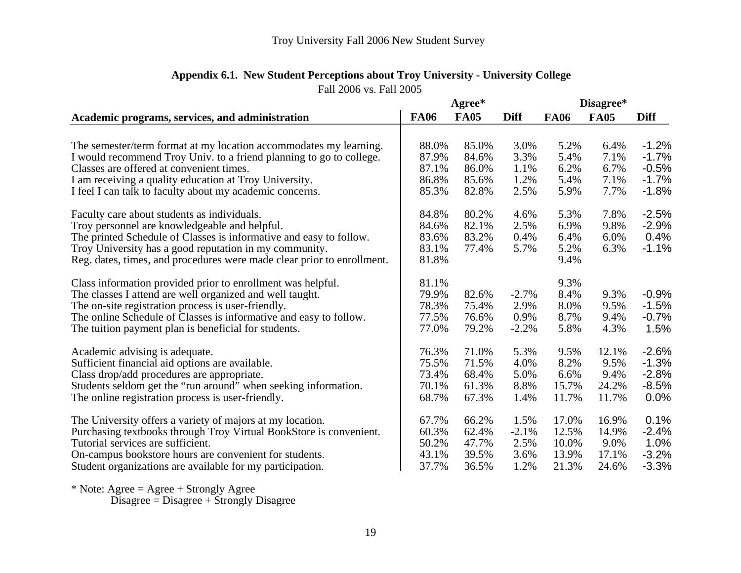Troy University Fall 2006 New Student Survey

## Appendix 6.1. New Student Perceptions about Troy University - University College

Fall 2006 vs. Fall 2005

| | Agree* | | | Disagree* | | |
|---|---|---|---|---|---|---|
| **Academic programs, services, and administration** | **FA06** | **FA05** | **Diff** | **FA06** | **FA05** | **Diff** |
| The semester/term format at my location accommodates my learning. | 88.0% | 85.0% | 3.0% | 5.2% | 6.4% | -1.2% |
| I would recommend Troy Univ. to a friend planning to go to college. | 87.9% | 84.6% | 3.3% | 5.4% | 7.1% | -1.7% |
| Classes are offered at convenient times. | 87.1% | 86.0% | 1.1% | 6.2% | 6.7% | -0.5% |
| I am receiving a quality education at Troy University. | 86.8% | 85.6% | 1.2% | 5.4% | 7.1% | -1.7% |
| I feel I can talk to faculty about my academic concerns. | 85.3% | 82.8% | 2.5% | 5.9% | 7.7% | -1.8% |
| Faculty care about students as individuals. | 84.8% | 80.2% | 4.6% | 5.3% | 7.8% | -2.5% |
| Troy personnel are knowledgeable and helpful. | 84.6% | 82.1% | 2.5% | 6.9% | 9.8% | -2.9% |
| The printed Schedule of Classes is informative and easy to follow. | 83.6% | 83.2% | 0.4% | 6.4% | 6.0% | 0.4% |
| Troy University has a good reputation in my community. | 83.1% | 77.4% | 5.7% | 5.2% | 6.3% | -1.1% |
| Reg. dates, times, and procedures were made clear prior to enrollment. | 81.8% | | | 9.4% | | |
| Class information provided prior to enrollment was helpful. | 81.1% | | | 9.3% | | |
| The classes I attend are well organized and well taught. | 79.9% | 82.6% | -2.7% | 8.4% | 9.3% | -0.9% |
| The on-site registration process is user-friendly. | 78.3% | 75.4% | 2.9% | 8.0% | 9.5% | -1.5% |
| The online Schedule of Classes is informative and easy to follow. | 77.5% | 76.6% | 0.9% | 8.7% | 9.4% | -0.7% |
| The tuition payment plan is beneficial for students. | 77.0% | 79.2% | -2.2% | 5.8% | 4.3% | 1.5% |
| Academic advising is adequate. | 76.3% | 71.0% | 5.3% | 9.5% | 12.1% | -2.6% |
| Sufficient financial aid options are available. | 75.5% | 71.5% | 4.0% | 8.2% | 9.5% | -1.3% |
| Class drop/add procedures are appropriate. | 73.4% | 68.4% | 5.0% | 6.6% | 9.4% | -2.8% |
| Students seldom get the "run around" when seeking information. | 70.1% | 61.3% | 8.8% | 15.7% | 24.2% | -8.5% |
| The online registration process is user-friendly. | 68.7% | 67.3% | 1.4% | 11.7% | 11.7% | 0.0% |
| The University offers a variety of majors at my location. | 67.7% | 66.2% | 1.5% | 17.0% | 16.9% | 0.1% |
| Purchasing textbooks through Troy Virtual BookStore is convenient. | 60.3% | 62.4% | -2.1% | 12.5% | 14.9% | -2.4% |
| Tutorial services are sufficient. | 50.2% | 47.7% | 2.5% | 10.0% | 9.0% | 1.0% |
| On-campus bookstore hours are convenient for students. | 43.1% | 39.5% | 3.6% | 13.9% | 17.1% | -3.2% |
| Student organizations are available for my participation. | 37.7% | 36.5% | 1.2% | 21.3% | 24.6% | -3.3% |

* Note: Agree = Agree + Strongly Agree
Disagree = Disagree + Strongly Disagree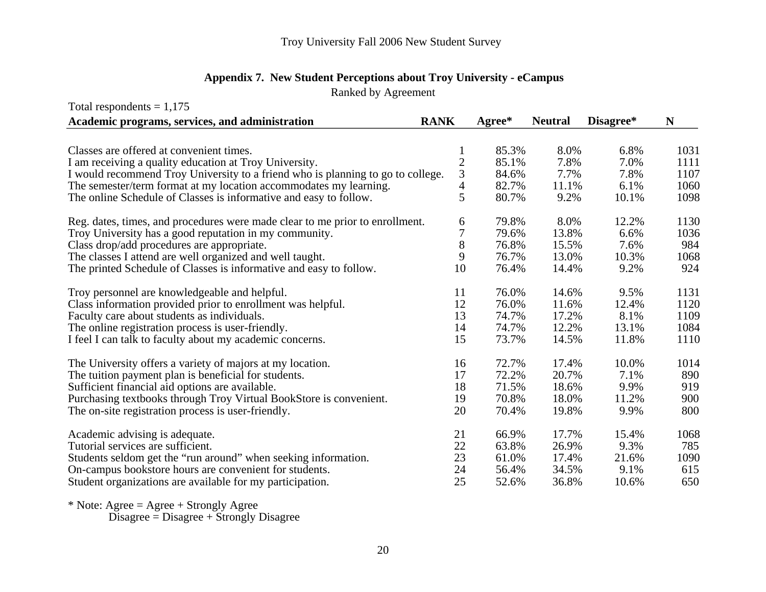Troy University Fall 2006 New Student Survey

## Appendix 7. New Student Perceptions about Troy University - eCampus

Ranked by Agreement

Total respondents = 1,175

| Academic programs, services, and administration | RANK | Agree* | Neutral | Disagree* | N |
|---|---|---|---|---|---|
| Classes are offered at convenient times. | 1 | 85.3% | 8.0% | 6.8% | 1031 |
| I am receiving a quality education at Troy University. | 2 | 85.1% | 7.8% | 7.0% | 1111 |
| I would recommend Troy University to a friend who is planning to go to college. | 3 | 84.6% | 7.7% | 7.8% | 1107 |
| The semester/term format at my location accommodates my learning. | 4 | 82.7% | 11.1% | 6.1% | 1060 |
| The online Schedule of Classes is informative and easy to follow. | 5 | 80.7% | 9.2% | 10.1% | 1098 |
| Reg. dates, times, and procedures were made clear to me prior to enrollment. | 6 | 79.8% | 8.0% | 12.2% | 1130 |
| Troy University has a good reputation in my community. | 7 | 79.6% | 13.8% | 6.6% | 1036 |
| Class drop/add procedures are appropriate. | 8 | 76.8% | 15.5% | 7.6% | 984 |
| The classes I attend are well organized and well taught. | 9 | 76.7% | 13.0% | 10.3% | 1068 |
| The printed Schedule of Classes is informative and easy to follow. | 10 | 76.4% | 14.4% | 9.2% | 924 |
| Troy personnel are knowledgeable and helpful. | 11 | 76.0% | 14.6% | 9.5% | 1131 |
| Class information provided prior to enrollment was helpful. | 12 | 76.0% | 11.6% | 12.4% | 1120 |
| Faculty care about students as individuals. | 13 | 74.7% | 17.2% | 8.1% | 1109 |
| The online registration process is user-friendly. | 14 | 74.7% | 12.2% | 13.1% | 1084 |
| I feel I can talk to faculty about my academic concerns. | 15 | 73.7% | 14.5% | 11.8% | 1110 |
| The University offers a variety of majors at my location. | 16 | 72.7% | 17.4% | 10.0% | 1014 |
| The tuition payment plan is beneficial for students. | 17 | 72.2% | 20.7% | 7.1% | 890 |
| Sufficient financial aid options are available. | 18 | 71.5% | 18.6% | 9.9% | 919 |
| Purchasing textbooks through Troy Virtual BookStore is convenient. | 19 | 70.8% | 18.0% | 11.2% | 900 |
| The on-site registration process is user-friendly. | 20 | 70.4% | 19.8% | 9.9% | 800 |
| Academic advising is adequate. | 21 | 66.9% | 17.7% | 15.4% | 1068 |
| Tutorial services are sufficient. | 22 | 63.8% | 26.9% | 9.3% | 785 |
| Students seldom get the "run around" when seeking information. | 23 | 61.0% | 17.4% | 21.6% | 1090 |
| On-campus bookstore hours are convenient for students. | 24 | 56.4% | 34.5% | 9.1% | 615 |
| Student organizations are available for my participation. | 25 | 52.6% | 36.8% | 10.6% | 650 |

* Note: Agree = Agree + Strongly Agree
Disagree = Disagree + Strongly Disagree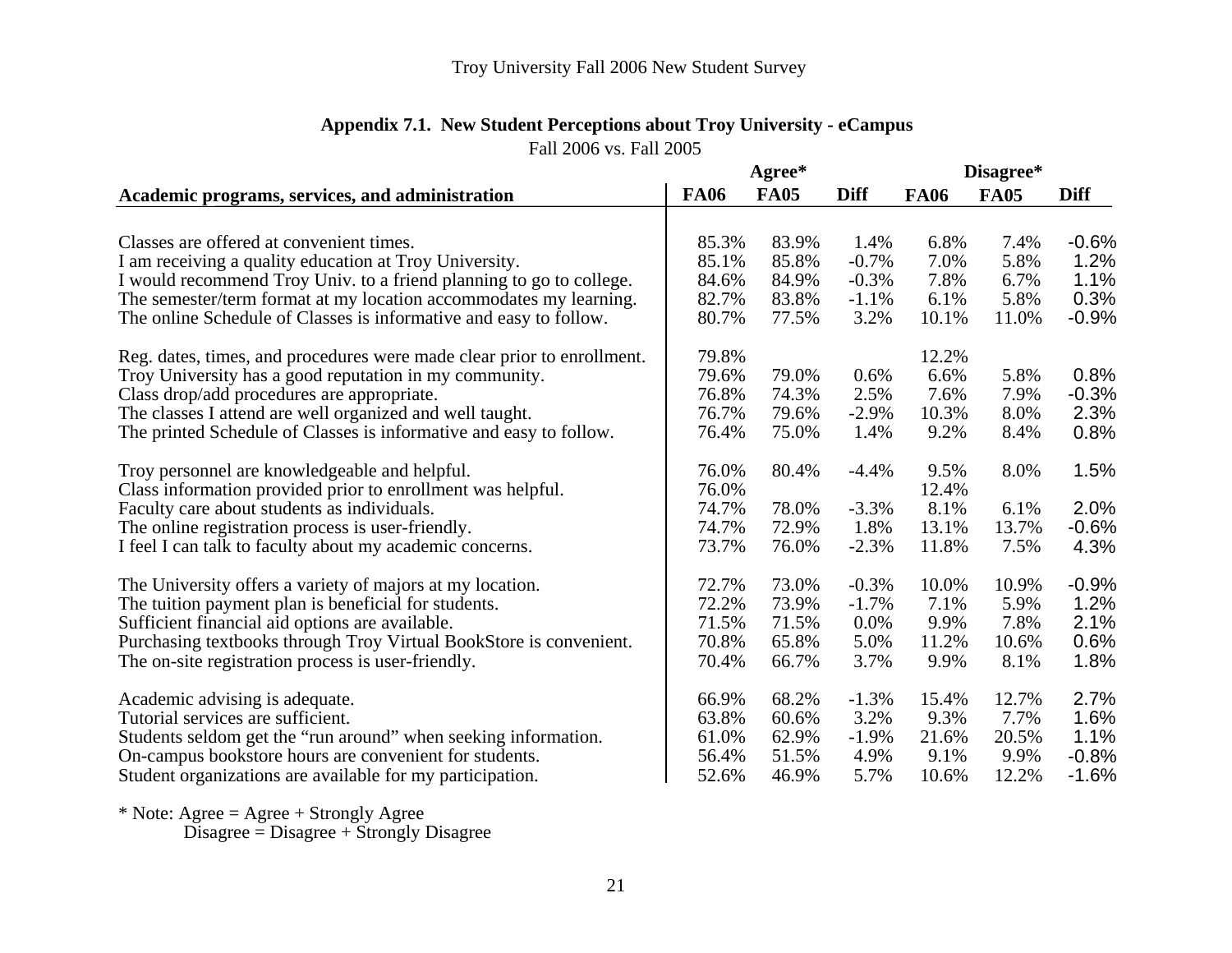## Appendix 7.1. New Student Perceptions about Troy University - eCampus

Fall 2006 vs. Fall 2005

| Academic programs, services, and administration | Agree* | | | Disagree* | | |
|---|---|---|---|---|---|---|
| | FA06 | FA05 | Diff | FA06 | FA05 | Diff |
| Classes are offered at convenient times. | 85.3% | 83.9% | 1.4% | 6.8% | 7.4% | -0.6% |
| I am receiving a quality education at Troy University. | 85.1% | 85.8% | -0.7% | 7.0% | 5.8% | 1.2% |
| I would recommend Troy Univ. to a friend planning to go to college. | 84.6% | 84.9% | -0.3% | 7.8% | 6.7% | 1.1% |
| The semester/term format at my location accommodates my learning. | 82.7% | 83.8% | -1.1% | 6.1% | 5.8% | 0.3% |
| The online Schedule of Classes is informative and easy to follow. | 80.7% | 77.5% | 3.2% | 10.1% | 11.0% | -0.9% |
| Reg. dates, times, and procedures were made clear prior to enrollment. | 79.8% | | | 12.2% | | |
| Troy University has a good reputation in my community. | 79.6% | 79.0% | 0.6% | 6.6% | 5.8% | 0.8% |
| Class drop/add procedures are appropriate. | 76.8% | 74.3% | 2.5% | 7.6% | 7.9% | -0.3% |
| The classes I attend are well organized and well taught. | 76.7% | 79.6% | -2.9% | 10.3% | 8.0% | 2.3% |
| The printed Schedule of Classes is informative and easy to follow. | 76.4% | 75.0% | 1.4% | 9.2% | 8.4% | 0.8% |
| Troy personnel are knowledgeable and helpful. | 76.0% | 80.4% | -4.4% | 9.5% | 8.0% | 1.5% |
| Class information provided prior to enrollment was helpful. | 76.0% | | | 12.4% | | |
| Faculty care about students as individuals. | 74.7% | 78.0% | -3.3% | 8.1% | 6.1% | 2.0% |
| The online registration process is user-friendly. | 74.7% | 72.9% | 1.8% | 13.1% | 13.7% | -0.6% |
| I feel I can talk to faculty about my academic concerns. | 73.7% | 76.0% | -2.3% | 11.8% | 7.5% | 4.3% |
| The University offers a variety of majors at my location. | 72.7% | 73.0% | -0.3% | 10.0% | 10.9% | -0.9% |
| The tuition payment plan is beneficial for students. | 72.2% | 73.9% | -1.7% | 7.1% | 5.9% | 1.2% |
| Sufficient financial aid options are available. | 71.5% | 71.5% | 0.0% | 9.9% | 7.8% | 2.1% |
| Purchasing textbooks through Troy Virtual BookStore is convenient. | 70.8% | 65.8% | 5.0% | 11.2% | 10.6% | 0.6% |
| The on-site registration process is user-friendly. | 70.4% | 66.7% | 3.7% | 9.9% | 8.1% | 1.8% |
| Academic advising is adequate. | 66.9% | 68.2% | -1.3% | 15.4% | 12.7% | 2.7% |
| Tutorial services are sufficient. | 63.8% | 60.6% | 3.2% | 9.3% | 7.7% | 1.6% |
| Students seldom get the "run around" when seeking information. | 61.0% | 62.9% | -1.9% | 21.6% | 20.5% | 1.1% |
| On-campus bookstore hours are convenient for students. | 56.4% | 51.5% | 4.9% | 9.1% | 9.9% | -0.8% |
| Student organizations are available for my participation. | 52.6% | 46.9% | 5.7% | 10.6% | 12.2% | -1.6% |

* Note: Agree = Agree + Strongly Agree
Disagree = Disagree + Strongly Disagree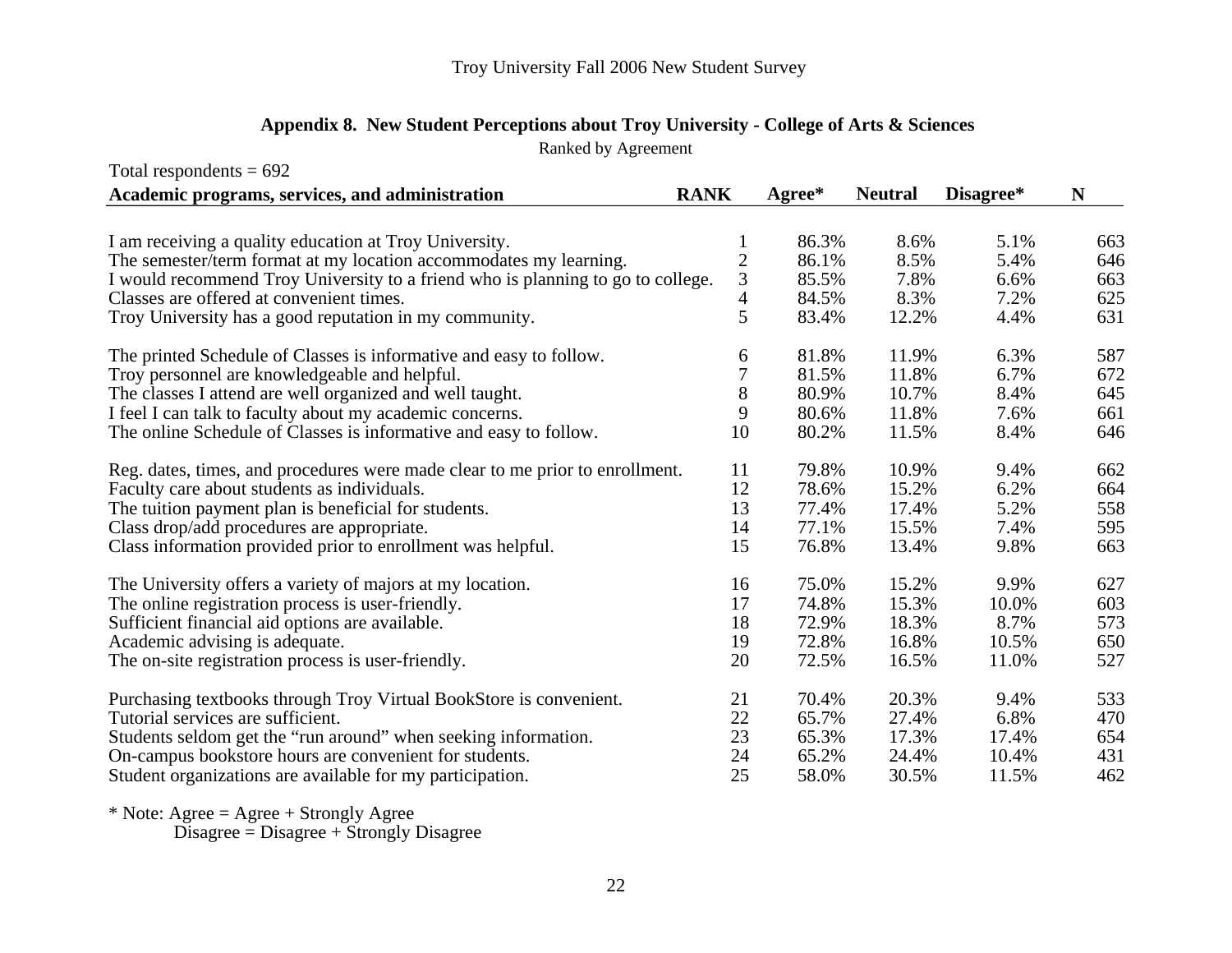## Appendix 8. New Student Perceptions about Troy University - College of Arts & Sciences

Ranked by Agreement

Total respondents = 692

| Academic programs, services, and administration | RANK | Agree* | Neutral | Disagree* | N |
|---|---|---|---|---|---|
| I am receiving a quality education at Troy University. | 1 | 86.3% | 8.6% | 5.1% | 663 |
| The semester/term format at my location accommodates my learning. | 2 | 86.1% | 8.5% | 5.4% | 646 |
| I would recommend Troy University to a friend who is planning to go to college. | 3 | 85.5% | 7.8% | 6.6% | 663 |
| Classes are offered at convenient times. | 4 | 84.5% | 8.3% | 7.2% | 625 |
| Troy University has a good reputation in my community. | 5 | 83.4% | 12.2% | 4.4% | 631 |
| The printed Schedule of Classes is informative and easy to follow. | 6 | 81.8% | 11.9% | 6.3% | 587 |
| Troy personnel are knowledgeable and helpful. | 7 | 81.5% | 11.8% | 6.7% | 672 |
| The classes I attend are well organized and well taught. | 8 | 80.9% | 10.7% | 8.4% | 645 |
| I feel I can talk to faculty about my academic concerns. | 9 | 80.6% | 11.8% | 7.6% | 661 |
| The online Schedule of Classes is informative and easy to follow. | 10 | 80.2% | 11.5% | 8.4% | 646 |
| Reg. dates, times, and procedures were made clear to me prior to enrollment. | 11 | 79.8% | 10.9% | 9.4% | 662 |
| Faculty care about students as individuals. | 12 | 78.6% | 15.2% | 6.2% | 664 |
| The tuition payment plan is beneficial for students. | 13 | 77.4% | 17.4% | 5.2% | 558 |
| Class drop/add procedures are appropriate. | 14 | 77.1% | 15.5% | 7.4% | 595 |
| Class information provided prior to enrollment was helpful. | 15 | 76.8% | 13.4% | 9.8% | 663 |
| The University offers a variety of majors at my location. | 16 | 75.0% | 15.2% | 9.9% | 627 |
| The online registration process is user-friendly. | 17 | 74.8% | 15.3% | 10.0% | 603 |
| Sufficient financial aid options are available. | 18 | 72.9% | 18.3% | 8.7% | 573 |
| Academic advising is adequate. | 19 | 72.8% | 16.8% | 10.5% | 650 |
| The on-site registration process is user-friendly. | 20 | 72.5% | 16.5% | 11.0% | 527 |
| Purchasing textbooks through Troy Virtual BookStore is convenient. | 21 | 70.4% | 20.3% | 9.4% | 533 |
| Tutorial services are sufficient. | 22 | 65.7% | 27.4% | 6.8% | 470 |
| Students seldom get the "run around" when seeking information. | 23 | 65.3% | 17.3% | 17.4% | 654 |
| On-campus bookstore hours are convenient for students. | 24 | 65.2% | 24.4% | 10.4% | 431 |
| Student organizations are available for my participation. | 25 | 58.0% | 30.5% | 11.5% | 462 |

* Note: Agree = Agree + Strongly Agree
Disagree = Disagree + Strongly Disagree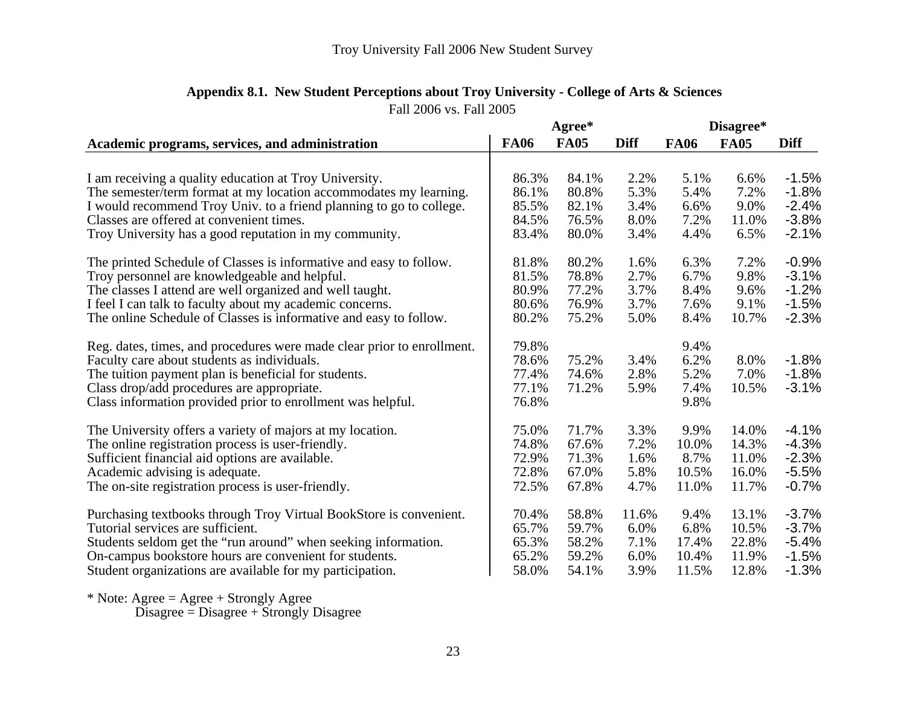Troy University Fall 2006 New Student Survey

**Appendix 8.1. New Student Perceptions about Troy University - College of Arts & Sciences**

Fall 2006 vs. Fall 2005

| | Agree* | | | Disagree* | | |
|---|---|---|---|---|---|---|
| **Academic programs, services, and administration** | **FA06** | **FA05** | **Diff** | **FA06** | **FA05** | **Diff** |
| I am receiving a quality education at Troy University. | 86.3% | 84.1% | 2.2% | 5.1% | 6.6% | -1.5% |
| The semester/term format at my location accommodates my learning. | 86.1% | 80.8% | 5.3% | 5.4% | 7.2% | -1.8% |
| I would recommend Troy Univ. to a friend planning to go to college. | 85.5% | 82.1% | 3.4% | 6.6% | 9.0% | -2.4% |
| Classes are offered at convenient times. | 84.5% | 76.5% | 8.0% | 7.2% | 11.0% | -3.8% |
| Troy University has a good reputation in my community. | 83.4% | 80.0% | 3.4% | 4.4% | 6.5% | -2.1% |
| The printed Schedule of Classes is informative and easy to follow. | 81.8% | 80.2% | 1.6% | 6.3% | 7.2% | -0.9% |
| Troy personnel are knowledgeable and helpful. | 81.5% | 78.8% | 2.7% | 6.7% | 9.8% | -3.1% |
| The classes I attend are well organized and well taught. | 80.9% | 77.2% | 3.7% | 8.4% | 9.6% | -1.2% |
| I feel I can talk to faculty about my academic concerns. | 80.6% | 76.9% | 3.7% | 7.6% | 9.1% | -1.5% |
| The online Schedule of Classes is informative and easy to follow. | 80.2% | 75.2% | 5.0% | 8.4% | 10.7% | -2.3% |
| Reg. dates, times, and procedures were made clear prior to enrollment. | 79.8% | | | 9.4% | | |
| Faculty care about students as individuals. | 78.6% | 75.2% | 3.4% | 6.2% | 8.0% | -1.8% |
| The tuition payment plan is beneficial for students. | 77.4% | 74.6% | 2.8% | 5.2% | 7.0% | -1.8% |
| Class drop/add procedures are appropriate. | 77.1% | 71.2% | 5.9% | 7.4% | 10.5% | -3.1% |
| Class information provided prior to enrollment was helpful. | 76.8% | | | 9.8% | | |
| The University offers a variety of majors at my location. | 75.0% | 71.7% | 3.3% | 9.9% | 14.0% | -4.1% |
| The online registration process is user-friendly. | 74.8% | 67.6% | 7.2% | 10.0% | 14.3% | -4.3% |
| Sufficient financial aid options are available. | 72.9% | 71.3% | 1.6% | 8.7% | 11.0% | -2.3% |
| Academic advising is adequate. | 72.8% | 67.0% | 5.8% | 10.5% | 16.0% | -5.5% |
| The on-site registration process is user-friendly. | 72.5% | 67.8% | 4.7% | 11.0% | 11.7% | -0.7% |
| Purchasing textbooks through Troy Virtual BookStore is convenient. | 70.4% | 58.8% | 11.6% | 9.4% | 13.1% | -3.7% |
| Tutorial services are sufficient. | 65.7% | 59.7% | 6.0% | 6.8% | 10.5% | -3.7% |
| Students seldom get the "run around" when seeking information. | 65.3% | 58.2% | 7.1% | 17.4% | 22.8% | -5.4% |
| On-campus bookstore hours are convenient for students. | 65.2% | 59.2% | 6.0% | 10.4% | 11.9% | -1.5% |
| Student organizations are available for my participation. | 58.0% | 54.1% | 3.9% | 11.5% | 12.8% | -1.3% |

\* Note: Agree = Agree + Strongly Agree
Disagree = Disagree + Strongly Disagree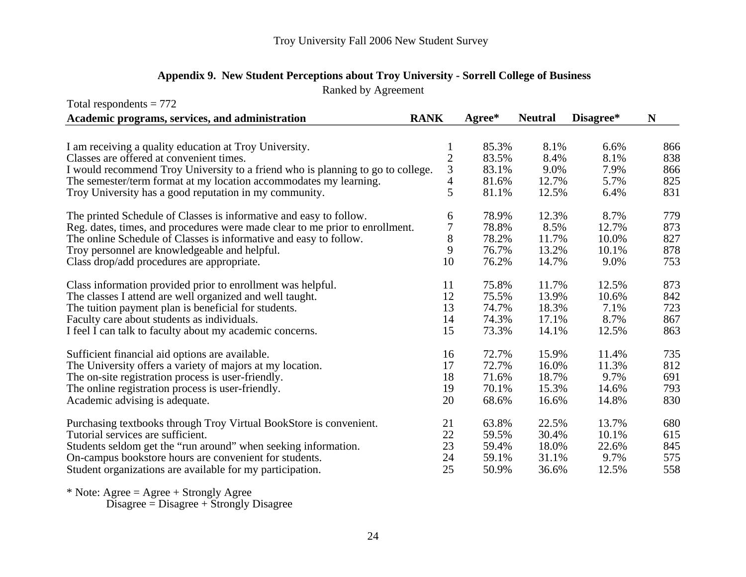## Appendix 9. New Student Perceptions about Troy University - Sorrell College of Business

Ranked by Agreement

Total respondents = 772

| Academic programs, services, and administration | RANK | Agree* | Neutral | Disagree* | N |
|---|---|---|---|---|---|
| I am receiving a quality education at Troy University. | 1 | 85.3% | 8.1% | 6.6% | 866 |
| Classes are offered at convenient times. | 2 | 83.5% | 8.4% | 8.1% | 838 |
| I would recommend Troy University to a friend who is planning to go to college. | 3 | 83.1% | 9.0% | 7.9% | 866 |
| The semester/term format at my location accommodates my learning. | 4 | 81.6% | 12.7% | 5.7% | 825 |
| Troy University has a good reputation in my community. | 5 | 81.1% | 12.5% | 6.4% | 831 |
| The printed Schedule of Classes is informative and easy to follow. | 6 | 78.9% | 12.3% | 8.7% | 779 |
| Reg. dates, times, and procedures were made clear to me prior to enrollment. | 7 | 78.8% | 8.5% | 12.7% | 873 |
| The online Schedule of Classes is informative and easy to follow. | 8 | 78.2% | 11.7% | 10.0% | 827 |
| Troy personnel are knowledgeable and helpful. | 9 | 76.7% | 13.2% | 10.1% | 878 |
| Class drop/add procedures are appropriate. | 10 | 76.2% | 14.7% | 9.0% | 753 |
| Class information provided prior to enrollment was helpful. | 11 | 75.8% | 11.7% | 12.5% | 873 |
| The classes I attend are well organized and well taught. | 12 | 75.5% | 13.9% | 10.6% | 842 |
| The tuition payment plan is beneficial for students. | 13 | 74.7% | 18.3% | 7.1% | 723 |
| Faculty care about students as individuals. | 14 | 74.3% | 17.1% | 8.7% | 867 |
| I feel I can talk to faculty about my academic concerns. | 15 | 73.3% | 14.1% | 12.5% | 863 |
| Sufficient financial aid options are available. | 16 | 72.7% | 15.9% | 11.4% | 735 |
| The University offers a variety of majors at my location. | 17 | 72.7% | 16.0% | 11.3% | 812 |
| The on-site registration process is user-friendly. | 18 | 71.6% | 18.7% | 9.7% | 691 |
| The online registration process is user-friendly. | 19 | 70.1% | 15.3% | 14.6% | 793 |
| Academic advising is adequate. | 20 | 68.6% | 16.6% | 14.8% | 830 |
| Purchasing textbooks through Troy Virtual BookStore is convenient. | 21 | 63.8% | 22.5% | 13.7% | 680 |
| Tutorial services are sufficient. | 22 | 59.5% | 30.4% | 10.1% | 615 |
| Students seldom get the "run around" when seeking information. | 23 | 59.4% | 18.0% | 22.6% | 845 |
| On-campus bookstore hours are convenient for students. | 24 | 59.1% | 31.1% | 9.7% | 575 |
| Student organizations are available for my participation. | 25 | 50.9% | 36.6% | 12.5% | 558 |

* Note: Agree = Agree + Strongly Agree
Disagree = Disagree + Strongly Disagree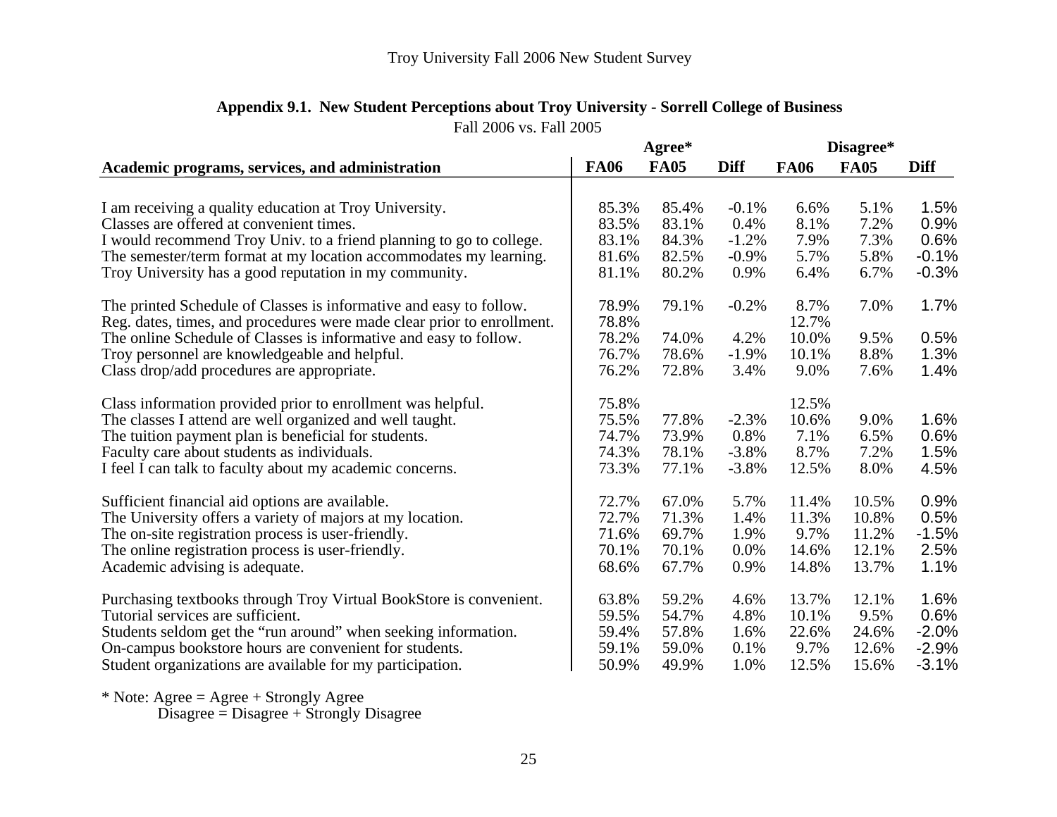Troy University Fall 2006 New Student Survey

## Appendix 9.1. New Student Perceptions about Troy University - Sorrell College of Business

Fall 2006 vs. Fall 2005

| | Agree* | | | Disagree* | | |
|---|---|---|---|---|---|---|
| **Academic programs, services, and administration** | **FA06** | **FA05** | **Diff** | **FA06** | **FA05** | **Diff** |
| I am receiving a quality education at Troy University. | 85.3% | 85.4% | -0.1% | 6.6% | 5.1% | 1.5% |
| Classes are offered at convenient times. | 83.5% | 83.1% | 0.4% | 8.1% | 7.2% | 0.9% |
| I would recommend Troy Univ. to a friend planning to go to college. | 83.1% | 84.3% | -1.2% | 7.9% | 7.3% | 0.6% |
| The semester/term format at my location accommodates my learning. | 81.6% | 82.5% | -0.9% | 5.7% | 5.8% | -0.1% |
| Troy University has a good reputation in my community. | 81.1% | 80.2% | 0.9% | 6.4% | 6.7% | -0.3% |
| The printed Schedule of Classes is informative and easy to follow. | 78.9% | 79.1% | -0.2% | 8.7% | 7.0% | 1.7% |
| Reg. dates, times, and procedures were made clear prior to enrollment. | 78.8% | | | 12.7% | | |
| The online Schedule of Classes is informative and easy to follow. | 78.2% | 74.0% | 4.2% | 10.0% | 9.5% | 0.5% |
| Troy personnel are knowledgeable and helpful. | 76.7% | 78.6% | -1.9% | 10.1% | 8.8% | 1.3% |
| Class drop/add procedures are appropriate. | 76.2% | 72.8% | 3.4% | 9.0% | 7.6% | 1.4% |
| Class information provided prior to enrollment was helpful. | 75.8% | | | 12.5% | | |
| The classes I attend are well organized and well taught. | 75.5% | 77.8% | -2.3% | 10.6% | 9.0% | 1.6% |
| The tuition payment plan is beneficial for students. | 74.7% | 73.9% | 0.8% | 7.1% | 6.5% | 0.6% |
| Faculty care about students as individuals. | 74.3% | 78.1% | -3.8% | 8.7% | 7.2% | 1.5% |
| I feel I can talk to faculty about my academic concerns. | 73.3% | 77.1% | -3.8% | 12.5% | 8.0% | 4.5% |
| Sufficient financial aid options are available. | 72.7% | 67.0% | 5.7% | 11.4% | 10.5% | 0.9% |
| The University offers a variety of majors at my location. | 72.7% | 71.3% | 1.4% | 11.3% | 10.8% | 0.5% |
| The on-site registration process is user-friendly. | 71.6% | 69.7% | 1.9% | 9.7% | 11.2% | -1.5% |
| The online registration process is user-friendly. | 70.1% | 70.1% | 0.0% | 14.6% | 12.1% | 2.5% |
| Academic advising is adequate. | 68.6% | 67.7% | 0.9% | 14.8% | 13.7% | 1.1% |
| Purchasing textbooks through Troy Virtual BookStore is convenient. | 63.8% | 59.2% | 4.6% | 13.7% | 12.1% | 1.6% |
| Tutorial services are sufficient. | 59.5% | 54.7% | 4.8% | 10.1% | 9.5% | 0.6% |
| Students seldom get the "run around" when seeking information. | 59.4% | 57.8% | 1.6% | 22.6% | 24.6% | -2.0% |
| On-campus bookstore hours are convenient for students. | 59.1% | 59.0% | 0.1% | 9.7% | 12.6% | -2.9% |
| Student organizations are available for my participation. | 50.9% | 49.9% | 1.0% | 12.5% | 15.6% | -3.1% |

* Note: Agree = Agree + Strongly Agree
Disagree = Disagree + Strongly Disagree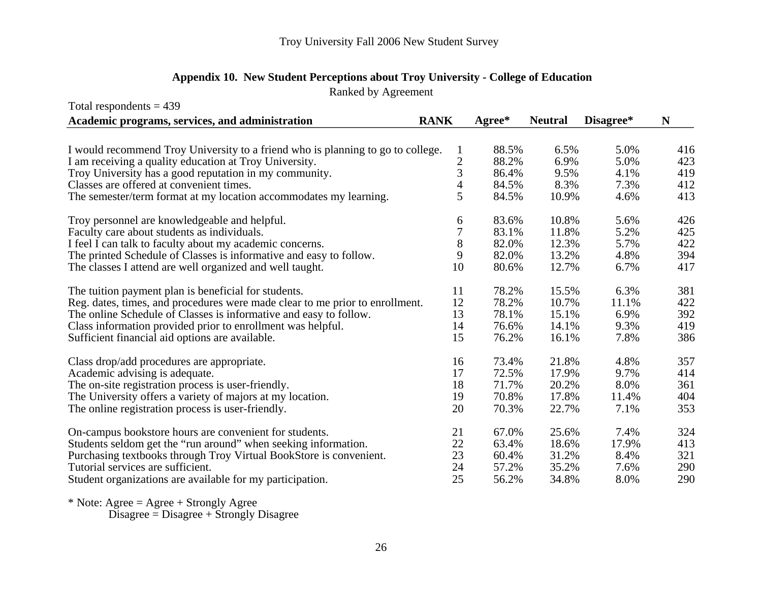Troy University Fall 2006 New Student Survey

## Appendix 10. New Student Perceptions about Troy University - College of Education

Ranked by Agreement

Total respondents = 439

| Academic programs, services, and administration | RANK | Agree* | Neutral | Disagree* | N |
|---|---|---|---|---|---|
| I would recommend Troy University to a friend who is planning to go to college. | 1 | 88.5% | 6.5% | 5.0% | 416 |
| I am receiving a quality education at Troy University. | 2 | 88.2% | 6.9% | 5.0% | 423 |
| Troy University has a good reputation in my community. | 3 | 86.4% | 9.5% | 4.1% | 419 |
| Classes are offered at convenient times. | 4 | 84.5% | 8.3% | 7.3% | 412 |
| The semester/term format at my location accommodates my learning. | 5 | 84.5% | 10.9% | 4.6% | 413 |
| Troy personnel are knowledgeable and helpful. | 6 | 83.6% | 10.8% | 5.6% | 426 |
| Faculty care about students as individuals. | 7 | 83.1% | 11.8% | 5.2% | 425 |
| I feel I can talk to faculty about my academic concerns. | 8 | 82.0% | 12.3% | 5.7% | 422 |
| The printed Schedule of Classes is informative and easy to follow. | 9 | 82.0% | 13.2% | 4.8% | 394 |
| The classes I attend are well organized and well taught. | 10 | 80.6% | 12.7% | 6.7% | 417 |
| The tuition payment plan is beneficial for students. | 11 | 78.2% | 15.5% | 6.3% | 381 |
| Reg. dates, times, and procedures were made clear to me prior to enrollment. | 12 | 78.2% | 10.7% | 11.1% | 422 |
| The online Schedule of Classes is informative and easy to follow. | 13 | 78.1% | 15.1% | 6.9% | 392 |
| Class information provided prior to enrollment was helpful. | 14 | 76.6% | 14.1% | 9.3% | 419 |
| Sufficient financial aid options are available. | 15 | 76.2% | 16.1% | 7.8% | 386 |
| Class drop/add procedures are appropriate. | 16 | 73.4% | 21.8% | 4.8% | 357 |
| Academic advising is adequate. | 17 | 72.5% | 17.9% | 9.7% | 414 |
| The on-site registration process is user-friendly. | 18 | 71.7% | 20.2% | 8.0% | 361 |
| The University offers a variety of majors at my location. | 19 | 70.8% | 17.8% | 11.4% | 404 |
| The online registration process is user-friendly. | 20 | 70.3% | 22.7% | 7.1% | 353 |
| On-campus bookstore hours are convenient for students. | 21 | 67.0% | 25.6% | 7.4% | 324 |
| Students seldom get the "run around" when seeking information. | 22 | 63.4% | 18.6% | 17.9% | 413 |
| Purchasing textbooks through Troy Virtual BookStore is convenient. | 23 | 60.4% | 31.2% | 8.4% | 321 |
| Tutorial services are sufficient. | 24 | 57.2% | 35.2% | 7.6% | 290 |
| Student organizations are available for my participation. | 25 | 56.2% | 34.8% | 8.0% | 290 |

* Note: Agree = Agree + Strongly Agree
Disagree = Disagree + Strongly Disagree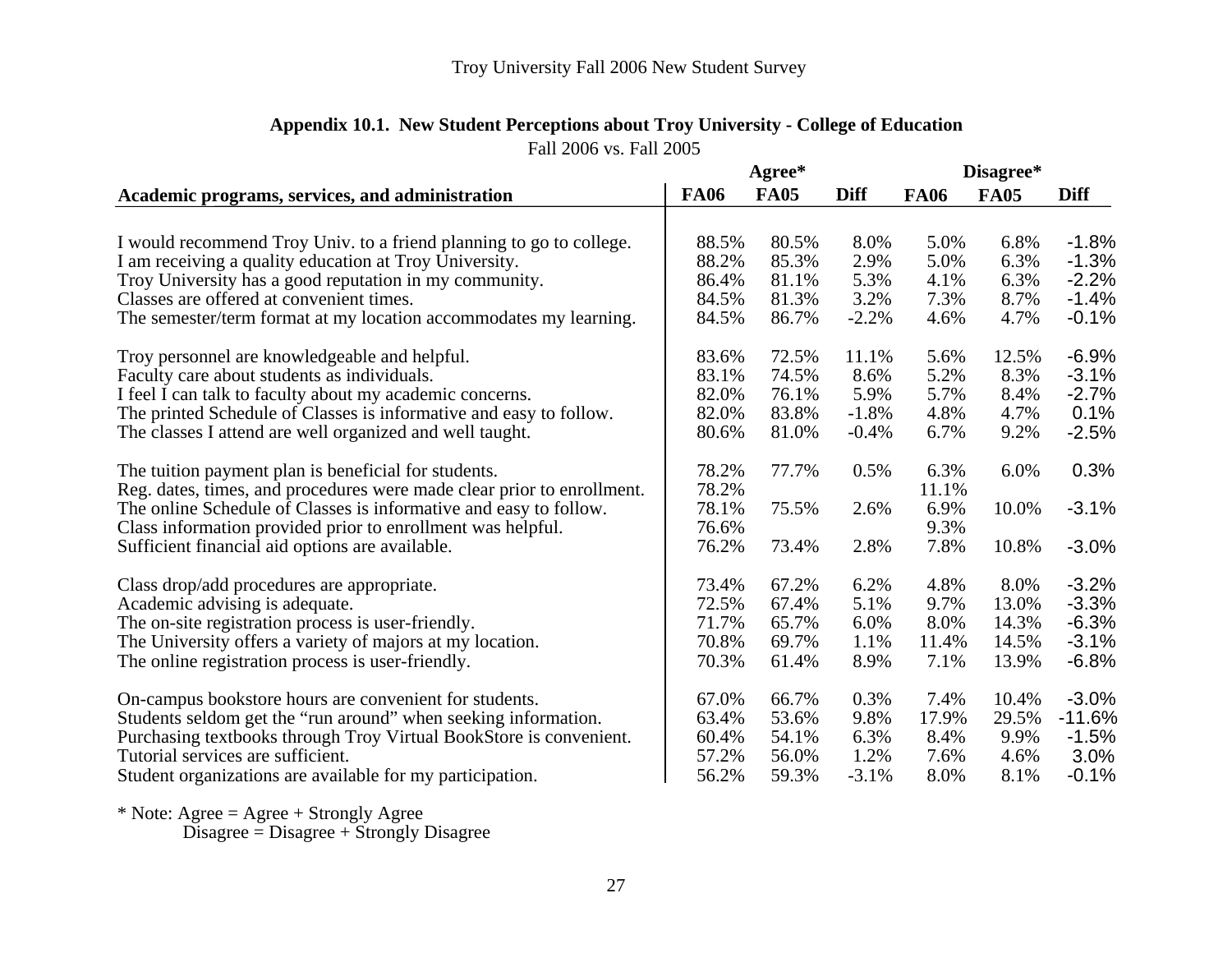Troy University Fall 2006 New Student Survey

## Appendix 10.1. New Student Perceptions about Troy University - College of Education

Fall 2006 vs. Fall 2005

| | Agree* | | | Disagree* | | |
|---|---|---|---|---|---|---|
| **Academic programs, services, and administration** | **FA06** | **FA05** | **Diff** | **FA06** | **FA05** | **Diff** |
| I would recommend Troy Univ. to a friend planning to go to college. | 88.5% | 80.5% | 8.0% | 5.0% | 6.8% | -1.8% |
| I am receiving a quality education at Troy University. | 88.2% | 85.3% | 2.9% | 5.0% | 6.3% | -1.3% |
| Troy University has a good reputation in my community. | 86.4% | 81.1% | 5.3% | 4.1% | 6.3% | -2.2% |
| Classes are offered at convenient times. | 84.5% | 81.3% | 3.2% | 7.3% | 8.7% | -1.4% |
| The semester/term format at my location accommodates my learning. | 84.5% | 86.7% | -2.2% | 4.6% | 4.7% | -0.1% |
| Troy personnel are knowledgeable and helpful. | 83.6% | 72.5% | 11.1% | 5.6% | 12.5% | -6.9% |
| Faculty care about students as individuals. | 83.1% | 74.5% | 8.6% | 5.2% | 8.3% | -3.1% |
| I feel I can talk to faculty about my academic concerns. | 82.0% | 76.1% | 5.9% | 5.7% | 8.4% | -2.7% |
| The printed Schedule of Classes is informative and easy to follow. | 82.0% | 83.8% | -1.8% | 4.8% | 4.7% | 0.1% |
| The classes I attend are well organized and well taught. | 80.6% | 81.0% | -0.4% | 6.7% | 9.2% | -2.5% |
| The tuition payment plan is beneficial for students. | 78.2% | 77.7% | 0.5% | 6.3% | 6.0% | 0.3% |
| Reg. dates, times, and procedures were made clear prior to enrollment. | 78.2% | | | 11.1% | | |
| The online Schedule of Classes is informative and easy to follow. | 78.1% | 75.5% | 2.6% | 6.9% | 10.0% | -3.1% |
| Class information provided prior to enrollment was helpful. | 76.6% | | | 9.3% | | |
| Sufficient financial aid options are available. | 76.2% | 73.4% | 2.8% | 7.8% | 10.8% | -3.0% |
| Class drop/add procedures are appropriate. | 73.4% | 67.2% | 6.2% | 4.8% | 8.0% | -3.2% |
| Academic advising is adequate. | 72.5% | 67.4% | 5.1% | 9.7% | 13.0% | -3.3% |
| The on-site registration process is user-friendly. | 71.7% | 65.7% | 6.0% | 8.0% | 14.3% | -6.3% |
| The University offers a variety of majors at my location. | 70.8% | 69.7% | 1.1% | 11.4% | 14.5% | -3.1% |
| The online registration process is user-friendly. | 70.3% | 61.4% | 8.9% | 7.1% | 13.9% | -6.8% |
| On-campus bookstore hours are convenient for students. | 67.0% | 66.7% | 0.3% | 7.4% | 10.4% | -3.0% |
| Students seldom get the "run around" when seeking information. | 63.4% | 53.6% | 9.8% | 17.9% | 29.5% | -11.6% |
| Purchasing textbooks through Troy Virtual BookStore is convenient. | 60.4% | 54.1% | 6.3% | 8.4% | 9.9% | -1.5% |
| Tutorial services are sufficient. | 57.2% | 56.0% | 1.2% | 7.6% | 4.6% | 3.0% |
| Student organizations are available for my participation. | 56.2% | 59.3% | -3.1% | 8.0% | 8.1% | -0.1% |

* Note: Agree = Agree + Strongly Agree
Disagree = Disagree + Strongly Disagree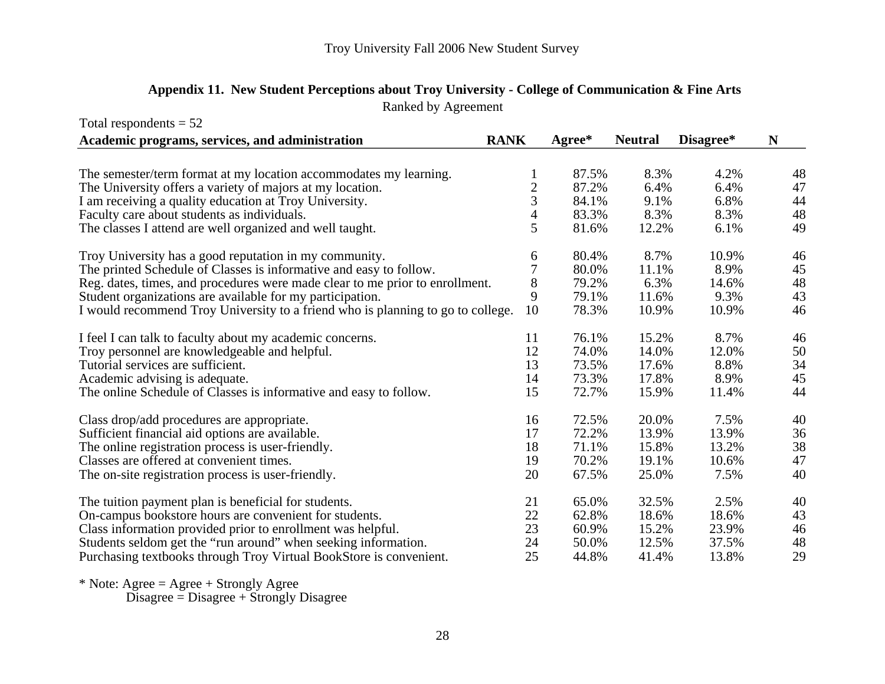## Appendix 11. New Student Perceptions about Troy University - College of Communication & Fine Arts

Ranked by Agreement

Total respondents = 52

| Academic programs, services, and administration | RANK | Agree* | Neutral | Disagree* | N |
|---|---|---|---|---|---|
| The semester/term format at my location accommodates my learning. | 1 | 87.5% | 8.3% | 4.2% | 48 |
| The University offers a variety of majors at my location. | 2 | 87.2% | 6.4% | 6.4% | 47 |
| I am receiving a quality education at Troy University. | 3 | 84.1% | 9.1% | 6.8% | 44 |
| Faculty care about students as individuals. | 4 | 83.3% | 8.3% | 8.3% | 48 |
| The classes I attend are well organized and well taught. | 5 | 81.6% | 12.2% | 6.1% | 49 |
| Troy University has a good reputation in my community. | 6 | 80.4% | 8.7% | 10.9% | 46 |
| The printed Schedule of Classes is informative and easy to follow. | 7 | 80.0% | 11.1% | 8.9% | 45 |
| Reg. dates, times, and procedures were made clear to me prior to enrollment. | 8 | 79.2% | 6.3% | 14.6% | 48 |
| Student organizations are available for my participation. | 9 | 79.1% | 11.6% | 9.3% | 43 |
| I would recommend Troy University to a friend who is planning to go to college. | 10 | 78.3% | 10.9% | 10.9% | 46 |
| I feel I can talk to faculty about my academic concerns. | 11 | 76.1% | 15.2% | 8.7% | 46 |
| Troy personnel are knowledgeable and helpful. | 12 | 74.0% | 14.0% | 12.0% | 50 |
| Tutorial services are sufficient. | 13 | 73.5% | 17.6% | 8.8% | 34 |
| Academic advising is adequate. | 14 | 73.3% | 17.8% | 8.9% | 45 |
| The online Schedule of Classes is informative and easy to follow. | 15 | 72.7% | 15.9% | 11.4% | 44 |
| Class drop/add procedures are appropriate. | 16 | 72.5% | 20.0% | 7.5% | 40 |
| Sufficient financial aid options are available. | 17 | 72.2% | 13.9% | 13.9% | 36 |
| The online registration process is user-friendly. | 18 | 71.1% | 15.8% | 13.2% | 38 |
| Classes are offered at convenient times. | 19 | 70.2% | 19.1% | 10.6% | 47 |
| The on-site registration process is user-friendly. | 20 | 67.5% | 25.0% | 7.5% | 40 |
| The tuition payment plan is beneficial for students. | 21 | 65.0% | 32.5% | 2.5% | 40 |
| On-campus bookstore hours are convenient for students. | 22 | 62.8% | 18.6% | 18.6% | 43 |
| Class information provided prior to enrollment was helpful. | 23 | 60.9% | 15.2% | 23.9% | 46 |
| Students seldom get the "run around" when seeking information. | 24 | 50.0% | 12.5% | 37.5% | 48 |
| Purchasing textbooks through Troy Virtual BookStore is convenient. | 25 | 44.8% | 41.4% | 13.8% | 29 |

* Note: Agree = Agree + Strongly Agree
Disagree = Disagree + Strongly Disagree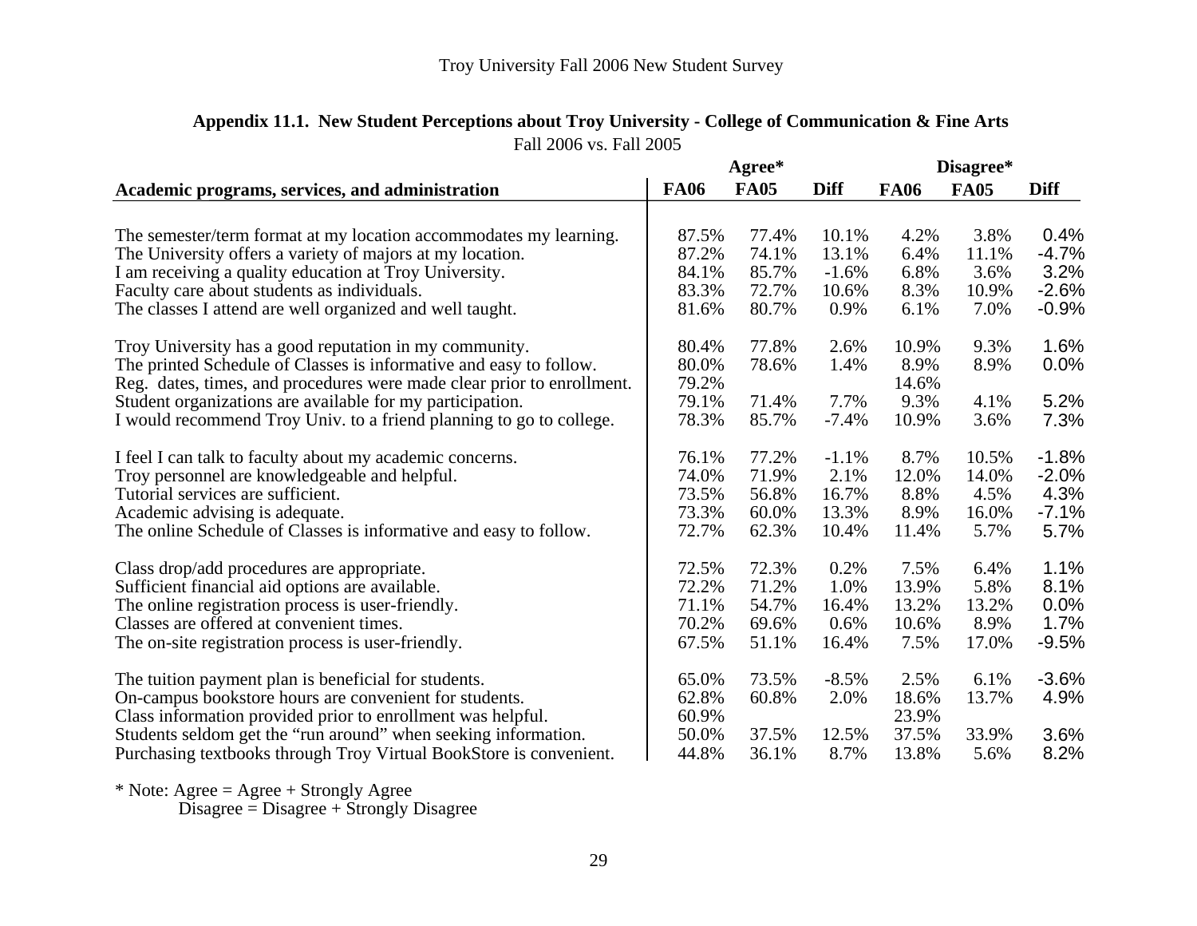## Appendix 11.1. New Student Perceptions about Troy University - College of Communication & Fine Arts

Fall 2006 vs. Fall 2005

| Academic programs, services, and administration | Agree* | | | Disagree* | | |
|---|---|---|---|---|---|---|
| | FA06 | FA05 | Diff | FA06 | FA05 | Diff |
| The semester/term format at my location accommodates my learning. | 87.5% | 77.4% | 10.1% | 4.2% | 3.8% | 0.4% |
| The University offers a variety of majors at my location. | 87.2% | 74.1% | 13.1% | 6.4% | 11.1% | -4.7% |
| I am receiving a quality education at Troy University. | 84.1% | 85.7% | -1.6% | 6.8% | 3.6% | 3.2% |
| Faculty care about students as individuals. | 83.3% | 72.7% | 10.6% | 8.3% | 10.9% | -2.6% |
| The classes I attend are well organized and well taught. | 81.6% | 80.7% | 0.9% | 6.1% | 7.0% | -0.9% |
| Troy University has a good reputation in my community. | 80.4% | 77.8% | 2.6% | 10.9% | 9.3% | 1.6% |
| The printed Schedule of Classes is informative and easy to follow. | 80.0% | 78.6% | 1.4% | 8.9% | 8.9% | 0.0% |
| Reg. dates, times, and procedures were made clear prior to enrollment. | 79.2% | | | 14.6% | | |
| Student organizations are available for my participation. | 79.1% | 71.4% | 7.7% | 9.3% | 4.1% | 5.2% |
| I would recommend Troy Univ. to a friend planning to go to college. | 78.3% | 85.7% | -7.4% | 10.9% | 3.6% | 7.3% |
| I feel I can talk to faculty about my academic concerns. | 76.1% | 77.2% | -1.1% | 8.7% | 10.5% | -1.8% |
| Troy personnel are knowledgeable and helpful. | 74.0% | 71.9% | 2.1% | 12.0% | 14.0% | -2.0% |
| Tutorial services are sufficient. | 73.5% | 56.8% | 16.7% | 8.8% | 4.5% | 4.3% |
| Academic advising is adequate. | 73.3% | 60.0% | 13.3% | 8.9% | 16.0% | -7.1% |
| The online Schedule of Classes is informative and easy to follow. | 72.7% | 62.3% | 10.4% | 11.4% | 5.7% | 5.7% |
| Class drop/add procedures are appropriate. | 72.5% | 72.3% | 0.2% | 7.5% | 6.4% | 1.1% |
| Sufficient financial aid options are available. | 72.2% | 71.2% | 1.0% | 13.9% | 5.8% | 8.1% |
| The online registration process is user-friendly. | 71.1% | 54.7% | 16.4% | 13.2% | 13.2% | 0.0% |
| Classes are offered at convenient times. | 70.2% | 69.6% | 0.6% | 10.6% | 8.9% | 1.7% |
| The on-site registration process is user-friendly. | 67.5% | 51.1% | 16.4% | 7.5% | 17.0% | -9.5% |
| The tuition payment plan is beneficial for students. | 65.0% | 73.5% | -8.5% | 2.5% | 6.1% | -3.6% |
| On-campus bookstore hours are convenient for students. | 62.8% | 60.8% | 2.0% | 18.6% | 13.7% | 4.9% |
| Class information provided prior to enrollment was helpful. | 60.9% | | | 23.9% | | |
| Students seldom get the “run around” when seeking information. | 50.0% | 37.5% | 12.5% | 37.5% | 33.9% | 3.6% |
| Purchasing textbooks through Troy Virtual BookStore is convenient. | 44.8% | 36.1% | 8.7% | 13.8% | 5.6% | 8.2% |

* Note: Agree = Agree + Strongly Agree
Disagree = Disagree + Strongly Disagree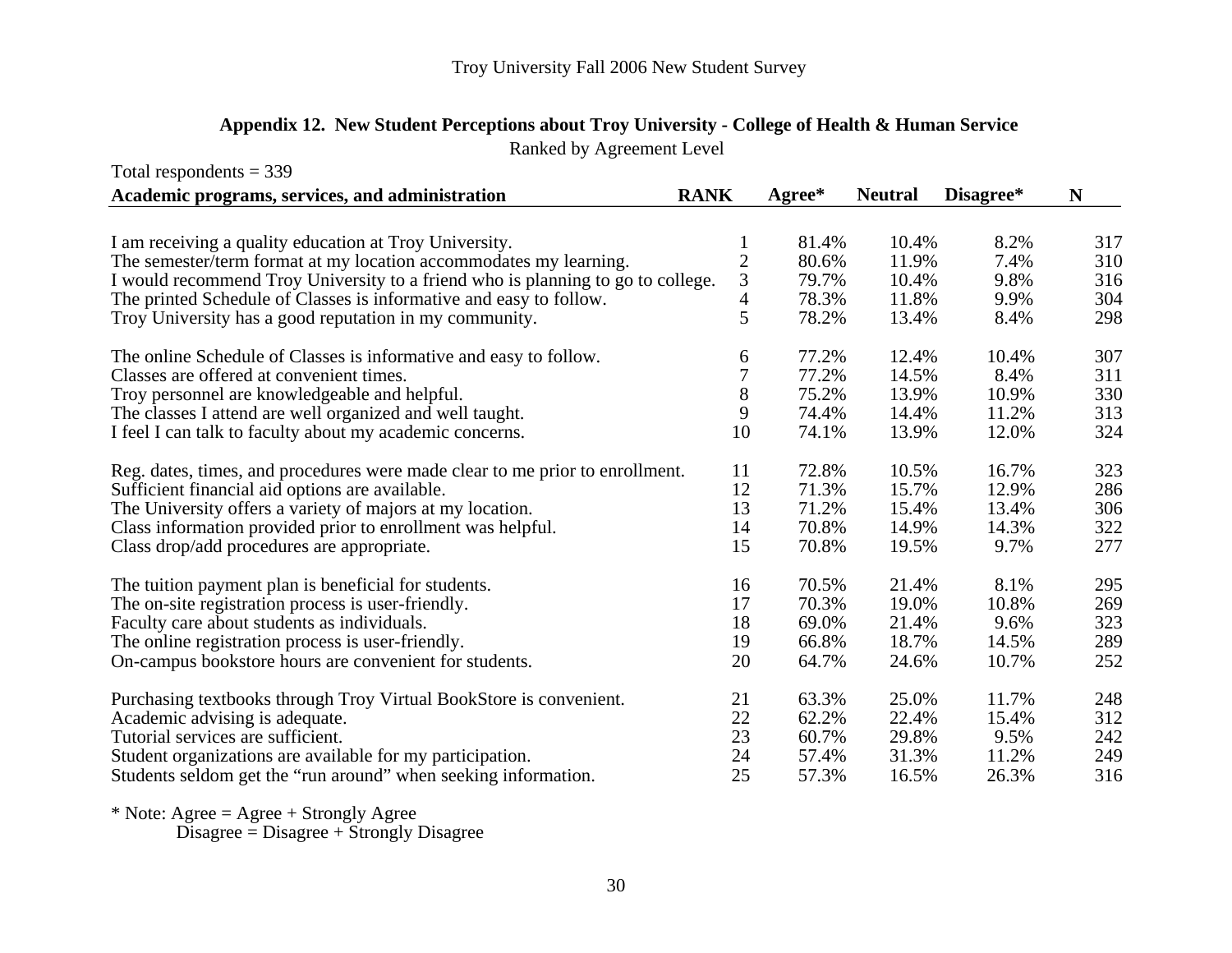## Appendix 12. New Student Perceptions about Troy University - College of Health & Human Service

Ranked by Agreement Level

Total respondents = 339

| Academic programs, services, and administration | RANK | Agree* | Neutral | Disagree* | N |
|---|---|---|---|---|---|
| I am receiving a quality education at Troy University. | 1 | 81.4% | 10.4% | 8.2% | 317 |
| The semester/term format at my location accommodates my learning. | 2 | 80.6% | 11.9% | 7.4% | 310 |
| I would recommend Troy University to a friend who is planning to go to college. | 3 | 79.7% | 10.4% | 9.8% | 316 |
| The printed Schedule of Classes is informative and easy to follow. | 4 | 78.3% | 11.8% | 9.9% | 304 |
| Troy University has a good reputation in my community. | 5 | 78.2% | 13.4% | 8.4% | 298 |
| The online Schedule of Classes is informative and easy to follow. | 6 | 77.2% | 12.4% | 10.4% | 307 |
| Classes are offered at convenient times. | 7 | 77.2% | 14.5% | 8.4% | 311 |
| Troy personnel are knowledgeable and helpful. | 8 | 75.2% | 13.9% | 10.9% | 330 |
| The classes I attend are well organized and well taught. | 9 | 74.4% | 14.4% | 11.2% | 313 |
| I feel I can talk to faculty about my academic concerns. | 10 | 74.1% | 13.9% | 12.0% | 324 |
| Reg. dates, times, and procedures were made clear to me prior to enrollment. | 11 | 72.8% | 10.5% | 16.7% | 323 |
| Sufficient financial aid options are available. | 12 | 71.3% | 15.7% | 12.9% | 286 |
| The University offers a variety of majors at my location. | 13 | 71.2% | 15.4% | 13.4% | 306 |
| Class information provided prior to enrollment was helpful. | 14 | 70.8% | 14.9% | 14.3% | 322 |
| Class drop/add procedures are appropriate. | 15 | 70.8% | 19.5% | 9.7% | 277 |
| The tuition payment plan is beneficial for students. | 16 | 70.5% | 21.4% | 8.1% | 295 |
| The on-site registration process is user-friendly. | 17 | 70.3% | 19.0% | 10.8% | 269 |
| Faculty care about students as individuals. | 18 | 69.0% | 21.4% | 9.6% | 323 |
| The online registration process is user-friendly. | 19 | 66.8% | 18.7% | 14.5% | 289 |
| On-campus bookstore hours are convenient for students. | 20 | 64.7% | 24.6% | 10.7% | 252 |
| Purchasing textbooks through Troy Virtual BookStore is convenient. | 21 | 63.3% | 25.0% | 11.7% | 248 |
| Academic advising is adequate. | 22 | 62.2% | 22.4% | 15.4% | 312 |
| Tutorial services are sufficient. | 23 | 60.7% | 29.8% | 9.5% | 242 |
| Student organizations are available for my participation. | 24 | 57.4% | 31.3% | 11.2% | 249 |
| Students seldom get the "run around" when seeking information. | 25 | 57.3% | 16.5% | 26.3% | 316 |

* Note: Agree = Agree + Strongly Agree
Disagree = Disagree + Strongly Disagree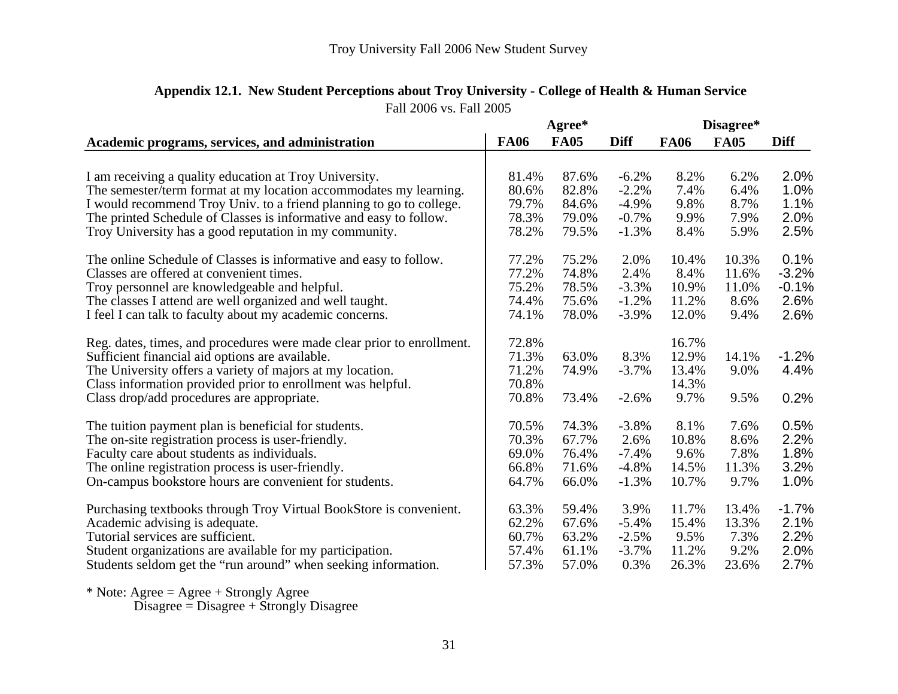**Appendix 12.1. New Student Perceptions about Troy University - College of Health & Human Service**

Fall 2006 vs. Fall 2005

| | Agree* | | | Disagree* | | |
|---|---|---|---|---|---|---|
| **Academic programs, services, and administration** | **FA06** | **FA05** | **Diff** | **FA06** | **FA05** | **Diff** |
| I am receiving a quality education at Troy University. | 81.4% | 87.6% | -6.2% | 8.2% | 6.2% | 2.0% |
| The semester/term format at my location accommodates my learning. | 80.6% | 82.8% | -2.2% | 7.4% | 6.4% | 1.0% |
| I would recommend Troy Univ. to a friend planning to go to college. | 79.7% | 84.6% | -4.9% | 9.8% | 8.7% | 1.1% |
| The printed Schedule of Classes is informative and easy to follow. | 78.3% | 79.0% | -0.7% | 9.9% | 7.9% | 2.0% |
| Troy University has a good reputation in my community. | 78.2% | 79.5% | -1.3% | 8.4% | 5.9% | 2.5% |
| The online Schedule of Classes is informative and easy to follow. | 77.2% | 75.2% | 2.0% | 10.4% | 10.3% | 0.1% |
| Classes are offered at convenient times. | 77.2% | 74.8% | 2.4% | 8.4% | 11.6% | -3.2% |
| Troy personnel are knowledgeable and helpful. | 75.2% | 78.5% | -3.3% | 10.9% | 11.0% | -0.1% |
| The classes I attend are well organized and well taught. | 74.4% | 75.6% | -1.2% | 11.2% | 8.6% | 2.6% |
| I feel I can talk to faculty about my academic concerns. | 74.1% | 78.0% | -3.9% | 12.0% | 9.4% | 2.6% |
| Reg. dates, times, and procedures were made clear prior to enrollment. | 72.8% | | | 16.7% | | |
| Sufficient financial aid options are available. | 71.3% | 63.0% | 8.3% | 12.9% | 14.1% | -1.2% |
| The University offers a variety of majors at my location. | 71.2% | 74.9% | -3.7% | 13.4% | 9.0% | 4.4% |
| Class information provided prior to enrollment was helpful. | 70.8% | | | 14.3% | | |
| Class drop/add procedures are appropriate. | 70.8% | 73.4% | -2.6% | 9.7% | 9.5% | 0.2% |
| The tuition payment plan is beneficial for students. | 70.5% | 74.3% | -3.8% | 8.1% | 7.6% | 0.5% |
| The on-site registration process is user-friendly. | 70.3% | 67.7% | 2.6% | 10.8% | 8.6% | 2.2% |
| Faculty care about students as individuals. | 69.0% | 76.4% | -7.4% | 9.6% | 7.8% | 1.8% |
| The online registration process is user-friendly. | 66.8% | 71.6% | -4.8% | 14.5% | 11.3% | 3.2% |
| On-campus bookstore hours are convenient for students. | 64.7% | 66.0% | -1.3% | 10.7% | 9.7% | 1.0% |
| Purchasing textbooks through Troy Virtual BookStore is convenient. | 63.3% | 59.4% | 3.9% | 11.7% | 13.4% | -1.7% |
| Academic advising is adequate. | 62.2% | 67.6% | -5.4% | 15.4% | 13.3% | 2.1% |
| Tutorial services are sufficient. | 60.7% | 63.2% | -2.5% | 9.5% | 7.3% | 2.2% |
| Student organizations are available for my participation. | 57.4% | 61.1% | -3.7% | 11.2% | 9.2% | 2.0% |
| Students seldom get the "run around" when seeking information. | 57.3% | 57.0% | 0.3% | 26.3% | 23.6% | 2.7% |

* Note: Agree = Agree + Strongly Agree
Disagree = Disagree + Strongly Disagree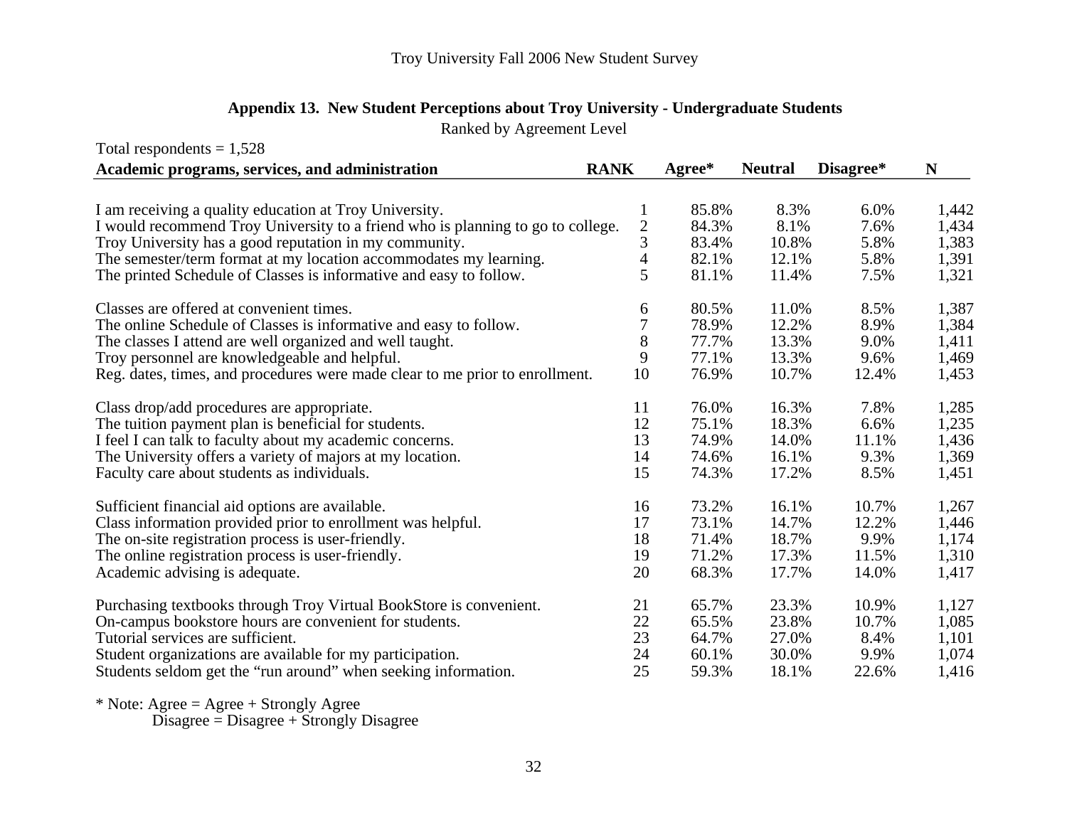### Appendix 13. New Student Perceptions about Troy University - Undergraduate Students

Ranked by Agreement Level

Total respondents = 1,528

| Academic programs, services, and administration | RANK | Agree* | Neutral | Disagree* | N |
|---|---|---|---|---|---|
| I am receiving a quality education at Troy University. | 1 | 85.8% | 8.3% | 6.0% | 1,442 |
| I would recommend Troy University to a friend who is planning to go to college. | 2 | 84.3% | 8.1% | 7.6% | 1,434 |
| Troy University has a good reputation in my community. | 3 | 83.4% | 10.8% | 5.8% | 1,383 |
| The semester/term format at my location accommodates my learning. | 4 | 82.1% | 12.1% | 5.8% | 1,391 |
| The printed Schedule of Classes is informative and easy to follow. | 5 | 81.1% | 11.4% | 7.5% | 1,321 |
| Classes are offered at convenient times. | 6 | 80.5% | 11.0% | 8.5% | 1,387 |
| The online Schedule of Classes is informative and easy to follow. | 7 | 78.9% | 12.2% | 8.9% | 1,384 |
| The classes I attend are well organized and well taught. | 8 | 77.7% | 13.3% | 9.0% | 1,411 |
| Troy personnel are knowledgeable and helpful. | 9 | 77.1% | 13.3% | 9.6% | 1,469 |
| Reg. dates, times, and procedures were made clear to me prior to enrollment. | 10 | 76.9% | 10.7% | 12.4% | 1,453 |
| Class drop/add procedures are appropriate. | 11 | 76.0% | 16.3% | 7.8% | 1,285 |
| The tuition payment plan is beneficial for students. | 12 | 75.1% | 18.3% | 6.6% | 1,235 |
| I feel I can talk to faculty about my academic concerns. | 13 | 74.9% | 14.0% | 11.1% | 1,436 |
| The University offers a variety of majors at my location. | 14 | 74.6% | 16.1% | 9.3% | 1,369 |
| Faculty care about students as individuals. | 15 | 74.3% | 17.2% | 8.5% | 1,451 |
| Sufficient financial aid options are available. | 16 | 73.2% | 16.1% | 10.7% | 1,267 |
| Class information provided prior to enrollment was helpful. | 17 | 73.1% | 14.7% | 12.2% | 1,446 |
| The on-site registration process is user-friendly. | 18 | 71.4% | 18.7% | 9.9% | 1,174 |
| The online registration process is user-friendly. | 19 | 71.2% | 17.3% | 11.5% | 1,310 |
| Academic advising is adequate. | 20 | 68.3% | 17.7% | 14.0% | 1,417 |
| Purchasing textbooks through Troy Virtual BookStore is convenient. | 21 | 65.7% | 23.3% | 10.9% | 1,127 |
| On-campus bookstore hours are convenient for students. | 22 | 65.5% | 23.8% | 10.7% | 1,085 |
| Tutorial services are sufficient. | 23 | 64.7% | 27.0% | 8.4% | 1,101 |
| Student organizations are available for my participation. | 24 | 60.1% | 30.0% | 9.9% | 1,074 |
| Students seldom get the "run around" when seeking information. | 25 | 59.3% | 18.1% | 22.6% | 1,416 |

* Note: Agree = Agree + Strongly Agree
  Disagree = Disagree + Strongly Disagree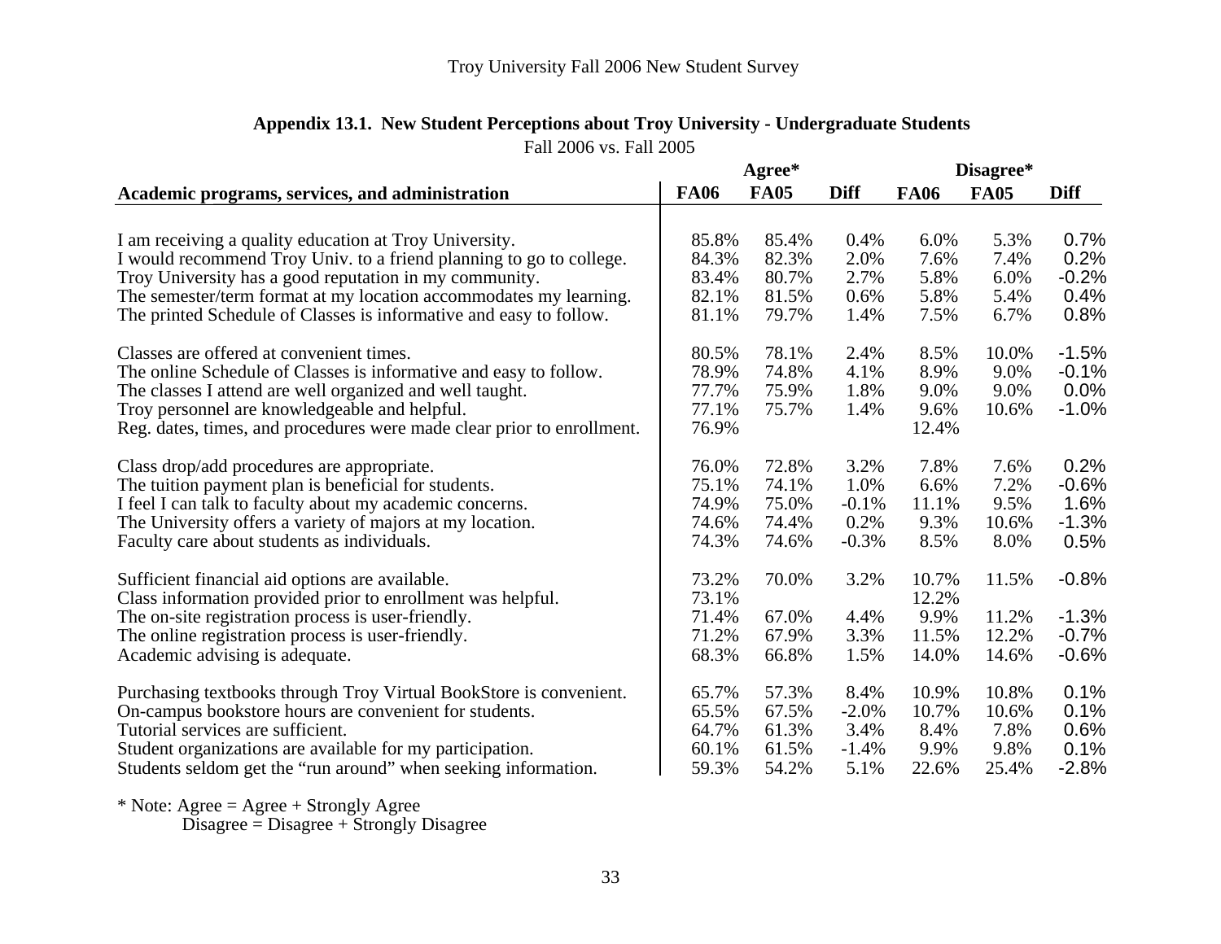## Appendix 13.1. New Student Perceptions about Troy University - Undergraduate Students

Fall 2006 vs. Fall 2005

| | Agree* | | | Disagree* | | |
|---|---|---|---|---|---|---|
| **Academic programs, services, and administration** | **FA06** | **FA05** | **Diff** | **FA06** | **FA05** | **Diff** |
| I am receiving a quality education at Troy University. | 85.8% | 85.4% | 0.4% | 6.0% | 5.3% | 0.7% |
| I would recommend Troy Univ. to a friend planning to go to college. | 84.3% | 82.3% | 2.0% | 7.6% | 7.4% | 0.2% |
| Troy University has a good reputation in my community. | 83.4% | 80.7% | 2.7% | 5.8% | 6.0% | -0.2% |
| The semester/term format at my location accommodates my learning. | 82.1% | 81.5% | 0.6% | 5.8% | 5.4% | 0.4% |
| The printed Schedule of Classes is informative and easy to follow. | 81.1% | 79.7% | 1.4% | 7.5% | 6.7% | 0.8% |
| Classes are offered at convenient times. | 80.5% | 78.1% | 2.4% | 8.5% | 10.0% | -1.5% |
| The online Schedule of Classes is informative and easy to follow. | 78.9% | 74.8% | 4.1% | 8.9% | 9.0% | -0.1% |
| The classes I attend are well organized and well taught. | 77.7% | 75.9% | 1.8% | 9.0% | 9.0% | 0.0% |
| Troy personnel are knowledgeable and helpful. | 77.1% | 75.7% | 1.4% | 9.6% | 10.6% | -1.0% |
| Reg. dates, times, and procedures were made clear prior to enrollment. | 76.9% | | | 12.4% | | |
| Class drop/add procedures are appropriate. | 76.0% | 72.8% | 3.2% | 7.8% | 7.6% | 0.2% |
| The tuition payment plan is beneficial for students. | 75.1% | 74.1% | 1.0% | 6.6% | 7.2% | -0.6% |
| I feel I can talk to faculty about my academic concerns. | 74.9% | 75.0% | -0.1% | 11.1% | 9.5% | 1.6% |
| The University offers a variety of majors at my location. | 74.6% | 74.4% | 0.2% | 9.3% | 10.6% | -1.3% |
| Faculty care about students as individuals. | 74.3% | 74.6% | -0.3% | 8.5% | 8.0% | 0.5% |
| Sufficient financial aid options are available. | 73.2% | 70.0% | 3.2% | 10.7% | 11.5% | -0.8% |
| Class information provided prior to enrollment was helpful. | 73.1% | | | 12.2% | | |
| The on-site registration process is user-friendly. | 71.4% | 67.0% | 4.4% | 9.9% | 11.2% | -1.3% |
| The online registration process is user-friendly. | 71.2% | 67.9% | 3.3% | 11.5% | 12.2% | -0.7% |
| Academic advising is adequate. | 68.3% | 66.8% | 1.5% | 14.0% | 14.6% | -0.6% |
| Purchasing textbooks through Troy Virtual BookStore is convenient. | 65.7% | 57.3% | 8.4% | 10.9% | 10.8% | 0.1% |
| On-campus bookstore hours are convenient for students. | 65.5% | 67.5% | -2.0% | 10.7% | 10.6% | 0.1% |
| Tutorial services are sufficient. | 64.7% | 61.3% | 3.4% | 8.4% | 7.8% | 0.6% |
| Student organizations are available for my participation. | 60.1% | 61.5% | -1.4% | 9.9% | 9.8% | 0.1% |
| Students seldom get the "run around" when seeking information. | 59.3% | 54.2% | 5.1% | 22.6% | 25.4% | -2.8% |

* Note: Agree = Agree + Strongly Agree
Disagree = Disagree + Strongly Disagree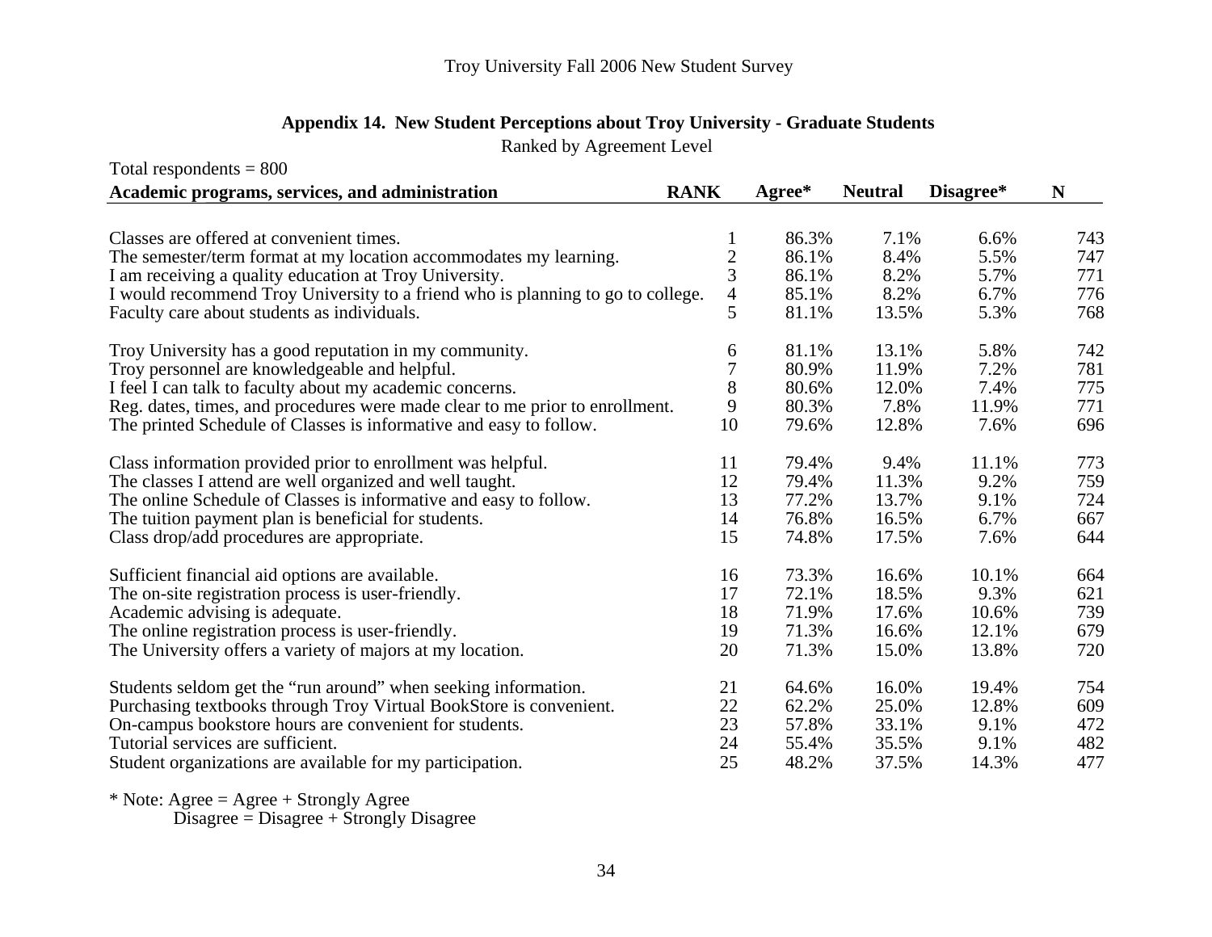## Appendix 14. New Student Perceptions about Troy University - Graduate Students

Ranked by Agreement Level

Total respondents = 800

| Academic programs, services, and administration | RANK | Agree* | Neutral | Disagree* | N |
|---|---|---|---|---|---|
| Classes are offered at convenient times. | 1 | 86.3% | 7.1% | 6.6% | 743 |
| The semester/term format at my location accommodates my learning. | 2 | 86.1% | 8.4% | 5.5% | 747 |
| I am receiving a quality education at Troy University. | 3 | 86.1% | 8.2% | 5.7% | 771 |
| I would recommend Troy University to a friend who is planning to go to college. | 4 | 85.1% | 8.2% | 6.7% | 776 |
| Faculty care about students as individuals. | 5 | 81.1% | 13.5% | 5.3% | 768 |
| Troy University has a good reputation in my community. | 6 | 81.1% | 13.1% | 5.8% | 742 |
| Troy personnel are knowledgeable and helpful. | 7 | 80.9% | 11.9% | 7.2% | 781 |
| I feel I can talk to faculty about my academic concerns. | 8 | 80.6% | 12.0% | 7.4% | 775 |
| Reg. dates, times, and procedures were made clear to me prior to enrollment. | 9 | 80.3% | 7.8% | 11.9% | 771 |
| The printed Schedule of Classes is informative and easy to follow. | 10 | 79.6% | 12.8% | 7.6% | 696 |
| Class information provided prior to enrollment was helpful. | 11 | 79.4% | 9.4% | 11.1% | 773 |
| The classes I attend are well organized and well taught. | 12 | 79.4% | 11.3% | 9.2% | 759 |
| The online Schedule of Classes is informative and easy to follow. | 13 | 77.2% | 13.7% | 9.1% | 724 |
| The tuition payment plan is beneficial for students. | 14 | 76.8% | 16.5% | 6.7% | 667 |
| Class drop/add procedures are appropriate. | 15 | 74.8% | 17.5% | 7.6% | 644 |
| Sufficient financial aid options are available. | 16 | 73.3% | 16.6% | 10.1% | 664 |
| The on-site registration process is user-friendly. | 17 | 72.1% | 18.5% | 9.3% | 621 |
| Academic advising is adequate. | 18 | 71.9% | 17.6% | 10.6% | 739 |
| The online registration process is user-friendly. | 19 | 71.3% | 16.6% | 12.1% | 679 |
| The University offers a variety of majors at my location. | 20 | 71.3% | 15.0% | 13.8% | 720 |
| Students seldom get the "run around" when seeking information. | 21 | 64.6% | 16.0% | 19.4% | 754 |
| Purchasing textbooks through Troy Virtual BookStore is convenient. | 22 | 62.2% | 25.0% | 12.8% | 609 |
| On-campus bookstore hours are convenient for students. | 23 | 57.8% | 33.1% | 9.1% | 472 |
| Tutorial services are sufficient. | 24 | 55.4% | 35.5% | 9.1% | 482 |
| Student organizations are available for my participation. | 25 | 48.2% | 37.5% | 14.3% | 477 |

* Note: Agree = Agree + Strongly Agree
Disagree = Disagree + Strongly Disagree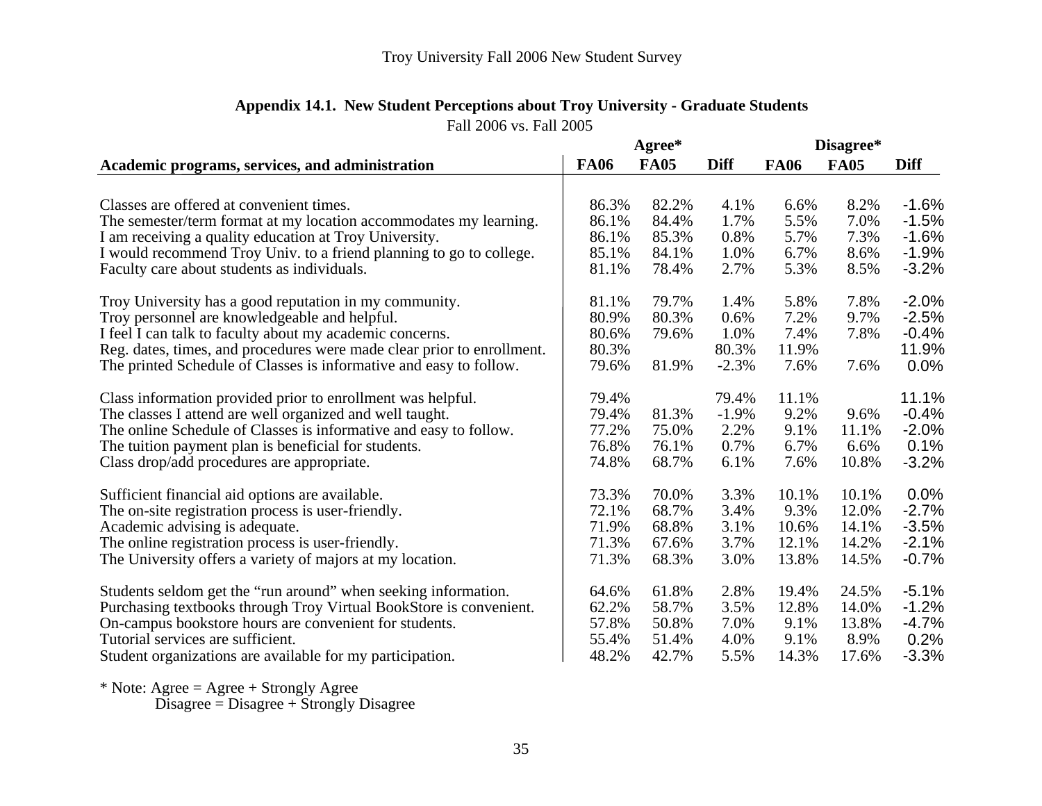Troy University Fall 2006 New Student Survey

## Appendix 14.1. New Student Perceptions about Troy University - Graduate Students

Fall 2006 vs. Fall 2005

| | Agree* | | | Disagree* | | |
|---|---|---|---|---|---|---|
| **Academic programs, services, and administration** | **FA06** | **FA05** | **Diff** | **FA06** | **FA05** | **Diff** |
| Classes are offered at convenient times. | 86.3% | 82.2% | 4.1% | 6.6% | 8.2% | -1.6% |
| The semester/term format at my location accommodates my learning. | 86.1% | 84.4% | 1.7% | 5.5% | 7.0% | -1.5% |
| I am receiving a quality education at Troy University. | 86.1% | 85.3% | 0.8% | 5.7% | 7.3% | -1.6% |
| I would recommend Troy Univ. to a friend planning to go to college. | 85.1% | 84.1% | 1.0% | 6.7% | 8.6% | -1.9% |
| Faculty care about students as individuals. | 81.1% | 78.4% | 2.7% | 5.3% | 8.5% | -3.2% |
| Troy University has a good reputation in my community. | 81.1% | 79.7% | 1.4% | 5.8% | 7.8% | -2.0% |
| Troy personnel are knowledgeable and helpful. | 80.9% | 80.3% | 0.6% | 7.2% | 9.7% | -2.5% |
| I feel I can talk to faculty about my academic concerns. | 80.6% | 79.6% | 1.0% | 7.4% | 7.8% | -0.4% |
| Reg. dates, times, and procedures were made clear prior to enrollment. | 80.3% | | 80.3% | 11.9% | | 11.9% |
| The printed Schedule of Classes is informative and easy to follow. | 79.6% | 81.9% | -2.3% | 7.6% | 7.6% | 0.0% |
| Class information provided prior to enrollment was helpful. | 79.4% | | 79.4% | 11.1% | | 11.1% |
| The classes I attend are well organized and well taught. | 79.4% | 81.3% | -1.9% | 9.2% | 9.6% | -0.4% |
| The online Schedule of Classes is informative and easy to follow. | 77.2% | 75.0% | 2.2% | 9.1% | 11.1% | -2.0% |
| The tuition payment plan is beneficial for students. | 76.8% | 76.1% | 0.7% | 6.7% | 6.6% | 0.1% |
| Class drop/add procedures are appropriate. | 74.8% | 68.7% | 6.1% | 7.6% | 10.8% | -3.2% |
| Sufficient financial aid options are available. | 73.3% | 70.0% | 3.3% | 10.1% | 10.1% | 0.0% |
| The on-site registration process is user-friendly. | 72.1% | 68.7% | 3.4% | 9.3% | 12.0% | -2.7% |
| Academic advising is adequate. | 71.9% | 68.8% | 3.1% | 10.6% | 14.1% | -3.5% |
| The online registration process is user-friendly. | 71.3% | 67.6% | 3.7% | 12.1% | 14.2% | -2.1% |
| The University offers a variety of majors at my location. | 71.3% | 68.3% | 3.0% | 13.8% | 14.5% | -0.7% |
| Students seldom get the "run around" when seeking information. | 64.6% | 61.8% | 2.8% | 19.4% | 24.5% | -5.1% |
| Purchasing textbooks through Troy Virtual BookStore is convenient. | 62.2% | 58.7% | 3.5% | 12.8% | 14.0% | -1.2% |
| On-campus bookstore hours are convenient for students. | 57.8% | 50.8% | 7.0% | 9.1% | 13.8% | -4.7% |
| Tutorial services are sufficient. | 55.4% | 51.4% | 4.0% | 9.1% | 8.9% | 0.2% |
| Student organizations are available for my participation. | 48.2% | 42.7% | 5.5% | 14.3% | 17.6% | -3.3% |

* Note: Agree = Agree + Strongly Agree
Disagree = Disagree + Strongly Disagree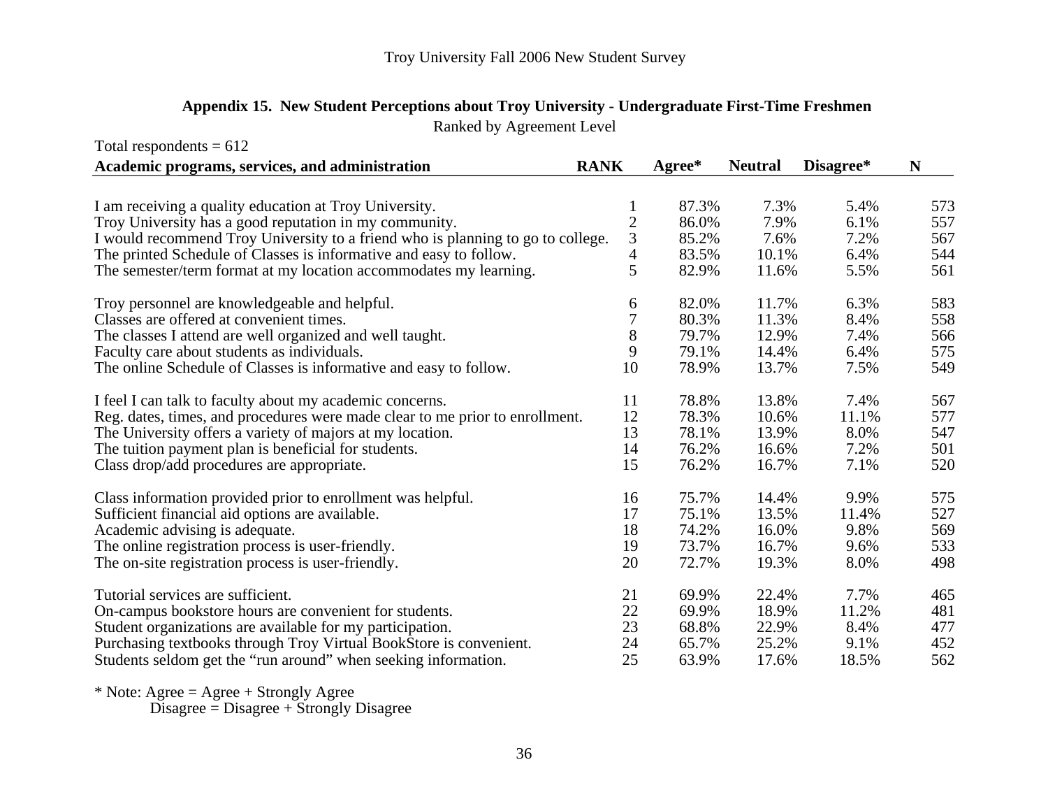## Appendix 15. New Student Perceptions about Troy University - Undergraduate First-Time Freshmen

Ranked by Agreement Level

Total respondents = 612

| Academic programs, services, and administration | RANK | Agree* | Neutral | Disagree* | N |
|---|---|---|---|---|---|
| I am receiving a quality education at Troy University. | 1 | 87.3% | 7.3% | 5.4% | 573 |
| Troy University has a good reputation in my community. | 2 | 86.0% | 7.9% | 6.1% | 557 |
| I would recommend Troy University to a friend who is planning to go to college. | 3 | 85.2% | 7.6% | 7.2% | 567 |
| The printed Schedule of Classes is informative and easy to follow. | 4 | 83.5% | 10.1% | 6.4% | 544 |
| The semester/term format at my location accommodates my learning. | 5 | 82.9% | 11.6% | 5.5% | 561 |
| Troy personnel are knowledgeable and helpful. | 6 | 82.0% | 11.7% | 6.3% | 583 |
| Classes are offered at convenient times. | 7 | 80.3% | 11.3% | 8.4% | 558 |
| The classes I attend are well organized and well taught. | 8 | 79.7% | 12.9% | 7.4% | 566 |
| Faculty care about students as individuals. | 9 | 79.1% | 14.4% | 6.4% | 575 |
| The online Schedule of Classes is informative and easy to follow. | 10 | 78.9% | 13.7% | 7.5% | 549 |
| I feel I can talk to faculty about my academic concerns. | 11 | 78.8% | 13.8% | 7.4% | 567 |
| Reg. dates, times, and procedures were made clear to me prior to enrollment. | 12 | 78.3% | 10.6% | 11.1% | 577 |
| The University offers a variety of majors at my location. | 13 | 78.1% | 13.9% | 8.0% | 547 |
| The tuition payment plan is beneficial for students. | 14 | 76.2% | 16.6% | 7.2% | 501 |
| Class drop/add procedures are appropriate. | 15 | 76.2% | 16.7% | 7.1% | 520 |
| Class information provided prior to enrollment was helpful. | 16 | 75.7% | 14.4% | 9.9% | 575 |
| Sufficient financial aid options are available. | 17 | 75.1% | 13.5% | 11.4% | 527 |
| Academic advising is adequate. | 18 | 74.2% | 16.0% | 9.8% | 569 |
| The online registration process is user-friendly. | 19 | 73.7% | 16.7% | 9.6% | 533 |
| The on-site registration process is user-friendly. | 20 | 72.7% | 19.3% | 8.0% | 498 |
| Tutorial services are sufficient. | 21 | 69.9% | 22.4% | 7.7% | 465 |
| On-campus bookstore hours are convenient for students. | 22 | 69.9% | 18.9% | 11.2% | 481 |
| Student organizations are available for my participation. | 23 | 68.8% | 22.9% | 8.4% | 477 |
| Purchasing textbooks through Troy Virtual BookStore is convenient. | 24 | 65.7% | 25.2% | 9.1% | 452 |
| Students seldom get the "run around" when seeking information. | 25 | 63.9% | 17.6% | 18.5% | 562 |

* Note: Agree = Agree + Strongly Agree
Disagree = Disagree + Strongly Disagree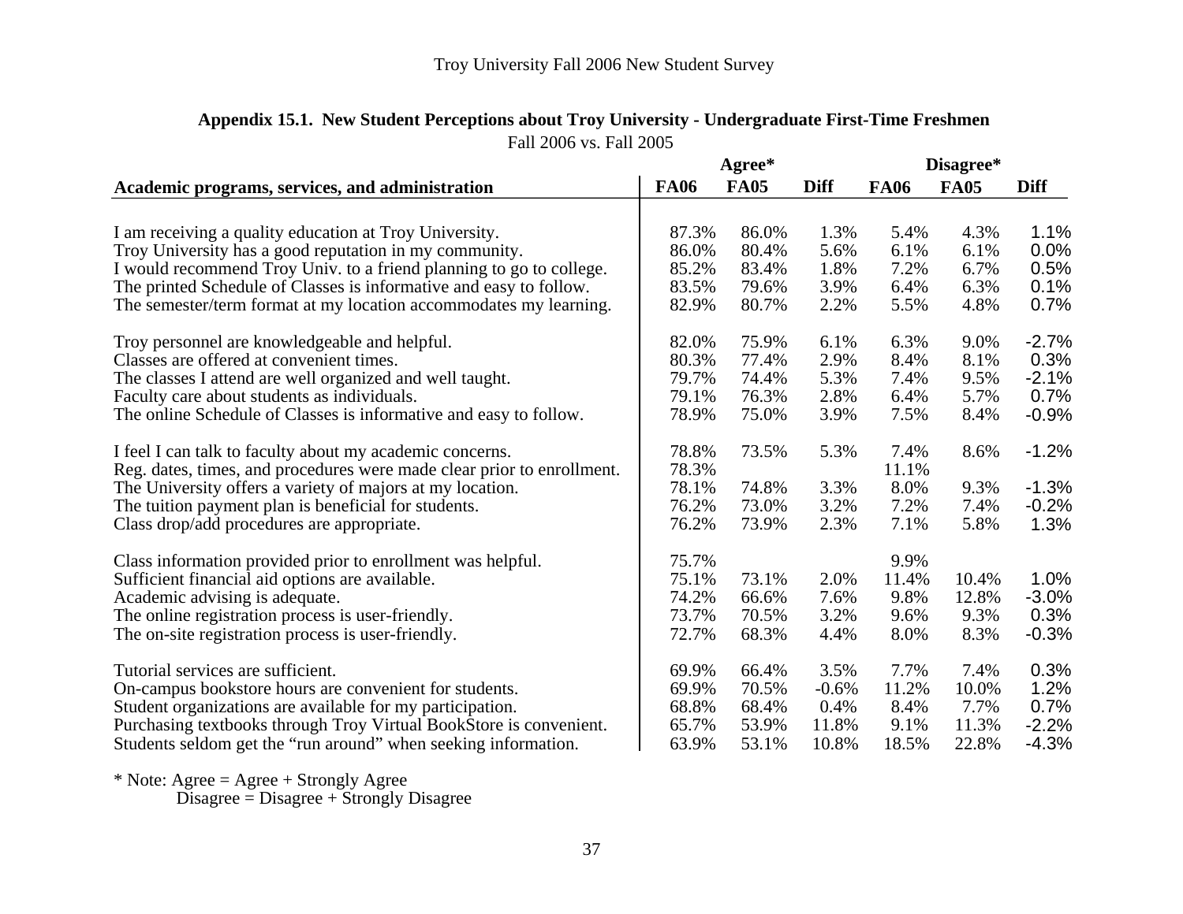## Appendix 15.1. New Student Perceptions about Troy University - Undergraduate First-Time Freshmen

Fall 2006 vs. Fall 2005

| Academic programs, services, and administration | Agree* | | | Disagree* | | |
|---|---|---|---|---|---|---|
| | FA06 | FA05 | Diff | FA06 | FA05 | Diff |
| I am receiving a quality education at Troy University. | 87.3% | 86.0% | 1.3% | 5.4% | 4.3% | 1.1% |
| Troy University has a good reputation in my community. | 86.0% | 80.4% | 5.6% | 6.1% | 6.1% | 0.0% |
| I would recommend Troy Univ. to a friend planning to go to college. | 85.2% | 83.4% | 1.8% | 7.2% | 6.7% | 0.5% |
| The printed Schedule of Classes is informative and easy to follow. | 83.5% | 79.6% | 3.9% | 6.4% | 6.3% | 0.1% |
| The semester/term format at my location accommodates my learning. | 82.9% | 80.7% | 2.2% | 5.5% | 4.8% | 0.7% |
| Troy personnel are knowledgeable and helpful. | 82.0% | 75.9% | 6.1% | 6.3% | 9.0% | -2.7% |
| Classes are offered at convenient times. | 80.3% | 77.4% | 2.9% | 8.4% | 8.1% | 0.3% |
| The classes I attend are well organized and well taught. | 79.7% | 74.4% | 5.3% | 7.4% | 9.5% | -2.1% |
| Faculty care about students as individuals. | 79.1% | 76.3% | 2.8% | 6.4% | 5.7% | 0.7% |
| The online Schedule of Classes is informative and easy to follow. | 78.9% | 75.0% | 3.9% | 7.5% | 8.4% | -0.9% |
| I feel I can talk to faculty about my academic concerns. | 78.8% | 73.5% | 5.3% | 7.4% | 8.6% | -1.2% |
| Reg. dates, times, and procedures were made clear prior to enrollment. | 78.3% | | | 11.1% | | |
| The University offers a variety of majors at my location. | 78.1% | 74.8% | 3.3% | 8.0% | 9.3% | -1.3% |
| The tuition payment plan is beneficial for students. | 76.2% | 73.0% | 3.2% | 7.2% | 7.4% | -0.2% |
| Class drop/add procedures are appropriate. | 76.2% | 73.9% | 2.3% | 7.1% | 5.8% | 1.3% |
| Class information provided prior to enrollment was helpful. | 75.7% | | | 9.9% | | |
| Sufficient financial aid options are available. | 75.1% | 73.1% | 2.0% | 11.4% | 10.4% | 1.0% |
| Academic advising is adequate. | 74.2% | 66.6% | 7.6% | 9.8% | 12.8% | -3.0% |
| The online registration process is user-friendly. | 73.7% | 70.5% | 3.2% | 9.6% | 9.3% | 0.3% |
| The on-site registration process is user-friendly. | 72.7% | 68.3% | 4.4% | 8.0% | 8.3% | -0.3% |
| Tutorial services are sufficient. | 69.9% | 66.4% | 3.5% | 7.7% | 7.4% | 0.3% |
| On-campus bookstore hours are convenient for students. | 69.9% | 70.5% | -0.6% | 11.2% | 10.0% | 1.2% |
| Student organizations are available for my participation. | 68.8% | 68.4% | 0.4% | 8.4% | 7.7% | 0.7% |
| Purchasing textbooks through Troy Virtual BookStore is convenient. | 65.7% | 53.9% | 11.8% | 9.1% | 11.3% | -2.2% |
| Students seldom get the “run around” when seeking information. | 63.9% | 53.1% | 10.8% | 18.5% | 22.8% | -4.3% |

* Note: Agree = Agree + Strongly Agree
Disagree = Disagree + Strongly Disagree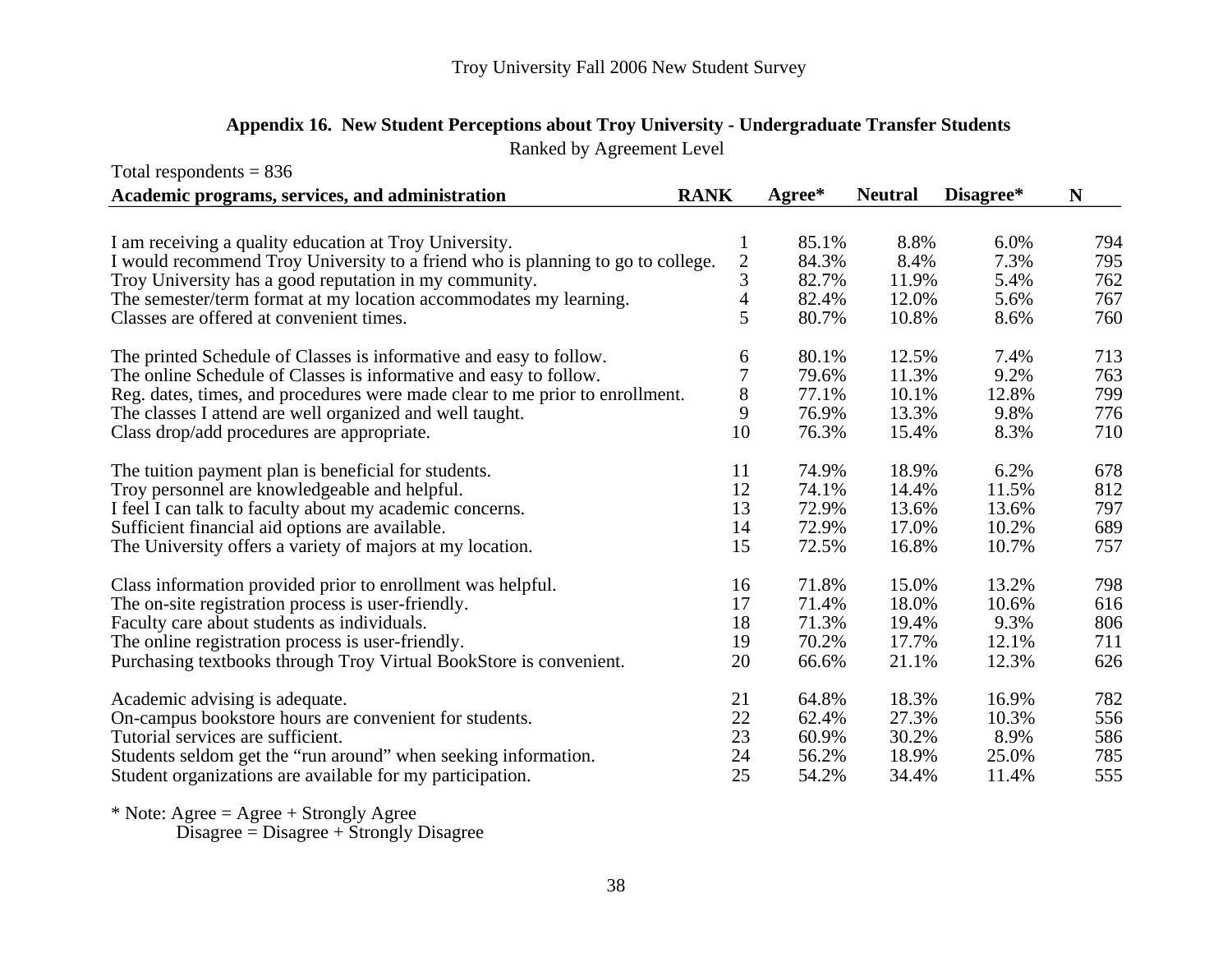## Appendix 16. New Student Perceptions about Troy University - Undergraduate Transfer Students

Ranked by Agreement Level

Total respondents = 836

| Academic programs, services, and administration | RANK | Agree* | Neutral | Disagree* | N |
|---|---|---|---|---|---|
| I am receiving a quality education at Troy University. | 1 | 85.1% | 8.8% | 6.0% | 794 |
| I would recommend Troy University to a friend who is planning to go to college. | 2 | 84.3% | 8.4% | 7.3% | 795 |
| Troy University has a good reputation in my community. | 3 | 82.7% | 11.9% | 5.4% | 762 |
| The semester/term format at my location accommodates my learning. | 4 | 82.4% | 12.0% | 5.6% | 767 |
| Classes are offered at convenient times. | 5 | 80.7% | 10.8% | 8.6% | 760 |
| The printed Schedule of Classes is informative and easy to follow. | 6 | 80.1% | 12.5% | 7.4% | 713 |
| The online Schedule of Classes is informative and easy to follow. | 7 | 79.6% | 11.3% | 9.2% | 763 |
| Reg. dates, times, and procedures were made clear to me prior to enrollment. | 8 | 77.1% | 10.1% | 12.8% | 799 |
| The classes I attend are well organized and well taught. | 9 | 76.9% | 13.3% | 9.8% | 776 |
| Class drop/add procedures are appropriate. | 10 | 76.3% | 15.4% | 8.3% | 710 |
| The tuition payment plan is beneficial for students. | 11 | 74.9% | 18.9% | 6.2% | 678 |
| Troy personnel are knowledgeable and helpful. | 12 | 74.1% | 14.4% | 11.5% | 812 |
| I feel I can talk to faculty about my academic concerns. | 13 | 72.9% | 13.6% | 13.6% | 797 |
| Sufficient financial aid options are available. | 14 | 72.9% | 17.0% | 10.2% | 689 |
| The University offers a variety of majors at my location. | 15 | 72.5% | 16.8% | 10.7% | 757 |
| Class information provided prior to enrollment was helpful. | 16 | 71.8% | 15.0% | 13.2% | 798 |
| The on-site registration process is user-friendly. | 17 | 71.4% | 18.0% | 10.6% | 616 |
| Faculty care about students as individuals. | 18 | 71.3% | 19.4% | 9.3% | 806 |
| The online registration process is user-friendly. | 19 | 70.2% | 17.7% | 12.1% | 711 |
| Purchasing textbooks through Troy Virtual BookStore is convenient. | 20 | 66.6% | 21.1% | 12.3% | 626 |
| Academic advising is adequate. | 21 | 64.8% | 18.3% | 16.9% | 782 |
| On-campus bookstore hours are convenient for students. | 22 | 62.4% | 27.3% | 10.3% | 556 |
| Tutorial services are sufficient. | 23 | 60.9% | 30.2% | 8.9% | 586 |
| Students seldom get the "run around" when seeking information. | 24 | 56.2% | 18.9% | 25.0% | 785 |
| Student organizations are available for my participation. | 25 | 54.2% | 34.4% | 11.4% | 555 |

* Note: Agree = Agree + Strongly Agree
Disagree = Disagree + Strongly Disagree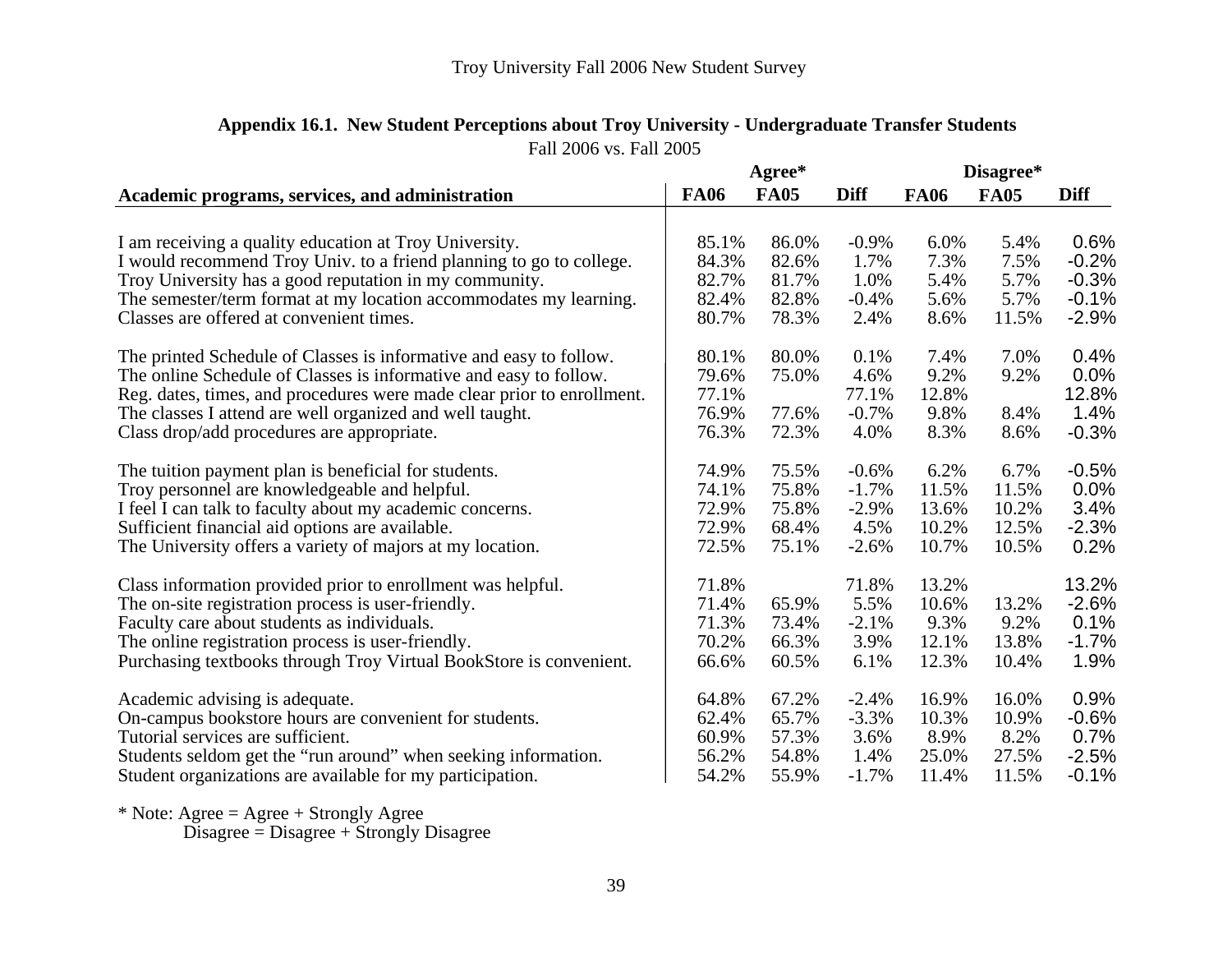Troy University Fall 2006 New Student Survey

## Appendix 16.1. New Student Perceptions about Troy University - Undergraduate Transfer Students

Fall 2006 vs. Fall 2005

| Academic programs, services, and administration | Agree* | | | Disagree* | | |
|---|---|---|---|---|---|---|
| | **FA06** | **FA05** | **Diff** | **FA06** | **FA05** | **Diff** |
| I am receiving a quality education at Troy University. | 85.1% | 86.0% | -0.9% | 6.0% | 5.4% | 0.6% |
| I would recommend Troy Univ. to a friend planning to go to college. | 84.3% | 82.6% | 1.7% | 7.3% | 7.5% | -0.2% |
| Troy University has a good reputation in my community. | 82.7% | 81.7% | 1.0% | 5.4% | 5.7% | -0.3% |
| The semester/term format at my location accommodates my learning. | 82.4% | 82.8% | -0.4% | 5.6% | 5.7% | -0.1% |
| Classes are offered at convenient times. | 80.7% | 78.3% | 2.4% | 8.6% | 11.5% | -2.9% |
| The printed Schedule of Classes is informative and easy to follow. | 80.1% | 80.0% | 0.1% | 7.4% | 7.0% | 0.4% |
| The online Schedule of Classes is informative and easy to follow. | 79.6% | 75.0% | 4.6% | 9.2% | 9.2% | 0.0% |
| Reg. dates, times, and procedures were made clear prior to enrollment. | 77.1% | | 77.1% | 12.8% | | 12.8% |
| The classes I attend are well organized and well taught. | 76.9% | 77.6% | -0.7% | 9.8% | 8.4% | 1.4% |
| Class drop/add procedures are appropriate. | 76.3% | 72.3% | 4.0% | 8.3% | 8.6% | -0.3% |
| The tuition payment plan is beneficial for students. | 74.9% | 75.5% | -0.6% | 6.2% | 6.7% | -0.5% |
| Troy personnel are knowledgeable and helpful. | 74.1% | 75.8% | -1.7% | 11.5% | 11.5% | 0.0% |
| I feel I can talk to faculty about my academic concerns. | 72.9% | 75.8% | -2.9% | 13.6% | 10.2% | 3.4% |
| Sufficient financial aid options are available. | 72.9% | 68.4% | 4.5% | 10.2% | 12.5% | -2.3% |
| The University offers a variety of majors at my location. | 72.5% | 75.1% | -2.6% | 10.7% | 10.5% | 0.2% |
| Class information provided prior to enrollment was helpful. | 71.8% | | 71.8% | 13.2% | | 13.2% |
| The on-site registration process is user-friendly. | 71.4% | 65.9% | 5.5% | 10.6% | 13.2% | -2.6% |
| Faculty care about students as individuals. | 71.3% | 73.4% | -2.1% | 9.3% | 9.2% | 0.1% |
| The online registration process is user-friendly. | 70.2% | 66.3% | 3.9% | 12.1% | 13.8% | -1.7% |
| Purchasing textbooks through Troy Virtual BookStore is convenient. | 66.6% | 60.5% | 6.1% | 12.3% | 10.4% | 1.9% |
| Academic advising is adequate. | 64.8% | 67.2% | -2.4% | 16.9% | 16.0% | 0.9% |
| On-campus bookstore hours are convenient for students. | 62.4% | 65.7% | -3.3% | 10.3% | 10.9% | -0.6% |
| Tutorial services are sufficient. | 60.9% | 57.3% | 3.6% | 8.9% | 8.2% | 0.7% |
| Students seldom get the "run around" when seeking information. | 56.2% | 54.8% | 1.4% | 25.0% | 27.5% | -2.5% |
| Student organizations are available for my participation. | 54.2% | 55.9% | -1.7% | 11.4% | 11.5% | -0.1% |

* Note: Agree = Agree + Strongly Agree
Disagree = Disagree + Strongly Disagree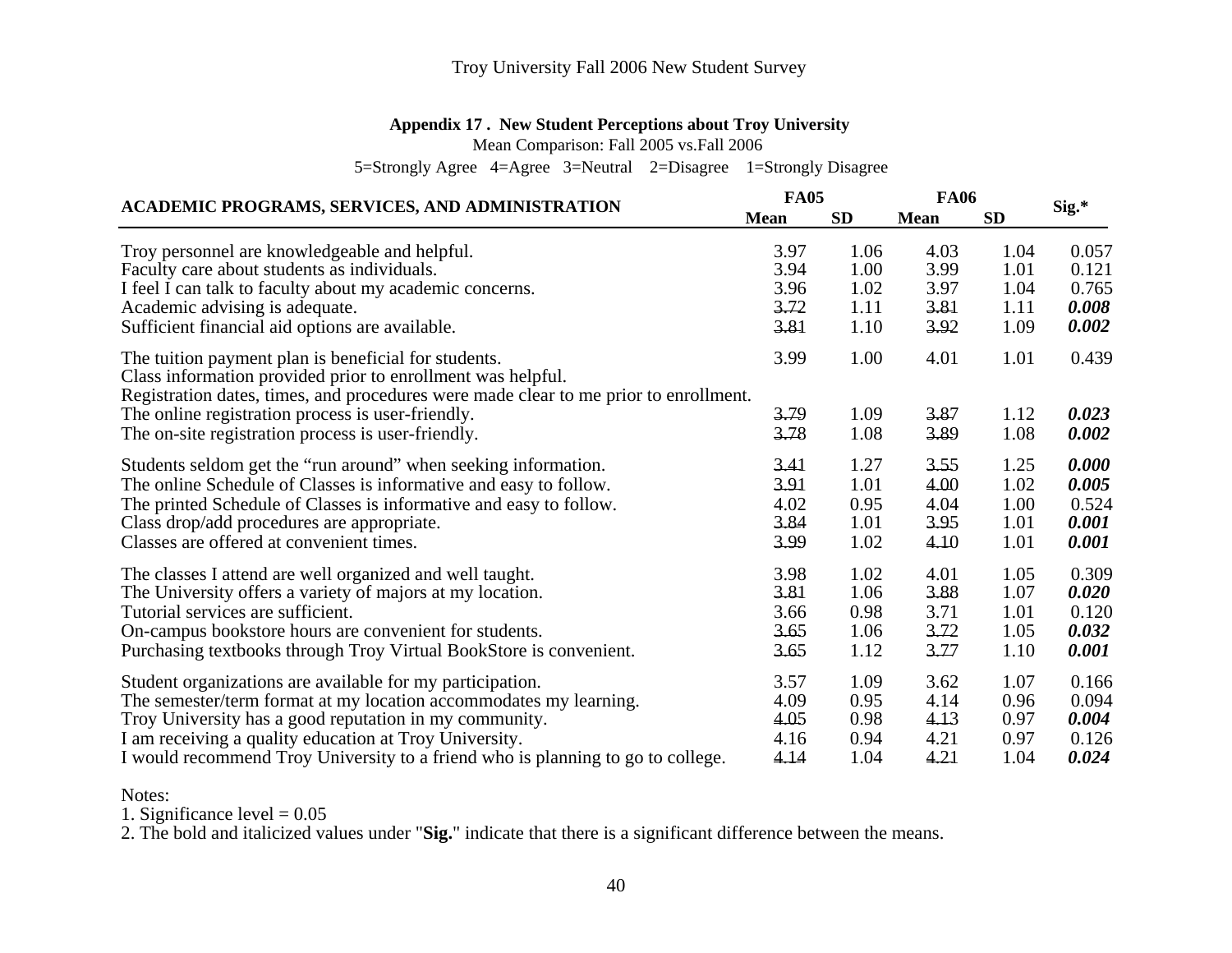Troy University Fall 2006 New Student Survey

**Appendix 17 . New Student Perceptions about Troy University**

Mean Comparison: Fall 2005 vs.Fall 2006

5=Strongly Agree 4=Agree 3=Neutral 2=Disagree 1=Strongly Disagree

| ACADEMIC PROGRAMS, SERVICES, AND ADMINISTRATION | FA05 | | FA06 | | Sig.* |
|---|---|---|---|---|---|
| | **Mean** | **SD** | **Mean** | **SD** | |
| Troy personnel are knowledgeable and helpful. | 3.97 | 1.06 | 4.03 | 1.04 | 0.057 |
| Faculty care about students as individuals. | 3.94 | 1.00 | 3.99 | 1.01 | 0.121 |
| I feel I can talk to faculty about my academic concerns. | 3.96 | 1.02 | 3.97 | 1.04 | 0.765 |
| Academic advising is adequate. | 3.72 | 1.11 | 3.81 | 1.11 | ***0.008*** |
| Sufficient financial aid options are available. | 3.81 | 1.10 | 3.92 | 1.09 | ***0.002*** |
| The tuition payment plan is beneficial for students. | 3.99 | 1.00 | 4.01 | 1.01 | 0.439 |
| Class information provided prior to enrollment was helpful. | | | | | |
| Registration dates, times, and procedures were made clear to me prior to enrollment. | | | | | |
| The online registration process is user-friendly. | 3.79 | 1.09 | 3.87 | 1.12 | ***0.023*** |
| The on-site registration process is user-friendly. | 3.78 | 1.08 | 3.89 | 1.08 | ***0.002*** |
| Students seldom get the "run around" when seeking information. | 3.41 | 1.27 | 3.55 | 1.25 | ***0.000*** |
| The online Schedule of Classes is informative and easy to follow. | 3.91 | 1.01 | 4.00 | 1.02 | ***0.005*** |
| The printed Schedule of Classes is informative and easy to follow. | 4.02 | 0.95 | 4.04 | 1.00 | 0.524 |
| Class drop/add procedures are appropriate. | 3.84 | 1.01 | 3.95 | 1.01 | ***0.001*** |
| Classes are offered at convenient times. | 3.99 | 1.02 | 4.10 | 1.01 | ***0.001*** |
| The classes I attend are well organized and well taught. | 3.98 | 1.02 | 4.01 | 1.05 | 0.309 |
| The University offers a variety of majors at my location. | 3.81 | 1.06 | 3.88 | 1.07 | ***0.020*** |
| Tutorial services are sufficient. | 3.66 | 0.98 | 3.71 | 1.01 | 0.120 |
| On-campus bookstore hours are convenient for students. | 3.65 | 1.06 | 3.72 | 1.05 | ***0.032*** |
| Purchasing textbooks through Troy Virtual BookStore is convenient. | 3.65 | 1.12 | 3.77 | 1.10 | ***0.001*** |
| Student organizations are available for my participation. | 3.57 | 1.09 | 3.62 | 1.07 | 0.166 |
| The semester/term format at my location accommodates my learning. | 4.09 | 0.95 | 4.14 | 0.96 | 0.094 |
| Troy University has a good reputation in my community. | 4.05 | 0.98 | 4.13 | 0.97 | ***0.004*** |
| I am receiving a quality education at Troy University. | 4.16 | 0.94 | 4.21 | 0.97 | 0.126 |
| I would recommend Troy University to a friend who is planning to go to college. | 4.14 | 1.04 | 4.21 | 1.04 | ***0.024*** |

Notes:

1. Significance level = 0.05
2. The bold and italicized values under "**Sig.**" indicate that there is a significant difference between the means.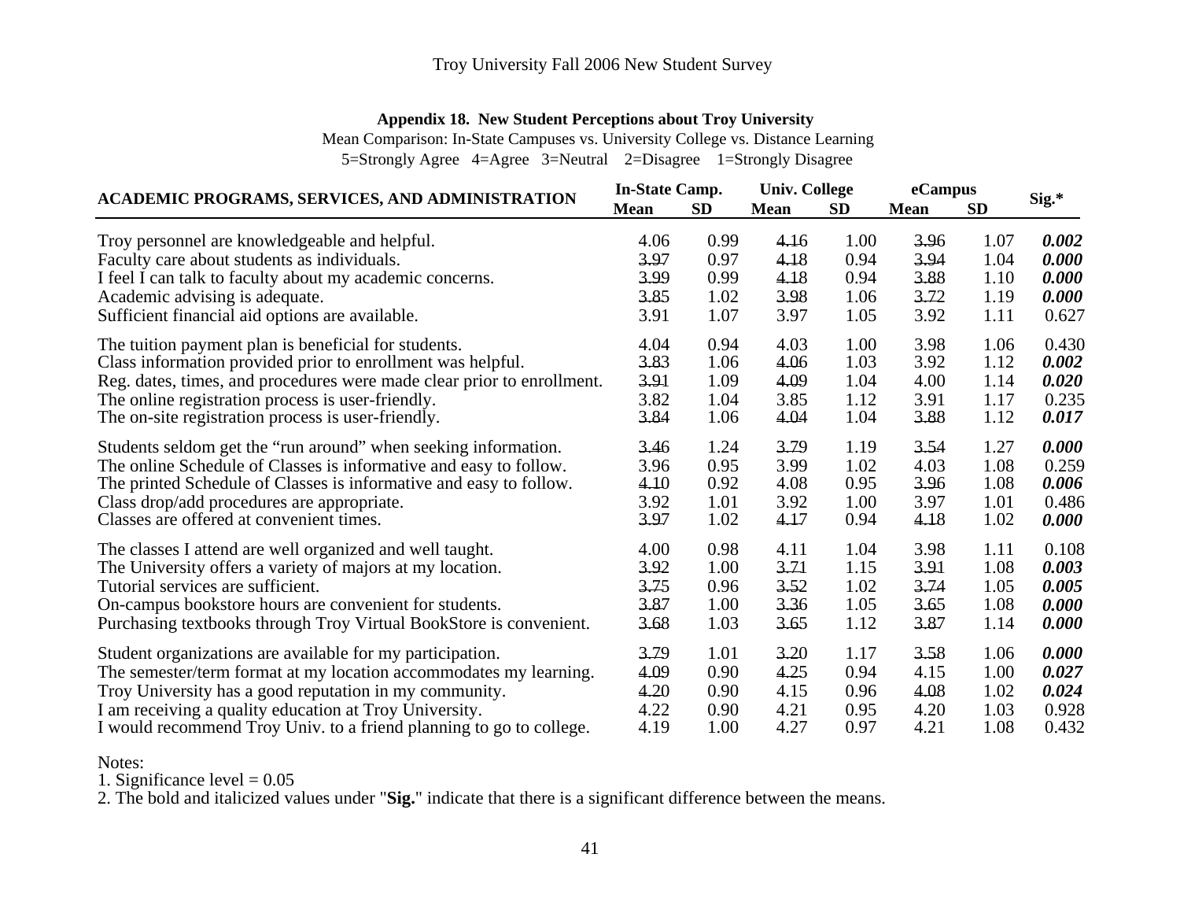Troy University Fall 2006 New Student Survey

**Appendix 18. New Student Perceptions about Troy University**

Mean Comparison: In-State Campuses vs. University College vs. Distance Learning

5=Strongly Agree 4=Agree 3=Neutral 2=Disagree 1=Strongly Disagree

| ACADEMIC PROGRAMS, SERVICES, AND ADMINISTRATION | In-State Camp. | | Univ. College | | eCampus | | Sig.* |
|---|---|---|---|---|---|---|---|
| | Mean | SD | Mean | SD | Mean | SD | |
| Troy personnel are knowledgeable and helpful. | 4.06 | 0.99 | 4.16 | 1.00 | 3.96 | 1.07 | ***0.002*** |
| Faculty care about students as individuals. | 3.97 | 0.97 | 4.18 | 0.94 | 3.94 | 1.04 | ***0.000*** |
| I feel I can talk to faculty about my academic concerns. | 3.99 | 0.99 | 4.18 | 0.94 | 3.88 | 1.10 | ***0.000*** |
| Academic advising is adequate. | 3.85 | 1.02 | 3.98 | 1.06 | 3.72 | 1.19 | ***0.000*** |
| Sufficient financial aid options are available. | 3.91 | 1.07 | 3.97 | 1.05 | 3.92 | 1.11 | 0.627 |
| The tuition payment plan is beneficial for students. | 4.04 | 0.94 | 4.03 | 1.00 | 3.98 | 1.06 | 0.430 |
| Class information provided prior to enrollment was helpful. | 3.83 | 1.06 | 4.06 | 1.03 | 3.92 | 1.12 | ***0.002*** |
| Reg. dates, times, and procedures were made clear prior to enrollment. | 3.91 | 1.09 | 4.09 | 1.04 | 4.00 | 1.14 | ***0.020*** |
| The online registration process is user-friendly. | 3.82 | 1.04 | 3.85 | 1.12 | 3.91 | 1.17 | 0.235 |
| The on-site registration process is user-friendly. | 3.84 | 1.06 | 4.04 | 1.04 | 3.88 | 1.12 | ***0.017*** |
| Students seldom get the "run around" when seeking information. | 3.46 | 1.24 | 3.79 | 1.19 | 3.54 | 1.27 | ***0.000*** |
| The online Schedule of Classes is informative and easy to follow. | 3.96 | 0.95 | 3.99 | 1.02 | 4.03 | 1.08 | 0.259 |
| The printed Schedule of Classes is informative and easy to follow. | 4.10 | 0.92 | 4.08 | 0.95 | 3.96 | 1.08 | ***0.006*** |
| Class drop/add procedures are appropriate. | 3.92 | 1.01 | 3.92 | 1.00 | 3.97 | 1.01 | 0.486 |
| Classes are offered at convenient times. | 3.97 | 1.02 | 4.17 | 0.94 | 4.18 | 1.02 | ***0.000*** |
| The classes I attend are well organized and well taught. | 4.00 | 0.98 | 4.11 | 1.04 | 3.98 | 1.11 | 0.108 |
| The University offers a variety of majors at my location. | 3.92 | 1.00 | 3.71 | 1.15 | 3.91 | 1.08 | ***0.003*** |
| Tutorial services are sufficient. | 3.75 | 0.96 | 3.52 | 1.02 | 3.74 | 1.05 | ***0.005*** |
| On-campus bookstore hours are convenient for students. | 3.87 | 1.00 | 3.36 | 1.05 | 3.65 | 1.08 | ***0.000*** |
| Purchasing textbooks through Troy Virtual BookStore is convenient. | 3.68 | 1.03 | 3.65 | 1.12 | 3.87 | 1.14 | ***0.000*** |
| Student organizations are available for my participation. | 3.79 | 1.01 | 3.20 | 1.17 | 3.58 | 1.06 | ***0.000*** |
| The semester/term format at my location accommodates my learning. | 4.09 | 0.90 | 4.25 | 0.94 | 4.15 | 1.00 | ***0.027*** |
| Troy University has a good reputation in my community. | 4.20 | 0.90 | 4.15 | 0.96 | 4.08 | 1.02 | ***0.024*** |
| I am receiving a quality education at Troy University. | 4.22 | 0.90 | 4.21 | 0.95 | 4.20 | 1.03 | 0.928 |
| I would recommend Troy Univ. to a friend planning to go to college. | 4.19 | 1.00 | 4.27 | 0.97 | 4.21 | 1.08 | 0.432 |

Notes:

1. Significance level = 0.05
2. The bold and italicized values under "**Sig.**" indicate that there is a significant difference between the means.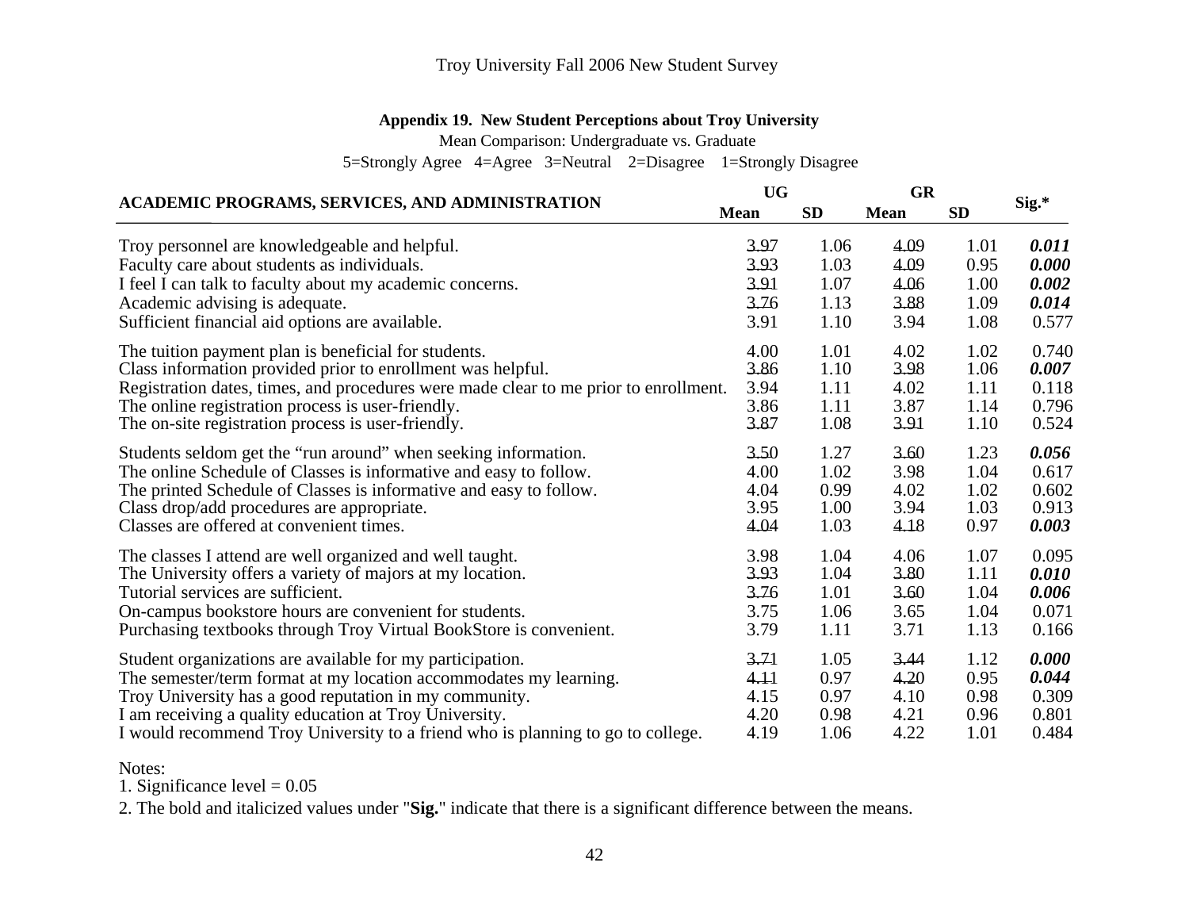Troy University Fall 2006 New Student Survey

**Appendix 19. New Student Perceptions about Troy University**

Mean Comparison: Undergraduate vs. Graduate

5=Strongly Agree 4=Agree 3=Neutral 2=Disagree 1=Strongly Disagree

| ACADEMIC PROGRAMS, SERVICES, AND ADMINISTRATION | UG | | GR | | Sig.* |
|---|---|---|---|---|---|
| | **Mean** | **SD** | **Mean** | **SD** | |
| Troy personnel are knowledgeable and helpful. | 3.97 | 1.06 | 4.09 | 1.01 | ***0.011*** |
| Faculty care about students as individuals. | 3.93 | 1.03 | 4.09 | 0.95 | ***0.000*** |
| I feel I can talk to faculty about my academic concerns. | 3.91 | 1.07 | 4.06 | 1.00 | ***0.002*** |
| Academic advising is adequate. | 3.76 | 1.13 | 3.88 | 1.09 | ***0.014*** |
| Sufficient financial aid options are available. | 3.91 | 1.10 | 3.94 | 1.08 | 0.577 |
| The tuition payment plan is beneficial for students. | 4.00 | 1.01 | 4.02 | 1.02 | 0.740 |
| Class information provided prior to enrollment was helpful. | 3.86 | 1.10 | 3.98 | 1.06 | ***0.007*** |
| Registration dates, times, and procedures were made clear to me prior to enrollment. | 3.94 | 1.11 | 4.02 | 1.11 | 0.118 |
| The online registration process is user-friendly. | 3.86 | 1.11 | 3.87 | 1.14 | 0.796 |
| The on-site registration process is user-friendly. | 3.87 | 1.08 | 3.91 | 1.10 | 0.524 |
| Students seldom get the "run around" when seeking information. | 3.50 | 1.27 | 3.60 | 1.23 | ***0.056*** |
| The online Schedule of Classes is informative and easy to follow. | 4.00 | 1.02 | 3.98 | 1.04 | 0.617 |
| The printed Schedule of Classes is informative and easy to follow. | 4.04 | 0.99 | 4.02 | 1.02 | 0.602 |
| Class drop/add procedures are appropriate. | 3.95 | 1.00 | 3.94 | 1.03 | 0.913 |
| Classes are offered at convenient times. | 4.04 | 1.03 | 4.18 | 0.97 | ***0.003*** |
| The classes I attend are well organized and well taught. | 3.98 | 1.04 | 4.06 | 1.07 | 0.095 |
| The University offers a variety of majors at my location. | 3.93 | 1.04 | 3.80 | 1.11 | ***0.010*** |
| Tutorial services are sufficient. | 3.76 | 1.01 | 3.60 | 1.04 | ***0.006*** |
| On-campus bookstore hours are convenient for students. | 3.75 | 1.06 | 3.65 | 1.04 | 0.071 |
| Purchasing textbooks through Troy Virtual BookStore is convenient. | 3.79 | 1.11 | 3.71 | 1.13 | 0.166 |
| Student organizations are available for my participation. | 3.71 | 1.05 | 3.44 | 1.12 | ***0.000*** |
| The semester/term format at my location accommodates my learning. | 4.11 | 0.97 | 4.20 | 0.95 | ***0.044*** |
| Troy University has a good reputation in my community. | 4.15 | 0.97 | 4.10 | 0.98 | 0.309 |
| I am receiving a quality education at Troy University. | 4.20 | 0.98 | 4.21 | 0.96 | 0.801 |
| I would recommend Troy University to a friend who is planning to go to college. | 4.19 | 1.06 | 4.22 | 1.01 | 0.484 |

Notes:

1. Significance level = 0.05
2. The bold and italicized values under "**Sig.**" indicate that there is a significant difference between the means.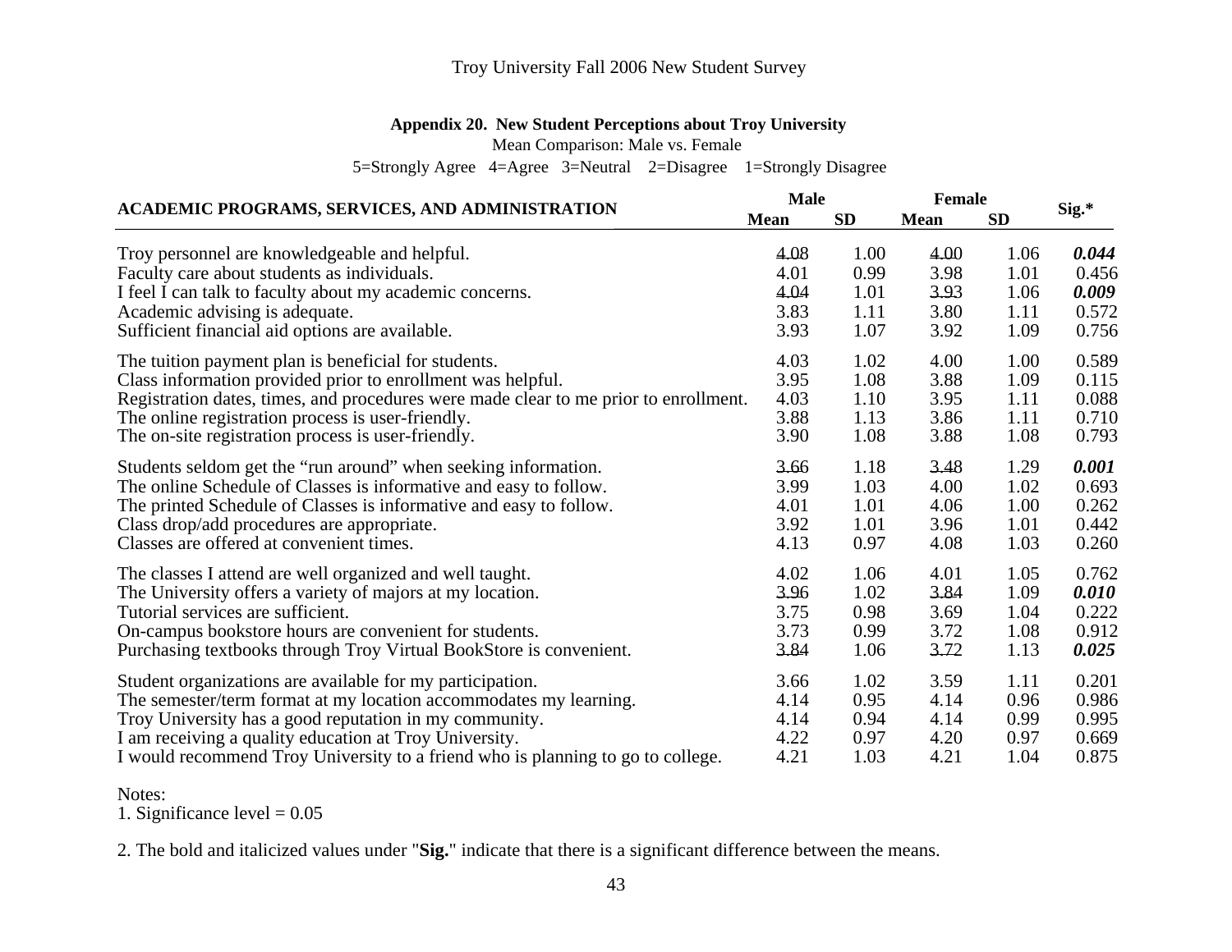Troy University Fall 2006 New Student Survey

**Appendix 20. New Student Perceptions about Troy University**

Mean Comparison: Male vs. Female

5=Strongly Agree 4=Agree 3=Neutral 2=Disagree 1=Strongly Disagree

| ACADEMIC PROGRAMS, SERVICES, AND ADMINISTRATION | Male | | Female | | Sig.* |
|---|---|---|---|---|---|
| | Mean | SD | Mean | SD | |
| Troy personnel are knowledgeable and helpful. | 4.08 | 1.00 | 4.00 | 1.06 | ***0.044*** |
| Faculty care about students as individuals. | 4.01 | 0.99 | 3.98 | 1.01 | 0.456 |
| I feel I can talk to faculty about my academic concerns. | 4.04 | 1.01 | 3.93 | 1.06 | ***0.009*** |
| Academic advising is adequate. | 3.83 | 1.11 | 3.80 | 1.11 | 0.572 |
| Sufficient financial aid options are available. | 3.93 | 1.07 | 3.92 | 1.09 | 0.756 |
| The tuition payment plan is beneficial for students. | 4.03 | 1.02 | 4.00 | 1.00 | 0.589 |
| Class information provided prior to enrollment was helpful. | 3.95 | 1.08 | 3.88 | 1.09 | 0.115 |
| Registration dates, times, and procedures were made clear to me prior to enrollment. | 4.03 | 1.10 | 3.95 | 1.11 | 0.088 |
| The online registration process is user-friendly. | 3.88 | 1.13 | 3.86 | 1.11 | 0.710 |
| The on-site registration process is user-friendly. | 3.90 | 1.08 | 3.88 | 1.08 | 0.793 |
| Students seldom get the "run around" when seeking information. | 3.66 | 1.18 | 3.48 | 1.29 | ***0.001*** |
| The online Schedule of Classes is informative and easy to follow. | 3.99 | 1.03 | 4.00 | 1.02 | 0.693 |
| The printed Schedule of Classes is informative and easy to follow. | 4.01 | 1.01 | 4.06 | 1.00 | 0.262 |
| Class drop/add procedures are appropriate. | 3.92 | 1.01 | 3.96 | 1.01 | 0.442 |
| Classes are offered at convenient times. | 4.13 | 0.97 | 4.08 | 1.03 | 0.260 |
| The classes I attend are well organized and well taught. | 4.02 | 1.06 | 4.01 | 1.05 | 0.762 |
| The University offers a variety of majors at my location. | 3.96 | 1.02 | 3.84 | 1.09 | ***0.010*** |
| Tutorial services are sufficient. | 3.75 | 0.98 | 3.69 | 1.04 | 0.222 |
| On-campus bookstore hours are convenient for students. | 3.73 | 0.99 | 3.72 | 1.08 | 0.912 |
| Purchasing textbooks through Troy Virtual BookStore is convenient. | 3.84 | 1.06 | 3.72 | 1.13 | ***0.025*** |
| Student organizations are available for my participation. | 3.66 | 1.02 | 3.59 | 1.11 | 0.201 |
| The semester/term format at my location accommodates my learning. | 4.14 | 0.95 | 4.14 | 0.96 | 0.986 |
| Troy University has a good reputation in my community. | 4.14 | 0.94 | 4.14 | 0.99 | 0.995 |
| I am receiving a quality education at Troy University. | 4.22 | 0.97 | 4.20 | 0.97 | 0.669 |
| I would recommend Troy University to a friend who is planning to go to college. | 4.21 | 1.03 | 4.21 | 1.04 | 0.875 |

Notes:

1. Significance level = 0.05

2. The bold and italicized values under "**Sig.**" indicate that there is a significant difference between the means.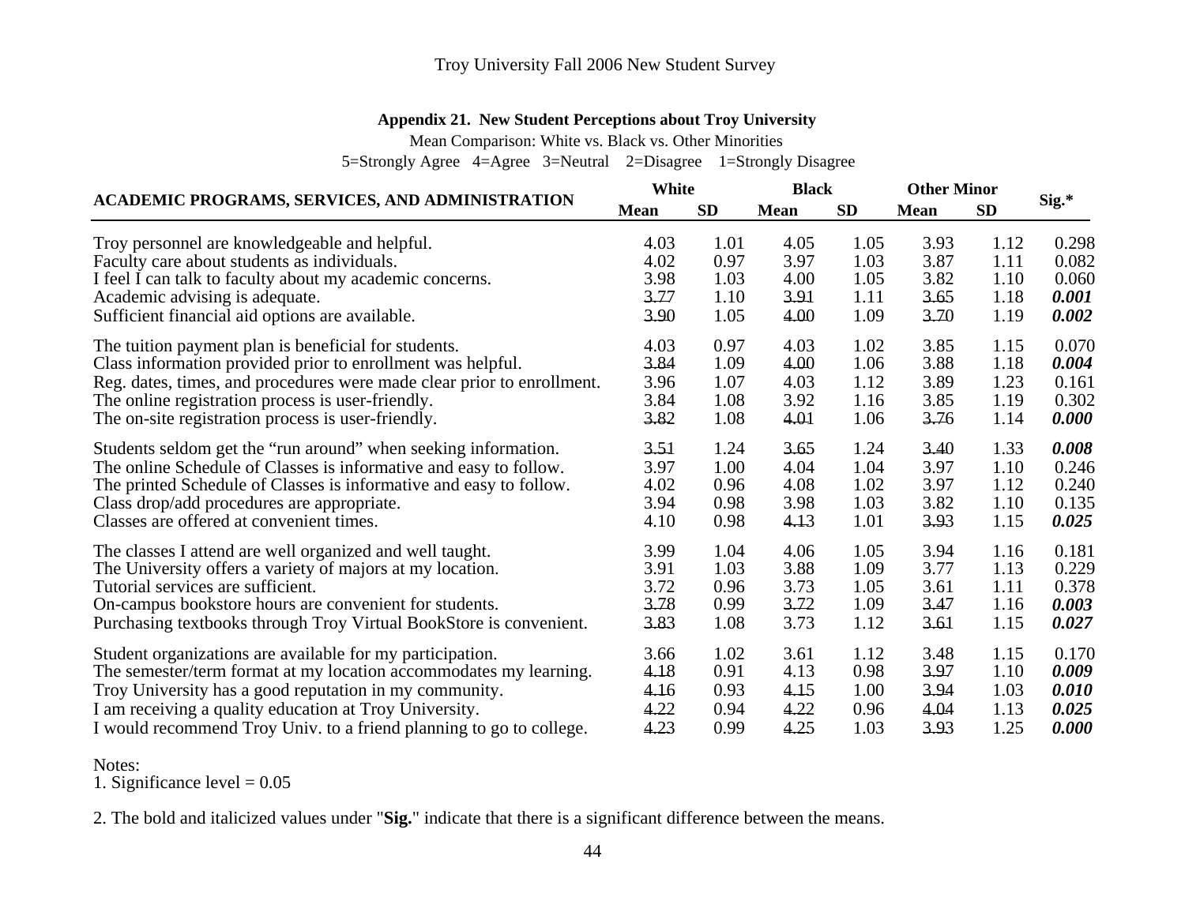Troy University Fall 2006 New Student Survey

**Appendix 21. New Student Perceptions about Troy University**

Mean Comparison: White vs. Black vs. Other Minorities

5=Strongly Agree 4=Agree 3=Neutral 2=Disagree 1=Strongly Disagree

| ACADEMIC PROGRAMS, SERVICES, AND ADMINISTRATION | White | | Black | | Other Minor | | Sig.* |
|---|---|---|---|---|---|---|---|
| | **Mean** | **SD** | **Mean** | **SD** | **Mean** | **SD** | |
| Troy personnel are knowledgeable and helpful. | 4.03 | 1.01 | 4.05 | 1.05 | 3.93 | 1.12 | 0.298 |
| Faculty care about students as individuals. | 4.02 | 0.97 | 3.97 | 1.03 | 3.87 | 1.11 | 0.082 |
| I feel I can talk to faculty about my academic concerns. | 3.98 | 1.03 | 4.00 | 1.05 | 3.82 | 1.10 | 0.060 |
| Academic advising is adequate. | 3.77 | 1.10 | 3.91 | 1.11 | 3.65 | 1.18 | ***0.001*** |
| Sufficient financial aid options are available. | 3.90 | 1.05 | 4.00 | 1.09 | 3.70 | 1.19 | ***0.002*** |
| The tuition payment plan is beneficial for students. | 4.03 | 0.97 | 4.03 | 1.02 | 3.85 | 1.15 | 0.070 |
| Class information provided prior to enrollment was helpful. | 3.84 | 1.09 | 4.00 | 1.06 | 3.88 | 1.18 | ***0.004*** |
| Reg. dates, times, and procedures were made clear prior to enrollment. | 3.96 | 1.07 | 4.03 | 1.12 | 3.89 | 1.23 | 0.161 |
| The online registration process is user-friendly. | 3.84 | 1.08 | 3.92 | 1.16 | 3.85 | 1.19 | 0.302 |
| The on-site registration process is user-friendly. | 3.82 | 1.08 | 4.01 | 1.06 | 3.76 | 1.14 | ***0.000*** |
| Students seldom get the “run around” when seeking information. | 3.51 | 1.24 | 3.65 | 1.24 | 3.40 | 1.33 | ***0.008*** |
| The online Schedule of Classes is informative and easy to follow. | 3.97 | 1.00 | 4.04 | 1.04 | 3.97 | 1.10 | 0.246 |
| The printed Schedule of Classes is informative and easy to follow. | 4.02 | 0.96 | 4.08 | 1.02 | 3.97 | 1.12 | 0.240 |
| Class drop/add procedures are appropriate. | 3.94 | 0.98 | 3.98 | 1.03 | 3.82 | 1.10 | 0.135 |
| Classes are offered at convenient times. | 4.10 | 0.98 | 4.13 | 1.01 | 3.93 | 1.15 | ***0.025*** |
| The classes I attend are well organized and well taught. | 3.99 | 1.04 | 4.06 | 1.05 | 3.94 | 1.16 | 0.181 |
| The University offers a variety of majors at my location. | 3.91 | 1.03 | 3.88 | 1.09 | 3.77 | 1.13 | 0.229 |
| Tutorial services are sufficient. | 3.72 | 0.96 | 3.73 | 1.05 | 3.61 | 1.11 | 0.378 |
| On-campus bookstore hours are convenient for students. | 3.78 | 0.99 | 3.72 | 1.09 | 3.47 | 1.16 | ***0.003*** |
| Purchasing textbooks through Troy Virtual BookStore is convenient. | 3.83 | 1.08 | 3.73 | 1.12 | 3.61 | 1.15 | ***0.027*** |
| Student organizations are available for my participation. | 3.66 | 1.02 | 3.61 | 1.12 | 3.48 | 1.15 | 0.170 |
| The semester/term format at my location accommodates my learning. | 4.18 | 0.91 | 4.13 | 0.98 | 3.97 | 1.10 | ***0.009*** |
| Troy University has a good reputation in my community. | 4.16 | 0.93 | 4.15 | 1.00 | 3.94 | 1.03 | ***0.010*** |
| I am receiving a quality education at Troy University. | 4.22 | 0.94 | 4.22 | 0.96 | 4.04 | 1.13 | ***0.025*** |
| I would recommend Troy Univ. to a friend planning to go to college. | 4.23 | 0.99 | 4.25 | 1.03 | 3.93 | 1.25 | ***0.000*** |

Notes:

1. Significance level = 0.05

2. The bold and italicized values under "**Sig.**" indicate that there is a significant difference between the means.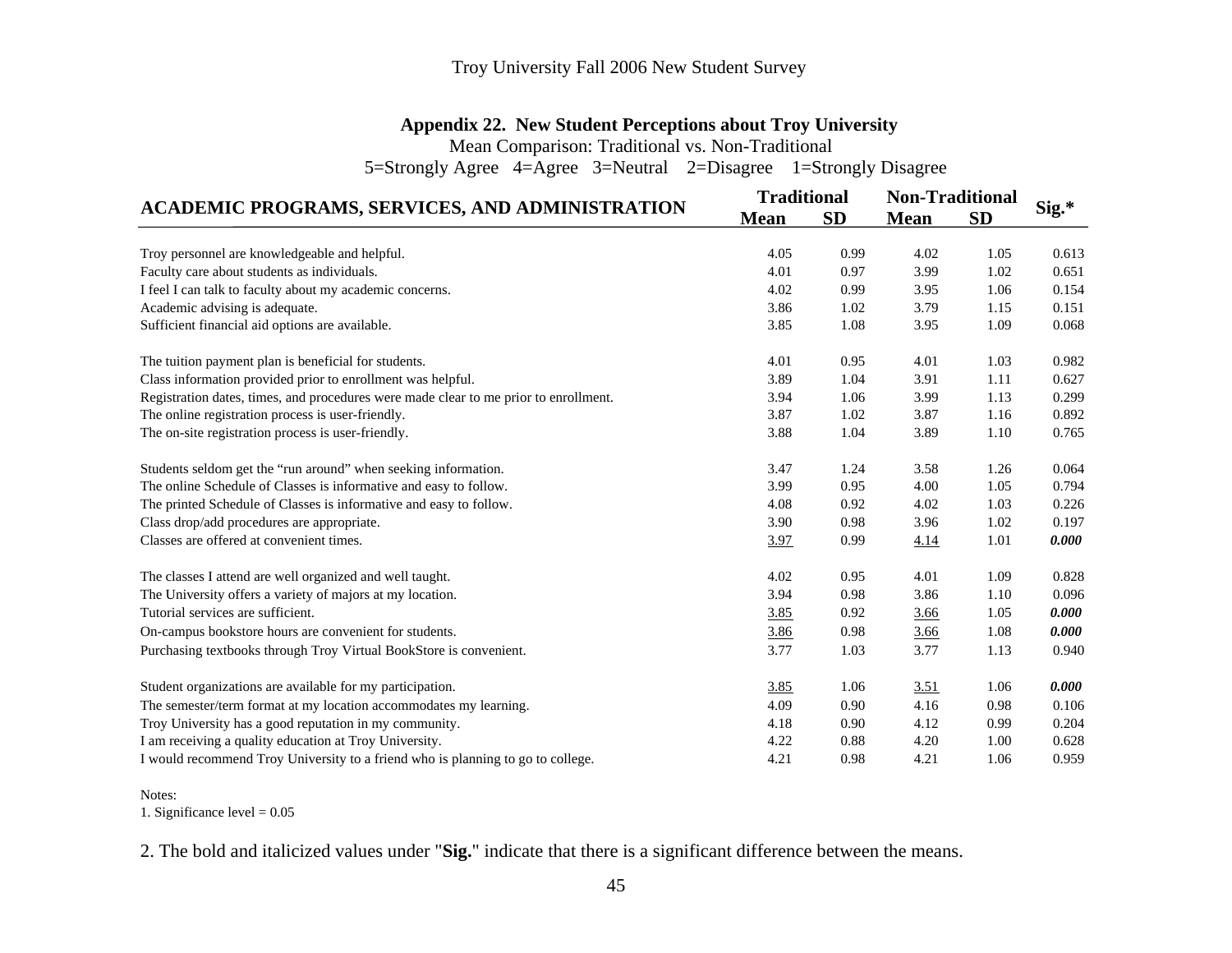## Appendix 22. New Student Perceptions about Troy University

Mean Comparison: Traditional vs. Non-Traditional

5=Strongly Agree 4=Agree 3=Neutral 2=Disagree 1=Strongly Disagree

| ACADEMIC PROGRAMS, SERVICES, AND ADMINISTRATION | Traditional | | Non-Traditional | | Sig.* |
|---|---|---|---|---|---|
| | Mean | SD | Mean | SD | |
| Troy personnel are knowledgeable and helpful. | 4.05 | 0.99 | 4.02 | 1.05 | 0.613 |
| Faculty care about students as individuals. | 4.01 | 0.97 | 3.99 | 1.02 | 0.651 |
| I feel I can talk to faculty about my academic concerns. | 4.02 | 0.99 | 3.95 | 1.06 | 0.154 |
| Academic advising is adequate. | 3.86 | 1.02 | 3.79 | 1.15 | 0.151 |
| Sufficient financial aid options are available. | 3.85 | 1.08 | 3.95 | 1.09 | 0.068 |
| The tuition payment plan is beneficial for students. | 4.01 | 0.95 | 4.01 | 1.03 | 0.982 |
| Class information provided prior to enrollment was helpful. | 3.89 | 1.04 | 3.91 | 1.11 | 0.627 |
| Registration dates, times, and procedures were made clear to me prior to enrollment. | 3.94 | 1.06 | 3.99 | 1.13 | 0.299 |
| The online registration process is user-friendly. | 3.87 | 1.02 | 3.87 | 1.16 | 0.892 |
| The on-site registration process is user-friendly. | 3.88 | 1.04 | 3.89 | 1.10 | 0.765 |
| Students seldom get the "run around" when seeking information. | 3.47 | 1.24 | 3.58 | 1.26 | 0.064 |
| The online Schedule of Classes is informative and easy to follow. | 3.99 | 0.95 | 4.00 | 1.05 | 0.794 |
| The printed Schedule of Classes is informative and easy to follow. | 4.08 | 0.92 | 4.02 | 1.03 | 0.226 |
| Class drop/add procedures are appropriate. | 3.90 | 0.98 | 3.96 | 1.02 | 0.197 |
| Classes are offered at convenient times. | <u>3.97</u> | 0.99 | <u>4.14</u> | 1.01 | ***0.000*** |
| The classes I attend are well organized and well taught. | 4.02 | 0.95 | 4.01 | 1.09 | 0.828 |
| The University offers a variety of majors at my location. | 3.94 | 0.98 | 3.86 | 1.10 | 0.096 |
| Tutorial services are sufficient. | <u>3.85</u> | 0.92 | <u>3.66</u> | 1.05 | ***0.000*** |
| On-campus bookstore hours are convenient for students. | <u>3.86</u> | 0.98 | <u>3.66</u> | 1.08 | ***0.000*** |
| Purchasing textbooks through Troy Virtual BookStore is convenient. | 3.77 | 1.03 | 3.77 | 1.13 | 0.940 |
| Student organizations are available for my participation. | <u>3.85</u> | 1.06 | <u>3.51</u> | 1.06 | ***0.000*** |
| The semester/term format at my location accommodates my learning. | 4.09 | 0.90 | 4.16 | 0.98 | 0.106 |
| Troy University has a good reputation in my community. | 4.18 | 0.90 | 4.12 | 0.99 | 0.204 |
| I am receiving a quality education at Troy University. | 4.22 | 0.88 | 4.20 | 1.00 | 0.628 |
| I would recommend Troy University to a friend who is planning to go to college. | 4.21 | 0.98 | 4.21 | 1.06 | 0.959 |

Notes:

1. Significance level = 0.05

2. The bold and italicized values under "**Sig.**" indicate that there is a significant difference between the means.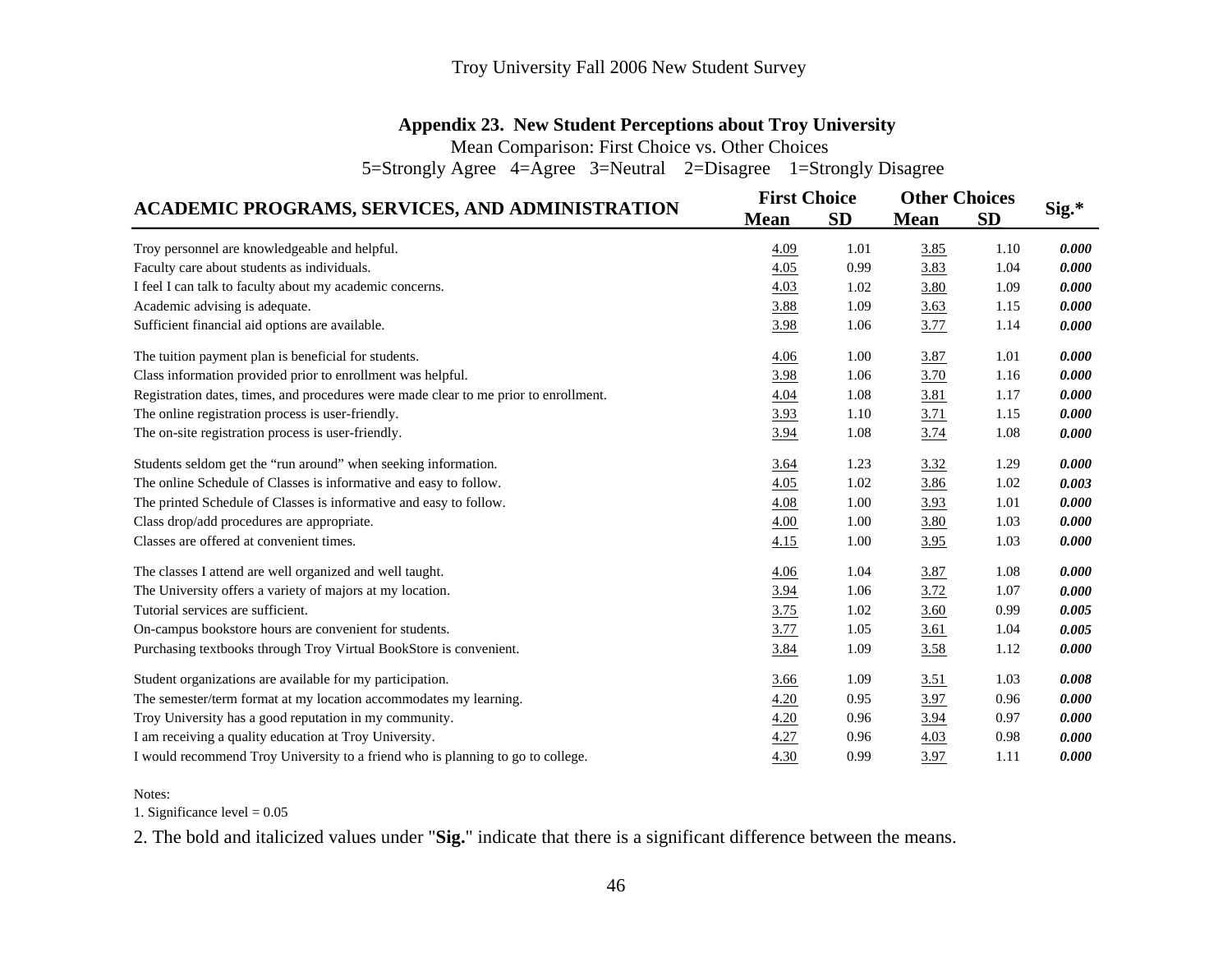Troy University Fall 2006 New Student Survey

## Appendix 23. New Student Perceptions about Troy University

Mean Comparison: First Choice vs. Other Choices

5=Strongly Agree 4=Agree 3=Neutral 2=Disagree 1=Strongly Disagree

| ACADEMIC PROGRAMS, SERVICES, AND ADMINISTRATION | First Choice | | Other Choices | | Sig.* |
|---|---|---|---|---|---|
| | Mean | SD | Mean | SD | |
| Troy personnel are knowledgeable and helpful. | 4.09 | 1.01 | 3.85 | 1.10 | ***0.000*** |
| Faculty care about students as individuals. | 4.05 | 0.99 | 3.83 | 1.04 | ***0.000*** |
| I feel I can talk to faculty about my academic concerns. | 4.03 | 1.02 | 3.80 | 1.09 | ***0.000*** |
| Academic advising is adequate. | 3.88 | 1.09 | 3.63 | 1.15 | ***0.000*** |
| Sufficient financial aid options are available. | 3.98 | 1.06 | 3.77 | 1.14 | ***0.000*** |
| The tuition payment plan is beneficial for students. | 4.06 | 1.00 | 3.87 | 1.01 | ***0.000*** |
| Class information provided prior to enrollment was helpful. | 3.98 | 1.06 | 3.70 | 1.16 | ***0.000*** |
| Registration dates, times, and procedures were made clear to me prior to enrollment. | 4.04 | 1.08 | 3.81 | 1.17 | ***0.000*** |
| The online registration process is user-friendly. | 3.93 | 1.10 | 3.71 | 1.15 | ***0.000*** |
| The on-site registration process is user-friendly. | 3.94 | 1.08 | 3.74 | 1.08 | ***0.000*** |
| Students seldom get the "run around" when seeking information. | 3.64 | 1.23 | 3.32 | 1.29 | ***0.000*** |
| The online Schedule of Classes is informative and easy to follow. | 4.05 | 1.02 | 3.86 | 1.02 | ***0.003*** |
| The printed Schedule of Classes is informative and easy to follow. | 4.08 | 1.00 | 3.93 | 1.01 | ***0.000*** |
| Class drop/add procedures are appropriate. | 4.00 | 1.00 | 3.80 | 1.03 | ***0.000*** |
| Classes are offered at convenient times. | 4.15 | 1.00 | 3.95 | 1.03 | ***0.000*** |
| The classes I attend are well organized and well taught. | 4.06 | 1.04 | 3.87 | 1.08 | ***0.000*** |
| The University offers a variety of majors at my location. | 3.94 | 1.06 | 3.72 | 1.07 | ***0.000*** |
| Tutorial services are sufficient. | 3.75 | 1.02 | 3.60 | 0.99 | ***0.005*** |
| On-campus bookstore hours are convenient for students. | 3.77 | 1.05 | 3.61 | 1.04 | ***0.005*** |
| Purchasing textbooks through Troy Virtual BookStore is convenient. | 3.84 | 1.09 | 3.58 | 1.12 | ***0.000*** |
| Student organizations are available for my participation. | 3.66 | 1.09 | 3.51 | 1.03 | ***0.008*** |
| The semester/term format at my location accommodates my learning. | 4.20 | 0.95 | 3.97 | 0.96 | ***0.000*** |
| Troy University has a good reputation in my community. | 4.20 | 0.96 | 3.94 | 0.97 | ***0.000*** |
| I am receiving a quality education at Troy University. | 4.27 | 0.96 | 4.03 | 0.98 | ***0.000*** |
| I would recommend Troy University to a friend who is planning to go to college. | 4.30 | 0.99 | 3.97 | 1.11 | ***0.000*** |

Notes:

1. Significance level = 0.05

2. The bold and italicized values under "**Sig.**" indicate that there is a significant difference between the means.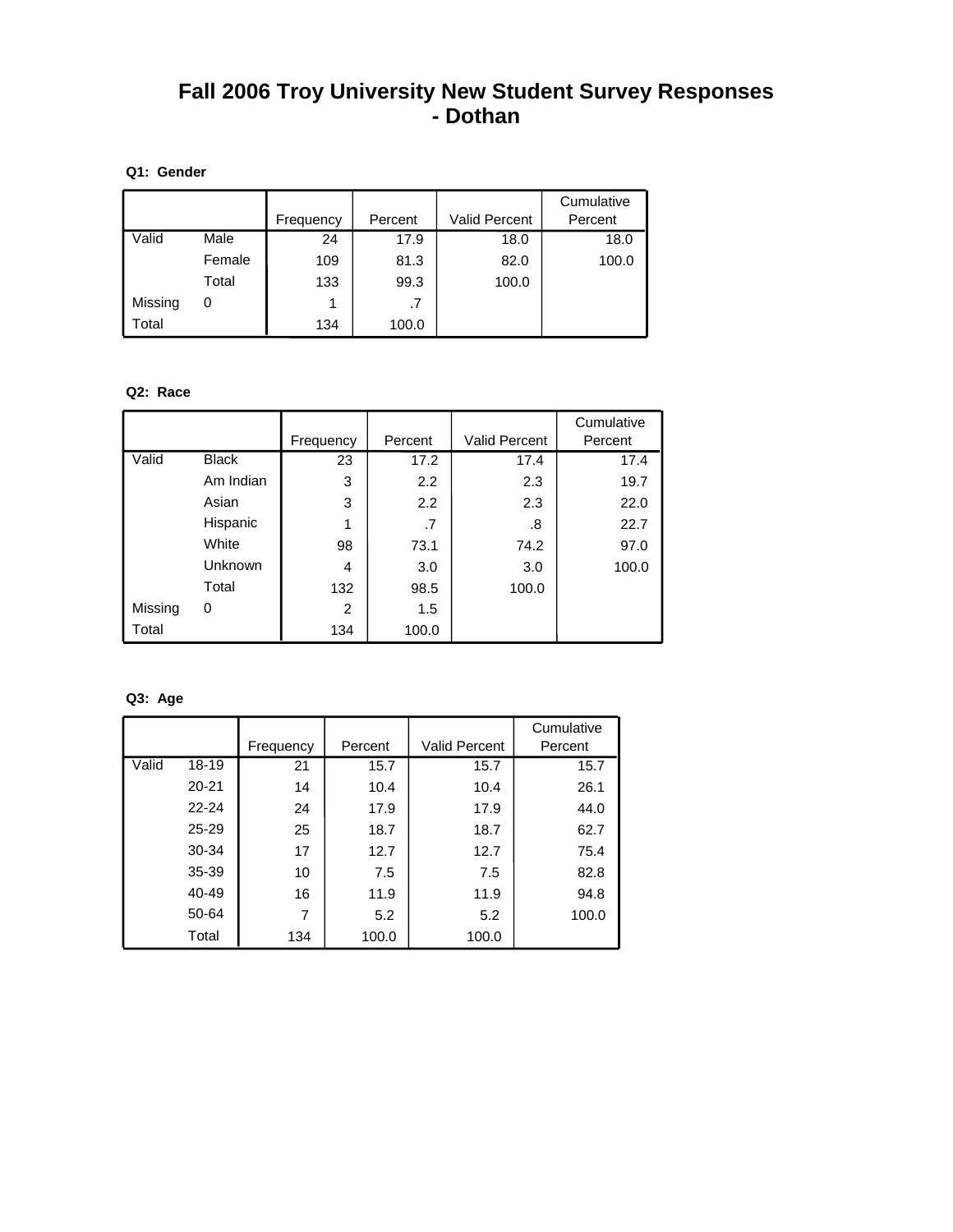# Fall 2006 Troy University New Student Survey Responses - Dothan

**Q1: Gender**

| | | Frequency | Percent | Valid Percent | Cumulative Percent |
|---|---|---|---|---|---|
| Valid | Male | 24 | 17.9 | 18.0 | 18.0 |
| | Female | 109 | 81.3 | 82.0 | 100.0 |
| | Total | 133 | 99.3 | 100.0 | |
| Missing | 0 | 1 | .7 | | |
| Total | | 134 | 100.0 | | |

**Q2: Race**

| | | Frequency | Percent | Valid Percent | Cumulative Percent |
|---|---|---|---|---|---|
| Valid | Black | 23 | 17.2 | 17.4 | 17.4 |
| | Am Indian | 3 | 2.2 | 2.3 | 19.7 |
| | Asian | 3 | 2.2 | 2.3 | 22.0 |
| | Hispanic | 1 | .7 | .8 | 22.7 |
| | White | 98 | 73.1 | 74.2 | 97.0 |
| | Unknown | 4 | 3.0 | 3.0 | 100.0 |
| | Total | 132 | 98.5 | 100.0 | |
| Missing | 0 | 2 | 1.5 | | |
| Total | | 134 | 100.0 | | |

**Q3: Age**

| | | Frequency | Percent | Valid Percent | Cumulative Percent |
|---|---|---|---|---|---|
| Valid | 18-19 | 21 | 15.7 | 15.7 | 15.7 |
| | 20-21 | 14 | 10.4 | 10.4 | 26.1 |
| | 22-24 | 24 | 17.9 | 17.9 | 44.0 |
| | 25-29 | 25 | 18.7 | 18.7 | 62.7 |
| | 30-34 | 17 | 12.7 | 12.7 | 75.4 |
| | 35-39 | 10 | 7.5 | 7.5 | 82.8 |
| | 40-49 | 16 | 11.9 | 11.9 | 94.8 |
| | 50-64 | 7 | 5.2 | 5.2 | 100.0 |
| | Total | 134 | 100.0 | 100.0 | |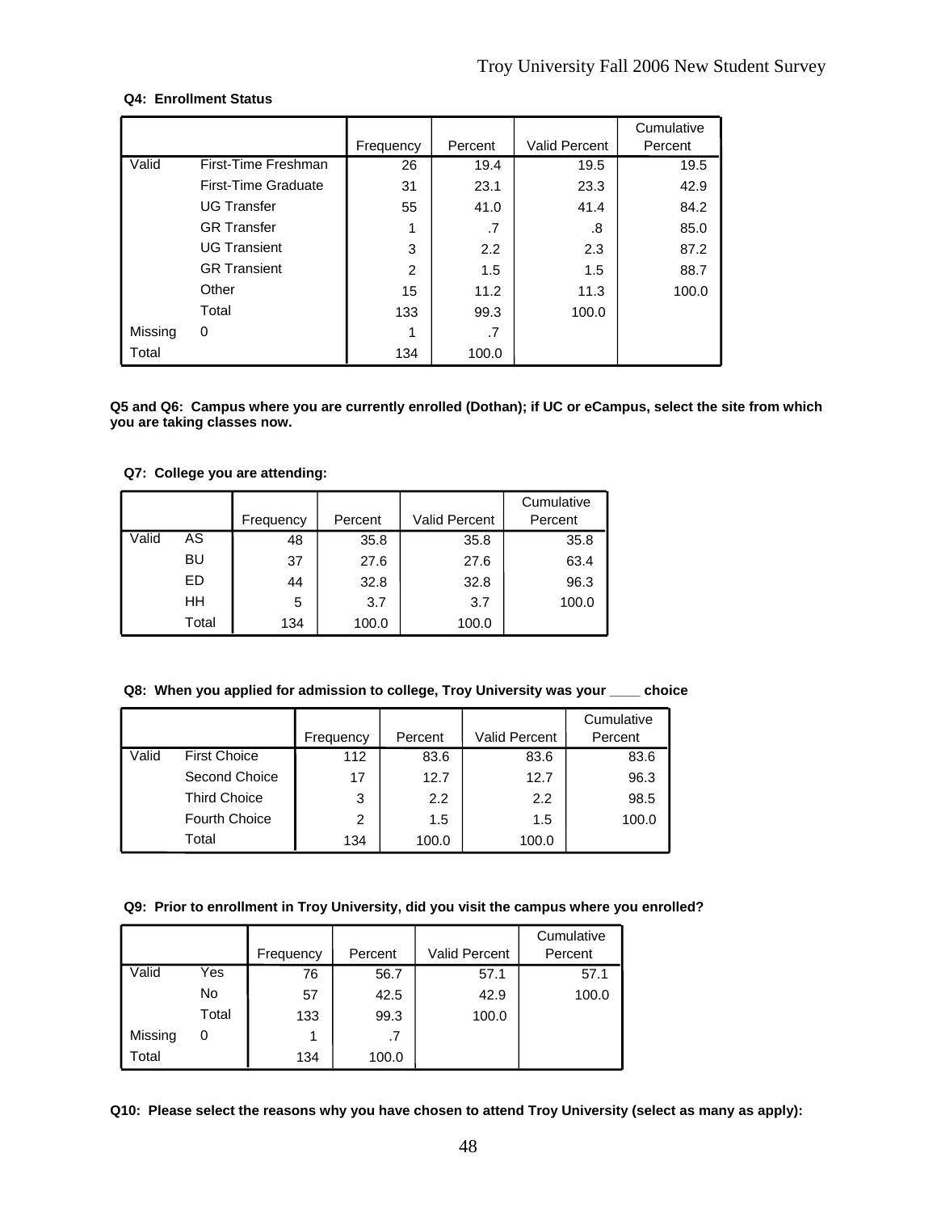**Q4: Enrollment Status**

| | | Frequency | Percent | Valid Percent | Cumulative Percent |
|---|---|---|---|---|---|
| Valid | First-Time Freshman | 26 | 19.4 | 19.5 | 19.5 |
| | First-Time Graduate | 31 | 23.1 | 23.3 | 42.9 |
| | UG Transfer | 55 | 41.0 | 41.4 | 84.2 |
| | GR Transfer | 1 | .7 | .8 | 85.0 |
| | UG Transient | 3 | 2.2 | 2.3 | 87.2 |
| | GR Transient | 2 | 1.5 | 1.5 | 88.7 |
| | Other | 15 | 11.2 | 11.3 | 100.0 |
| | Total | 133 | 99.3 | 100.0 | |
| Missing | 0 | 1 | .7 | | |
| Total | | 134 | 100.0 | | |

**Q5 and Q6: Campus where you are currently enrolled (Dothan); if UC or eCampus, select the site from which you are taking classes now.**

**Q7: College you are attending:**

| | | Frequency | Percent | Valid Percent | Cumulative Percent |
|---|---|---|---|---|---|
| Valid | AS | 48 | 35.8 | 35.8 | 35.8 |
| | BU | 37 | 27.6 | 27.6 | 63.4 |
| | ED | 44 | 32.8 | 32.8 | 96.3 |
| | HH | 5 | 3.7 | 3.7 | 100.0 |
| | Total | 134 | 100.0 | 100.0 | |

**Q8: When you applied for admission to college, Troy University was your ____ choice**

| | | Frequency | Percent | Valid Percent | Cumulative Percent |
|---|---|---|---|---|---|
| Valid | First Choice | 112 | 83.6 | 83.6 | 83.6 |
| | Second Choice | 17 | 12.7 | 12.7 | 96.3 |
| | Third Choice | 3 | 2.2 | 2.2 | 98.5 |
| | Fourth Choice | 2 | 1.5 | 1.5 | 100.0 |
| | Total | 134 | 100.0 | 100.0 | |

**Q9: Prior to enrollment in Troy University, did you visit the campus where you enrolled?**

| | | Frequency | Percent | Valid Percent | Cumulative Percent |
|---|---|---|---|---|---|
| Valid | Yes | 76 | 56.7 | 57.1 | 57.1 |
| | No | 57 | 42.5 | 42.9 | 100.0 |
| | Total | 133 | 99.3 | 100.0 | |
| Missing | 0 | 1 | .7 | | |
| Total | | 134 | 100.0 | | |

**Q10: Please select the reasons why you have chosen to attend Troy University (select as many as apply):**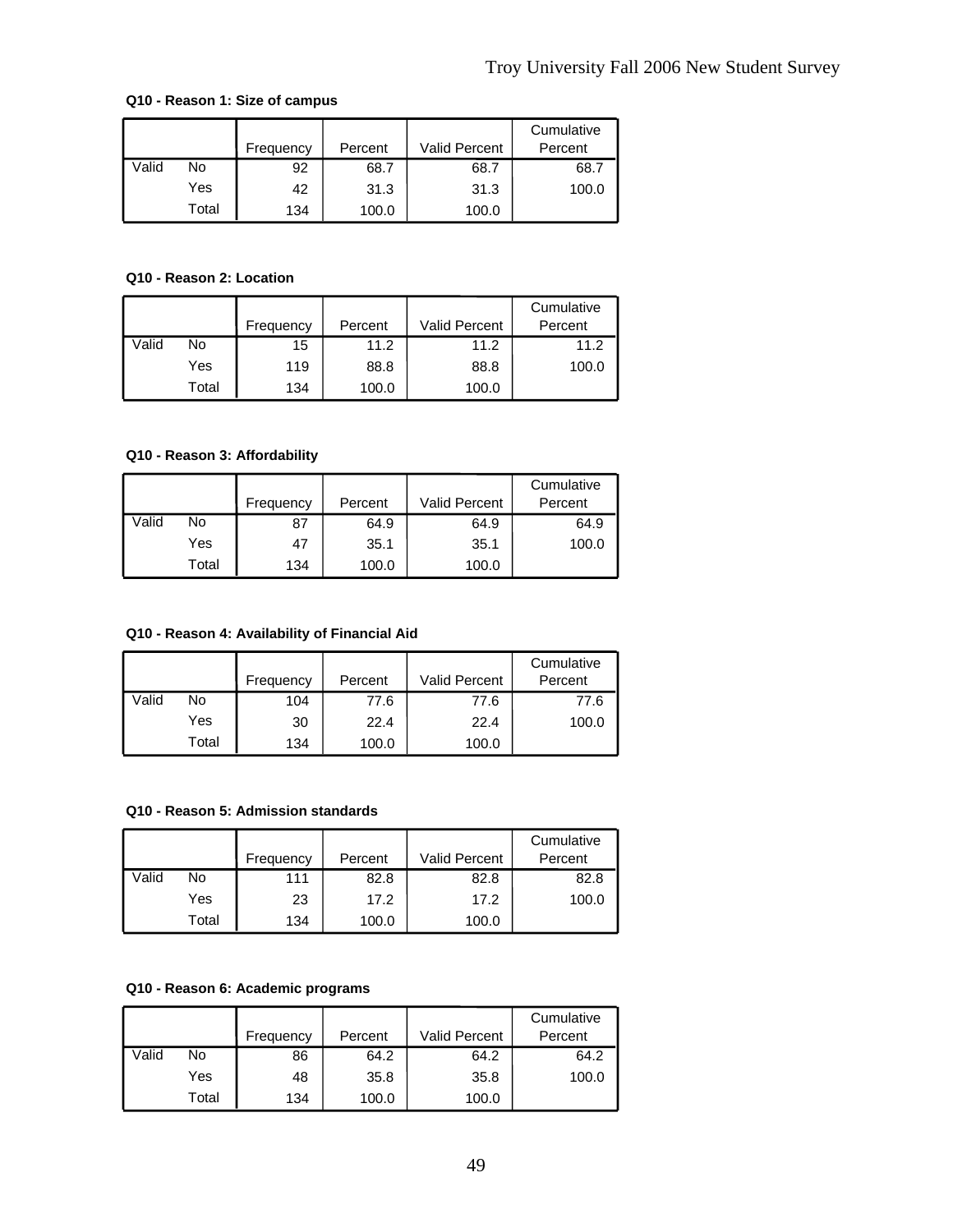**Q10 - Reason 1: Size of campus**

| | | Frequency | Percent | Valid Percent | Cumulative Percent |
|---|---|---|---|---|---|
| Valid | No | 92 | 68.7 | 68.7 | 68.7 |
| | Yes | 42 | 31.3 | 31.3 | 100.0 |
| | Total | 134 | 100.0 | 100.0 | |

**Q10 - Reason 2: Location**

| | | Frequency | Percent | Valid Percent | Cumulative Percent |
|---|---|---|---|---|---|
| Valid | No | 15 | 11.2 | 11.2 | 11.2 |
| | Yes | 119 | 88.8 | 88.8 | 100.0 |
| | Total | 134 | 100.0 | 100.0 | |

**Q10 - Reason 3: Affordability**

| | | Frequency | Percent | Valid Percent | Cumulative Percent |
|---|---|---|---|---|---|
| Valid | No | 87 | 64.9 | 64.9 | 64.9 |
| | Yes | 47 | 35.1 | 35.1 | 100.0 |
| | Total | 134 | 100.0 | 100.0 | |

**Q10 - Reason 4: Availability of Financial Aid**

| | | Frequency | Percent | Valid Percent | Cumulative Percent |
|---|---|---|---|---|---|
| Valid | No | 104 | 77.6 | 77.6 | 77.6 |
| | Yes | 30 | 22.4 | 22.4 | 100.0 |
| | Total | 134 | 100.0 | 100.0 | |

**Q10 - Reason 5: Admission standards**

| | | Frequency | Percent | Valid Percent | Cumulative Percent |
|---|---|---|---|---|---|
| Valid | No | 111 | 82.8 | 82.8 | 82.8 |
| | Yes | 23 | 17.2 | 17.2 | 100.0 |
| | Total | 134 | 100.0 | 100.0 | |

**Q10 - Reason 6: Academic programs**

| | | Frequency | Percent | Valid Percent | Cumulative Percent |
|---|---|---|---|---|---|
| Valid | No | 86 | 64.2 | 64.2 | 64.2 |
| | Yes | 48 | 35.8 | 35.8 | 100.0 |
| | Total | 134 | 100.0 | 100.0 | |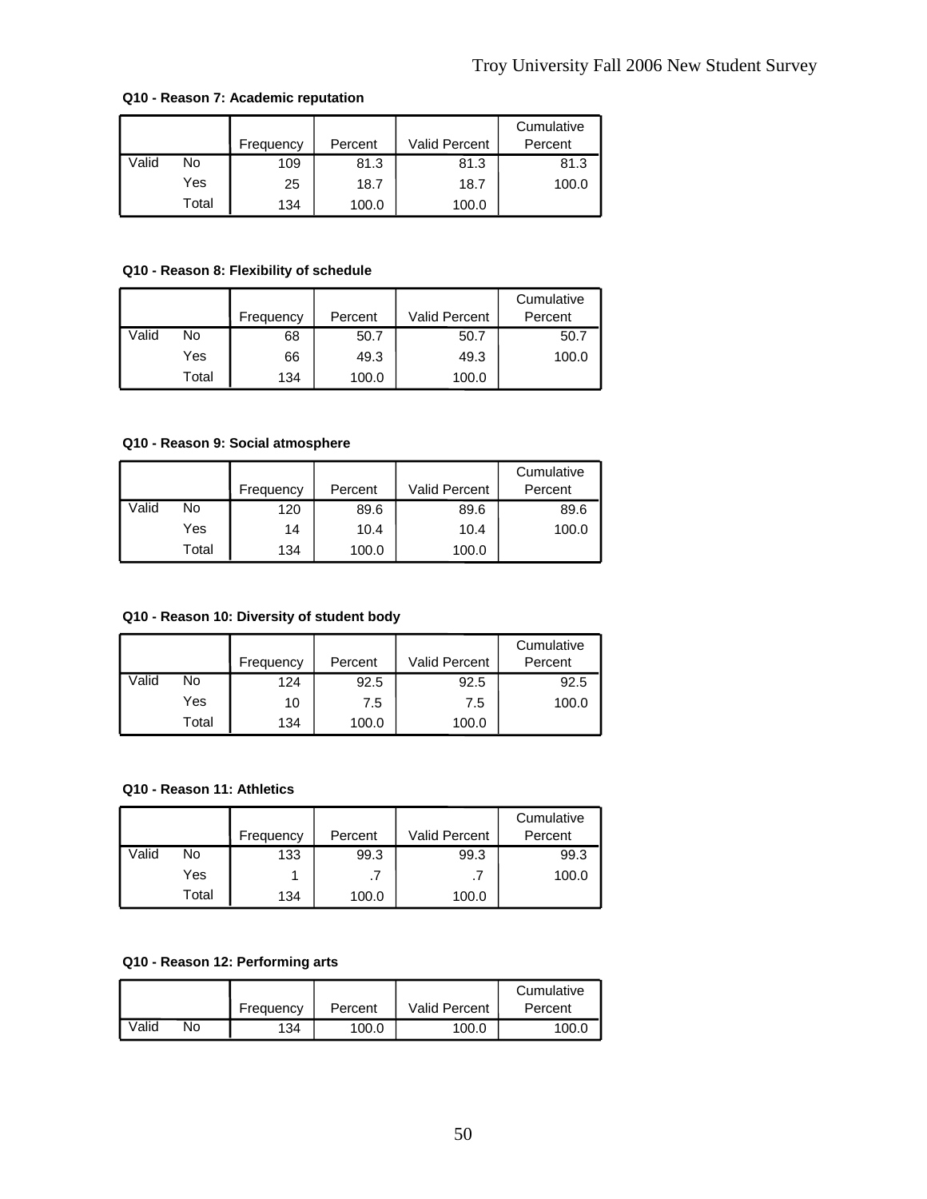**Q10 - Reason 7: Academic reputation**

| | | Frequency | Percent | Valid Percent | Cumulative Percent |
|---|---|---|---|---|---|
| Valid | No | 109 | 81.3 | 81.3 | 81.3 |
| | Yes | 25 | 18.7 | 18.7 | 100.0 |
| | Total | 134 | 100.0 | 100.0 | |

**Q10 - Reason 8: Flexibility of schedule**

| | | Frequency | Percent | Valid Percent | Cumulative Percent |
|---|---|---|---|---|---|
| Valid | No | 68 | 50.7 | 50.7 | 50.7 |
| | Yes | 66 | 49.3 | 49.3 | 100.0 |
| | Total | 134 | 100.0 | 100.0 | |

**Q10 - Reason 9: Social atmosphere**

| | | Frequency | Percent | Valid Percent | Cumulative Percent |
|---|---|---|---|---|---|
| Valid | No | 120 | 89.6 | 89.6 | 89.6 |
| | Yes | 14 | 10.4 | 10.4 | 100.0 |
| | Total | 134 | 100.0 | 100.0 | |

**Q10 - Reason 10: Diversity of student body**

| | | Frequency | Percent | Valid Percent | Cumulative Percent |
|---|---|---|---|---|---|
| Valid | No | 124 | 92.5 | 92.5 | 92.5 |
| | Yes | 10 | 7.5 | 7.5 | 100.0 |
| | Total | 134 | 100.0 | 100.0 | |

**Q10 - Reason 11: Athletics**

| | | Frequency | Percent | Valid Percent | Cumulative Percent |
|---|---|---|---|---|---|
| Valid | No | 133 | 99.3 | 99.3 | 99.3 |
| | Yes | 1 | .7 | .7 | 100.0 |
| | Total | 134 | 100.0 | 100.0 | |

**Q10 - Reason 12: Performing arts**

| | | Frequency | Percent | Valid Percent | Cumulative Percent |
|---|---|---|---|---|---|
| Valid | No | 134 | 100.0 | 100.0 | 100.0 |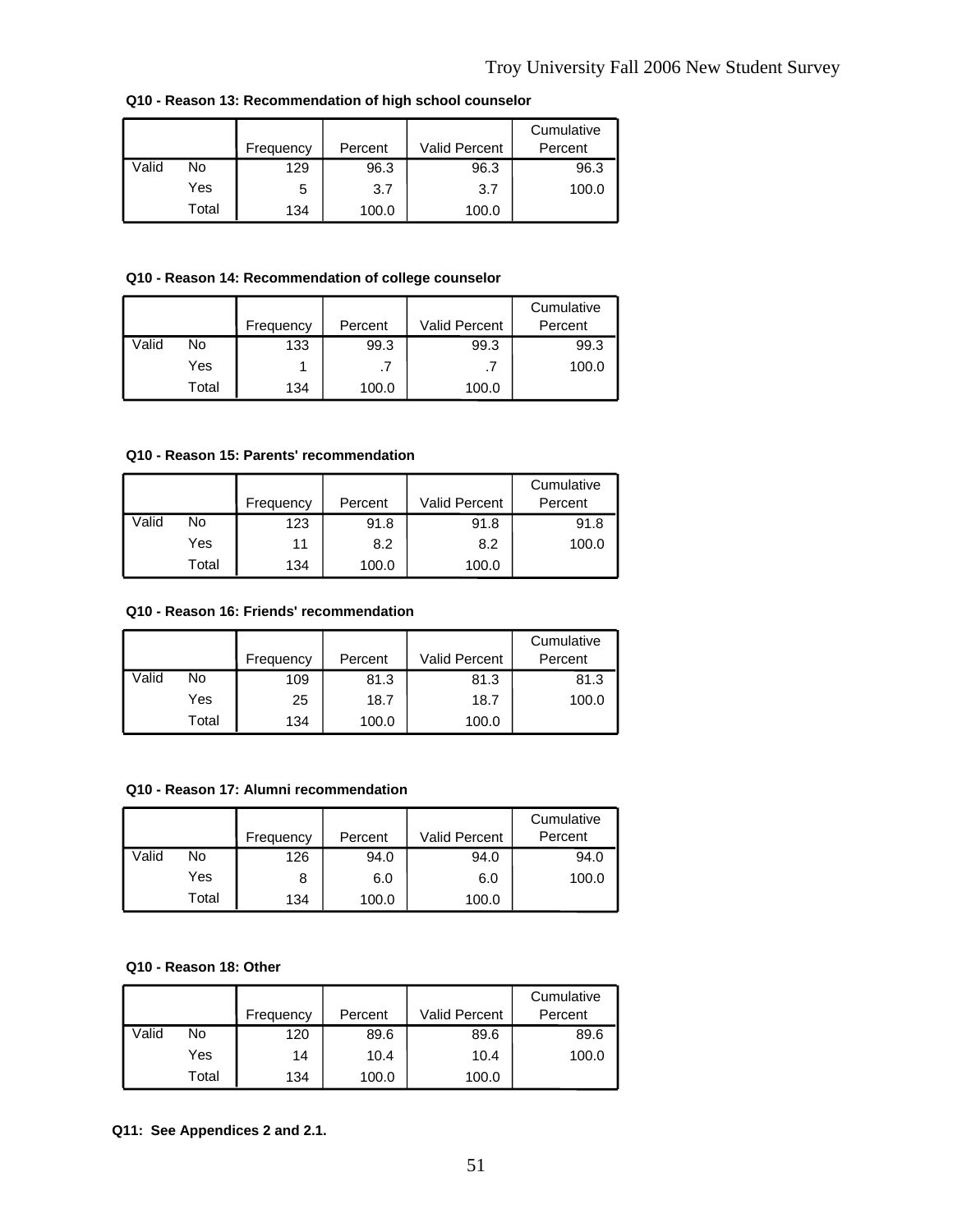**Q10 - Reason 13: Recommendation of high school counselor**

| | | Frequency | Percent | Valid Percent | Cumulative Percent |
|---|---|---|---|---|---|
| Valid | No | 129 | 96.3 | 96.3 | 96.3 |
| | Yes | 5 | 3.7 | 3.7 | 100.0 |
| | Total | 134 | 100.0 | 100.0 | |

**Q10 - Reason 14: Recommendation of college counselor**

| | | Frequency | Percent | Valid Percent | Cumulative Percent |
|---|---|---|---|---|---|
| Valid | No | 133 | 99.3 | 99.3 | 99.3 |
| | Yes | 1 | .7 | .7 | 100.0 |
| | Total | 134 | 100.0 | 100.0 | |

**Q10 - Reason 15: Parents' recommendation**

| | | Frequency | Percent | Valid Percent | Cumulative Percent |
|---|---|---|---|---|---|
| Valid | No | 123 | 91.8 | 91.8 | 91.8 |
| | Yes | 11 | 8.2 | 8.2 | 100.0 |
| | Total | 134 | 100.0 | 100.0 | |

**Q10 - Reason 16: Friends' recommendation**

| | | Frequency | Percent | Valid Percent | Cumulative Percent |
|---|---|---|---|---|---|
| Valid | No | 109 | 81.3 | 81.3 | 81.3 |
| | Yes | 25 | 18.7 | 18.7 | 100.0 |
| | Total | 134 | 100.0 | 100.0 | |

**Q10 - Reason 17: Alumni recommendation**

| | | Frequency | Percent | Valid Percent | Cumulative Percent |
|---|---|---|---|---|---|
| Valid | No | 126 | 94.0 | 94.0 | 94.0 |
| | Yes | 8 | 6.0 | 6.0 | 100.0 |
| | Total | 134 | 100.0 | 100.0 | |

**Q10 - Reason 18: Other**

| | | Frequency | Percent | Valid Percent | Cumulative Percent |
|---|---|---|---|---|---|
| Valid | No | 120 | 89.6 | 89.6 | 89.6 |
| | Yes | 14 | 10.4 | 10.4 | 100.0 |
| | Total | 134 | 100.0 | 100.0 | |

**Q11: See Appendices 2 and 2.1.**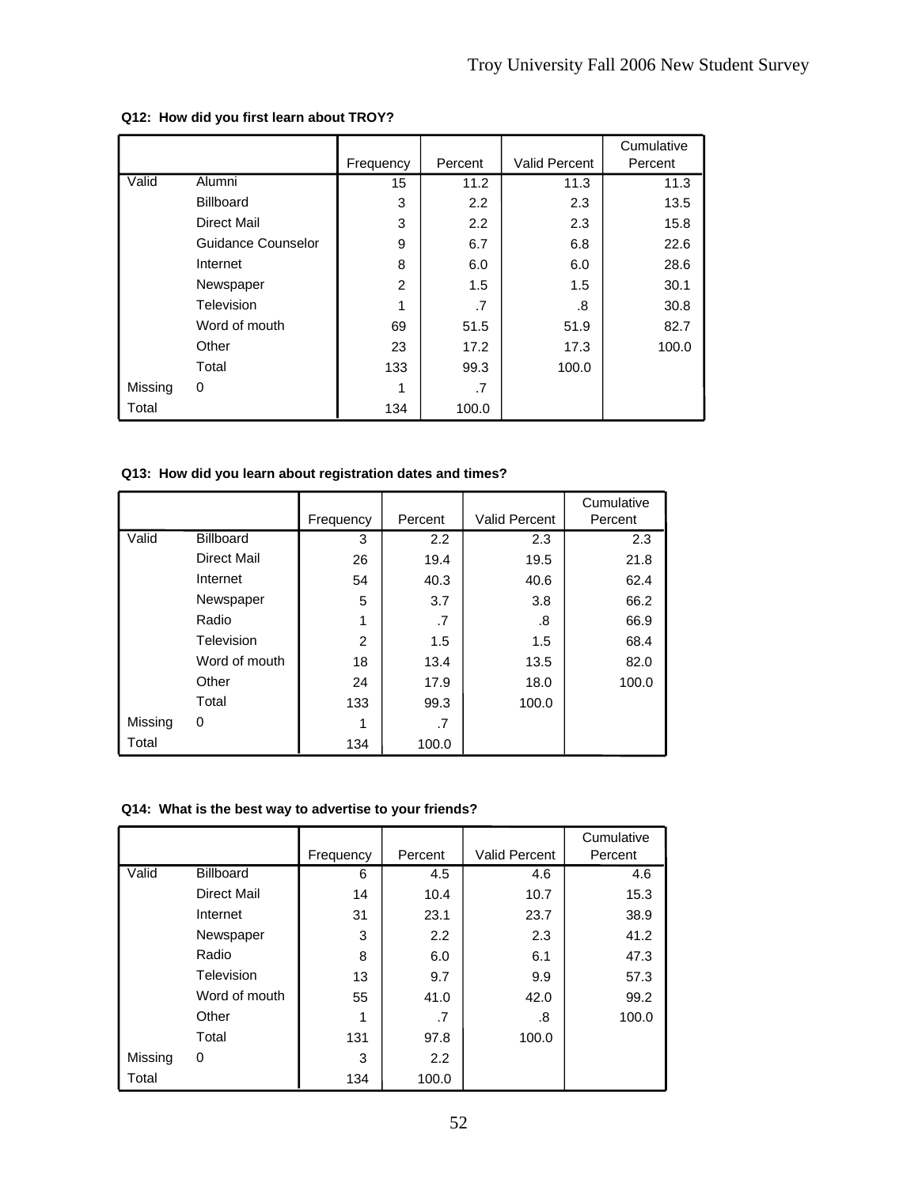**Q12: How did you first learn about TROY?**

| | | Frequency | Percent | Valid Percent | Cumulative Percent |
|---|---|---|---|---|---|
| Valid | Alumni | 15 | 11.2 | 11.3 | 11.3 |
| | Billboard | 3 | 2.2 | 2.3 | 13.5 |
| | Direct Mail | 3 | 2.2 | 2.3 | 15.8 |
| | Guidance Counselor | 9 | 6.7 | 6.8 | 22.6 |
| | Internet | 8 | 6.0 | 6.0 | 28.6 |
| | Newspaper | 2 | 1.5 | 1.5 | 30.1 |
| | Television | 1 | .7 | .8 | 30.8 |
| | Word of mouth | 69 | 51.5 | 51.9 | 82.7 |
| | Other | 23 | 17.2 | 17.3 | 100.0 |
| | Total | 133 | 99.3 | 100.0 | |
| Missing | 0 | 1 | .7 | | |
| Total | | 134 | 100.0 | | |

**Q13: How did you learn about registration dates and times?**

| | | Frequency | Percent | Valid Percent | Cumulative Percent |
|---|---|---|---|---|---|
| Valid | Billboard | 3 | 2.2 | 2.3 | 2.3 |
| | Direct Mail | 26 | 19.4 | 19.5 | 21.8 |
| | Internet | 54 | 40.3 | 40.6 | 62.4 |
| | Newspaper | 5 | 3.7 | 3.8 | 66.2 |
| | Radio | 1 | .7 | .8 | 66.9 |
| | Television | 2 | 1.5 | 1.5 | 68.4 |
| | Word of mouth | 18 | 13.4 | 13.5 | 82.0 |
| | Other | 24 | 17.9 | 18.0 | 100.0 |
| | Total | 133 | 99.3 | 100.0 | |
| Missing | 0 | 1 | .7 | | |
| Total | | 134 | 100.0 | | |

**Q14: What is the best way to advertise to your friends?**

| | | Frequency | Percent | Valid Percent | Cumulative Percent |
|---|---|---|---|---|---|
| Valid | Billboard | 6 | 4.5 | 4.6 | 4.6 |
| | Direct Mail | 14 | 10.4 | 10.7 | 15.3 |
| | Internet | 31 | 23.1 | 23.7 | 38.9 |
| | Newspaper | 3 | 2.2 | 2.3 | 41.2 |
| | Radio | 8 | 6.0 | 6.1 | 47.3 |
| | Television | 13 | 9.7 | 9.9 | 57.3 |
| | Word of mouth | 55 | 41.0 | 42.0 | 99.2 |
| | Other | 1 | .7 | .8 | 100.0 |
| | Total | 131 | 97.8 | 100.0 | |
| Missing | 0 | 3 | 2.2 | | |
| Total | | 134 | 100.0 | | |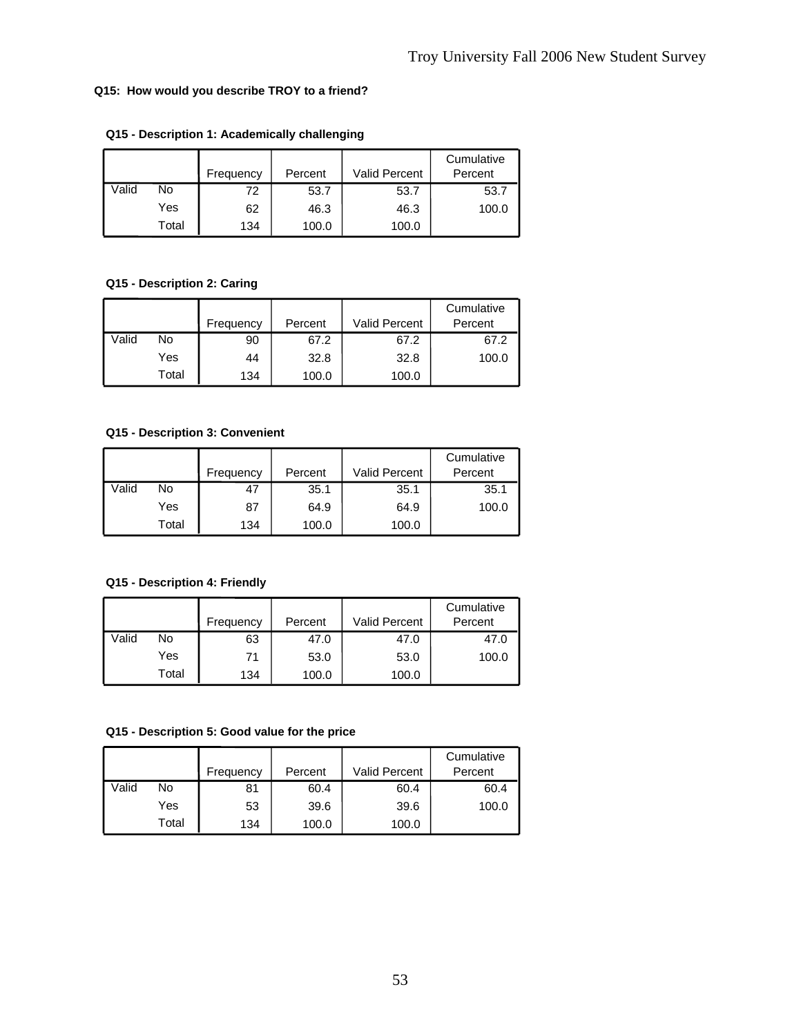**Q15: How would you describe TROY to a friend?**

**Q15 - Description 1: Academically challenging**

| | | Frequency | Percent | Valid Percent | Cumulative Percent |
|---|---|---|---|---|---|
| Valid | No | 72 | 53.7 | 53.7 | 53.7 |
| | Yes | 62 | 46.3 | 46.3 | 100.0 |
| | Total | 134 | 100.0 | 100.0 | |

**Q15 - Description 2: Caring**

| | | Frequency | Percent | Valid Percent | Cumulative Percent |
|---|---|---|---|---|---|
| Valid | No | 90 | 67.2 | 67.2 | 67.2 |
| | Yes | 44 | 32.8 | 32.8 | 100.0 |
| | Total | 134 | 100.0 | 100.0 | |

**Q15 - Description 3: Convenient**

| | | Frequency | Percent | Valid Percent | Cumulative Percent |
|---|---|---|---|---|---|
| Valid | No | 47 | 35.1 | 35.1 | 35.1 |
| | Yes | 87 | 64.9 | 64.9 | 100.0 |
| | Total | 134 | 100.0 | 100.0 | |

**Q15 - Description 4: Friendly**

| | | Frequency | Percent | Valid Percent | Cumulative Percent |
|---|---|---|---|---|---|
| Valid | No | 63 | 47.0 | 47.0 | 47.0 |
| | Yes | 71 | 53.0 | 53.0 | 100.0 |
| | Total | 134 | 100.0 | 100.0 | |

**Q15 - Description 5: Good value for the price**

| | | Frequency | Percent | Valid Percent | Cumulative Percent |
|---|---|---|---|---|---|
| Valid | No | 81 | 60.4 | 60.4 | 60.4 |
| | Yes | 53 | 39.6 | 39.6 | 100.0 |
| | Total | 134 | 100.0 | 100.0 | |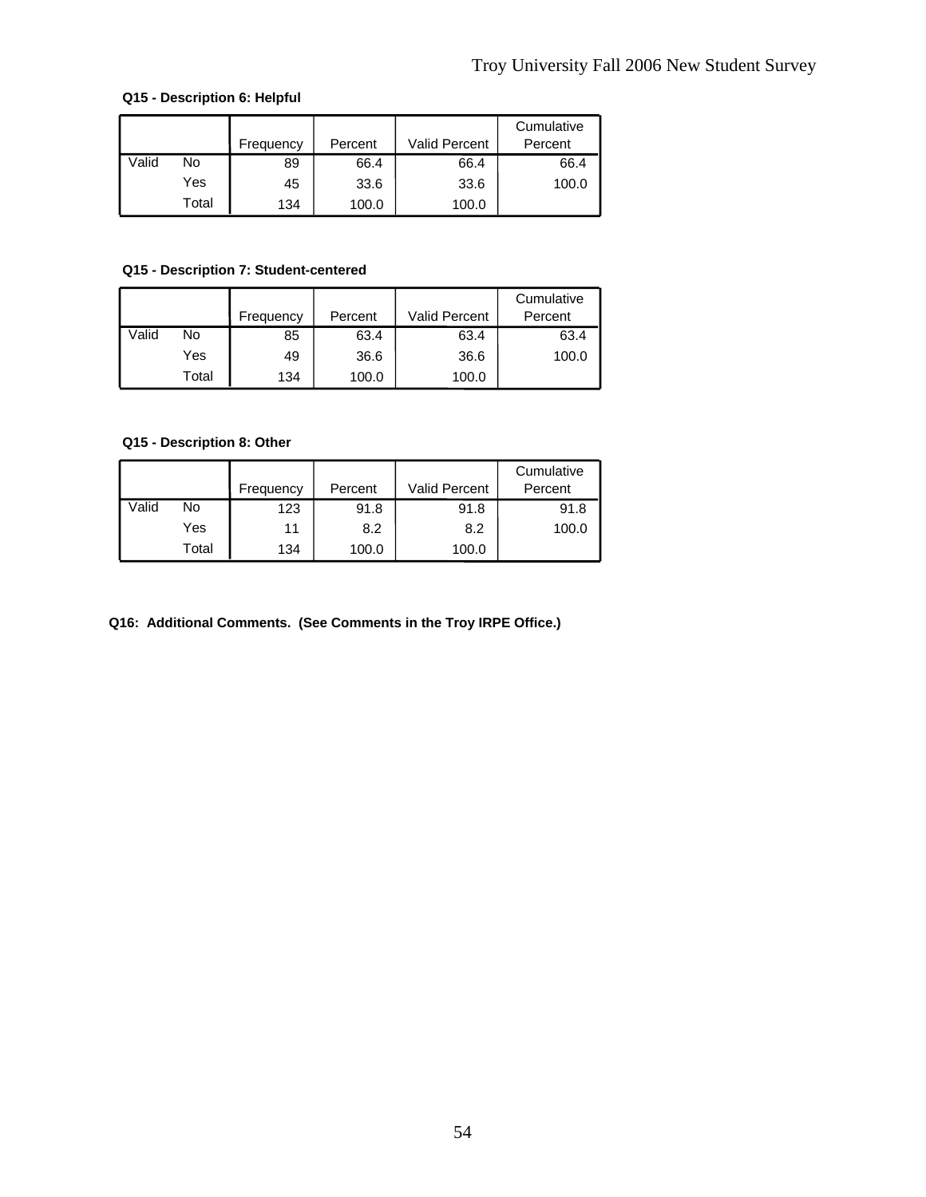**Q15 - Description 6: Helpful**

| | | Frequency | Percent | Valid Percent | Cumulative Percent |
|---|---|---|---|---|---|
| Valid | No | 89 | 66.4 | 66.4 | 66.4 |
| | Yes | 45 | 33.6 | 33.6 | 100.0 |
| | Total | 134 | 100.0 | 100.0 | |

**Q15 - Description 7: Student-centered**

| | | Frequency | Percent | Valid Percent | Cumulative Percent |
|---|---|---|---|---|---|
| Valid | No | 85 | 63.4 | 63.4 | 63.4 |
| | Yes | 49 | 36.6 | 36.6 | 100.0 |
| | Total | 134 | 100.0 | 100.0 | |

**Q15 - Description 8: Other**

| | | Frequency | Percent | Valid Percent | Cumulative Percent |
|---|---|---|---|---|---|
| Valid | No | 123 | 91.8 | 91.8 | 91.8 |
| | Yes | 11 | 8.2 | 8.2 | 100.0 |
| | Total | 134 | 100.0 | 100.0 | |

**Q16: Additional Comments. (See Comments in the Troy IRPE Office.)**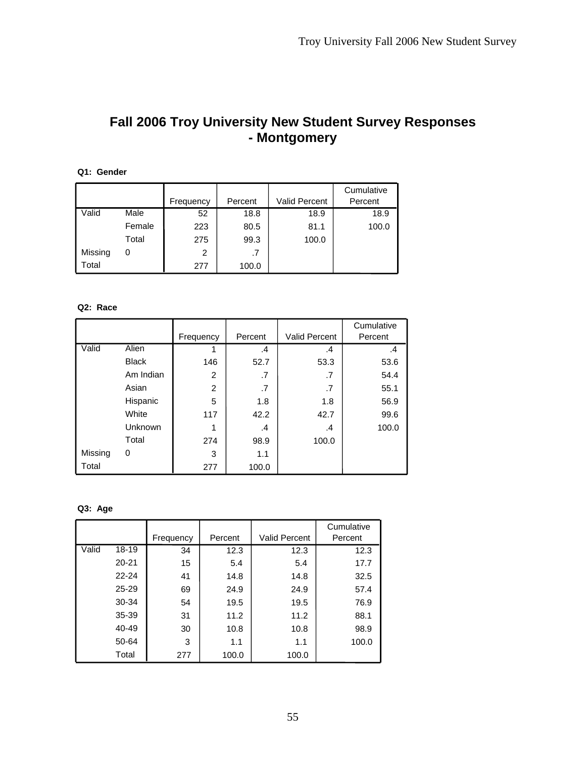# Fall 2006 Troy University New Student Survey Responses - Montgomery

**Q1: Gender**

| | | Frequency | Percent | Valid Percent | Cumulative Percent |
|---|---|---|---|---|---|
| Valid | Male | 52 | 18.8 | 18.9 | 18.9 |
| | Female | 223 | 80.5 | 81.1 | 100.0 |
| | Total | 275 | 99.3 | 100.0 | |
| Missing | 0 | 2 | .7 | | |
| Total | | 277 | 100.0 | | |

**Q2: Race**

| | | Frequency | Percent | Valid Percent | Cumulative Percent |
|---|---|---|---|---|---|
| Valid | Alien | 1 | .4 | .4 | .4 |
| | Black | 146 | 52.7 | 53.3 | 53.6 |
| | Am Indian | 2 | .7 | .7 | 54.4 |
| | Asian | 2 | .7 | .7 | 55.1 |
| | Hispanic | 5 | 1.8 | 1.8 | 56.9 |
| | White | 117 | 42.2 | 42.7 | 99.6 |
| | Unknown | 1 | .4 | .4 | 100.0 |
| | Total | 274 | 98.9 | 100.0 | |
| Missing | 0 | 3 | 1.1 | | |
| Total | | 277 | 100.0 | | |

**Q3: Age**

| | | Frequency | Percent | Valid Percent | Cumulative Percent |
|---|---|---|---|---|---|
| Valid | 18-19 | 34 | 12.3 | 12.3 | 12.3 |
| | 20-21 | 15 | 5.4 | 5.4 | 17.7 |
| | 22-24 | 41 | 14.8 | 14.8 | 32.5 |
| | 25-29 | 69 | 24.9 | 24.9 | 57.4 |
| | 30-34 | 54 | 19.5 | 19.5 | 76.9 |
| | 35-39 | 31 | 11.2 | 11.2 | 88.1 |
| | 40-49 | 30 | 10.8 | 10.8 | 98.9 |
| | 50-64 | 3 | 1.1 | 1.1 | 100.0 |
| | Total | 277 | 100.0 | 100.0 | |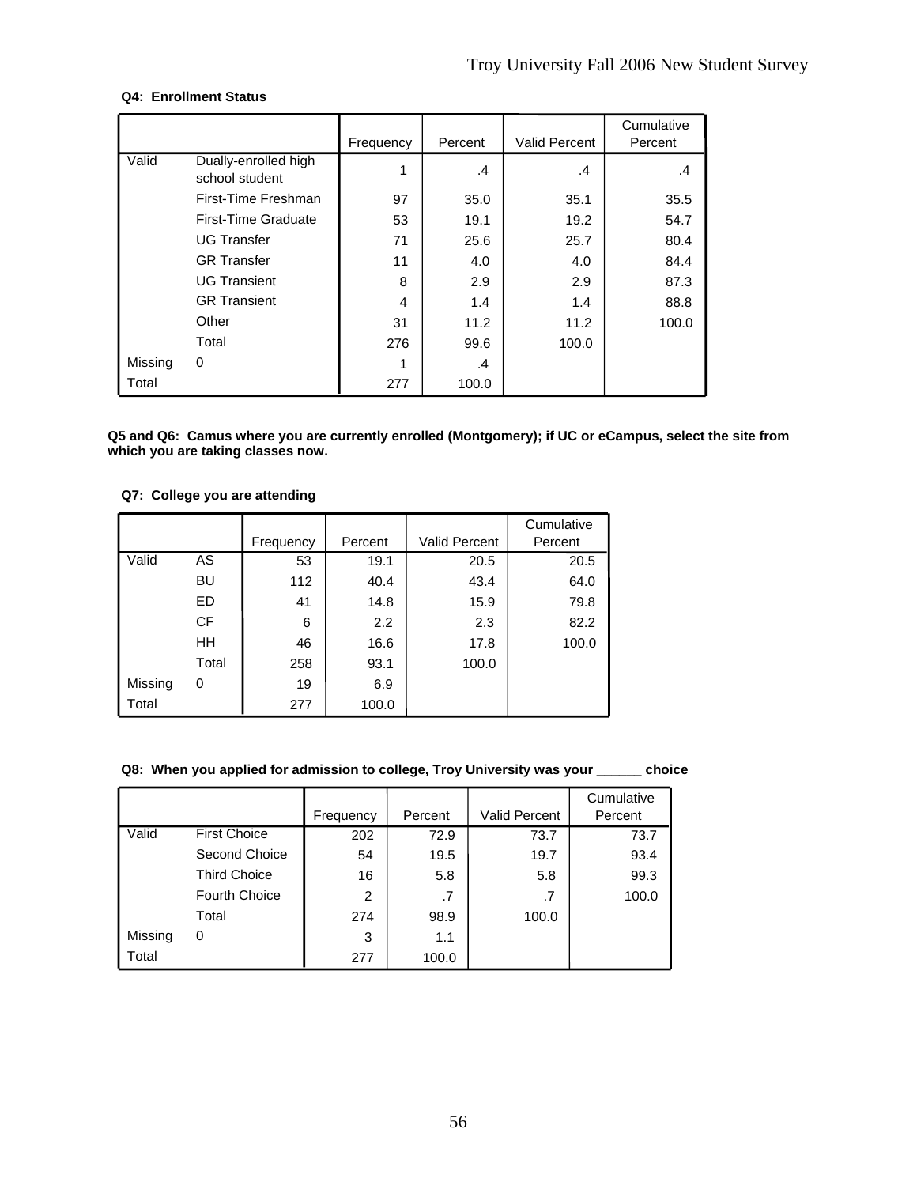**Q4: Enrollment Status**

| | | Frequency | Percent | Valid Percent | Cumulative Percent |
|---|---|---|---|---|---|
| Valid | Dually-enrolled high school student | 1 | .4 | .4 | .4 |
| | First-Time Freshman | 97 | 35.0 | 35.1 | 35.5 |
| | First-Time Graduate | 53 | 19.1 | 19.2 | 54.7 |
| | UG Transfer | 71 | 25.6 | 25.7 | 80.4 |
| | GR Transfer | 11 | 4.0 | 4.0 | 84.4 |
| | UG Transient | 8 | 2.9 | 2.9 | 87.3 |
| | GR Transient | 4 | 1.4 | 1.4 | 88.8 |
| | Other | 31 | 11.2 | 11.2 | 100.0 |
| | Total | 276 | 99.6 | 100.0 | |
| Missing | 0 | 1 | .4 | | |
| Total | | 277 | 100.0 | | |

**Q5 and Q6: Camus where you are currently enrolled (Montgomery); if UC or eCampus, select the site from which you are taking classes now.**

**Q7: College you are attending**

| | | Frequency | Percent | Valid Percent | Cumulative Percent |
|---|---|---|---|---|---|
| Valid | AS | 53 | 19.1 | 20.5 | 20.5 |
| | BU | 112 | 40.4 | 43.4 | 64.0 |
| | ED | 41 | 14.8 | 15.9 | 79.8 |
| | CF | 6 | 2.2 | 2.3 | 82.2 |
| | HH | 46 | 16.6 | 17.8 | 100.0 |
| | Total | 258 | 93.1 | 100.0 | |
| Missing | 0 | 19 | 6.9 | | |
| Total | | 277 | 100.0 | | |

**Q8: When you applied for admission to college, Troy University was your ______ choice**

| | | Frequency | Percent | Valid Percent | Cumulative Percent |
|---|---|---|---|---|---|
| Valid | First Choice | 202 | 72.9 | 73.7 | 73.7 |
| | Second Choice | 54 | 19.5 | 19.7 | 93.4 |
| | Third Choice | 16 | 5.8 | 5.8 | 99.3 |
| | Fourth Choice | 2 | .7 | .7 | 100.0 |
| | Total | 274 | 98.9 | 100.0 | |
| Missing | 0 | 3 | 1.1 | | |
| Total | | 277 | 100.0 | | |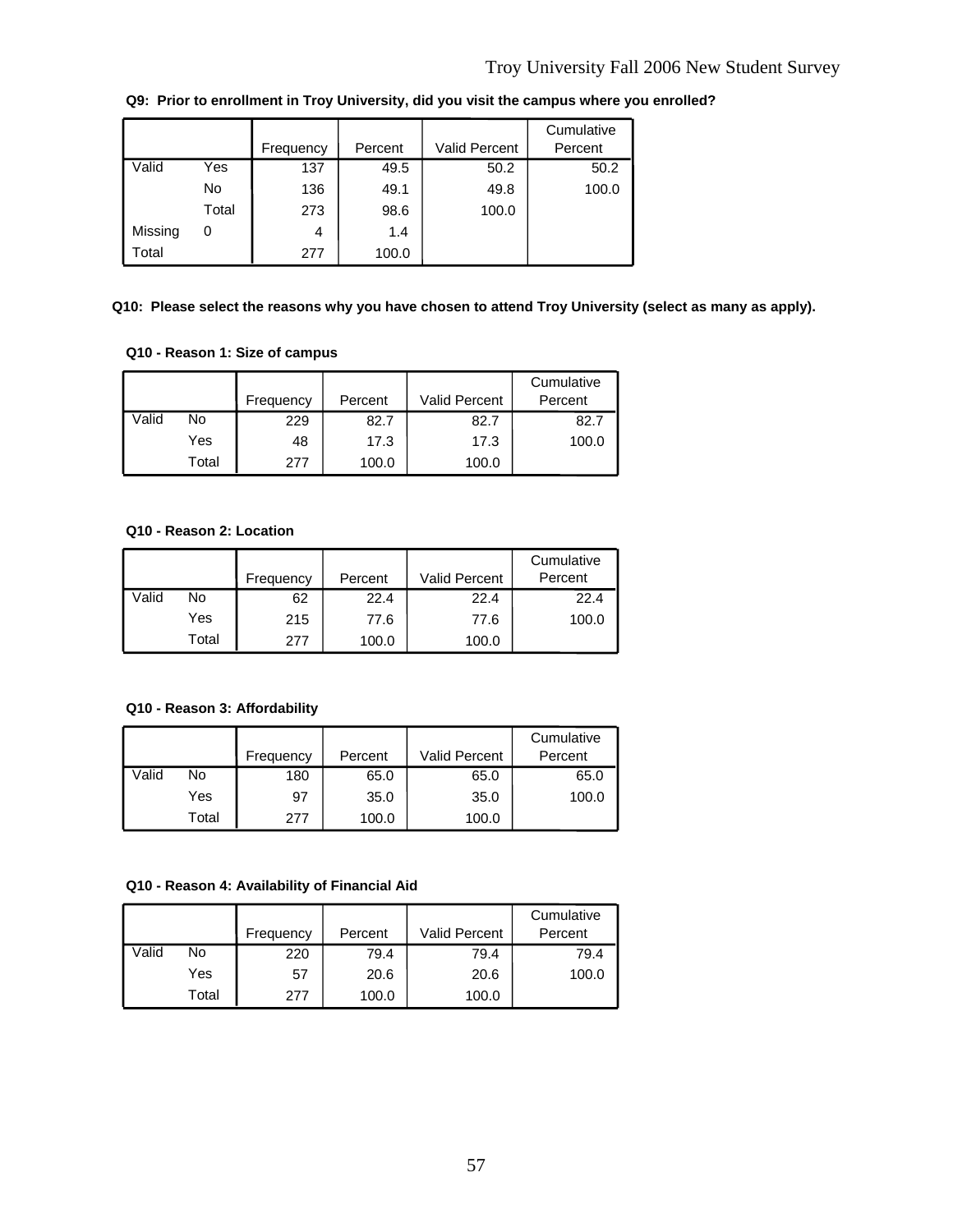**Q9: Prior to enrollment in Troy University, did you visit the campus where you enrolled?**

| | | Frequency | Percent | Valid Percent | Cumulative Percent |
|---|---|---|---|---|---|
| Valid | Yes | 137 | 49.5 | 50.2 | 50.2 |
| | No | 136 | 49.1 | 49.8 | 100.0 |
| | Total | 273 | 98.6 | 100.0 | |
| Missing | 0 | 4 | 1.4 | | |
| Total | | 277 | 100.0 | | |

**Q10: Please select the reasons why you have chosen to attend Troy University (select as many as apply).**

**Q10 - Reason 1: Size of campus**

| | | Frequency | Percent | Valid Percent | Cumulative Percent |
|---|---|---|---|---|---|
| Valid | No | 229 | 82.7 | 82.7 | 82.7 |
| | Yes | 48 | 17.3 | 17.3 | 100.0 |
| | Total | 277 | 100.0 | 100.0 | |

**Q10 - Reason 2: Location**

| | | Frequency | Percent | Valid Percent | Cumulative Percent |
|---|---|---|---|---|---|
| Valid | No | 62 | 22.4 | 22.4 | 22.4 |
| | Yes | 215 | 77.6 | 77.6 | 100.0 |
| | Total | 277 | 100.0 | 100.0 | |

**Q10 - Reason 3: Affordability**

| | | Frequency | Percent | Valid Percent | Cumulative Percent |
|---|---|---|---|---|---|
| Valid | No | 180 | 65.0 | 65.0 | 65.0 |
| | Yes | 97 | 35.0 | 35.0 | 100.0 |
| | Total | 277 | 100.0 | 100.0 | |

**Q10 - Reason 4: Availability of Financial Aid**

| | | Frequency | Percent | Valid Percent | Cumulative Percent |
|---|---|---|---|---|---|
| Valid | No | 220 | 79.4 | 79.4 | 79.4 |
| | Yes | 57 | 20.6 | 20.6 | 100.0 |
| | Total | 277 | 100.0 | 100.0 | |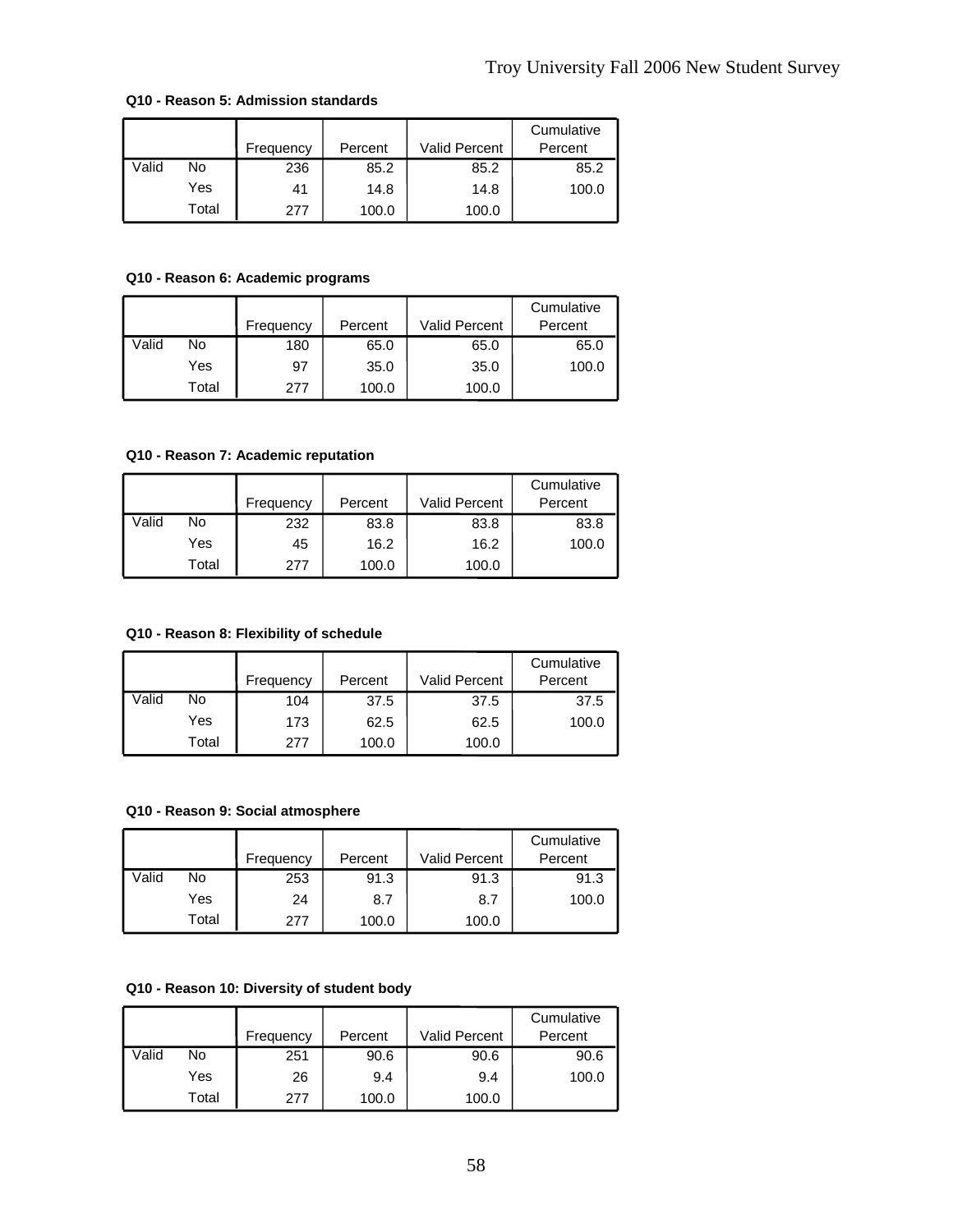**Q10 - Reason 5: Admission standards**

| | | Frequency | Percent | Valid Percent | Cumulative Percent |
|---|---|---|---|---|---|
| Valid | No | 236 | 85.2 | 85.2 | 85.2 |
| | Yes | 41 | 14.8 | 14.8 | 100.0 |
| | Total | 277 | 100.0 | 100.0 | |

**Q10 - Reason 6: Academic programs**

| | | Frequency | Percent | Valid Percent | Cumulative Percent |
|---|---|---|---|---|---|
| Valid | No | 180 | 65.0 | 65.0 | 65.0 |
| | Yes | 97 | 35.0 | 35.0 | 100.0 |
| | Total | 277 | 100.0 | 100.0 | |

**Q10 - Reason 7: Academic reputation**

| | | Frequency | Percent | Valid Percent | Cumulative Percent |
|---|---|---|---|---|---|
| Valid | No | 232 | 83.8 | 83.8 | 83.8 |
| | Yes | 45 | 16.2 | 16.2 | 100.0 |
| | Total | 277 | 100.0 | 100.0 | |

**Q10 - Reason 8: Flexibility of schedule**

| | | Frequency | Percent | Valid Percent | Cumulative Percent |
|---|---|---|---|---|---|
| Valid | No | 104 | 37.5 | 37.5 | 37.5 |
| | Yes | 173 | 62.5 | 62.5 | 100.0 |
| | Total | 277 | 100.0 | 100.0 | |

**Q10 - Reason 9: Social atmosphere**

| | | Frequency | Percent | Valid Percent | Cumulative Percent |
|---|---|---|---|---|---|
| Valid | No | 253 | 91.3 | 91.3 | 91.3 |
| | Yes | 24 | 8.7 | 8.7 | 100.0 |
| | Total | 277 | 100.0 | 100.0 | |

**Q10 - Reason 10: Diversity of student body**

| | | Frequency | Percent | Valid Percent | Cumulative Percent |
|---|---|---|---|---|---|
| Valid | No | 251 | 90.6 | 90.6 | 90.6 |
| | Yes | 26 | 9.4 | 9.4 | 100.0 |
| | Total | 277 | 100.0 | 100.0 | |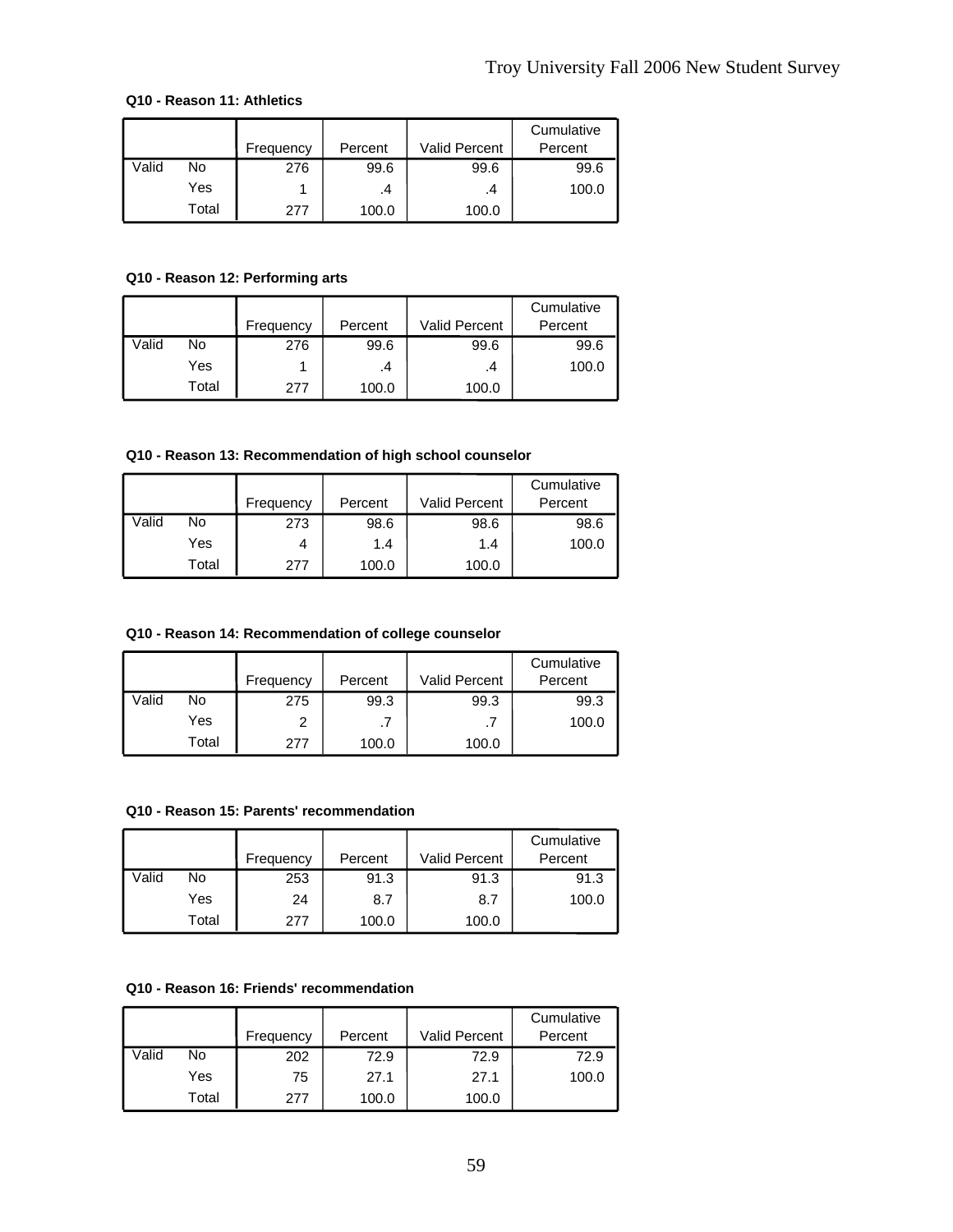**Q10 - Reason 11: Athletics**

| | | Frequency | Percent | Valid Percent | Cumulative Percent |
|---|---|---|---|---|---|
| Valid | No | 276 | 99.6 | 99.6 | 99.6 |
| | Yes | 1 | .4 | .4 | 100.0 |
| | Total | 277 | 100.0 | 100.0 | |

**Q10 - Reason 12: Performing arts**

| | | Frequency | Percent | Valid Percent | Cumulative Percent |
|---|---|---|---|---|---|
| Valid | No | 276 | 99.6 | 99.6 | 99.6 |
| | Yes | 1 | .4 | .4 | 100.0 |
| | Total | 277 | 100.0 | 100.0 | |

**Q10 - Reason 13: Recommendation of high school counselor**

| | | Frequency | Percent | Valid Percent | Cumulative Percent |
|---|---|---|---|---|---|
| Valid | No | 273 | 98.6 | 98.6 | 98.6 |
| | Yes | 4 | 1.4 | 1.4 | 100.0 |
| | Total | 277 | 100.0 | 100.0 | |

**Q10 - Reason 14: Recommendation of college counselor**

| | | Frequency | Percent | Valid Percent | Cumulative Percent |
|---|---|---|---|---|---|
| Valid | No | 275 | 99.3 | 99.3 | 99.3 |
| | Yes | 2 | .7 | .7 | 100.0 |
| | Total | 277 | 100.0 | 100.0 | |

**Q10 - Reason 15: Parents' recommendation**

| | | Frequency | Percent | Valid Percent | Cumulative Percent |
|---|---|---|---|---|---|
| Valid | No | 253 | 91.3 | 91.3 | 91.3 |
| | Yes | 24 | 8.7 | 8.7 | 100.0 |
| | Total | 277 | 100.0 | 100.0 | |

**Q10 - Reason 16: Friends' recommendation**

| | | Frequency | Percent | Valid Percent | Cumulative Percent |
|---|---|---|---|---|---|
| Valid | No | 202 | 72.9 | 72.9 | 72.9 |
| | Yes | 75 | 27.1 | 27.1 | 100.0 |
| | Total | 277 | 100.0 | 100.0 | |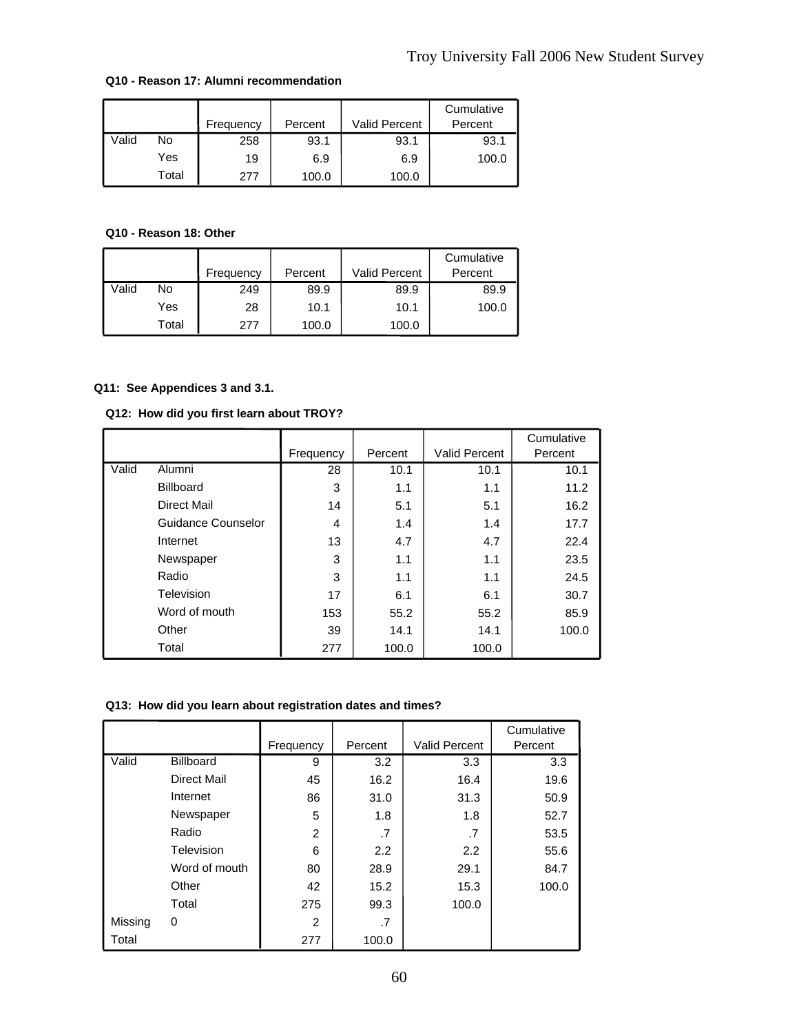**Q10 - Reason 17: Alumni recommendation**

| | | Frequency | Percent | Valid Percent | Cumulative Percent |
|---|---|---|---|---|---|
| Valid | No | 258 | 93.1 | 93.1 | 93.1 |
| | Yes | 19 | 6.9 | 6.9 | 100.0 |
| | Total | 277 | 100.0 | 100.0 | |

**Q10 - Reason 18: Other**

| | | Frequency | Percent | Valid Percent | Cumulative Percent |
|---|---|---|---|---|---|
| Valid | No | 249 | 89.9 | 89.9 | 89.9 |
| | Yes | 28 | 10.1 | 10.1 | 100.0 |
| | Total | 277 | 100.0 | 100.0 | |

**Q11: See Appendices 3 and 3.1.**

**Q12: How did you first learn about TROY?**

| | | Frequency | Percent | Valid Percent | Cumulative Percent |
|---|---|---|---|---|---|
| Valid | Alumni | 28 | 10.1 | 10.1 | 10.1 |
| | Billboard | 3 | 1.1 | 1.1 | 11.2 |
| | Direct Mail | 14 | 5.1 | 5.1 | 16.2 |
| | Guidance Counselor | 4 | 1.4 | 1.4 | 17.7 |
| | Internet | 13 | 4.7 | 4.7 | 22.4 |
| | Newspaper | 3 | 1.1 | 1.1 | 23.5 |
| | Radio | 3 | 1.1 | 1.1 | 24.5 |
| | Television | 17 | 6.1 | 6.1 | 30.7 |
| | Word of mouth | 153 | 55.2 | 55.2 | 85.9 |
| | Other | 39 | 14.1 | 14.1 | 100.0 |
| | Total | 277 | 100.0 | 100.0 | |

**Q13: How did you learn about registration dates and times?**

| | | Frequency | Percent | Valid Percent | Cumulative Percent |
|---|---|---|---|---|---|
| Valid | Billboard | 9 | 3.2 | 3.3 | 3.3 |
| | Direct Mail | 45 | 16.2 | 16.4 | 19.6 |
| | Internet | 86 | 31.0 | 31.3 | 50.9 |
| | Newspaper | 5 | 1.8 | 1.8 | 52.7 |
| | Radio | 2 | .7 | .7 | 53.5 |
| | Television | 6 | 2.2 | 2.2 | 55.6 |
| | Word of mouth | 80 | 28.9 | 29.1 | 84.7 |
| | Other | 42 | 15.2 | 15.3 | 100.0 |
| | Total | 275 | 99.3 | 100.0 | |
| Missing | 0 | 2 | .7 | | |
| Total | | 277 | 100.0 | | |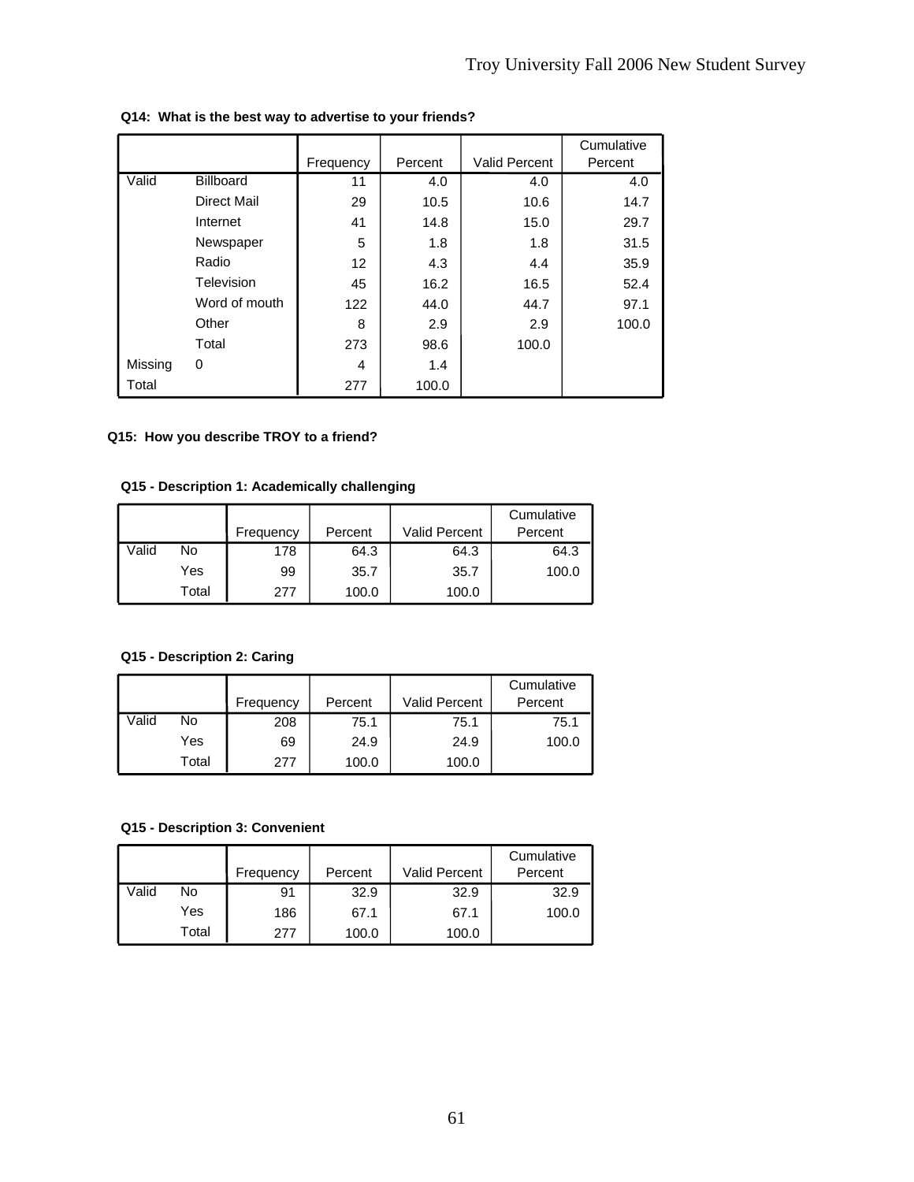**Q14: What is the best way to advertise to your friends?**

| | | Frequency | Percent | Valid Percent | Cumulative Percent |
|---|---|---|---|---|---|
| Valid | Billboard | 11 | 4.0 | 4.0 | 4.0 |
| | Direct Mail | 29 | 10.5 | 10.6 | 14.7 |
| | Internet | 41 | 14.8 | 15.0 | 29.7 |
| | Newspaper | 5 | 1.8 | 1.8 | 31.5 |
| | Radio | 12 | 4.3 | 4.4 | 35.9 |
| | Television | 45 | 16.2 | 16.5 | 52.4 |
| | Word of mouth | 122 | 44.0 | 44.7 | 97.1 |
| | Other | 8 | 2.9 | 2.9 | 100.0 |
| | Total | 273 | 98.6 | 100.0 | |
| Missing | 0 | 4 | 1.4 | | |
| Total | | 277 | 100.0 | | |

**Q15: How you describe TROY to a friend?**

**Q15 - Description 1: Academically challenging**

| | | Frequency | Percent | Valid Percent | Cumulative Percent |
|---|---|---|---|---|---|
| Valid | No | 178 | 64.3 | 64.3 | 64.3 |
| | Yes | 99 | 35.7 | 35.7 | 100.0 |
| | Total | 277 | 100.0 | 100.0 | |

**Q15 - Description 2: Caring**

| | | Frequency | Percent | Valid Percent | Cumulative Percent |
|---|---|---|---|---|---|
| Valid | No | 208 | 75.1 | 75.1 | 75.1 |
| | Yes | 69 | 24.9 | 24.9 | 100.0 |
| | Total | 277 | 100.0 | 100.0 | |

**Q15 - Description 3: Convenient**

| | | Frequency | Percent | Valid Percent | Cumulative Percent |
|---|---|---|---|---|---|
| Valid | No | 91 | 32.9 | 32.9 | 32.9 |
| | Yes | 186 | 67.1 | 67.1 | 100.0 |
| | Total | 277 | 100.0 | 100.0 | |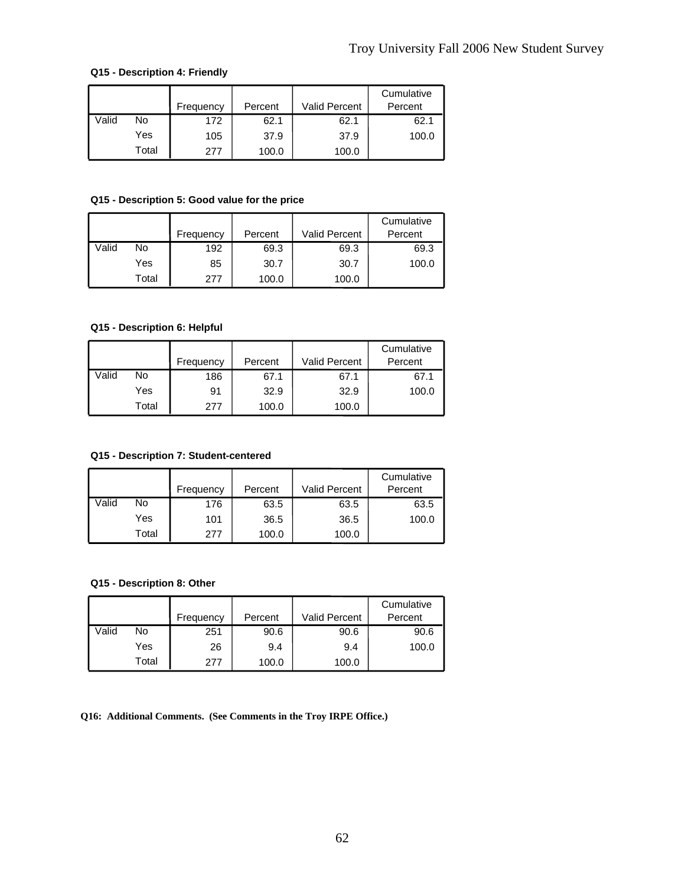**Q15 - Description 4: Friendly**

| | | Frequency | Percent | Valid Percent | Cumulative Percent |
|---|---|---|---|---|---|
| Valid | No | 172 | 62.1 | 62.1 | 62.1 |
| | Yes | 105 | 37.9 | 37.9 | 100.0 |
| | Total | 277 | 100.0 | 100.0 | |

**Q15 - Description 5: Good value for the price**

| | | Frequency | Percent | Valid Percent | Cumulative Percent |
|---|---|---|---|---|---|
| Valid | No | 192 | 69.3 | 69.3 | 69.3 |
| | Yes | 85 | 30.7 | 30.7 | 100.0 |
| | Total | 277 | 100.0 | 100.0 | |

**Q15 - Description 6: Helpful**

| | | Frequency | Percent | Valid Percent | Cumulative Percent |
|---|---|---|---|---|---|
| Valid | No | 186 | 67.1 | 67.1 | 67.1 |
| | Yes | 91 | 32.9 | 32.9 | 100.0 |
| | Total | 277 | 100.0 | 100.0 | |

**Q15 - Description 7: Student-centered**

| | | Frequency | Percent | Valid Percent | Cumulative Percent |
|---|---|---|---|---|---|
| Valid | No | 176 | 63.5 | 63.5 | 63.5 |
| | Yes | 101 | 36.5 | 36.5 | 100.0 |
| | Total | 277 | 100.0 | 100.0 | |

**Q15 - Description 8: Other**

| | | Frequency | Percent | Valid Percent | Cumulative Percent |
|---|---|---|---|---|---|
| Valid | No | 251 | 90.6 | 90.6 | 90.6 |
| | Yes | 26 | 9.4 | 9.4 | 100.0 |
| | Total | 277 | 100.0 | 100.0 | |

**Q16: Additional Comments. (See Comments in the Troy IRPE Office.)**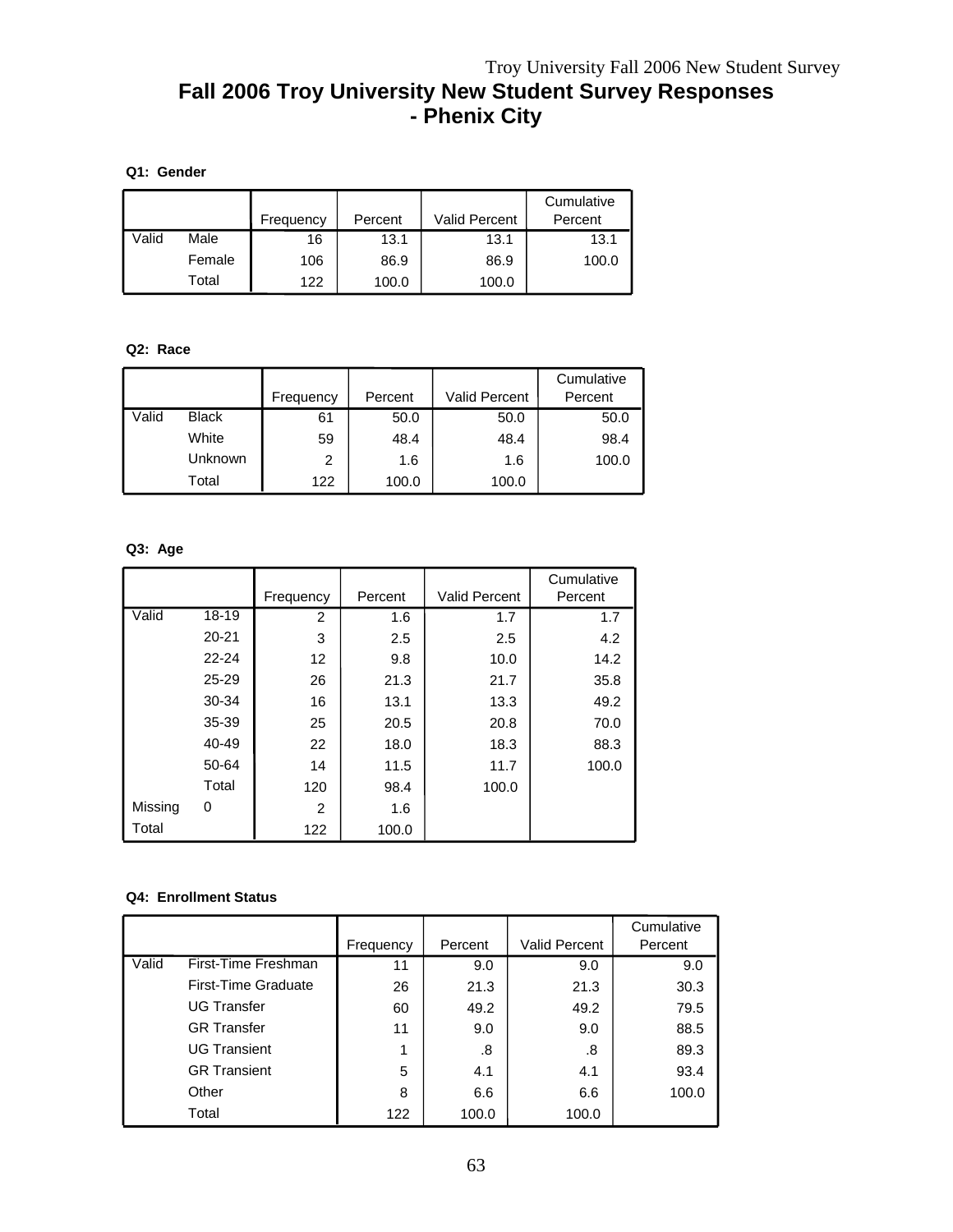# Fall 2006 Troy University New Student Survey Responses - Phenix City

**Q1: Gender**

| | | Frequency | Percent | Valid Percent | Cumulative Percent |
|---|---|---|---|---|---|
| Valid | Male | 16 | 13.1 | 13.1 | 13.1 |
| | Female | 106 | 86.9 | 86.9 | 100.0 |
| | Total | 122 | 100.0 | 100.0 | |

**Q2: Race**

| | | Frequency | Percent | Valid Percent | Cumulative Percent |
|---|---|---|---|---|---|
| Valid | Black | 61 | 50.0 | 50.0 | 50.0 |
| | White | 59 | 48.4 | 48.4 | 98.4 |
| | Unknown | 2 | 1.6 | 1.6 | 100.0 |
| | Total | 122 | 100.0 | 100.0 | |

**Q3: Age**

| | | Frequency | Percent | Valid Percent | Cumulative Percent |
|---|---|---|---|---|---|
| Valid | 18-19 | 2 | 1.6 | 1.7 | 1.7 |
| | 20-21 | 3 | 2.5 | 2.5 | 4.2 |
| | 22-24 | 12 | 9.8 | 10.0 | 14.2 |
| | 25-29 | 26 | 21.3 | 21.7 | 35.8 |
| | 30-34 | 16 | 13.1 | 13.3 | 49.2 |
| | 35-39 | 25 | 20.5 | 20.8 | 70.0 |
| | 40-49 | 22 | 18.0 | 18.3 | 88.3 |
| | 50-64 | 14 | 11.5 | 11.7 | 100.0 |
| | Total | 120 | 98.4 | 100.0 | |
| Missing | 0 | 2 | 1.6 | | |
| Total | | 122 | 100.0 | | |

**Q4: Enrollment Status**

| | | Frequency | Percent | Valid Percent | Cumulative Percent |
|---|---|---|---|---|---|
| Valid | First-Time Freshman | 11 | 9.0 | 9.0 | 9.0 |
| | First-Time Graduate | 26 | 21.3 | 21.3 | 30.3 |
| | UG Transfer | 60 | 49.2 | 49.2 | 79.5 |
| | GR Transfer | 11 | 9.0 | 9.0 | 88.5 |
| | UG Transient | 1 | .8 | .8 | 89.3 |
| | GR Transient | 5 | 4.1 | 4.1 | 93.4 |
| | Other | 8 | 6.6 | 6.6 | 100.0 |
| | Total | 122 | 100.0 | 100.0 | |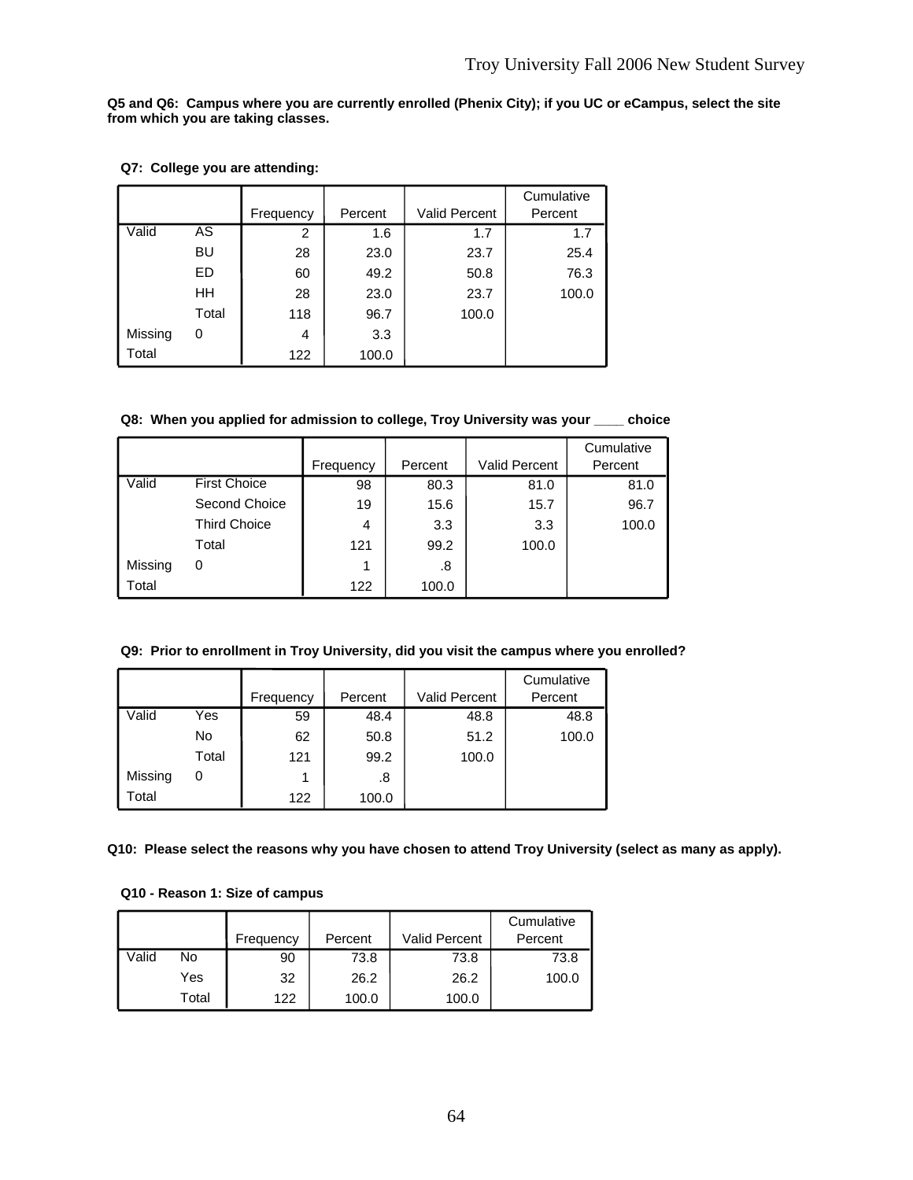**Q5 and Q6: Campus where you are currently enrolled (Phenix City); if you UC or eCampus, select the site from which you are taking classes.**

**Q7: College you are attending:**

| | | Frequency | Percent | Valid Percent | Cumulative Percent |
|---|---|---|---|---|---|
| Valid | AS | 2 | 1.6 | 1.7 | 1.7 |
| | BU | 28 | 23.0 | 23.7 | 25.4 |
| | ED | 60 | 49.2 | 50.8 | 76.3 |
| | HH | 28 | 23.0 | 23.7 | 100.0 |
| | Total | 118 | 96.7 | 100.0 | |
| Missing | 0 | 4 | 3.3 | | |
| Total | | 122 | 100.0 | | |

**Q8: When you applied for admission to college, Troy University was your ____ choice**

| | | Frequency | Percent | Valid Percent | Cumulative Percent |
|---|---|---|---|---|---|
| Valid | First Choice | 98 | 80.3 | 81.0 | 81.0 |
| | Second Choice | 19 | 15.6 | 15.7 | 96.7 |
| | Third Choice | 4 | 3.3 | 3.3 | 100.0 |
| | Total | 121 | 99.2 | 100.0 | |
| Missing | 0 | 1 | .8 | | |
| Total | | 122 | 100.0 | | |

**Q9: Prior to enrollment in Troy University, did you visit the campus where you enrolled?**

| | | Frequency | Percent | Valid Percent | Cumulative Percent |
|---|---|---|---|---|---|
| Valid | Yes | 59 | 48.4 | 48.8 | 48.8 |
| | No | 62 | 50.8 | 51.2 | 100.0 |
| | Total | 121 | 99.2 | 100.0 | |
| Missing | 0 | 1 | .8 | | |
| Total | | 122 | 100.0 | | |

**Q10: Please select the reasons why you have chosen to attend Troy University (select as many as apply).**

**Q10 - Reason 1: Size of campus**

| | | Frequency | Percent | Valid Percent | Cumulative Percent |
|---|---|---|---|---|---|
| Valid | No | 90 | 73.8 | 73.8 | 73.8 |
| | Yes | 32 | 26.2 | 26.2 | 100.0 |
| | Total | 122 | 100.0 | 100.0 | |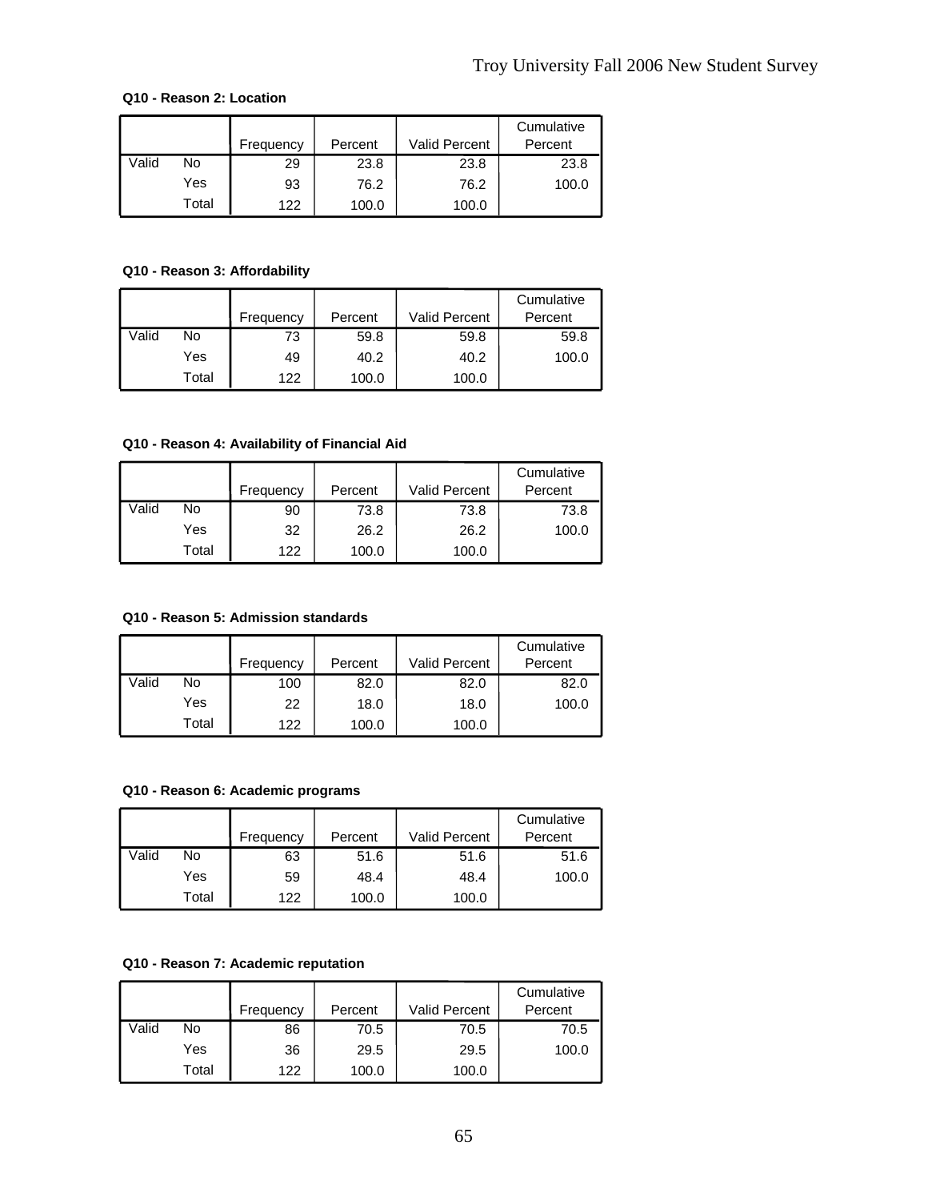**Q10 - Reason 2: Location**

| | | Frequency | Percent | Valid Percent | Cumulative Percent |
|---|---|---|---|---|---|
| Valid | No | 29 | 23.8 | 23.8 | 23.8 |
| | Yes | 93 | 76.2 | 76.2 | 100.0 |
| | Total | 122 | 100.0 | 100.0 | |

**Q10 - Reason 3: Affordability**

| | | Frequency | Percent | Valid Percent | Cumulative Percent |
|---|---|---|---|---|---|
| Valid | No | 73 | 59.8 | 59.8 | 59.8 |
| | Yes | 49 | 40.2 | 40.2 | 100.0 |
| | Total | 122 | 100.0 | 100.0 | |

**Q10 - Reason 4: Availability of Financial Aid**

| | | Frequency | Percent | Valid Percent | Cumulative Percent |
|---|---|---|---|---|---|
| Valid | No | 90 | 73.8 | 73.8 | 73.8 |
| | Yes | 32 | 26.2 | 26.2 | 100.0 |
| | Total | 122 | 100.0 | 100.0 | |

**Q10 - Reason 5: Admission standards**

| | | Frequency | Percent | Valid Percent | Cumulative Percent |
|---|---|---|---|---|---|
| Valid | No | 100 | 82.0 | 82.0 | 82.0 |
| | Yes | 22 | 18.0 | 18.0 | 100.0 |
| | Total | 122 | 100.0 | 100.0 | |

**Q10 - Reason 6: Academic programs**

| | | Frequency | Percent | Valid Percent | Cumulative Percent |
|---|---|---|---|---|---|
| Valid | No | 63 | 51.6 | 51.6 | 51.6 |
| | Yes | 59 | 48.4 | 48.4 | 100.0 |
| | Total | 122 | 100.0 | 100.0 | |

**Q10 - Reason 7: Academic reputation**

| | | Frequency | Percent | Valid Percent | Cumulative Percent |
|---|---|---|---|---|---|
| Valid | No | 86 | 70.5 | 70.5 | 70.5 |
| | Yes | 36 | 29.5 | 29.5 | 100.0 |
| | Total | 122 | 100.0 | 100.0 | |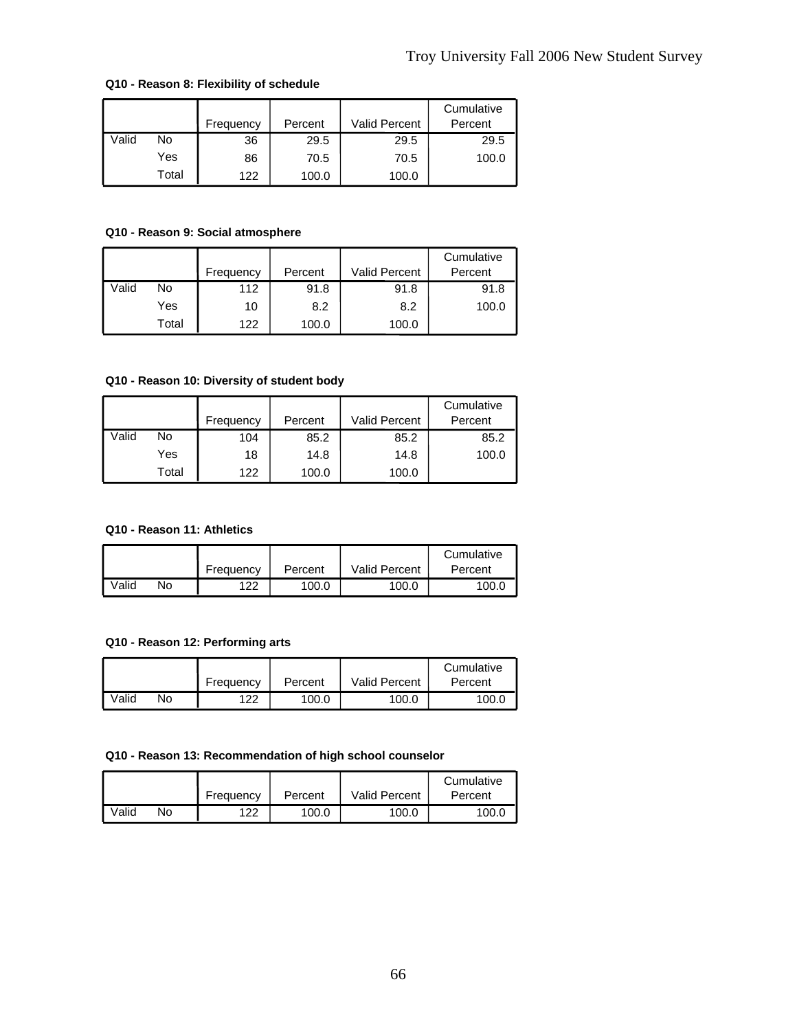**Q10 - Reason 8: Flexibility of schedule**

| | | Frequency | Percent | Valid Percent | Cumulative Percent |
|---|---|---|---|---|---|
| Valid | No | 36 | 29.5 | 29.5 | 29.5 |
| | Yes | 86 | 70.5 | 70.5 | 100.0 |
| | Total | 122 | 100.0 | 100.0 | |

**Q10 - Reason 9: Social atmosphere**

| | | Frequency | Percent | Valid Percent | Cumulative Percent |
|---|---|---|---|---|---|
| Valid | No | 112 | 91.8 | 91.8 | 91.8 |
| | Yes | 10 | 8.2 | 8.2 | 100.0 |
| | Total | 122 | 100.0 | 100.0 | |

**Q10 - Reason 10: Diversity of student body**

| | | Frequency | Percent | Valid Percent | Cumulative Percent |
|---|---|---|---|---|---|
| Valid | No | 104 | 85.2 | 85.2 | 85.2 |
| | Yes | 18 | 14.8 | 14.8 | 100.0 |
| | Total | 122 | 100.0 | 100.0 | |

**Q10 - Reason 11: Athletics**

| | | Frequency | Percent | Valid Percent | Cumulative Percent |
|---|---|---|---|---|---|
| Valid | No | 122 | 100.0 | 100.0 | 100.0 |

**Q10 - Reason 12: Performing arts**

| | | Frequency | Percent | Valid Percent | Cumulative Percent |
|---|---|---|---|---|---|
| Valid | No | 122 | 100.0 | 100.0 | 100.0 |

**Q10 - Reason 13: Recommendation of high school counselor**

| | | Frequency | Percent | Valid Percent | Cumulative Percent |
|---|---|---|---|---|---|
| Valid | No | 122 | 100.0 | 100.0 | 100.0 |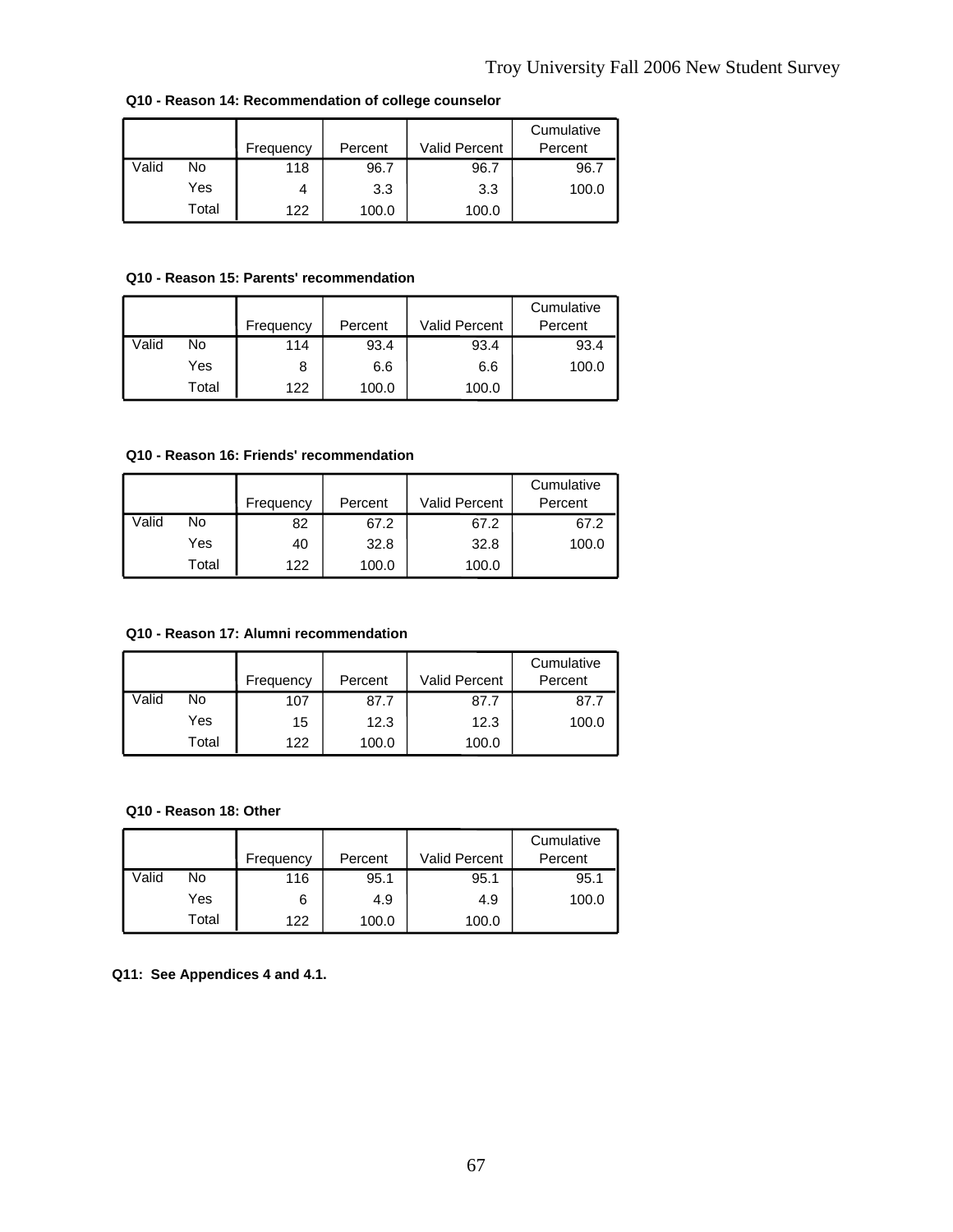**Q10 - Reason 14: Recommendation of college counselor**

| | | Frequency | Percent | Valid Percent | Cumulative Percent |
|---|---|---|---|---|---|
| Valid | No | 118 | 96.7 | 96.7 | 96.7 |
| | Yes | 4 | 3.3 | 3.3 | 100.0 |
| | Total | 122 | 100.0 | 100.0 | |

**Q10 - Reason 15: Parents' recommendation**

| | | Frequency | Percent | Valid Percent | Cumulative Percent |
|---|---|---|---|---|---|
| Valid | No | 114 | 93.4 | 93.4 | 93.4 |
| | Yes | 8 | 6.6 | 6.6 | 100.0 |
| | Total | 122 | 100.0 | 100.0 | |

**Q10 - Reason 16: Friends' recommendation**

| | | Frequency | Percent | Valid Percent | Cumulative Percent |
|---|---|---|---|---|---|
| Valid | No | 82 | 67.2 | 67.2 | 67.2 |
| | Yes | 40 | 32.8 | 32.8 | 100.0 |
| | Total | 122 | 100.0 | 100.0 | |

**Q10 - Reason 17: Alumni recommendation**

| | | Frequency | Percent | Valid Percent | Cumulative Percent |
|---|---|---|---|---|---|
| Valid | No | 107 | 87.7 | 87.7 | 87.7 |
| | Yes | 15 | 12.3 | 12.3 | 100.0 |
| | Total | 122 | 100.0 | 100.0 | |

**Q10 - Reason 18: Other**

| | | Frequency | Percent | Valid Percent | Cumulative Percent |
|---|---|---|---|---|---|
| Valid | No | 116 | 95.1 | 95.1 | 95.1 |
| | Yes | 6 | 4.9 | 4.9 | 100.0 |
| | Total | 122 | 100.0 | 100.0 | |

**Q11: See Appendices 4 and 4.1.**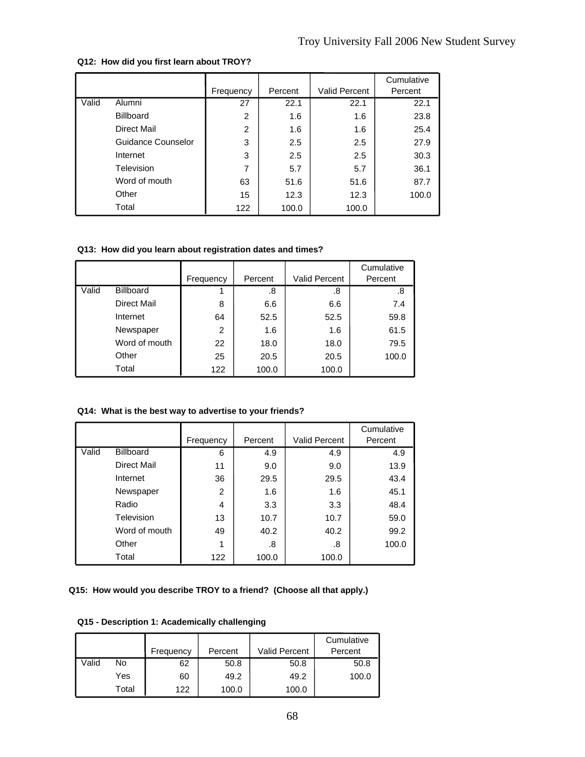**Q12: How did you first learn about TROY?**

| | | Frequency | Percent | Valid Percent | Cumulative Percent |
|---|---|---|---|---|---|
| Valid | Alumni | 27 | 22.1 | 22.1 | 22.1 |
| | Billboard | 2 | 1.6 | 1.6 | 23.8 |
| | Direct Mail | 2 | 1.6 | 1.6 | 25.4 |
| | Guidance Counselor | 3 | 2.5 | 2.5 | 27.9 |
| | Internet | 3 | 2.5 | 2.5 | 30.3 |
| | Television | 7 | 5.7 | 5.7 | 36.1 |
| | Word of mouth | 63 | 51.6 | 51.6 | 87.7 |
| | Other | 15 | 12.3 | 12.3 | 100.0 |
| | Total | 122 | 100.0 | 100.0 | |

**Q13: How did you learn about registration dates and times?**

| | | Frequency | Percent | Valid Percent | Cumulative Percent |
|---|---|---|---|---|---|
| Valid | Billboard | 1 | .8 | .8 | .8 |
| | Direct Mail | 8 | 6.6 | 6.6 | 7.4 |
| | Internet | 64 | 52.5 | 52.5 | 59.8 |
| | Newspaper | 2 | 1.6 | 1.6 | 61.5 |
| | Word of mouth | 22 | 18.0 | 18.0 | 79.5 |
| | Other | 25 | 20.5 | 20.5 | 100.0 |
| | Total | 122 | 100.0 | 100.0 | |

**Q14: What is the best way to advertise to your friends?**

| | | Frequency | Percent | Valid Percent | Cumulative Percent |
|---|---|---|---|---|---|
| Valid | Billboard | 6 | 4.9 | 4.9 | 4.9 |
| | Direct Mail | 11 | 9.0 | 9.0 | 13.9 |
| | Internet | 36 | 29.5 | 29.5 | 43.4 |
| | Newspaper | 2 | 1.6 | 1.6 | 45.1 |
| | Radio | 4 | 3.3 | 3.3 | 48.4 |
| | Television | 13 | 10.7 | 10.7 | 59.0 |
| | Word of mouth | 49 | 40.2 | 40.2 | 99.2 |
| | Other | 1 | .8 | .8 | 100.0 |
| | Total | 122 | 100.0 | 100.0 | |

**Q15: How would you describe TROY to a friend? (Choose all that apply.)**

**Q15 - Description 1: Academically challenging**

| | | Frequency | Percent | Valid Percent | Cumulative Percent |
|---|---|---|---|---|---|
| Valid | No | 62 | 50.8 | 50.8 | 50.8 |
| | Yes | 60 | 49.2 | 49.2 | 100.0 |
| | Total | 122 | 100.0 | 100.0 | |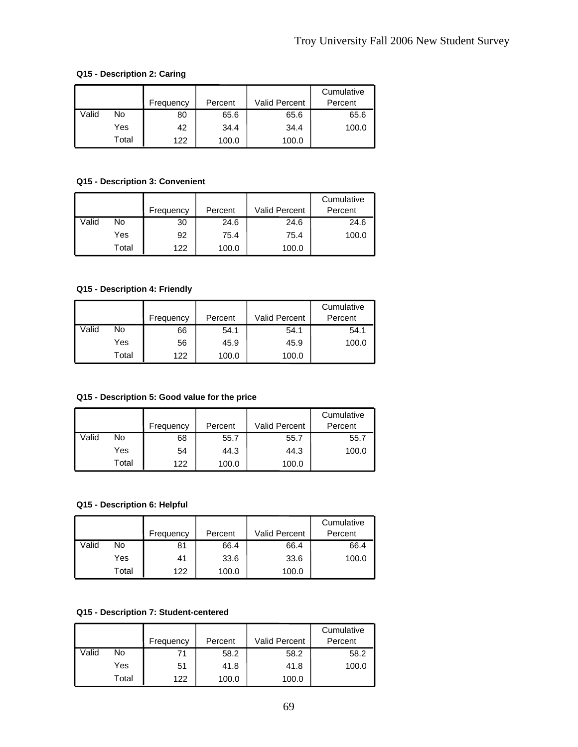**Q15 - Description 2: Caring**

| | | Frequency | Percent | Valid Percent | Cumulative Percent |
|---|---|---|---|---|---|
| Valid | No | 80 | 65.6 | 65.6 | 65.6 |
| | Yes | 42 | 34.4 | 34.4 | 100.0 |
| | Total | 122 | 100.0 | 100.0 | |

**Q15 - Description 3: Convenient**

| | | Frequency | Percent | Valid Percent | Cumulative Percent |
|---|---|---|---|---|---|
| Valid | No | 30 | 24.6 | 24.6 | 24.6 |
| | Yes | 92 | 75.4 | 75.4 | 100.0 |
| | Total | 122 | 100.0 | 100.0 | |

**Q15 - Description 4: Friendly**

| | | Frequency | Percent | Valid Percent | Cumulative Percent |
|---|---|---|---|---|---|
| Valid | No | 66 | 54.1 | 54.1 | 54.1 |
| | Yes | 56 | 45.9 | 45.9 | 100.0 |
| | Total | 122 | 100.0 | 100.0 | |

**Q15 - Description 5: Good value for the price**

| | | Frequency | Percent | Valid Percent | Cumulative Percent |
|---|---|---|---|---|---|
| Valid | No | 68 | 55.7 | 55.7 | 55.7 |
| | Yes | 54 | 44.3 | 44.3 | 100.0 |
| | Total | 122 | 100.0 | 100.0 | |

**Q15 - Description 6: Helpful**

| | | Frequency | Percent | Valid Percent | Cumulative Percent |
|---|---|---|---|---|---|
| Valid | No | 81 | 66.4 | 66.4 | 66.4 |
| | Yes | 41 | 33.6 | 33.6 | 100.0 |
| | Total | 122 | 100.0 | 100.0 | |

**Q15 - Description 7: Student-centered**

| | | Frequency | Percent | Valid Percent | Cumulative Percent |
|---|---|---|---|---|---|
| Valid | No | 71 | 58.2 | 58.2 | 58.2 |
| | Yes | 51 | 41.8 | 41.8 | 100.0 |
| | Total | 122 | 100.0 | 100.0 | |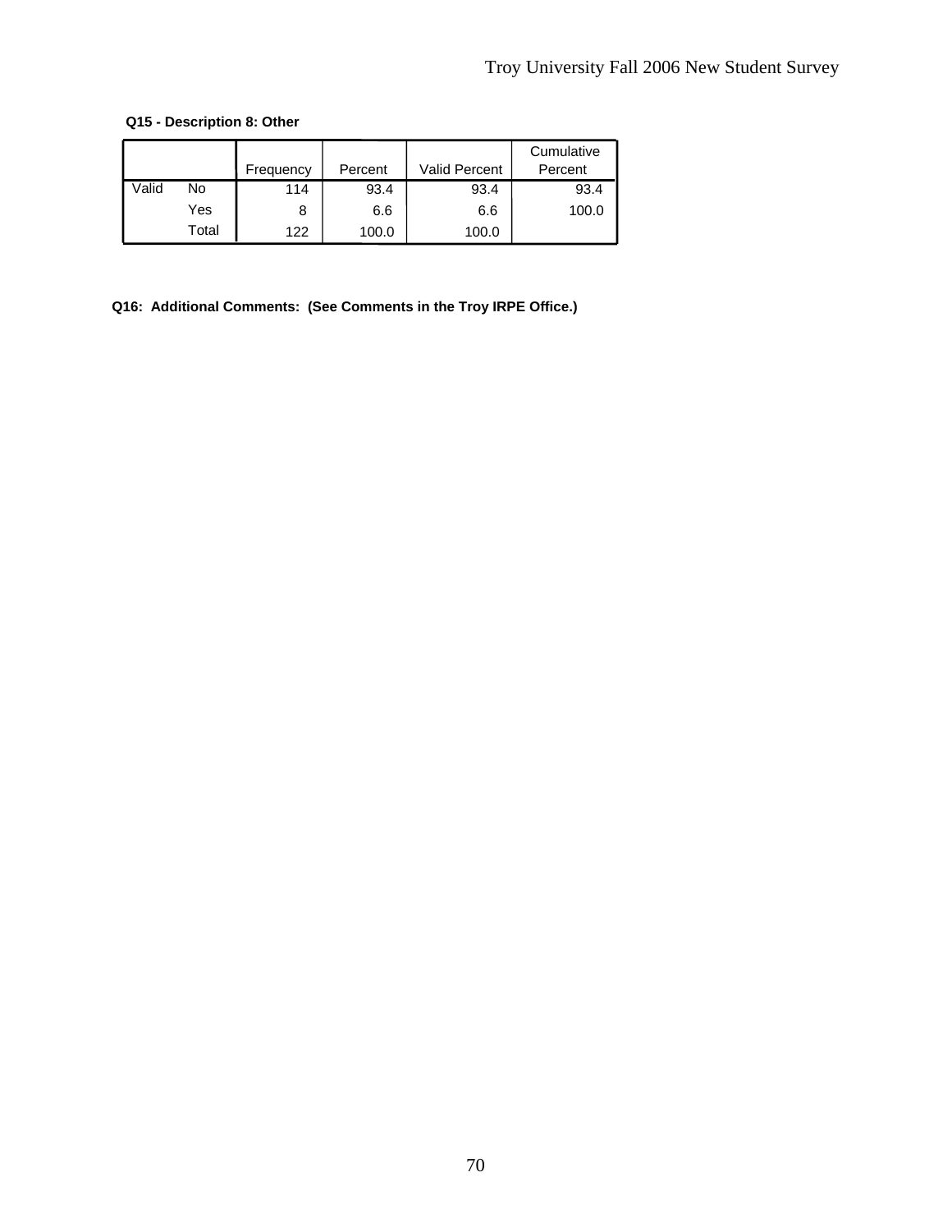**Q15 - Description 8: Other**

| | | Frequency | Percent | Valid Percent | Cumulative Percent |
|---|---|---|---|---|---|
| Valid | No | 114 | 93.4 | 93.4 | 93.4 |
| | Yes | 8 | 6.6 | 6.6 | 100.0 |
| | Total | 122 | 100.0 | 100.0 | |

**Q16: Additional Comments: (See Comments in the Troy IRPE Office.)**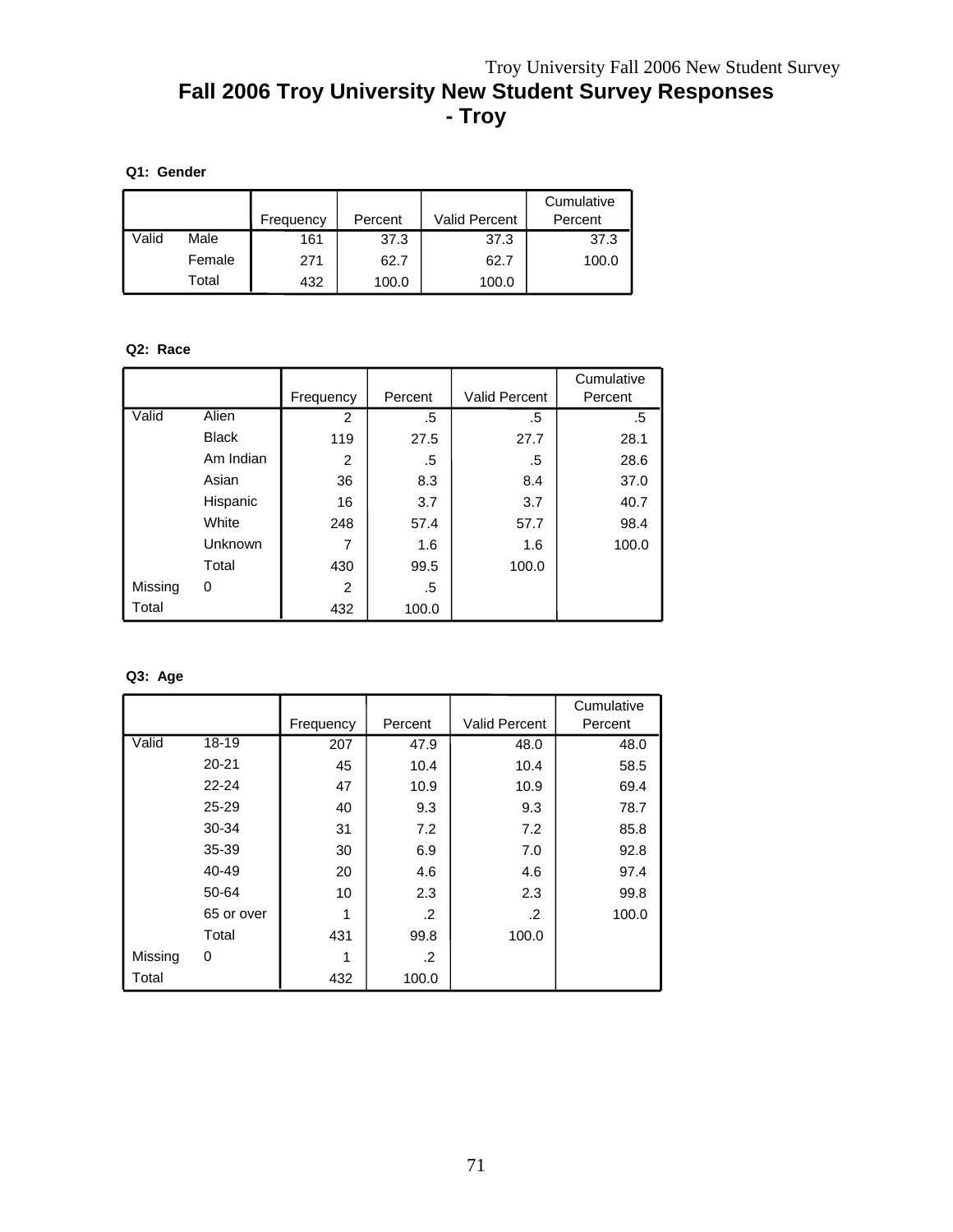# Fall 2006 Troy University New Student Survey Responses - Troy

**Q1: Gender**

| | | Frequency | Percent | Valid Percent | Cumulative Percent |
|---|---|---|---|---|---|
| Valid | Male | 161 | 37.3 | 37.3 | 37.3 |
| | Female | 271 | 62.7 | 62.7 | 100.0 |
| | Total | 432 | 100.0 | 100.0 | |

**Q2: Race**

| | | Frequency | Percent | Valid Percent | Cumulative Percent |
|---|---|---|---|---|---|
| Valid | Alien | 2 | .5 | .5 | .5 |
| | Black | 119 | 27.5 | 27.7 | 28.1 |
| | Am Indian | 2 | .5 | .5 | 28.6 |
| | Asian | 36 | 8.3 | 8.4 | 37.0 |
| | Hispanic | 16 | 3.7 | 3.7 | 40.7 |
| | White | 248 | 57.4 | 57.7 | 98.4 |
| | Unknown | 7 | 1.6 | 1.6 | 100.0 |
| | Total | 430 | 99.5 | 100.0 | |
| Missing | 0 | 2 | .5 | | |
| Total | | 432 | 100.0 | | |

**Q3: Age**

| | | Frequency | Percent | Valid Percent | Cumulative Percent |
|---|---|---|---|---|---|
| Valid | 18-19 | 207 | 47.9 | 48.0 | 48.0 |
| | 20-21 | 45 | 10.4 | 10.4 | 58.5 |
| | 22-24 | 47 | 10.9 | 10.9 | 69.4 |
| | 25-29 | 40 | 9.3 | 9.3 | 78.7 |
| | 30-34 | 31 | 7.2 | 7.2 | 85.8 |
| | 35-39 | 30 | 6.9 | 7.0 | 92.8 |
| | 40-49 | 20 | 4.6 | 4.6 | 97.4 |
| | 50-64 | 10 | 2.3 | 2.3 | 99.8 |
| | 65 or over | 1 | .2 | .2 | 100.0 |
| | Total | 431 | 99.8 | 100.0 | |
| Missing | 0 | 1 | .2 | | |
| Total | | 432 | 100.0 | | |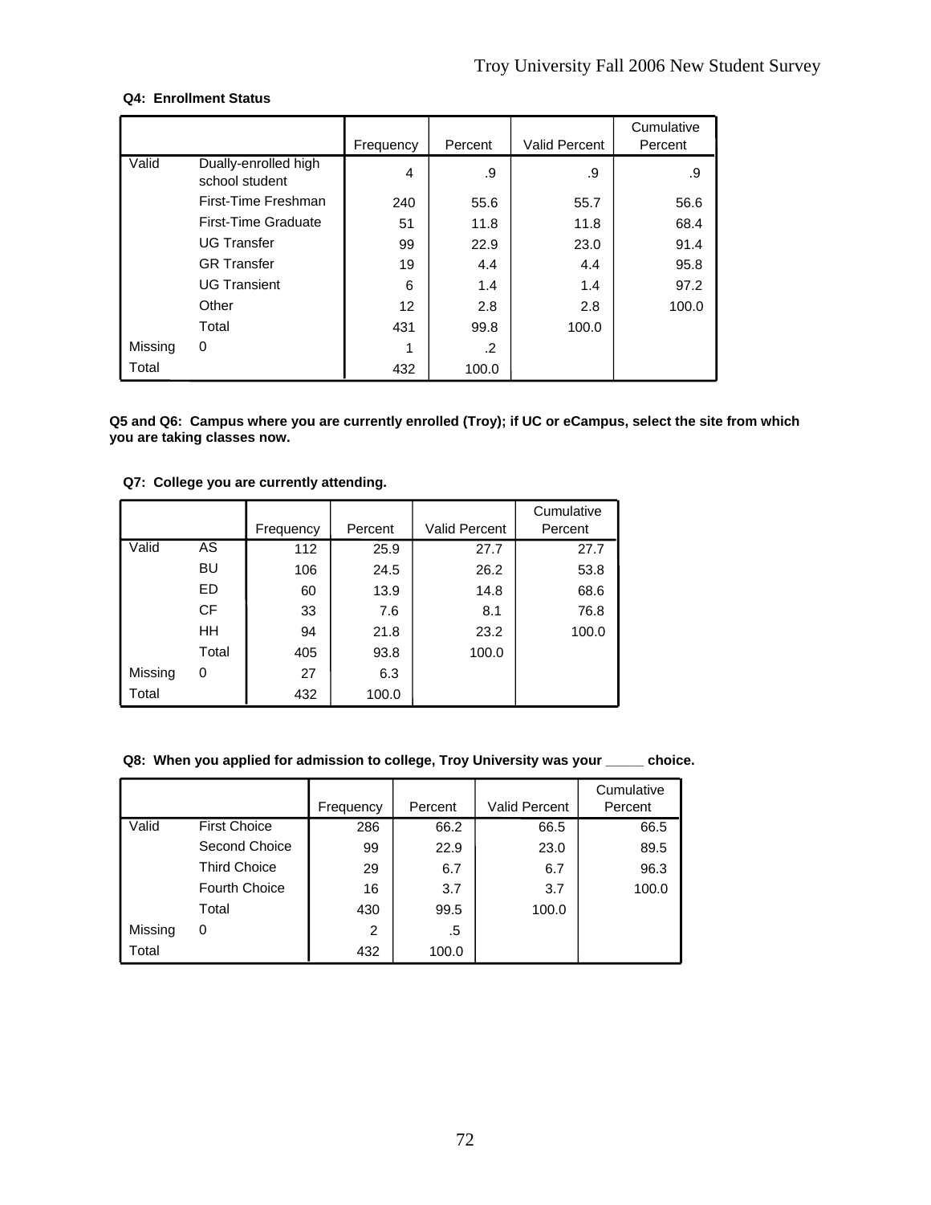**Q4: Enrollment Status**

| | | Frequency | Percent | Valid Percent | Cumulative Percent |
|---|---|---|---|---|---|
| Valid | Dually-enrolled high school student | 4 | .9 | .9 | .9 |
| | First-Time Freshman | 240 | 55.6 | 55.7 | 56.6 |
| | First-Time Graduate | 51 | 11.8 | 11.8 | 68.4 |
| | UG Transfer | 99 | 22.9 | 23.0 | 91.4 |
| | GR Transfer | 19 | 4.4 | 4.4 | 95.8 |
| | UG Transient | 6 | 1.4 | 1.4 | 97.2 |
| | Other | 12 | 2.8 | 2.8 | 100.0 |
| | Total | 431 | 99.8 | 100.0 | |
| Missing | 0 | 1 | .2 | | |
| Total | | 432 | 100.0 | | |

**Q5 and Q6: Campus where you are currently enrolled (Troy); if UC or eCampus, select the site from which you are taking classes now.**

**Q7: College you are currently attending.**

| | | Frequency | Percent | Valid Percent | Cumulative Percent |
|---|---|---|---|---|---|
| Valid | AS | 112 | 25.9 | 27.7 | 27.7 |
| | BU | 106 | 24.5 | 26.2 | 53.8 |
| | ED | 60 | 13.9 | 14.8 | 68.6 |
| | CF | 33 | 7.6 | 8.1 | 76.8 |
| | HH | 94 | 21.8 | 23.2 | 100.0 |
| | Total | 405 | 93.8 | 100.0 | |
| Missing | 0 | 27 | 6.3 | | |
| Total | | 432 | 100.0 | | |

**Q8: When you applied for admission to college, Troy University was your _____ choice.**

| | | Frequency | Percent | Valid Percent | Cumulative Percent |
|---|---|---|---|---|---|
| Valid | First Choice | 286 | 66.2 | 66.5 | 66.5 |
| | Second Choice | 99 | 22.9 | 23.0 | 89.5 |
| | Third Choice | 29 | 6.7 | 6.7 | 96.3 |
| | Fourth Choice | 16 | 3.7 | 3.7 | 100.0 |
| | Total | 430 | 99.5 | 100.0 | |
| Missing | 0 | 2 | .5 | | |
| Total | | 432 | 100.0 | | |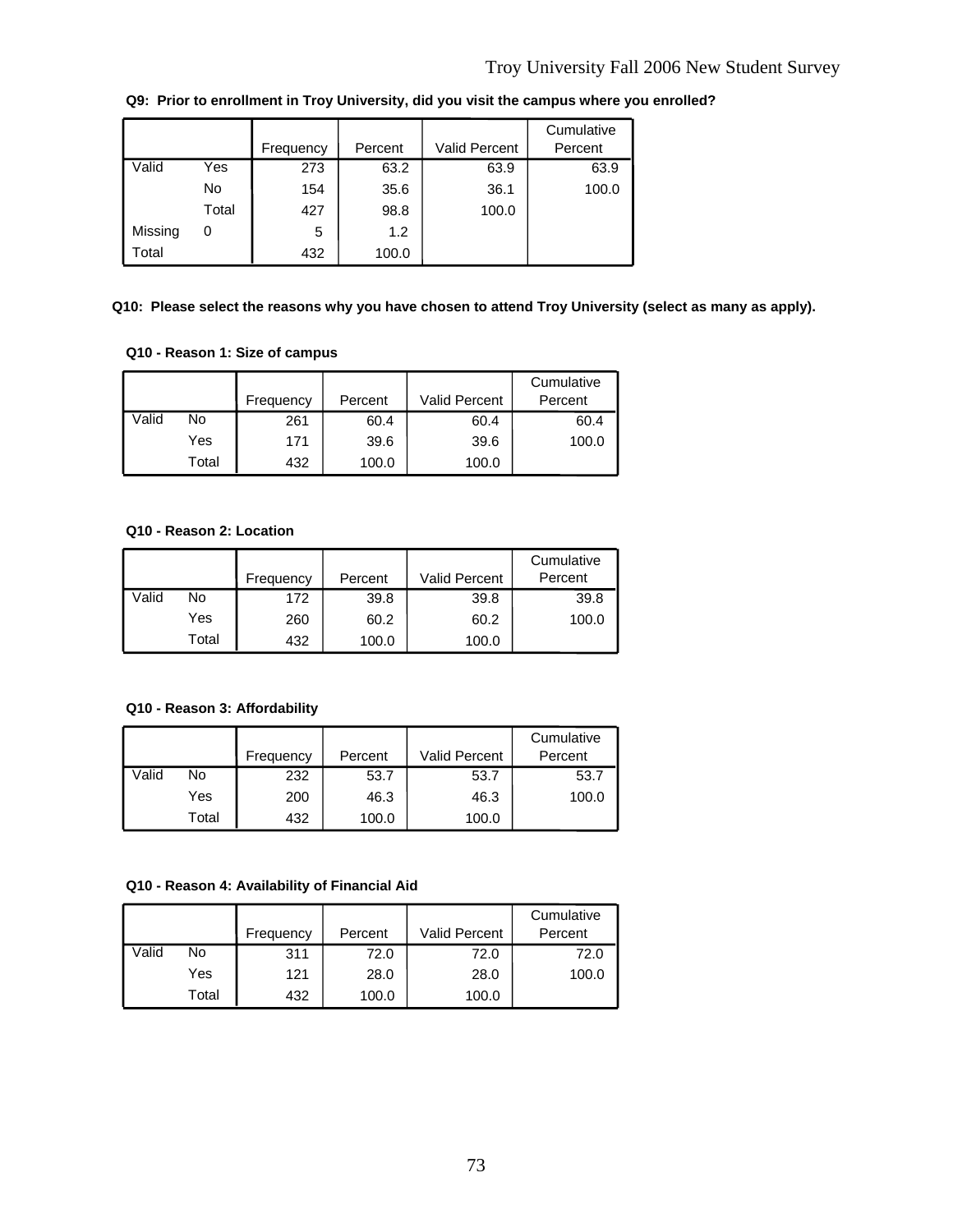**Q9: Prior to enrollment in Troy University, did you visit the campus where you enrolled?**

| | | Frequency | Percent | Valid Percent | Cumulative Percent |
|---|---|---|---|---|---|
| Valid | Yes | 273 | 63.2 | 63.9 | 63.9 |
| | No | 154 | 35.6 | 36.1 | 100.0 |
| | Total | 427 | 98.8 | 100.0 | |
| Missing | 0 | 5 | 1.2 | | |
| Total | | 432 | 100.0 | | |

**Q10: Please select the reasons why you have chosen to attend Troy University (select as many as apply).**

**Q10 - Reason 1: Size of campus**

| | | Frequency | Percent | Valid Percent | Cumulative Percent |
|---|---|---|---|---|---|
| Valid | No | 261 | 60.4 | 60.4 | 60.4 |
| | Yes | 171 | 39.6 | 39.6 | 100.0 |
| | Total | 432 | 100.0 | 100.0 | |

**Q10 - Reason 2: Location**

| | | Frequency | Percent | Valid Percent | Cumulative Percent |
|---|---|---|---|---|---|
| Valid | No | 172 | 39.8 | 39.8 | 39.8 |
| | Yes | 260 | 60.2 | 60.2 | 100.0 |
| | Total | 432 | 100.0 | 100.0 | |

**Q10 - Reason 3: Affordability**

| | | Frequency | Percent | Valid Percent | Cumulative Percent |
|---|---|---|---|---|---|
| Valid | No | 232 | 53.7 | 53.7 | 53.7 |
| | Yes | 200 | 46.3 | 46.3 | 100.0 |
| | Total | 432 | 100.0 | 100.0 | |

**Q10 - Reason 4: Availability of Financial Aid**

| | | Frequency | Percent | Valid Percent | Cumulative Percent |
|---|---|---|---|---|---|
| Valid | No | 311 | 72.0 | 72.0 | 72.0 |
| | Yes | 121 | 28.0 | 28.0 | 100.0 |
| | Total | 432 | 100.0 | 100.0 | |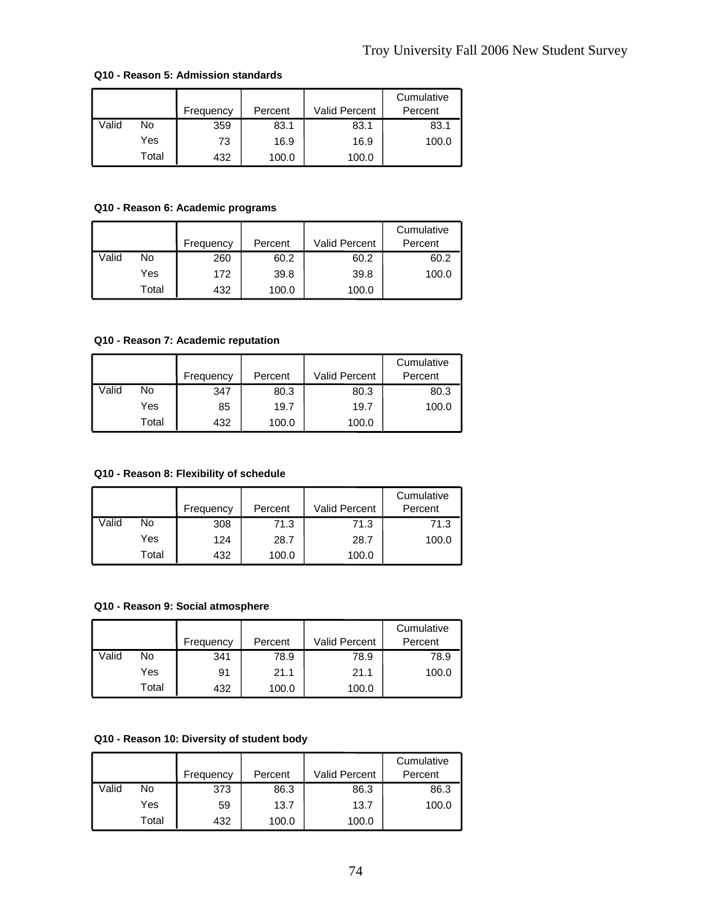**Q10 - Reason 5: Admission standards**

| | | Frequency | Percent | Valid Percent | Cumulative Percent |
|---|---|---|---|---|---|
| Valid | No | 359 | 83.1 | 83.1 | 83.1 |
| | Yes | 73 | 16.9 | 16.9 | 100.0 |
| | Total | 432 | 100.0 | 100.0 | |

**Q10 - Reason 6: Academic programs**

| | | Frequency | Percent | Valid Percent | Cumulative Percent |
|---|---|---|---|---|---|
| Valid | No | 260 | 60.2 | 60.2 | 60.2 |
| | Yes | 172 | 39.8 | 39.8 | 100.0 |
| | Total | 432 | 100.0 | 100.0 | |

**Q10 - Reason 7: Academic reputation**

| | | Frequency | Percent | Valid Percent | Cumulative Percent |
|---|---|---|---|---|---|
| Valid | No | 347 | 80.3 | 80.3 | 80.3 |
| | Yes | 85 | 19.7 | 19.7 | 100.0 |
| | Total | 432 | 100.0 | 100.0 | |

**Q10 - Reason 8: Flexibility of schedule**

| | | Frequency | Percent | Valid Percent | Cumulative Percent |
|---|---|---|---|---|---|
| Valid | No | 308 | 71.3 | 71.3 | 71.3 |
| | Yes | 124 | 28.7 | 28.7 | 100.0 |
| | Total | 432 | 100.0 | 100.0 | |

**Q10 - Reason 9: Social atmosphere**

| | | Frequency | Percent | Valid Percent | Cumulative Percent |
|---|---|---|---|---|---|
| Valid | No | 341 | 78.9 | 78.9 | 78.9 |
| | Yes | 91 | 21.1 | 21.1 | 100.0 |
| | Total | 432 | 100.0 | 100.0 | |

**Q10 - Reason 10: Diversity of student body**

| | | Frequency | Percent | Valid Percent | Cumulative Percent |
|---|---|---|---|---|---|
| Valid | No | 373 | 86.3 | 86.3 | 86.3 |
| | Yes | 59 | 13.7 | 13.7 | 100.0 |
| | Total | 432 | 100.0 | 100.0 | |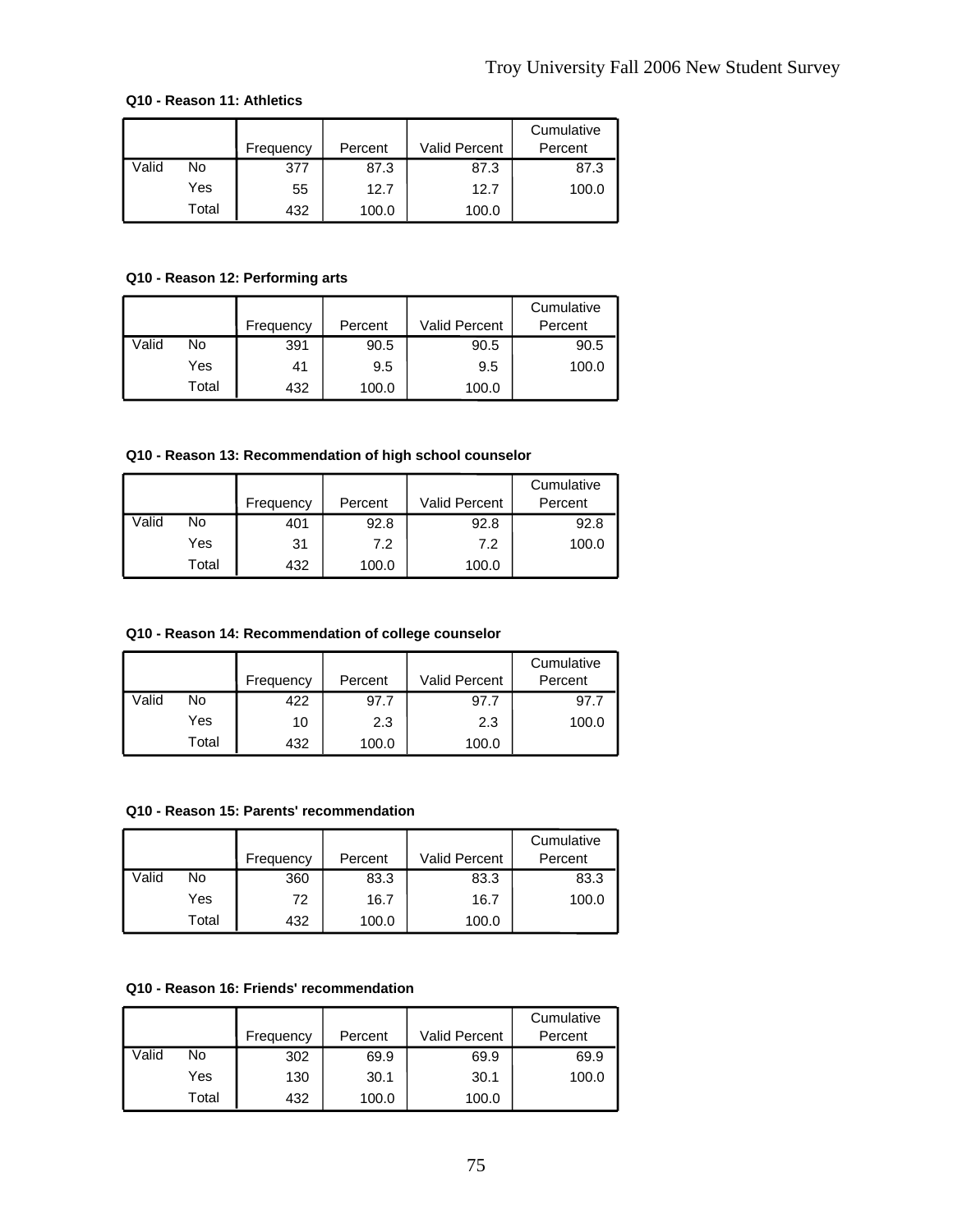**Q10 - Reason 11: Athletics**

| | | Frequency | Percent | Valid Percent | Cumulative Percent |
|---|---|---|---|---|---|
| Valid | No | 377 | 87.3 | 87.3 | 87.3 |
| | Yes | 55 | 12.7 | 12.7 | 100.0 |
| | Total | 432 | 100.0 | 100.0 | |

**Q10 - Reason 12: Performing arts**

| | | Frequency | Percent | Valid Percent | Cumulative Percent |
|---|---|---|---|---|---|
| Valid | No | 391 | 90.5 | 90.5 | 90.5 |
| | Yes | 41 | 9.5 | 9.5 | 100.0 |
| | Total | 432 | 100.0 | 100.0 | |

**Q10 - Reason 13: Recommendation of high school counselor**

| | | Frequency | Percent | Valid Percent | Cumulative Percent |
|---|---|---|---|---|---|
| Valid | No | 401 | 92.8 | 92.8 | 92.8 |
| | Yes | 31 | 7.2 | 7.2 | 100.0 |
| | Total | 432 | 100.0 | 100.0 | |

**Q10 - Reason 14: Recommendation of college counselor**

| | | Frequency | Percent | Valid Percent | Cumulative Percent |
|---|---|---|---|---|---|
| Valid | No | 422 | 97.7 | 97.7 | 97.7 |
| | Yes | 10 | 2.3 | 2.3 | 100.0 |
| | Total | 432 | 100.0 | 100.0 | |

**Q10 - Reason 15: Parents' recommendation**

| | | Frequency | Percent | Valid Percent | Cumulative Percent |
|---|---|---|---|---|---|
| Valid | No | 360 | 83.3 | 83.3 | 83.3 |
| | Yes | 72 | 16.7 | 16.7 | 100.0 |
| | Total | 432 | 100.0 | 100.0 | |

**Q10 - Reason 16: Friends' recommendation**

| | | Frequency | Percent | Valid Percent | Cumulative Percent |
|---|---|---|---|---|---|
| Valid | No | 302 | 69.9 | 69.9 | 69.9 |
| | Yes | 130 | 30.1 | 30.1 | 100.0 |
| | Total | 432 | 100.0 | 100.0 | |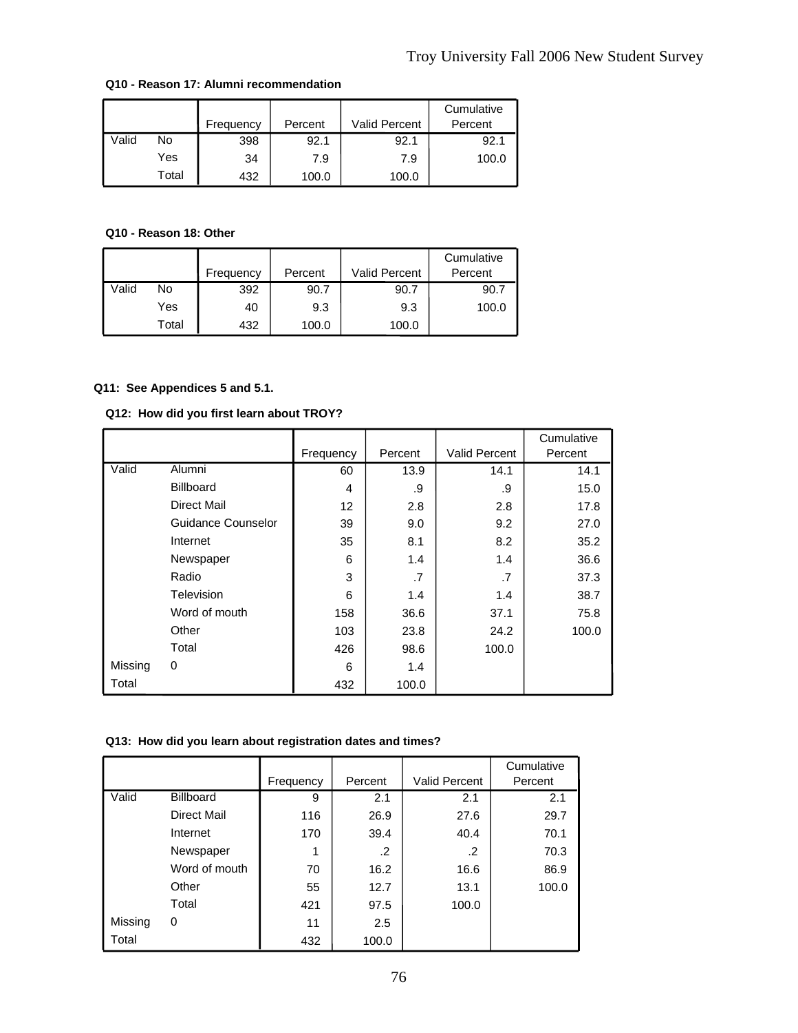**Q10 - Reason 17: Alumni recommendation**

| | | Frequency | Percent | Valid Percent | Cumulative Percent |
|---|---|---|---|---|---|
| Valid | No | 398 | 92.1 | 92.1 | 92.1 |
| | Yes | 34 | 7.9 | 7.9 | 100.0 |
| | Total | 432 | 100.0 | 100.0 | |

**Q10 - Reason 18: Other**

| | | Frequency | Percent | Valid Percent | Cumulative Percent |
|---|---|---|---|---|---|
| Valid | No | 392 | 90.7 | 90.7 | 90.7 |
| | Yes | 40 | 9.3 | 9.3 | 100.0 |
| | Total | 432 | 100.0 | 100.0 | |

**Q11: See Appendices 5 and 5.1.**

**Q12: How did you first learn about TROY?**

| | | Frequency | Percent | Valid Percent | Cumulative Percent |
|---|---|---|---|---|---|
| Valid | Alumni | 60 | 13.9 | 14.1 | 14.1 |
| | Billboard | 4 | .9 | .9 | 15.0 |
| | Direct Mail | 12 | 2.8 | 2.8 | 17.8 |
| | Guidance Counselor | 39 | 9.0 | 9.2 | 27.0 |
| | Internet | 35 | 8.1 | 8.2 | 35.2 |
| | Newspaper | 6 | 1.4 | 1.4 | 36.6 |
| | Radio | 3 | .7 | .7 | 37.3 |
| | Television | 6 | 1.4 | 1.4 | 38.7 |
| | Word of mouth | 158 | 36.6 | 37.1 | 75.8 |
| | Other | 103 | 23.8 | 24.2 | 100.0 |
| | Total | 426 | 98.6 | 100.0 | |
| Missing | 0 | 6 | 1.4 | | |
| Total | | 432 | 100.0 | | |

**Q13: How did you learn about registration dates and times?**

| | | Frequency | Percent | Valid Percent | Cumulative Percent |
|---|---|---|---|---|---|
| Valid | Billboard | 9 | 2.1 | 2.1 | 2.1 |
| | Direct Mail | 116 | 26.9 | 27.6 | 29.7 |
| | Internet | 170 | 39.4 | 40.4 | 70.1 |
| | Newspaper | 1 | .2 | .2 | 70.3 |
| | Word of mouth | 70 | 16.2 | 16.6 | 86.9 |
| | Other | 55 | 12.7 | 13.1 | 100.0 |
| | Total | 421 | 97.5 | 100.0 | |
| Missing | 0 | 11 | 2.5 | | |
| Total | | 432 | 100.0 | | |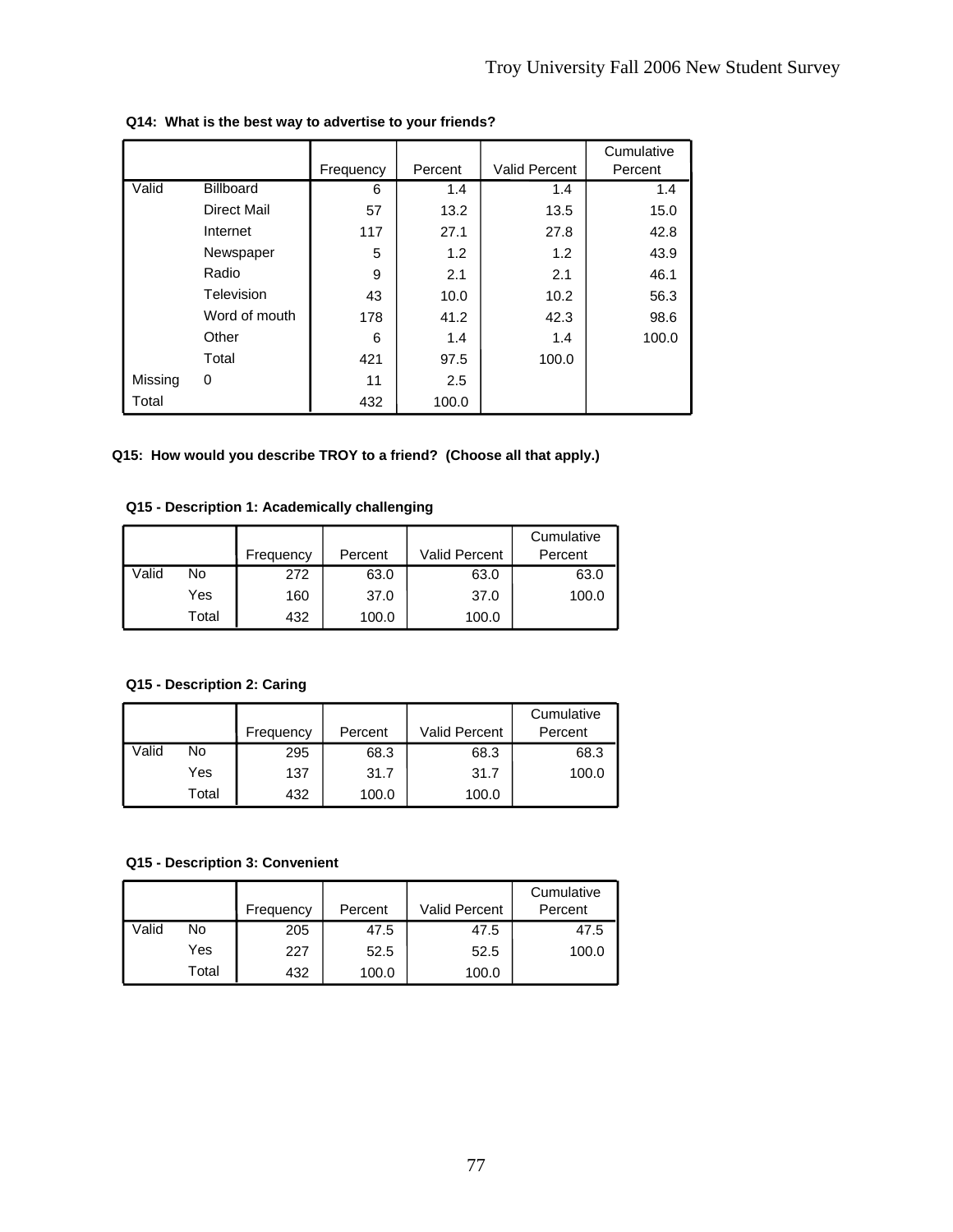**Q14: What is the best way to advertise to your friends?**

| | | Frequency | Percent | Valid Percent | Cumulative Percent |
|---|---|---|---|---|---|
| Valid | Billboard | 6 | 1.4 | 1.4 | 1.4 |
| | Direct Mail | 57 | 13.2 | 13.5 | 15.0 |
| | Internet | 117 | 27.1 | 27.8 | 42.8 |
| | Newspaper | 5 | 1.2 | 1.2 | 43.9 |
| | Radio | 9 | 2.1 | 2.1 | 46.1 |
| | Television | 43 | 10.0 | 10.2 | 56.3 |
| | Word of mouth | 178 | 41.2 | 42.3 | 98.6 |
| | Other | 6 | 1.4 | 1.4 | 100.0 |
| | Total | 421 | 97.5 | 100.0 | |
| Missing | 0 | 11 | 2.5 | | |
| Total | | 432 | 100.0 | | |

**Q15: How would you describe TROY to a friend? (Choose all that apply.)**

**Q15 - Description 1: Academically challenging**

| | | Frequency | Percent | Valid Percent | Cumulative Percent |
|---|---|---|---|---|---|
| Valid | No | 272 | 63.0 | 63.0 | 63.0 |
| | Yes | 160 | 37.0 | 37.0 | 100.0 |
| | Total | 432 | 100.0 | 100.0 | |

**Q15 - Description 2: Caring**

| | | Frequency | Percent | Valid Percent | Cumulative Percent |
|---|---|---|---|---|---|
| Valid | No | 295 | 68.3 | 68.3 | 68.3 |
| | Yes | 137 | 31.7 | 31.7 | 100.0 |
| | Total | 432 | 100.0 | 100.0 | |

**Q15 - Description 3: Convenient**

| | | Frequency | Percent | Valid Percent | Cumulative Percent |
|---|---|---|---|---|---|
| Valid | No | 205 | 47.5 | 47.5 | 47.5 |
| | Yes | 227 | 52.5 | 52.5 | 100.0 |
| | Total | 432 | 100.0 | 100.0 | |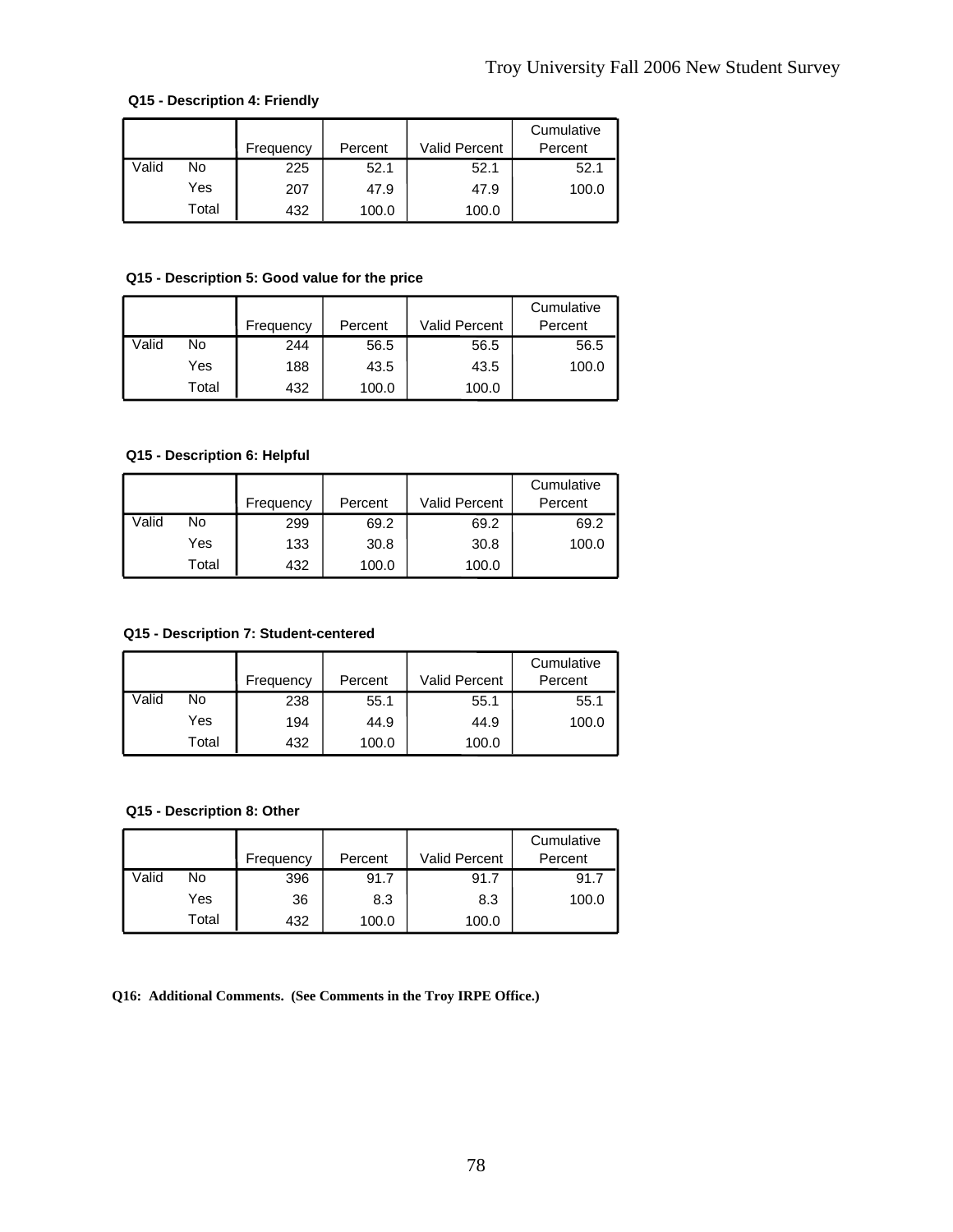**Q15 - Description 4: Friendly**

| | | Frequency | Percent | Valid Percent | Cumulative Percent |
|---|---|---|---|---|---|
| Valid | No | 225 | 52.1 | 52.1 | 52.1 |
| | Yes | 207 | 47.9 | 47.9 | 100.0 |
| | Total | 432 | 100.0 | 100.0 | |

**Q15 - Description 5: Good value for the price**

| | | Frequency | Percent | Valid Percent | Cumulative Percent |
|---|---|---|---|---|---|
| Valid | No | 244 | 56.5 | 56.5 | 56.5 |
| | Yes | 188 | 43.5 | 43.5 | 100.0 |
| | Total | 432 | 100.0 | 100.0 | |

**Q15 - Description 6: Helpful**

| | | Frequency | Percent | Valid Percent | Cumulative Percent |
|---|---|---|---|---|---|
| Valid | No | 299 | 69.2 | 69.2 | 69.2 |
| | Yes | 133 | 30.8 | 30.8 | 100.0 |
| | Total | 432 | 100.0 | 100.0 | |

**Q15 - Description 7: Student-centered**

| | | Frequency | Percent | Valid Percent | Cumulative Percent |
|---|---|---|---|---|---|
| Valid | No | 238 | 55.1 | 55.1 | 55.1 |
| | Yes | 194 | 44.9 | 44.9 | 100.0 |
| | Total | 432 | 100.0 | 100.0 | |

**Q15 - Description 8: Other**

| | | Frequency | Percent | Valid Percent | Cumulative Percent |
|---|---|---|---|---|---|
| Valid | No | 396 | 91.7 | 91.7 | 91.7 |
| | Yes | 36 | 8.3 | 8.3 | 100.0 |
| | Total | 432 | 100.0 | 100.0 | |

**Q16: Additional Comments. (See Comments in the Troy IRPE Office.)**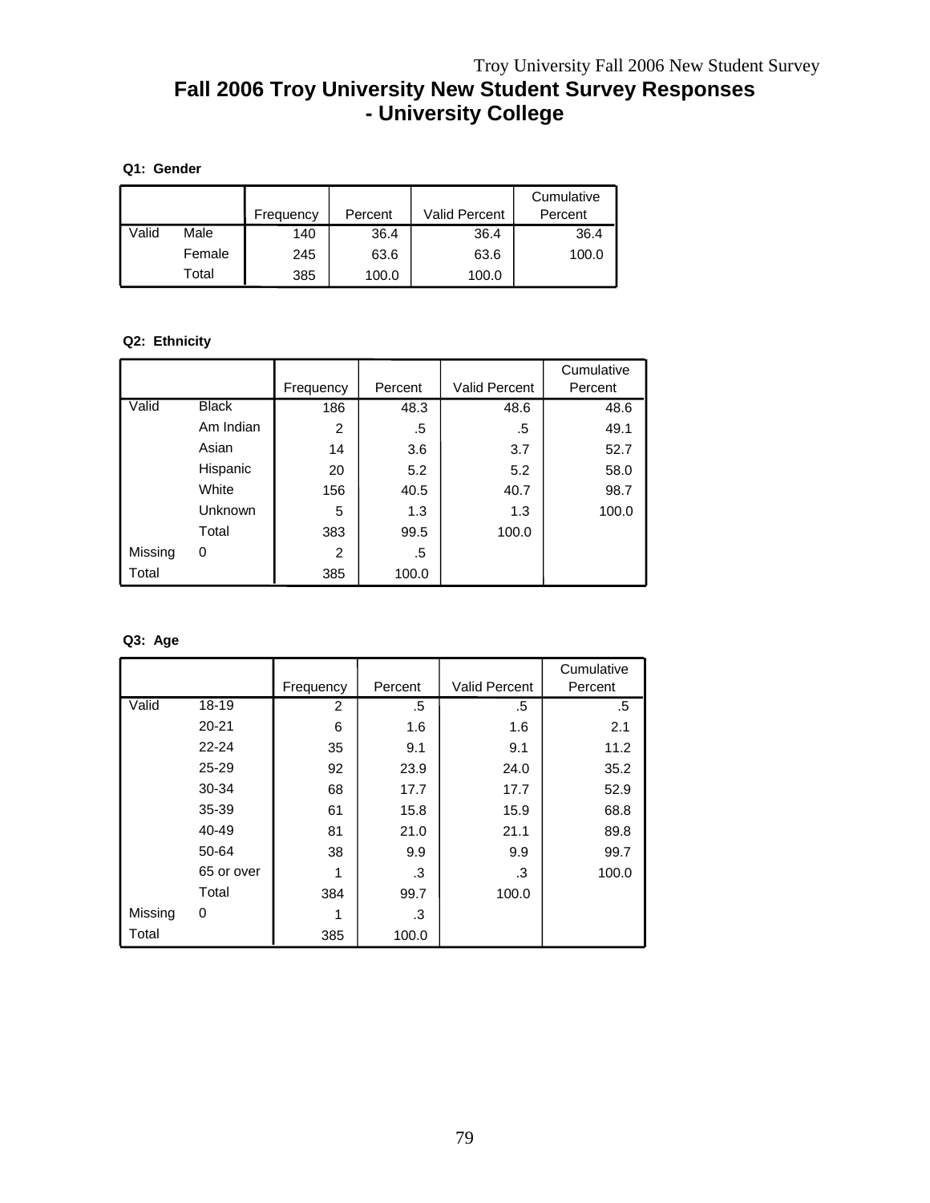# Fall 2006 Troy University New Student Survey Responses - University College

**Q1: Gender**

| | | Frequency | Percent | Valid Percent | Cumulative Percent |
|---|---|---|---|---|---|
| Valid | Male | 140 | 36.4 | 36.4 | 36.4 |
| | Female | 245 | 63.6 | 63.6 | 100.0 |
| | Total | 385 | 100.0 | 100.0 | |

**Q2: Ethnicity**

| | | Frequency | Percent | Valid Percent | Cumulative Percent |
|---|---|---|---|---|---|
| Valid | Black | 186 | 48.3 | 48.6 | 48.6 |
| | Am Indian | 2 | .5 | .5 | 49.1 |
| | Asian | 14 | 3.6 | 3.7 | 52.7 |
| | Hispanic | 20 | 5.2 | 5.2 | 58.0 |
| | White | 156 | 40.5 | 40.7 | 98.7 |
| | Unknown | 5 | 1.3 | 1.3 | 100.0 |
| | Total | 383 | 99.5 | 100.0 | |
| Missing | 0 | 2 | .5 | | |
| Total | | 385 | 100.0 | | |

**Q3: Age**

| | | Frequency | Percent | Valid Percent | Cumulative Percent |
|---|---|---|---|---|---|
| Valid | 18-19 | 2 | .5 | .5 | .5 |
| | 20-21 | 6 | 1.6 | 1.6 | 2.1 |
| | 22-24 | 35 | 9.1 | 9.1 | 11.2 |
| | 25-29 | 92 | 23.9 | 24.0 | 35.2 |
| | 30-34 | 68 | 17.7 | 17.7 | 52.9 |
| | 35-39 | 61 | 15.8 | 15.9 | 68.8 |
| | 40-49 | 81 | 21.0 | 21.1 | 89.8 |
| | 50-64 | 38 | 9.9 | 9.9 | 99.7 |
| | 65 or over | 1 | .3 | .3 | 100.0 |
| | Total | 384 | 99.7 | 100.0 | |
| Missing | 0 | 1 | .3 | | |
| Total | | 385 | 100.0 | | |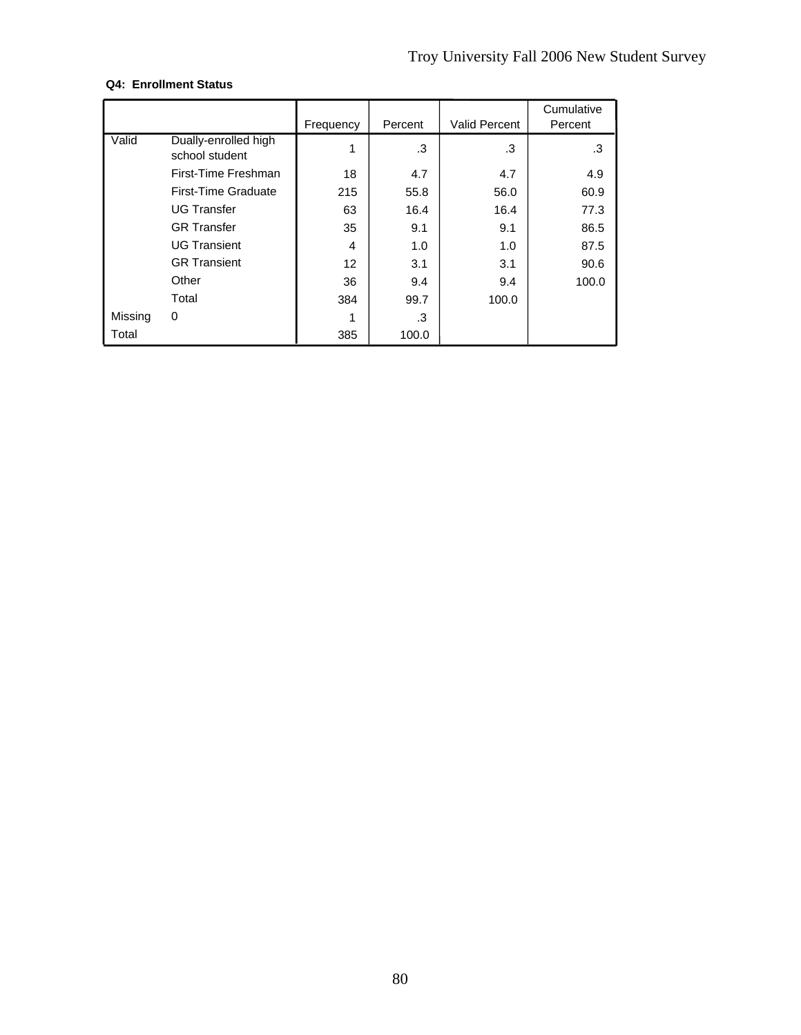**Q4: Enrollment Status**

| | | Frequency | Percent | Valid Percent | Cumulative Percent |
|---|---|---|---|---|---|
| Valid | Dually-enrolled high school student | 1 | .3 | .3 | .3 |
| | First-Time Freshman | 18 | 4.7 | 4.7 | 4.9 |
| | First-Time Graduate | 215 | 55.8 | 56.0 | 60.9 |
| | UG Transfer | 63 | 16.4 | 16.4 | 77.3 |
| | GR Transfer | 35 | 9.1 | 9.1 | 86.5 |
| | UG Transient | 4 | 1.0 | 1.0 | 87.5 |
| | GR Transient | 12 | 3.1 | 3.1 | 90.6 |
| | Other | 36 | 9.4 | 9.4 | 100.0 |
| | Total | 384 | 99.7 | 100.0 | |
| Missing | 0 | 1 | .3 | | |
| Total | | 385 | 100.0 | | |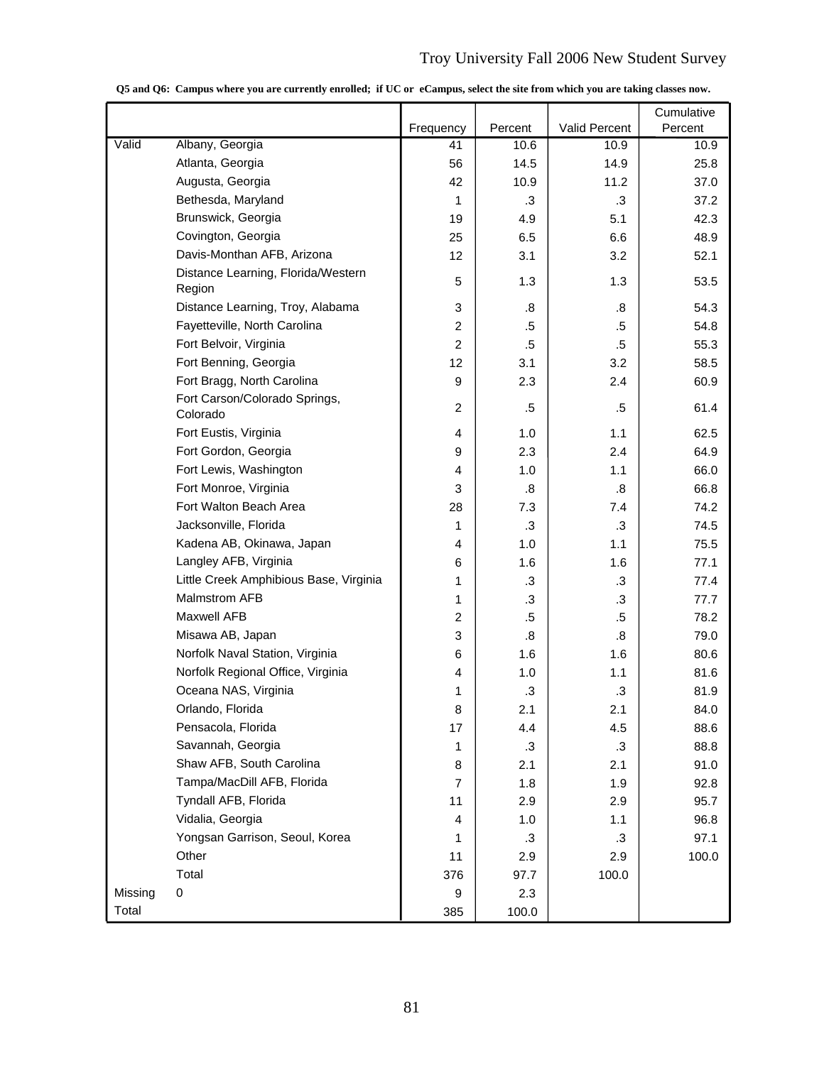**Q5 and Q6: Campus where you are currently enrolled; if UC or eCampus, select the site from which you are taking classes now.**

| | | Frequency | Percent | Valid Percent | Cumulative Percent |
|---|---|---|---|---|---|
| Valid | Albany, Georgia | 41 | 10.6 | 10.9 | 10.9 |
| | Atlanta, Georgia | 56 | 14.5 | 14.9 | 25.8 |
| | Augusta, Georgia | 42 | 10.9 | 11.2 | 37.0 |
| | Bethesda, Maryland | 1 | .3 | .3 | 37.2 |
| | Brunswick, Georgia | 19 | 4.9 | 5.1 | 42.3 |
| | Covington, Georgia | 25 | 6.5 | 6.6 | 48.9 |
| | Davis-Monthan AFB, Arizona | 12 | 3.1 | 3.2 | 52.1 |
| | Distance Learning, Florida/Western Region | 5 | 1.3 | 1.3 | 53.5 |
| | Distance Learning, Troy, Alabama | 3 | .8 | .8 | 54.3 |
| | Fayetteville, North Carolina | 2 | .5 | .5 | 54.8 |
| | Fort Belvoir, Virginia | 2 | .5 | .5 | 55.3 |
| | Fort Benning, Georgia | 12 | 3.1 | 3.2 | 58.5 |
| | Fort Bragg, North Carolina | 9 | 2.3 | 2.4 | 60.9 |
| | Fort Carson/Colorado Springs, Colorado | 2 | .5 | .5 | 61.4 |
| | Fort Eustis, Virginia | 4 | 1.0 | 1.1 | 62.5 |
| | Fort Gordon, Georgia | 9 | 2.3 | 2.4 | 64.9 |
| | Fort Lewis, Washington | 4 | 1.0 | 1.1 | 66.0 |
| | Fort Monroe, Virginia | 3 | .8 | .8 | 66.8 |
| | Fort Walton Beach Area | 28 | 7.3 | 7.4 | 74.2 |
| | Jacksonville, Florida | 1 | .3 | .3 | 74.5 |
| | Kadena AB, Okinawa, Japan | 4 | 1.0 | 1.1 | 75.5 |
| | Langley AFB, Virginia | 6 | 1.6 | 1.6 | 77.1 |
| | Little Creek Amphibious Base, Virginia | 1 | .3 | .3 | 77.4 |
| | Malmstrom AFB | 1 | .3 | .3 | 77.7 |
| | Maxwell AFB | 2 | .5 | .5 | 78.2 |
| | Misawa AB, Japan | 3 | .8 | .8 | 79.0 |
| | Norfolk Naval Station, Virginia | 6 | 1.6 | 1.6 | 80.6 |
| | Norfolk Regional Office, Virginia | 4 | 1.0 | 1.1 | 81.6 |
| | Oceana NAS, Virginia | 1 | .3 | .3 | 81.9 |
| | Orlando, Florida | 8 | 2.1 | 2.1 | 84.0 |
| | Pensacola, Florida | 17 | 4.4 | 4.5 | 88.6 |
| | Savannah, Georgia | 1 | .3 | .3 | 88.8 |
| | Shaw AFB, South Carolina | 8 | 2.1 | 2.1 | 91.0 |
| | Tampa/MacDill AFB, Florida | 7 | 1.8 | 1.9 | 92.8 |
| | Tyndall AFB, Florida | 11 | 2.9 | 2.9 | 95.7 |
| | Vidalia, Georgia | 4 | 1.0 | 1.1 | 96.8 |
| | Yongsan Garrison, Seoul, Korea | 1 | .3 | .3 | 97.1 |
| | Other | 11 | 2.9 | 2.9 | 100.0 |
| | Total | 376 | 97.7 | 100.0 | |
| Missing | 0 | 9 | 2.3 | | |
| Total | | 385 | 100.0 | | |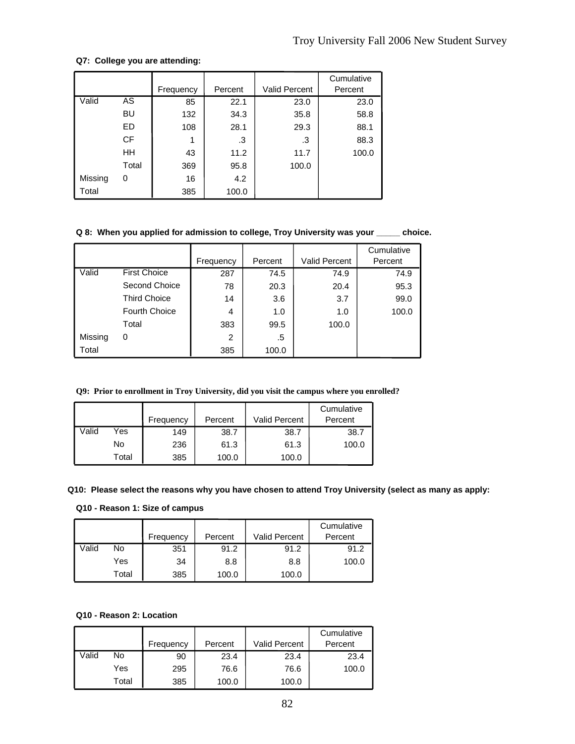**Q7: College you are attending:**

| | | Frequency | Percent | Valid Percent | Cumulative Percent |
|---|---|---|---|---|---|
| Valid | AS | 85 | 22.1 | 23.0 | 23.0 |
| | BU | 132 | 34.3 | 35.8 | 58.8 |
| | ED | 108 | 28.1 | 29.3 | 88.1 |
| | CF | 1 | .3 | .3 | 88.3 |
| | HH | 43 | 11.2 | 11.7 | 100.0 |
| | Total | 369 | 95.8 | 100.0 | |
| Missing | 0 | 16 | 4.2 | | |
| Total | | 385 | 100.0 | | |

**Q 8: When you applied for admission to college, Troy University was your _____ choice.**

| | | Frequency | Percent | Valid Percent | Cumulative Percent |
|---|---|---|---|---|---|
| Valid | First Choice | 287 | 74.5 | 74.9 | 74.9 |
| | Second Choice | 78 | 20.3 | 20.4 | 95.3 |
| | Third Choice | 14 | 3.6 | 3.7 | 99.0 |
| | Fourth Choice | 4 | 1.0 | 1.0 | 100.0 |
| | Total | 383 | 99.5 | 100.0 | |
| Missing | 0 | 2 | .5 | | |
| Total | | 385 | 100.0 | | |

**Q9: Prior to enrollment in Troy University, did you visit the campus where you enrolled?**

| | | Frequency | Percent | Valid Percent | Cumulative Percent |
|---|---|---|---|---|---|
| Valid | Yes | 149 | 38.7 | 38.7 | 38.7 |
| | No | 236 | 61.3 | 61.3 | 100.0 |
| | Total | 385 | 100.0 | 100.0 | |

**Q10: Please select the reasons why you have chosen to attend Troy University (select as many as apply:**

**Q10 - Reason 1: Size of campus**

| | | Frequency | Percent | Valid Percent | Cumulative Percent |
|---|---|---|---|---|---|
| Valid | No | 351 | 91.2 | 91.2 | 91.2 |
| | Yes | 34 | 8.8 | 8.8 | 100.0 |
| | Total | 385 | 100.0 | 100.0 | |

**Q10 - Reason 2: Location**

| | | Frequency | Percent | Valid Percent | Cumulative Percent |
|---|---|---|---|---|---|
| Valid | No | 90 | 23.4 | 23.4 | 23.4 |
| | Yes | 295 | 76.6 | 76.6 | 100.0 |
| | Total | 385 | 100.0 | 100.0 | |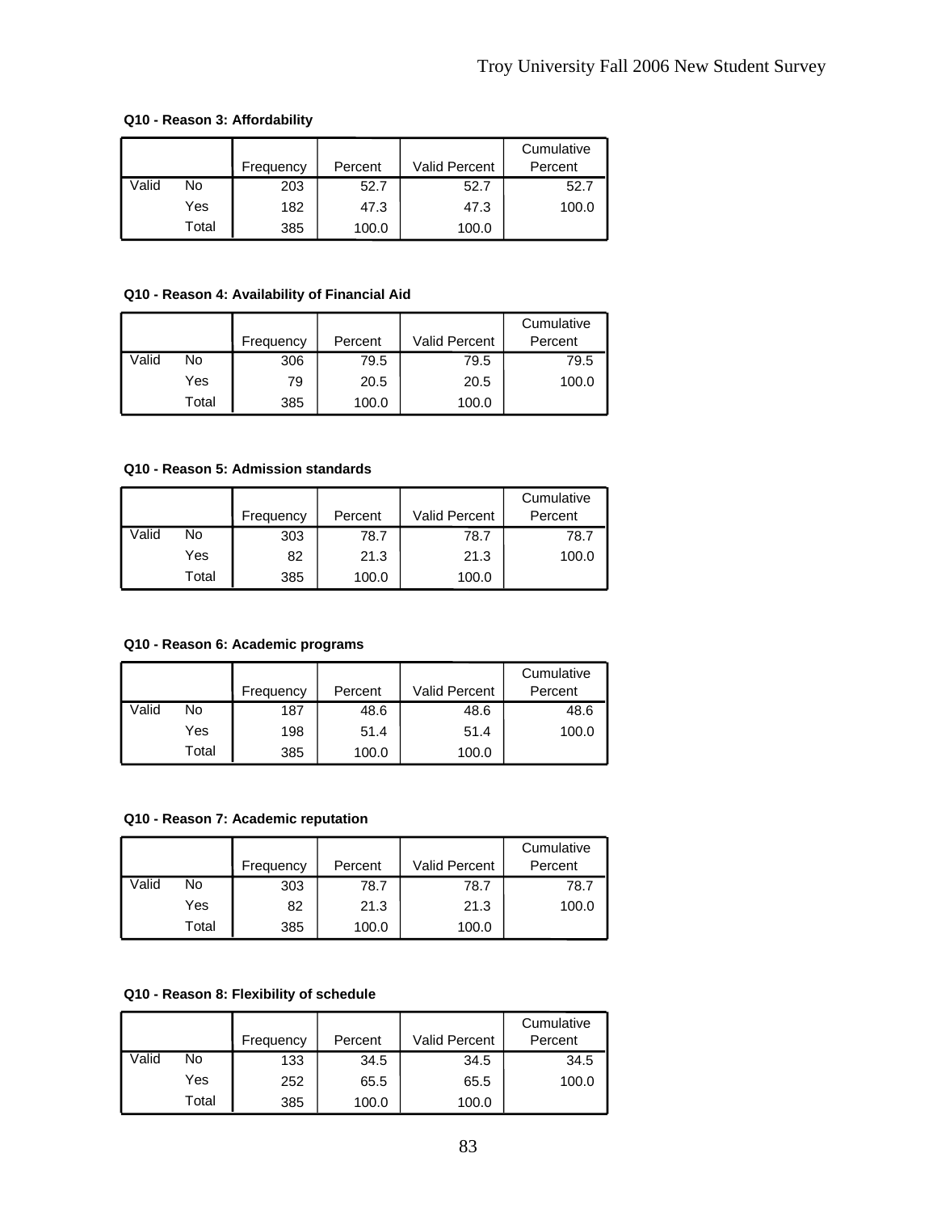**Q10 - Reason 3: Affordability**

| | | Frequency | Percent | Valid Percent | Cumulative Percent |
|---|---|---|---|---|---|
| Valid | No | 203 | 52.7 | 52.7 | 52.7 |
| | Yes | 182 | 47.3 | 47.3 | 100.0 |
| | Total | 385 | 100.0 | 100.0 | |

**Q10 - Reason 4: Availability of Financial Aid**

| | | Frequency | Percent | Valid Percent | Cumulative Percent |
|---|---|---|---|---|---|
| Valid | No | 306 | 79.5 | 79.5 | 79.5 |
| | Yes | 79 | 20.5 | 20.5 | 100.0 |
| | Total | 385 | 100.0 | 100.0 | |

**Q10 - Reason 5: Admission standards**

| | | Frequency | Percent | Valid Percent | Cumulative Percent |
|---|---|---|---|---|---|
| Valid | No | 303 | 78.7 | 78.7 | 78.7 |
| | Yes | 82 | 21.3 | 21.3 | 100.0 |
| | Total | 385 | 100.0 | 100.0 | |

**Q10 - Reason 6: Academic programs**

| | | Frequency | Percent | Valid Percent | Cumulative Percent |
|---|---|---|---|---|---|
| Valid | No | 187 | 48.6 | 48.6 | 48.6 |
| | Yes | 198 | 51.4 | 51.4 | 100.0 |
| | Total | 385 | 100.0 | 100.0 | |

**Q10 - Reason 7: Academic reputation**

| | | Frequency | Percent | Valid Percent | Cumulative Percent |
|---|---|---|---|---|---|
| Valid | No | 303 | 78.7 | 78.7 | 78.7 |
| | Yes | 82 | 21.3 | 21.3 | 100.0 |
| | Total | 385 | 100.0 | 100.0 | |

**Q10 - Reason 8: Flexibility of schedule**

| | | Frequency | Percent | Valid Percent | Cumulative Percent |
|---|---|---|---|---|---|
| Valid | No | 133 | 34.5 | 34.5 | 34.5 |
| | Yes | 252 | 65.5 | 65.5 | 100.0 |
| | Total | 385 | 100.0 | 100.0 | |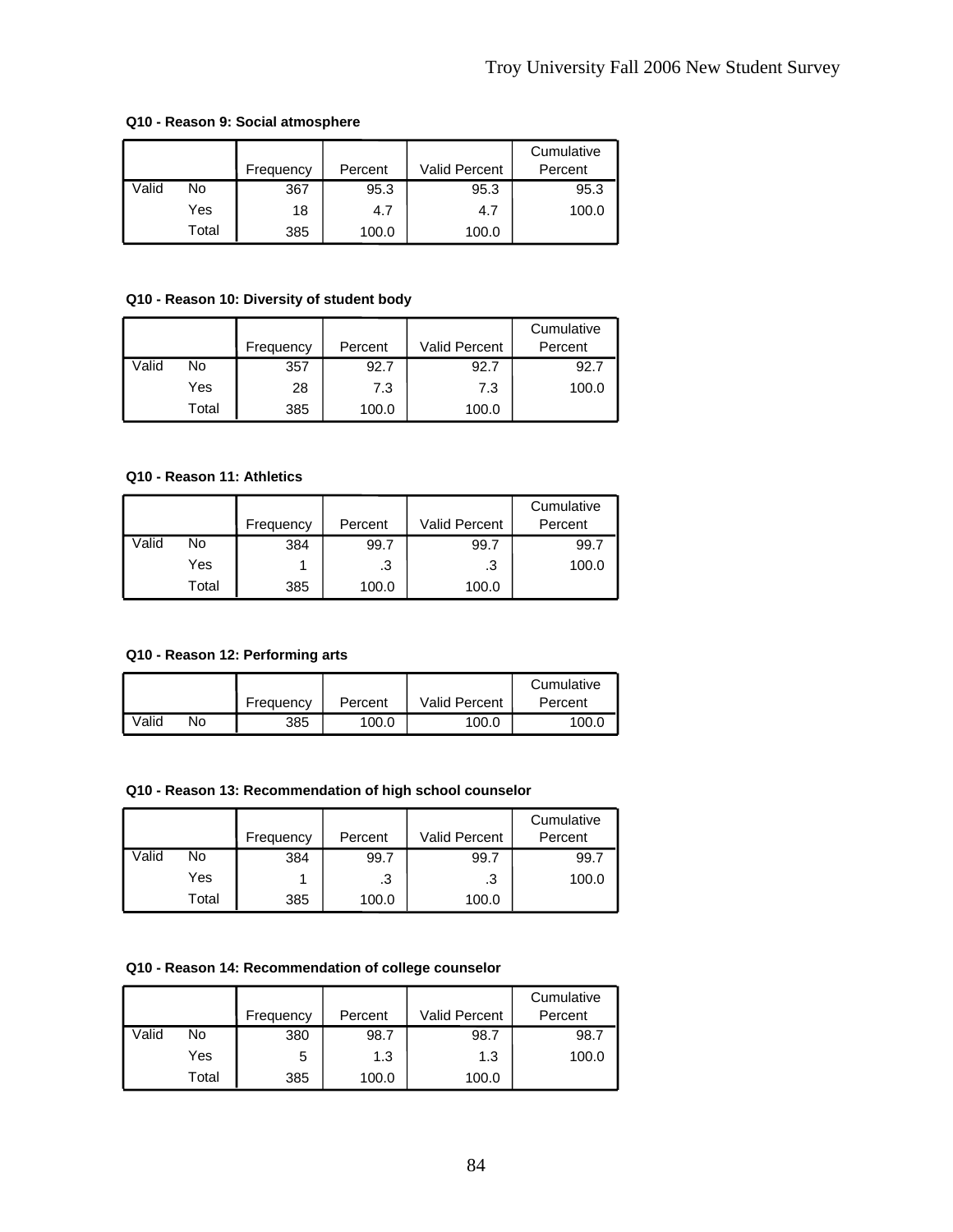**Q10 - Reason 9: Social atmosphere**

| | | Frequency | Percent | Valid Percent | Cumulative Percent |
|---|---|---|---|---|---|
| Valid | No | 367 | 95.3 | 95.3 | 95.3 |
| | Yes | 18 | 4.7 | 4.7 | 100.0 |
| | Total | 385 | 100.0 | 100.0 | |

**Q10 - Reason 10: Diversity of student body**

| | | Frequency | Percent | Valid Percent | Cumulative Percent |
|---|---|---|---|---|---|
| Valid | No | 357 | 92.7 | 92.7 | 92.7 |
| | Yes | 28 | 7.3 | 7.3 | 100.0 |
| | Total | 385 | 100.0 | 100.0 | |

**Q10 - Reason 11: Athletics**

| | | Frequency | Percent | Valid Percent | Cumulative Percent |
|---|---|---|---|---|---|
| Valid | No | 384 | 99.7 | 99.7 | 99.7 |
| | Yes | 1 | .3 | .3 | 100.0 |
| | Total | 385 | 100.0 | 100.0 | |

**Q10 - Reason 12: Performing arts**

| | | Frequency | Percent | Valid Percent | Cumulative Percent |
|---|---|---|---|---|---|
| Valid | No | 385 | 100.0 | 100.0 | 100.0 |

**Q10 - Reason 13: Recommendation of high school counselor**

| | | Frequency | Percent | Valid Percent | Cumulative Percent |
|---|---|---|---|---|---|
| Valid | No | 384 | 99.7 | 99.7 | 99.7 |
| | Yes | 1 | .3 | .3 | 100.0 |
| | Total | 385 | 100.0 | 100.0 | |

**Q10 - Reason 14: Recommendation of college counselor**

| | | Frequency | Percent | Valid Percent | Cumulative Percent |
|---|---|---|---|---|---|
| Valid | No | 380 | 98.7 | 98.7 | 98.7 |
| | Yes | 5 | 1.3 | 1.3 | 100.0 |
| | Total | 385 | 100.0 | 100.0 | |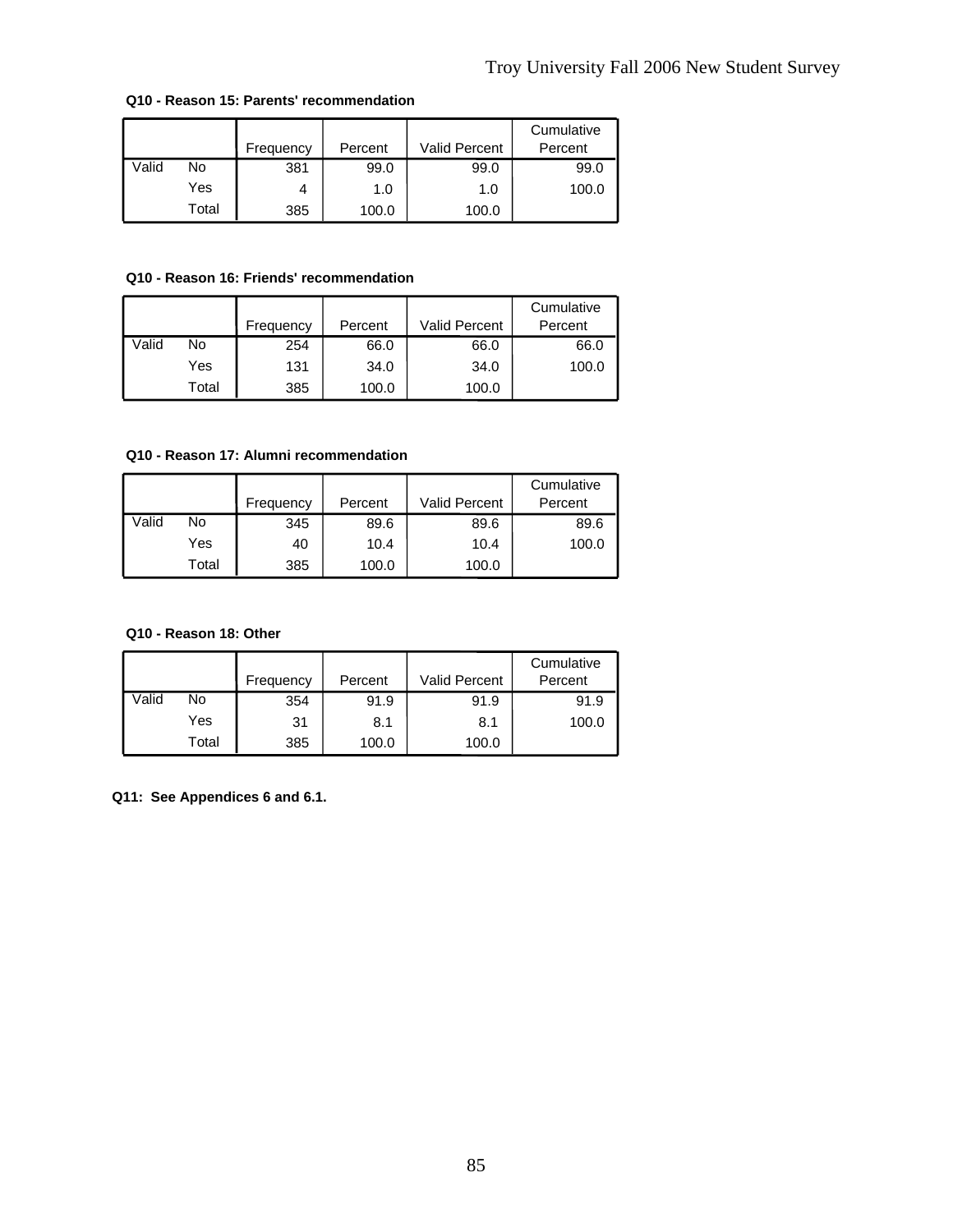**Q10 - Reason 15: Parents' recommendation**

| | | Frequency | Percent | Valid Percent | Cumulative Percent |
|---|---|---|---|---|---|
| Valid | No | 381 | 99.0 | 99.0 | 99.0 |
| | Yes | 4 | 1.0 | 1.0 | 100.0 |
| | Total | 385 | 100.0 | 100.0 | |

**Q10 - Reason 16: Friends' recommendation**

| | | Frequency | Percent | Valid Percent | Cumulative Percent |
|---|---|---|---|---|---|
| Valid | No | 254 | 66.0 | 66.0 | 66.0 |
| | Yes | 131 | 34.0 | 34.0 | 100.0 |
| | Total | 385 | 100.0 | 100.0 | |

**Q10 - Reason 17: Alumni recommendation**

| | | Frequency | Percent | Valid Percent | Cumulative Percent |
|---|---|---|---|---|---|
| Valid | No | 345 | 89.6 | 89.6 | 89.6 |
| | Yes | 40 | 10.4 | 10.4 | 100.0 |
| | Total | 385 | 100.0 | 100.0 | |

**Q10 - Reason 18: Other**

| | | Frequency | Percent | Valid Percent | Cumulative Percent |
|---|---|---|---|---|---|
| Valid | No | 354 | 91.9 | 91.9 | 91.9 |
| | Yes | 31 | 8.1 | 8.1 | 100.0 |
| | Total | 385 | 100.0 | 100.0 | |

**Q11: See Appendices 6 and 6.1.**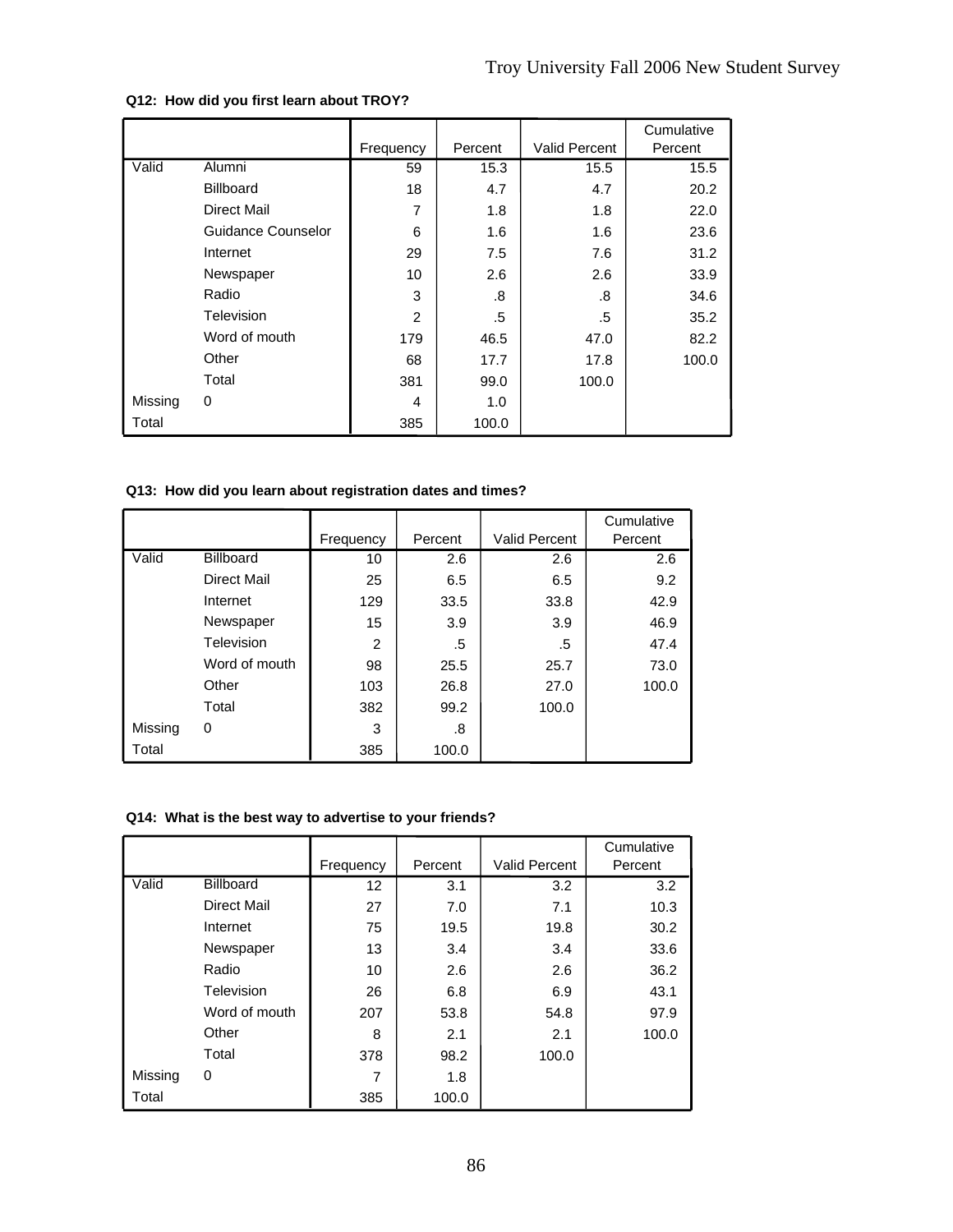**Q12: How did you first learn about TROY?**

| | | Frequency | Percent | Valid Percent | Cumulative Percent |
|---|---|---|---|---|---|
| Valid | Alumni | 59 | 15.3 | 15.5 | 15.5 |
| | Billboard | 18 | 4.7 | 4.7 | 20.2 |
| | Direct Mail | 7 | 1.8 | 1.8 | 22.0 |
| | Guidance Counselor | 6 | 1.6 | 1.6 | 23.6 |
| | Internet | 29 | 7.5 | 7.6 | 31.2 |
| | Newspaper | 10 | 2.6 | 2.6 | 33.9 |
| | Radio | 3 | .8 | .8 | 34.6 |
| | Television | 2 | .5 | .5 | 35.2 |
| | Word of mouth | 179 | 46.5 | 47.0 | 82.2 |
| | Other | 68 | 17.7 | 17.8 | 100.0 |
| | Total | 381 | 99.0 | 100.0 | |
| Missing | 0 | 4 | 1.0 | | |
| Total | | 385 | 100.0 | | |

**Q13: How did you learn about registration dates and times?**

| | | Frequency | Percent | Valid Percent | Cumulative Percent |
|---|---|---|---|---|---|
| Valid | Billboard | 10 | 2.6 | 2.6 | 2.6 |
| | Direct Mail | 25 | 6.5 | 6.5 | 9.2 |
| | Internet | 129 | 33.5 | 33.8 | 42.9 |
| | Newspaper | 15 | 3.9 | 3.9 | 46.9 |
| | Television | 2 | .5 | .5 | 47.4 |
| | Word of mouth | 98 | 25.5 | 25.7 | 73.0 |
| | Other | 103 | 26.8 | 27.0 | 100.0 |
| | Total | 382 | 99.2 | 100.0 | |
| Missing | 0 | 3 | .8 | | |
| Total | | 385 | 100.0 | | |

**Q14: What is the best way to advertise to your friends?**

| | | Frequency | Percent | Valid Percent | Cumulative Percent |
|---|---|---|---|---|---|
| Valid | Billboard | 12 | 3.1 | 3.2 | 3.2 |
| | Direct Mail | 27 | 7.0 | 7.1 | 10.3 |
| | Internet | 75 | 19.5 | 19.8 | 30.2 |
| | Newspaper | 13 | 3.4 | 3.4 | 33.6 |
| | Radio | 10 | 2.6 | 2.6 | 36.2 |
| | Television | 26 | 6.8 | 6.9 | 43.1 |
| | Word of mouth | 207 | 53.8 | 54.8 | 97.9 |
| | Other | 8 | 2.1 | 2.1 | 100.0 |
| | Total | 378 | 98.2 | 100.0 | |
| Missing | 0 | 7 | 1.8 | | |
| Total | | 385 | 100.0 | | |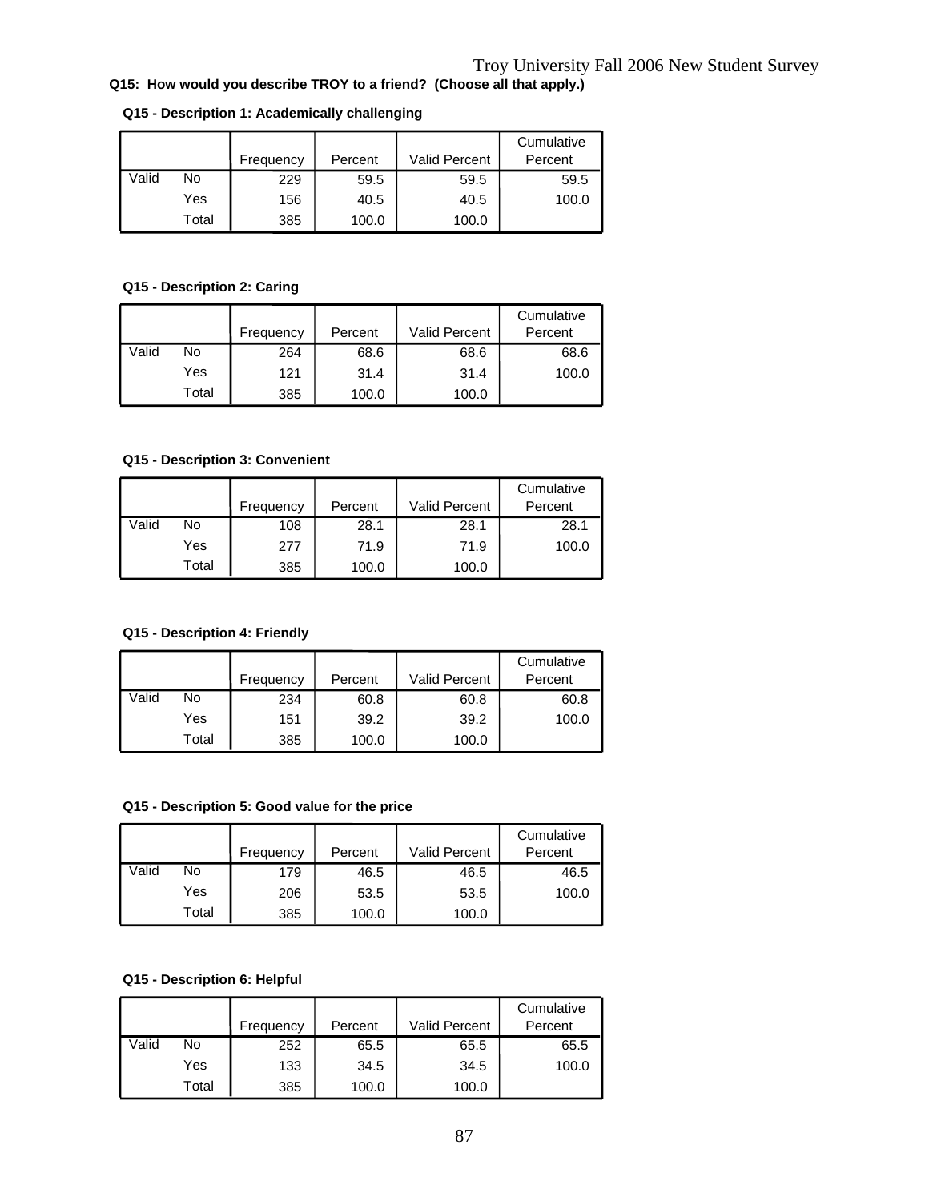**Q15: How would you describe TROY to a friend? (Choose all that apply.)**

**Q15 - Description 1: Academically challenging**

| | | Frequency | Percent | Valid Percent | Cumulative Percent |
|---|---|---|---|---|---|
| Valid | No | 229 | 59.5 | 59.5 | 59.5 |
| | Yes | 156 | 40.5 | 40.5 | 100.0 |
| | Total | 385 | 100.0 | 100.0 | |

**Q15 - Description 2: Caring**

| | | Frequency | Percent | Valid Percent | Cumulative Percent |
|---|---|---|---|---|---|
| Valid | No | 264 | 68.6 | 68.6 | 68.6 |
| | Yes | 121 | 31.4 | 31.4 | 100.0 |
| | Total | 385 | 100.0 | 100.0 | |

**Q15 - Description 3: Convenient**

| | | Frequency | Percent | Valid Percent | Cumulative Percent |
|---|---|---|---|---|---|
| Valid | No | 108 | 28.1 | 28.1 | 28.1 |
| | Yes | 277 | 71.9 | 71.9 | 100.0 |
| | Total | 385 | 100.0 | 100.0 | |

**Q15 - Description 4: Friendly**

| | | Frequency | Percent | Valid Percent | Cumulative Percent |
|---|---|---|---|---|---|
| Valid | No | 234 | 60.8 | 60.8 | 60.8 |
| | Yes | 151 | 39.2 | 39.2 | 100.0 |
| | Total | 385 | 100.0 | 100.0 | |

**Q15 - Description 5: Good value for the price**

| | | Frequency | Percent | Valid Percent | Cumulative Percent |
|---|---|---|---|---|---|
| Valid | No | 179 | 46.5 | 46.5 | 46.5 |
| | Yes | 206 | 53.5 | 53.5 | 100.0 |
| | Total | 385 | 100.0 | 100.0 | |

**Q15 - Description 6: Helpful**

| | | Frequency | Percent | Valid Percent | Cumulative Percent |
|---|---|---|---|---|---|
| Valid | No | 252 | 65.5 | 65.5 | 65.5 |
| | Yes | 133 | 34.5 | 34.5 | 100.0 |
| | Total | 385 | 100.0 | 100.0 | |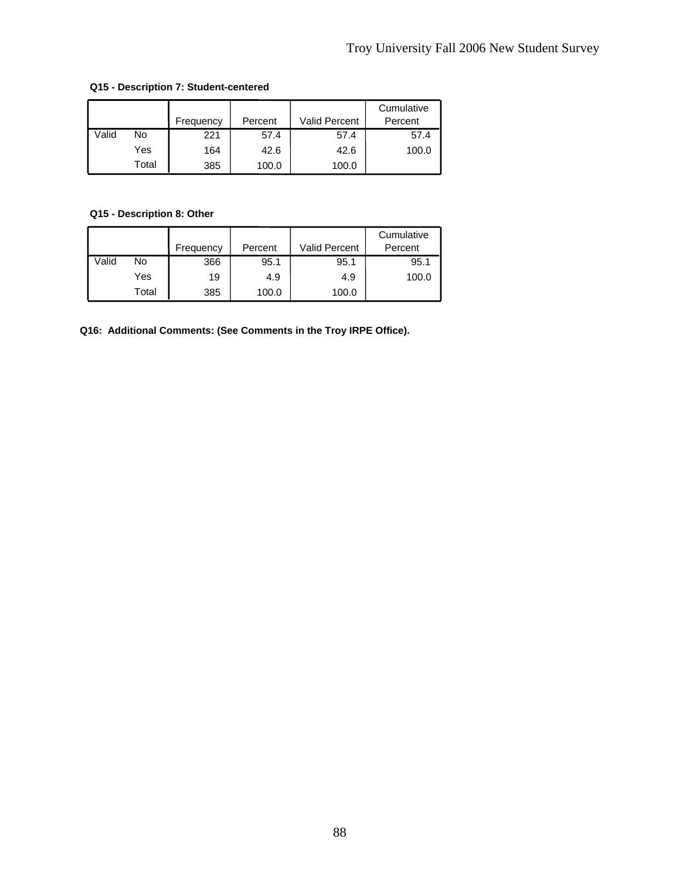**Q15 - Description 7: Student-centered**

| | | Frequency | Percent | Valid Percent | Cumulative Percent |
|---|---|---|---|---|---|
| Valid | No | 221 | 57.4 | 57.4 | 57.4 |
| | Yes | 164 | 42.6 | 42.6 | 100.0 |
| | Total | 385 | 100.0 | 100.0 | |

**Q15 - Description 8: Other**

| | | Frequency | Percent | Valid Percent | Cumulative Percent |
|---|---|---|---|---|---|
| Valid | No | 366 | 95.1 | 95.1 | 95.1 |
| | Yes | 19 | 4.9 | 4.9 | 100.0 |
| | Total | 385 | 100.0 | 100.0 | |

**Q16: Additional Comments: (See Comments in the Troy IRPE Office).**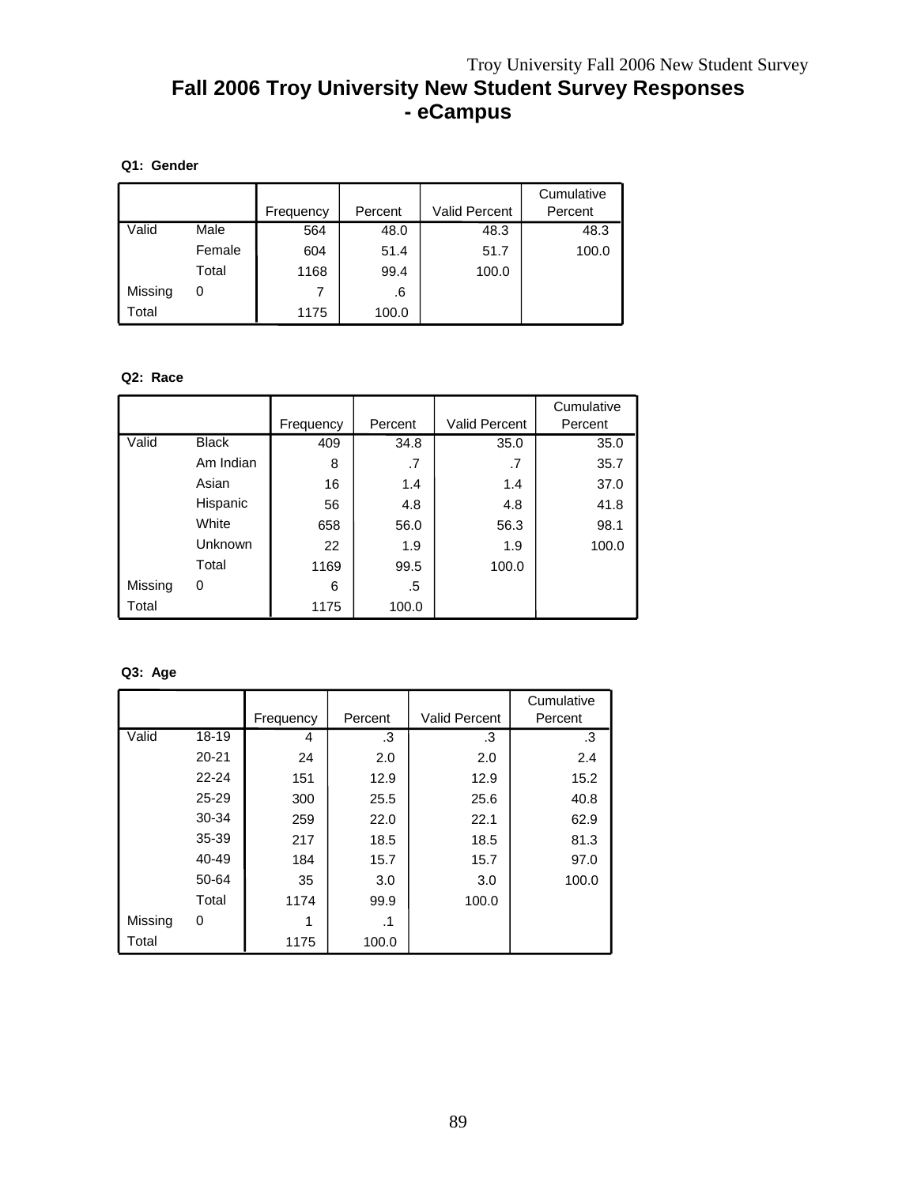# Fall 2006 Troy University New Student Survey Responses - eCampus

**Q1: Gender**

| | | Frequency | Percent | Valid Percent | Cumulative Percent |
|---|---|---|---|---|---|
| Valid | Male | 564 | 48.0 | 48.3 | 48.3 |
| | Female | 604 | 51.4 | 51.7 | 100.0 |
| | Total | 1168 | 99.4 | 100.0 | |
| Missing | 0 | 7 | .6 | | |
| Total | | 1175 | 100.0 | | |

**Q2: Race**

| | | Frequency | Percent | Valid Percent | Cumulative Percent |
|---|---|---|---|---|---|
| Valid | Black | 409 | 34.8 | 35.0 | 35.0 |
| | Am Indian | 8 | .7 | .7 | 35.7 |
| | Asian | 16 | 1.4 | 1.4 | 37.0 |
| | Hispanic | 56 | 4.8 | 4.8 | 41.8 |
| | White | 658 | 56.0 | 56.3 | 98.1 |
| | Unknown | 22 | 1.9 | 1.9 | 100.0 |
| | Total | 1169 | 99.5 | 100.0 | |
| Missing | 0 | 6 | .5 | | |
| Total | | 1175 | 100.0 | | |

**Q3: Age**

| | | Frequency | Percent | Valid Percent | Cumulative Percent |
|---|---|---|---|---|---|
| Valid | 18-19 | 4 | .3 | .3 | .3 |
| | 20-21 | 24 | 2.0 | 2.0 | 2.4 |
| | 22-24 | 151 | 12.9 | 12.9 | 15.2 |
| | 25-29 | 300 | 25.5 | 25.6 | 40.8 |
| | 30-34 | 259 | 22.0 | 22.1 | 62.9 |
| | 35-39 | 217 | 18.5 | 18.5 | 81.3 |
| | 40-49 | 184 | 15.7 | 15.7 | 97.0 |
| | 50-64 | 35 | 3.0 | 3.0 | 100.0 |
| | Total | 1174 | 99.9 | 100.0 | |
| Missing | 0 | 1 | .1 | | |
| Total | | 1175 | 100.0 | | |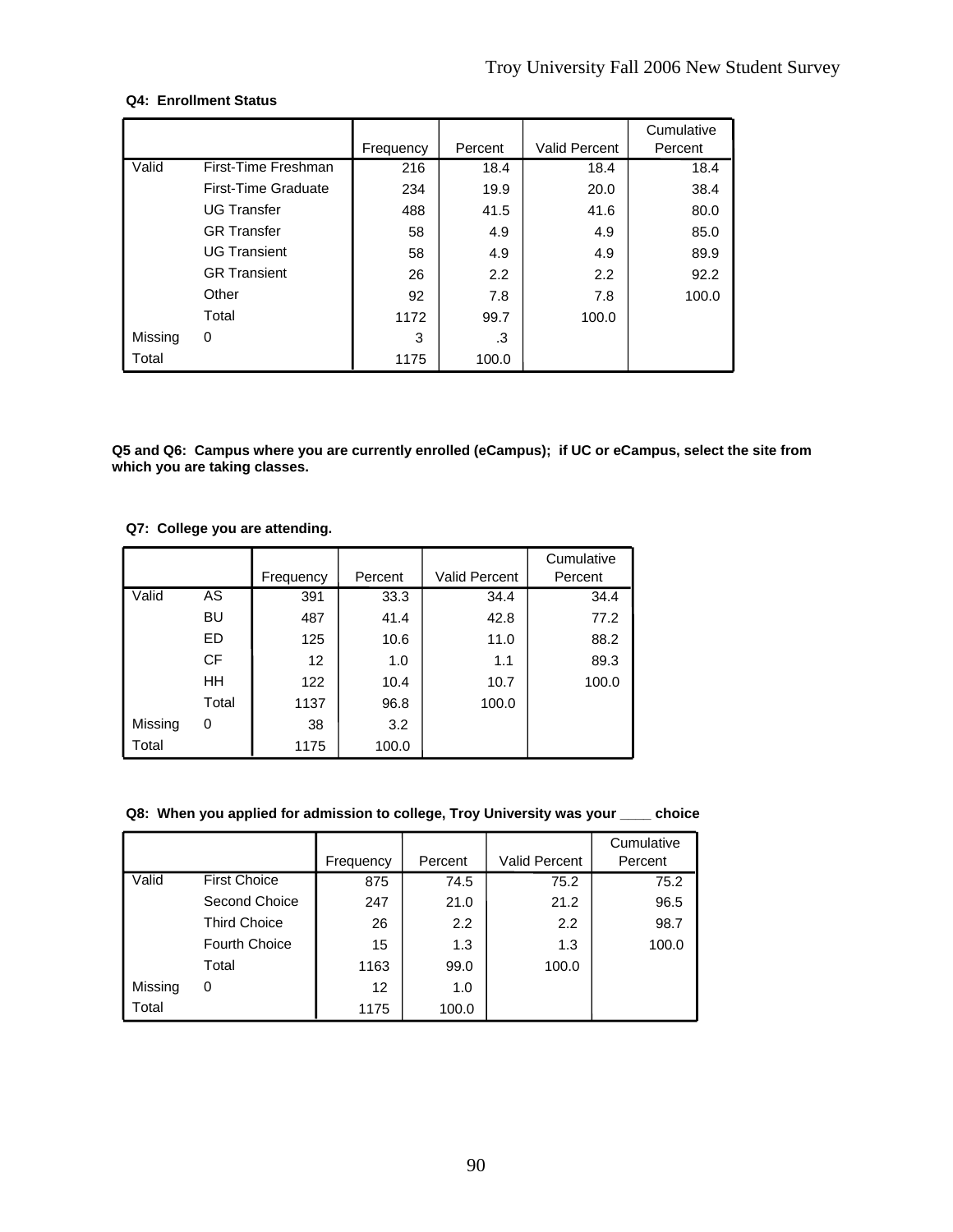**Q4: Enrollment Status**

| | | Frequency | Percent | Valid Percent | Cumulative Percent |
|---|---|---|---|---|---|
| Valid | First-Time Freshman | 216 | 18.4 | 18.4 | 18.4 |
| | First-Time Graduate | 234 | 19.9 | 20.0 | 38.4 |
| | UG Transfer | 488 | 41.5 | 41.6 | 80.0 |
| | GR Transfer | 58 | 4.9 | 4.9 | 85.0 |
| | UG Transient | 58 | 4.9 | 4.9 | 89.9 |
| | GR Transient | 26 | 2.2 | 2.2 | 92.2 |
| | Other | 92 | 7.8 | 7.8 | 100.0 |
| | Total | 1172 | 99.7 | 100.0 | |
| Missing | 0 | 3 | .3 | | |
| Total | | 1175 | 100.0 | | |

**Q5 and Q6: Campus where you are currently enrolled (eCampus); if UC or eCampus, select the site from which you are taking classes.**

**Q7: College you are attending.**

| | | Frequency | Percent | Valid Percent | Cumulative Percent |
|---|---|---|---|---|---|
| Valid | AS | 391 | 33.3 | 34.4 | 34.4 |
| | BU | 487 | 41.4 | 42.8 | 77.2 |
| | ED | 125 | 10.6 | 11.0 | 88.2 |
| | CF | 12 | 1.0 | 1.1 | 89.3 |
| | HH | 122 | 10.4 | 10.7 | 100.0 |
| | Total | 1137 | 96.8 | 100.0 | |
| Missing | 0 | 38 | 3.2 | | |
| Total | | 1175 | 100.0 | | |

**Q8: When you applied for admission to college, Troy University was your ____ choice**

| | | Frequency | Percent | Valid Percent | Cumulative Percent |
|---|---|---|---|---|---|
| Valid | First Choice | 875 | 74.5 | 75.2 | 75.2 |
| | Second Choice | 247 | 21.0 | 21.2 | 96.5 |
| | Third Choice | 26 | 2.2 | 2.2 | 98.7 |
| | Fourth Choice | 15 | 1.3 | 1.3 | 100.0 |
| | Total | 1163 | 99.0 | 100.0 | |
| Missing | 0 | 12 | 1.0 | | |
| Total | | 1175 | 100.0 | | |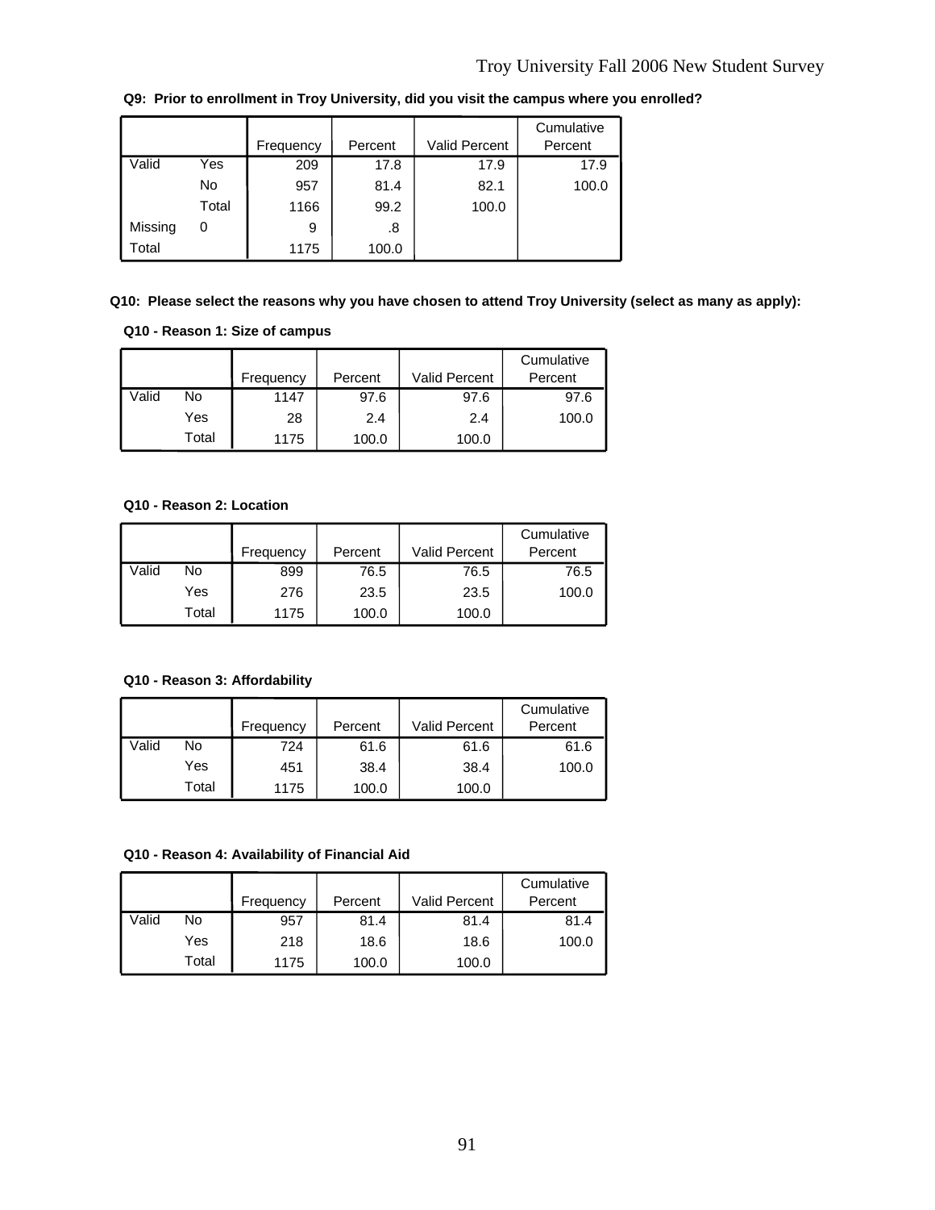**Q9: Prior to enrollment in Troy University, did you visit the campus where you enrolled?**

| | | Frequency | Percent | Valid Percent | Cumulative Percent |
|---|---|---|---|---|---|
| Valid | Yes | 209 | 17.8 | 17.9 | 17.9 |
| | No | 957 | 81.4 | 82.1 | 100.0 |
| | Total | 1166 | 99.2 | 100.0 | |
| Missing | 0 | 9 | .8 | | |
| Total | | 1175 | 100.0 | | |

**Q10: Please select the reasons why you have chosen to attend Troy University (select as many as apply):**

**Q10 - Reason 1: Size of campus**

| | | Frequency | Percent | Valid Percent | Cumulative Percent |
|---|---|---|---|---|---|
| Valid | No | 1147 | 97.6 | 97.6 | 97.6 |
| | Yes | 28 | 2.4 | 2.4 | 100.0 |
| | Total | 1175 | 100.0 | 100.0 | |

**Q10 - Reason 2: Location**

| | | Frequency | Percent | Valid Percent | Cumulative Percent |
|---|---|---|---|---|---|
| Valid | No | 899 | 76.5 | 76.5 | 76.5 |
| | Yes | 276 | 23.5 | 23.5 | 100.0 |
| | Total | 1175 | 100.0 | 100.0 | |

**Q10 - Reason 3: Affordability**

| | | Frequency | Percent | Valid Percent | Cumulative Percent |
|---|---|---|---|---|---|
| Valid | No | 724 | 61.6 | 61.6 | 61.6 |
| | Yes | 451 | 38.4 | 38.4 | 100.0 |
| | Total | 1175 | 100.0 | 100.0 | |

**Q10 - Reason 4: Availability of Financial Aid**

| | | Frequency | Percent | Valid Percent | Cumulative Percent |
|---|---|---|---|---|---|
| Valid | No | 957 | 81.4 | 81.4 | 81.4 |
| | Yes | 218 | 18.6 | 18.6 | 100.0 |
| | Total | 1175 | 100.0 | 100.0 | |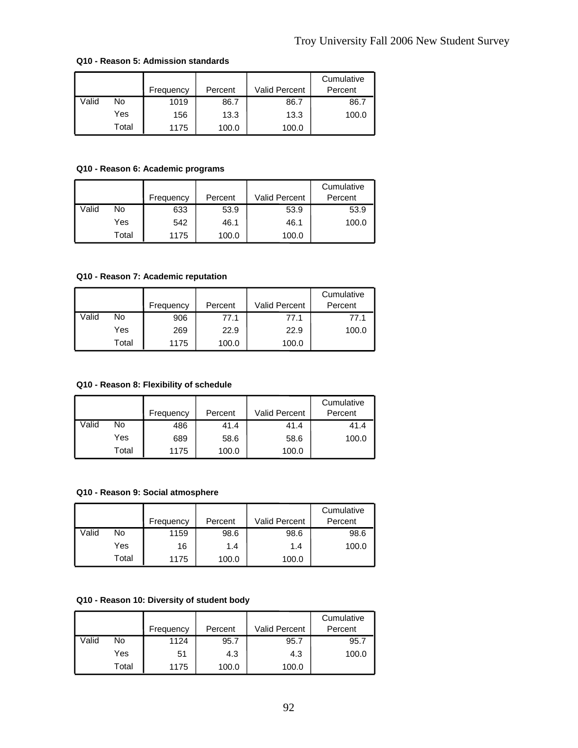**Q10 - Reason 5: Admission standards**

| | | Frequency | Percent | Valid Percent | Cumulative Percent |
|---|---|---|---|---|---|
| Valid | No | 1019 | 86.7 | 86.7 | 86.7 |
| | Yes | 156 | 13.3 | 13.3 | 100.0 |
| | Total | 1175 | 100.0 | 100.0 | |

**Q10 - Reason 6: Academic programs**

| | | Frequency | Percent | Valid Percent | Cumulative Percent |
|---|---|---|---|---|---|
| Valid | No | 633 | 53.9 | 53.9 | 53.9 |
| | Yes | 542 | 46.1 | 46.1 | 100.0 |
| | Total | 1175 | 100.0 | 100.0 | |

**Q10 - Reason 7: Academic reputation**

| | | Frequency | Percent | Valid Percent | Cumulative Percent |
|---|---|---|---|---|---|
| Valid | No | 906 | 77.1 | 77.1 | 77.1 |
| | Yes | 269 | 22.9 | 22.9 | 100.0 |
| | Total | 1175 | 100.0 | 100.0 | |

**Q10 - Reason 8: Flexibility of schedule**

| | | Frequency | Percent | Valid Percent | Cumulative Percent |
|---|---|---|---|---|---|
| Valid | No | 486 | 41.4 | 41.4 | 41.4 |
| | Yes | 689 | 58.6 | 58.6 | 100.0 |
| | Total | 1175 | 100.0 | 100.0 | |

**Q10 - Reason 9: Social atmosphere**

| | | Frequency | Percent | Valid Percent | Cumulative Percent |
|---|---|---|---|---|---|
| Valid | No | 1159 | 98.6 | 98.6 | 98.6 |
| | Yes | 16 | 1.4 | 1.4 | 100.0 |
| | Total | 1175 | 100.0 | 100.0 | |

**Q10 - Reason 10: Diversity of student body**

| | | Frequency | Percent | Valid Percent | Cumulative Percent |
|---|---|---|---|---|---|
| Valid | No | 1124 | 95.7 | 95.7 | 95.7 |
| | Yes | 51 | 4.3 | 4.3 | 100.0 |
| | Total | 1175 | 100.0 | 100.0 | |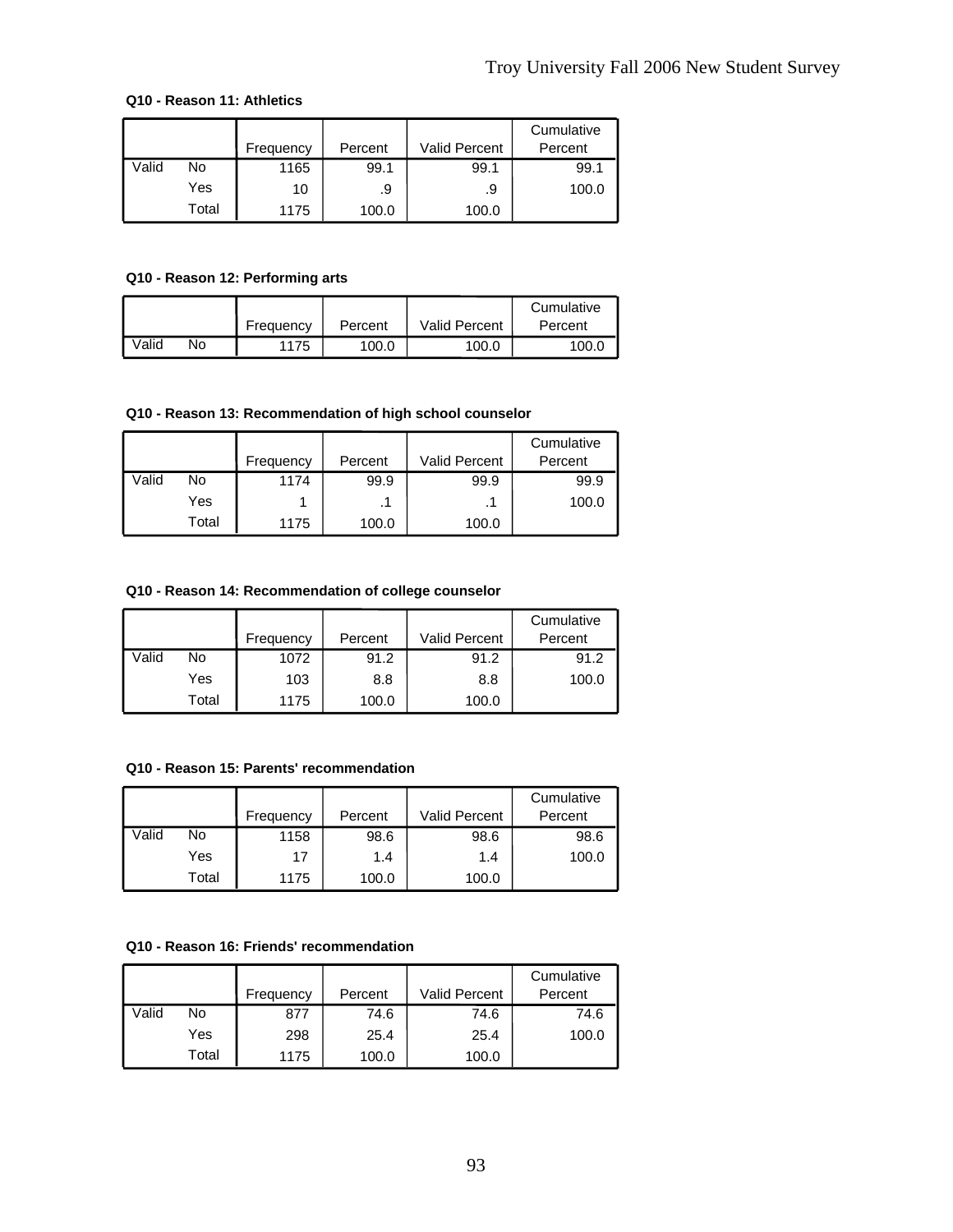**Q10 - Reason 11: Athletics**

| | | Frequency | Percent | Valid Percent | Cumulative Percent |
|---|---|---|---|---|---|
| Valid | No | 1165 | 99.1 | 99.1 | 99.1 |
| | Yes | 10 | .9 | .9 | 100.0 |
| | Total | 1175 | 100.0 | 100.0 | |

**Q10 - Reason 12: Performing arts**

| | | Frequency | Percent | Valid Percent | Cumulative Percent |
|---|---|---|---|---|---|
| Valid | No | 1175 | 100.0 | 100.0 | 100.0 |

**Q10 - Reason 13: Recommendation of high school counselor**

| | | Frequency | Percent | Valid Percent | Cumulative Percent |
|---|---|---|---|---|---|
| Valid | No | 1174 | 99.9 | 99.9 | 99.9 |
| | Yes | 1 | .1 | .1 | 100.0 |
| | Total | 1175 | 100.0 | 100.0 | |

**Q10 - Reason 14: Recommendation of college counselor**

| | | Frequency | Percent | Valid Percent | Cumulative Percent |
|---|---|---|---|---|---|
| Valid | No | 1072 | 91.2 | 91.2 | 91.2 |
| | Yes | 103 | 8.8 | 8.8 | 100.0 |
| | Total | 1175 | 100.0 | 100.0 | |

**Q10 - Reason 15: Parents' recommendation**

| | | Frequency | Percent | Valid Percent | Cumulative Percent |
|---|---|---|---|---|---|
| Valid | No | 1158 | 98.6 | 98.6 | 98.6 |
| | Yes | 17 | 1.4 | 1.4 | 100.0 |
| | Total | 1175 | 100.0 | 100.0 | |

**Q10 - Reason 16: Friends' recommendation**

| | | Frequency | Percent | Valid Percent | Cumulative Percent |
|---|---|---|---|---|---|
| Valid | No | 877 | 74.6 | 74.6 | 74.6 |
| | Yes | 298 | 25.4 | 25.4 | 100.0 |
| | Total | 1175 | 100.0 | 100.0 | |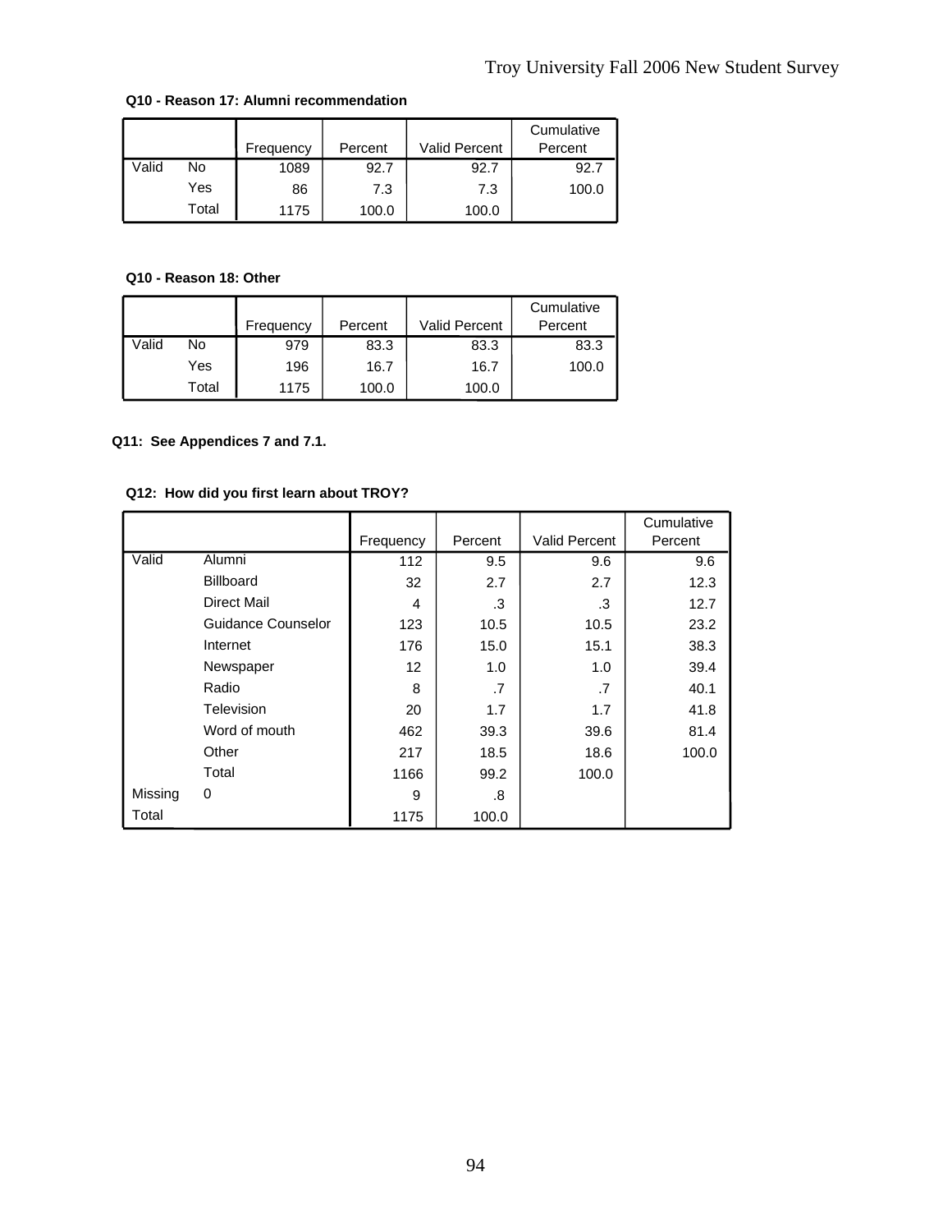**Q10 - Reason 17: Alumni recommendation**

| | | Frequency | Percent | Valid Percent | Cumulative Percent |
|---|---|---|---|---|---|
| Valid | No | 1089 | 92.7 | 92.7 | 92.7 |
| | Yes | 86 | 7.3 | 7.3 | 100.0 |
| | Total | 1175 | 100.0 | 100.0 | |

**Q10 - Reason 18: Other**

| | | Frequency | Percent | Valid Percent | Cumulative Percent |
|---|---|---|---|---|---|
| Valid | No | 979 | 83.3 | 83.3 | 83.3 |
| | Yes | 196 | 16.7 | 16.7 | 100.0 |
| | Total | 1175 | 100.0 | 100.0 | |

**Q11: See Appendices 7 and 7.1.**

**Q12: How did you first learn about TROY?**

| | | Frequency | Percent | Valid Percent | Cumulative Percent |
|---|---|---|---|---|---|
| Valid | Alumni | 112 | 9.5 | 9.6 | 9.6 |
| | Billboard | 32 | 2.7 | 2.7 | 12.3 |
| | Direct Mail | 4 | .3 | .3 | 12.7 |
| | Guidance Counselor | 123 | 10.5 | 10.5 | 23.2 |
| | Internet | 176 | 15.0 | 15.1 | 38.3 |
| | Newspaper | 12 | 1.0 | 1.0 | 39.4 |
| | Radio | 8 | .7 | .7 | 40.1 |
| | Television | 20 | 1.7 | 1.7 | 41.8 |
| | Word of mouth | 462 | 39.3 | 39.6 | 81.4 |
| | Other | 217 | 18.5 | 18.6 | 100.0 |
| | Total | 1166 | 99.2 | 100.0 | |
| Missing | 0 | 9 | .8 | | |
| Total | | 1175 | 100.0 | | |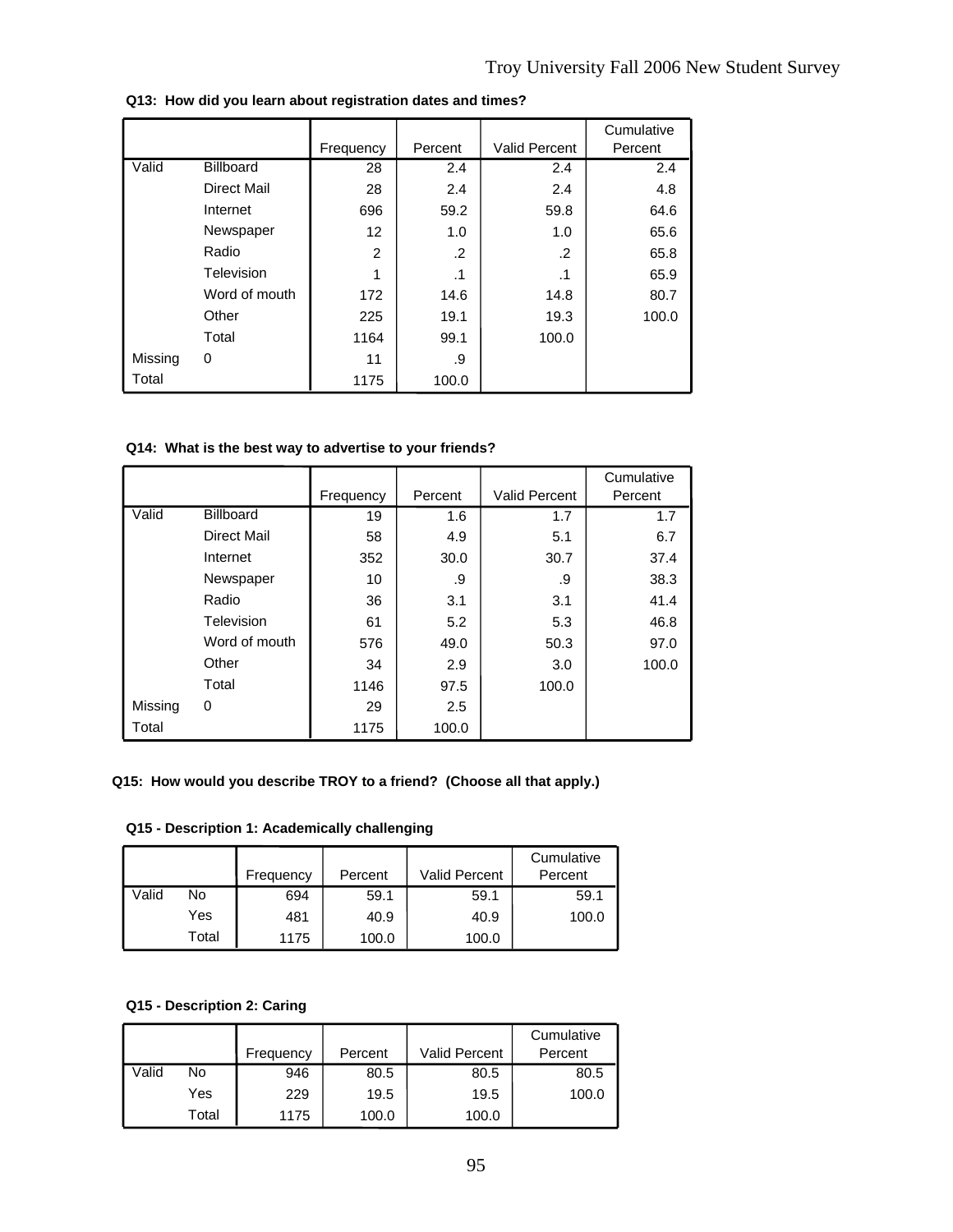**Q13: How did you learn about registration dates and times?**

| | | Frequency | Percent | Valid Percent | Cumulative Percent |
|---|---|---|---|---|---|
| Valid | Billboard | 28 | 2.4 | 2.4 | 2.4 |
| | Direct Mail | 28 | 2.4 | 2.4 | 4.8 |
| | Internet | 696 | 59.2 | 59.8 | 64.6 |
| | Newspaper | 12 | 1.0 | 1.0 | 65.6 |
| | Radio | 2 | .2 | .2 | 65.8 |
| | Television | 1 | .1 | .1 | 65.9 |
| | Word of mouth | 172 | 14.6 | 14.8 | 80.7 |
| | Other | 225 | 19.1 | 19.3 | 100.0 |
| | Total | 1164 | 99.1 | 100.0 | |
| Missing | 0 | 11 | .9 | | |
| Total | | 1175 | 100.0 | | |

**Q14: What is the best way to advertise to your friends?**

| | | Frequency | Percent | Valid Percent | Cumulative Percent |
|---|---|---|---|---|---|
| Valid | Billboard | 19 | 1.6 | 1.7 | 1.7 |
| | Direct Mail | 58 | 4.9 | 5.1 | 6.7 |
| | Internet | 352 | 30.0 | 30.7 | 37.4 |
| | Newspaper | 10 | .9 | .9 | 38.3 |
| | Radio | 36 | 3.1 | 3.1 | 41.4 |
| | Television | 61 | 5.2 | 5.3 | 46.8 |
| | Word of mouth | 576 | 49.0 | 50.3 | 97.0 |
| | Other | 34 | 2.9 | 3.0 | 100.0 |
| | Total | 1146 | 97.5 | 100.0 | |
| Missing | 0 | 29 | 2.5 | | |
| Total | | 1175 | 100.0 | | |

**Q15: How would you describe TROY to a friend? (Choose all that apply.)**

**Q15 - Description 1: Academically challenging**

| | | Frequency | Percent | Valid Percent | Cumulative Percent |
|---|---|---|---|---|---|
| Valid | No | 694 | 59.1 | 59.1 | 59.1 |
| | Yes | 481 | 40.9 | 40.9 | 100.0 |
| | Total | 1175 | 100.0 | 100.0 | |

**Q15 - Description 2: Caring**

| | | Frequency | Percent | Valid Percent | Cumulative Percent |
|---|---|---|---|---|---|
| Valid | No | 946 | 80.5 | 80.5 | 80.5 |
| | Yes | 229 | 19.5 | 19.5 | 100.0 |
| | Total | 1175 | 100.0 | 100.0 | |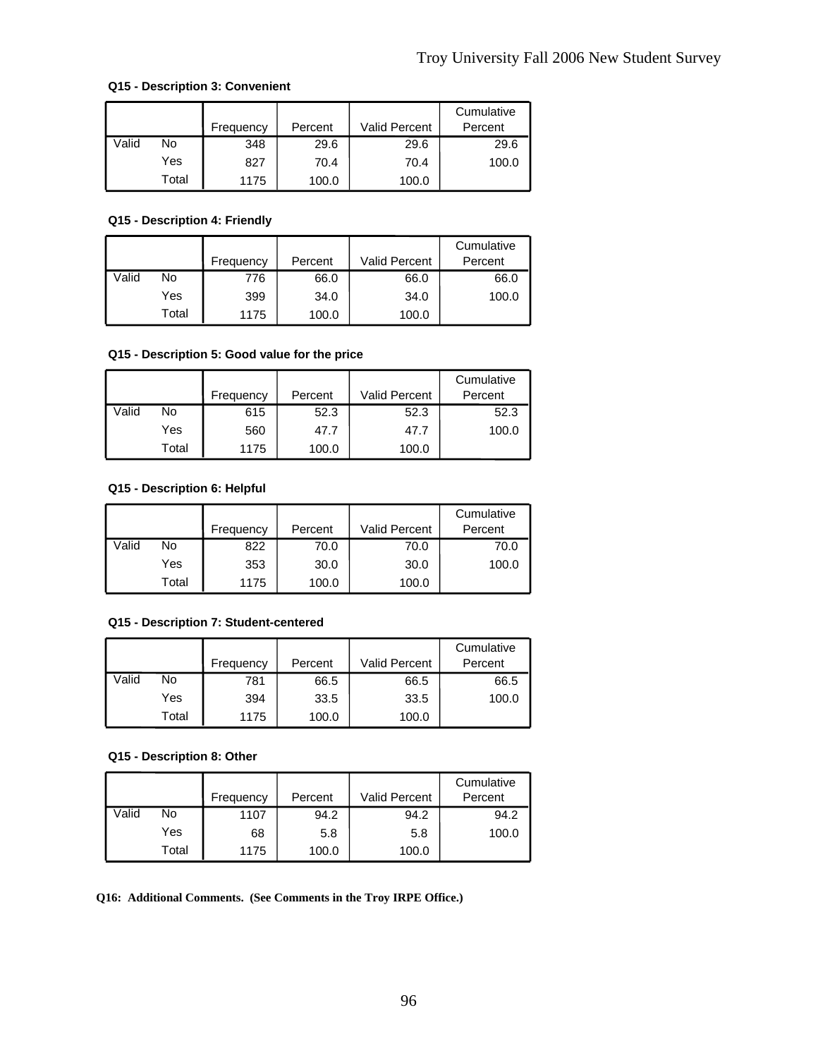**Q15 - Description 3: Convenient**

| | | Frequency | Percent | Valid Percent | Cumulative Percent |
|---|---|---|---|---|---|
| Valid | No | 348 | 29.6 | 29.6 | 29.6 |
| | Yes | 827 | 70.4 | 70.4 | 100.0 |
| | Total | 1175 | 100.0 | 100.0 | |

**Q15 - Description 4: Friendly**

| | | Frequency | Percent | Valid Percent | Cumulative Percent |
|---|---|---|---|---|---|
| Valid | No | 776 | 66.0 | 66.0 | 66.0 |
| | Yes | 399 | 34.0 | 34.0 | 100.0 |
| | Total | 1175 | 100.0 | 100.0 | |

**Q15 - Description 5: Good value for the price**

| | | Frequency | Percent | Valid Percent | Cumulative Percent |
|---|---|---|---|---|---|
| Valid | No | 615 | 52.3 | 52.3 | 52.3 |
| | Yes | 560 | 47.7 | 47.7 | 100.0 |
| | Total | 1175 | 100.0 | 100.0 | |

**Q15 - Description 6: Helpful**

| | | Frequency | Percent | Valid Percent | Cumulative Percent |
|---|---|---|---|---|---|
| Valid | No | 822 | 70.0 | 70.0 | 70.0 |
| | Yes | 353 | 30.0 | 30.0 | 100.0 |
| | Total | 1175 | 100.0 | 100.0 | |

**Q15 - Description 7: Student-centered**

| | | Frequency | Percent | Valid Percent | Cumulative Percent |
|---|---|---|---|---|---|
| Valid | No | 781 | 66.5 | 66.5 | 66.5 |
| | Yes | 394 | 33.5 | 33.5 | 100.0 |
| | Total | 1175 | 100.0 | 100.0 | |

**Q15 - Description 8: Other**

| | | Frequency | Percent | Valid Percent | Cumulative Percent |
|---|---|---|---|---|---|
| Valid | No | 1107 | 94.2 | 94.2 | 94.2 |
| | Yes | 68 | 5.8 | 5.8 | 100.0 |
| | Total | 1175 | 100.0 | 100.0 | |

**Q16: Additional Comments. (See Comments in the Troy IRPE Office.)**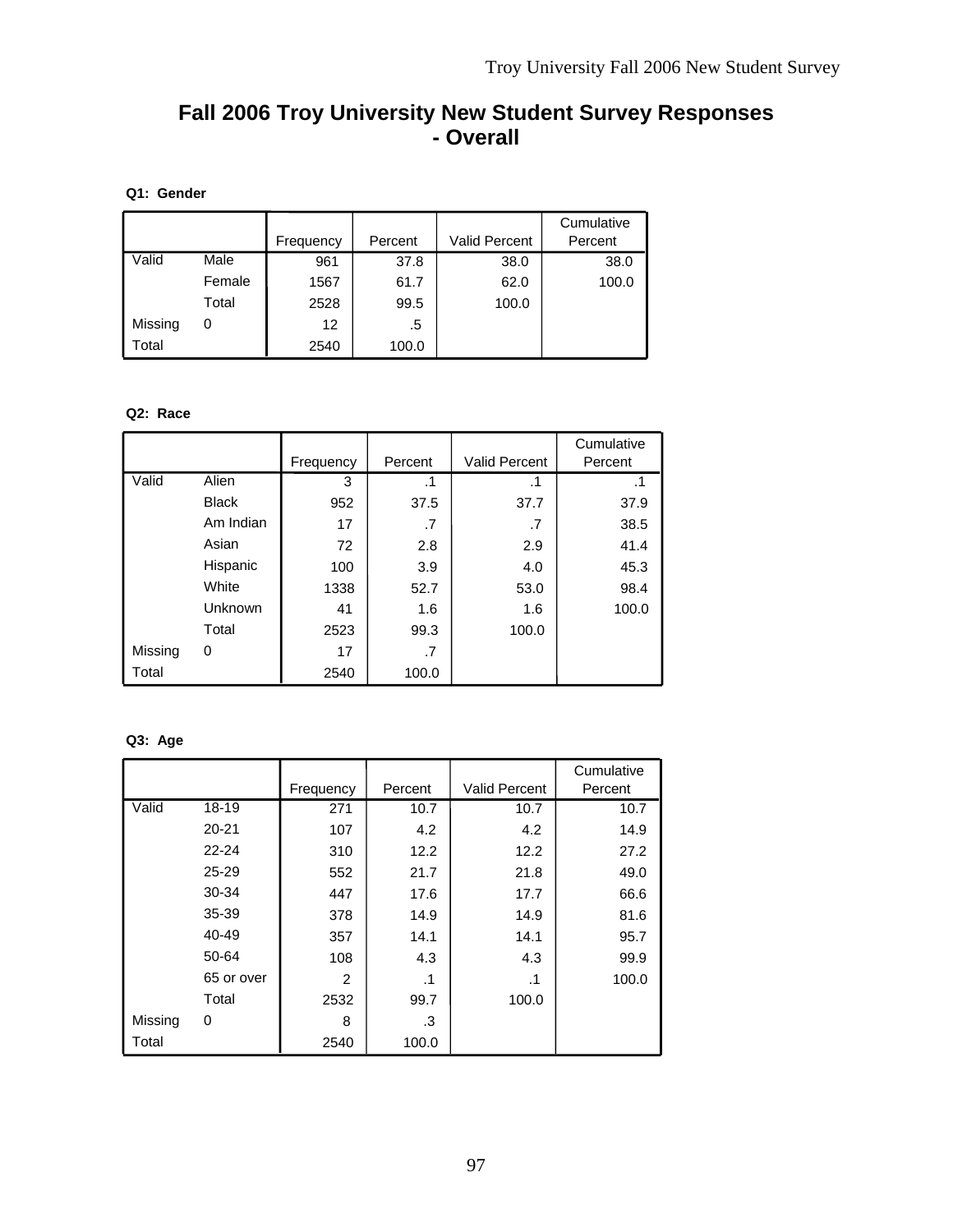# Fall 2006 Troy University New Student Survey Responses - Overall

**Q1: Gender**

| | | Frequency | Percent | Valid Percent | Cumulative Percent |
|---|---|---|---|---|---|
| Valid | Male | 961 | 37.8 | 38.0 | 38.0 |
| | Female | 1567 | 61.7 | 62.0 | 100.0 |
| | Total | 2528 | 99.5 | 100.0 | |
| Missing | 0 | 12 | .5 | | |
| Total | | 2540 | 100.0 | | |

**Q2: Race**

| | | Frequency | Percent | Valid Percent | Cumulative Percent |
|---|---|---|---|---|---|
| Valid | Alien | 3 | .1 | .1 | .1 |
| | Black | 952 | 37.5 | 37.7 | 37.9 |
| | Am Indian | 17 | .7 | .7 | 38.5 |
| | Asian | 72 | 2.8 | 2.9 | 41.4 |
| | Hispanic | 100 | 3.9 | 4.0 | 45.3 |
| | White | 1338 | 52.7 | 53.0 | 98.4 |
| | Unknown | 41 | 1.6 | 1.6 | 100.0 |
| | Total | 2523 | 99.3 | 100.0 | |
| Missing | 0 | 17 | .7 | | |
| Total | | 2540 | 100.0 | | |

**Q3: Age**

| | | Frequency | Percent | Valid Percent | Cumulative Percent |
|---|---|---|---|---|---|
| Valid | 18-19 | 271 | 10.7 | 10.7 | 10.7 |
| | 20-21 | 107 | 4.2 | 4.2 | 14.9 |
| | 22-24 | 310 | 12.2 | 12.2 | 27.2 |
| | 25-29 | 552 | 21.7 | 21.8 | 49.0 |
| | 30-34 | 447 | 17.6 | 17.7 | 66.6 |
| | 35-39 | 378 | 14.9 | 14.9 | 81.6 |
| | 40-49 | 357 | 14.1 | 14.1 | 95.7 |
| | 50-64 | 108 | 4.3 | 4.3 | 99.9 |
| | 65 or over | 2 | .1 | .1 | 100.0 |
| | Total | 2532 | 99.7 | 100.0 | |
| Missing | 0 | 8 | .3 | | |
| Total | | 2540 | 100.0 | | |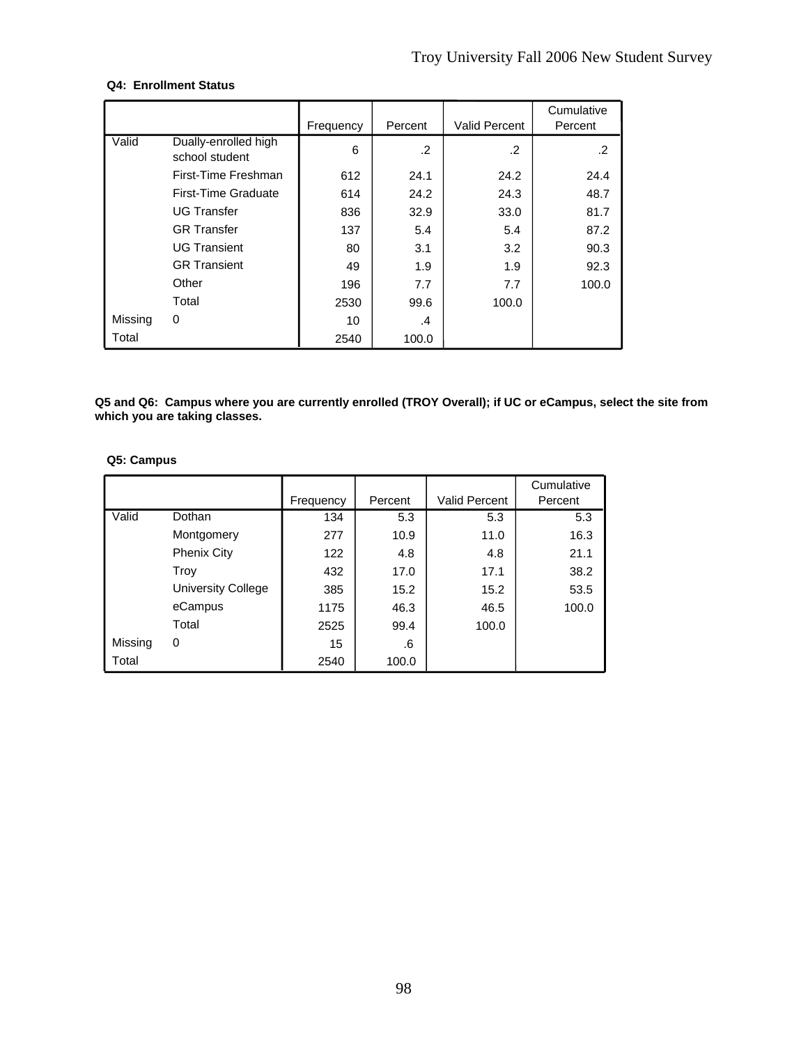**Q4: Enrollment Status**

| | | Frequency | Percent | Valid Percent | Cumulative Percent |
|---|---|---|---|---|---|
| Valid | Dually-enrolled high school student | 6 | .2 | .2 | .2 |
| | First-Time Freshman | 612 | 24.1 | 24.2 | 24.4 |
| | First-Time Graduate | 614 | 24.2 | 24.3 | 48.7 |
| | UG Transfer | 836 | 32.9 | 33.0 | 81.7 |
| | GR Transfer | 137 | 5.4 | 5.4 | 87.2 |
| | UG Transient | 80 | 3.1 | 3.2 | 90.3 |
| | GR Transient | 49 | 1.9 | 1.9 | 92.3 |
| | Other | 196 | 7.7 | 7.7 | 100.0 |
| | Total | 2530 | 99.6 | 100.0 | |
| Missing | 0 | 10 | .4 | | |
| Total | | 2540 | 100.0 | | |

**Q5 and Q6: Campus where you are currently enrolled (TROY Overall); if UC or eCampus, select the site from which you are taking classes.**

**Q5: Campus**

| | | Frequency | Percent | Valid Percent | Cumulative Percent |
|---|---|---|---|---|---|
| Valid | Dothan | 134 | 5.3 | 5.3 | 5.3 |
| | Montgomery | 277 | 10.9 | 11.0 | 16.3 |
| | Phenix City | 122 | 4.8 | 4.8 | 21.1 |
| | Troy | 432 | 17.0 | 17.1 | 38.2 |
| | University College | 385 | 15.2 | 15.2 | 53.5 |
| | eCampus | 1175 | 46.3 | 46.5 | 100.0 |
| | Total | 2525 | 99.4 | 100.0 | |
| Missing | 0 | 15 | .6 | | |
| Total | | 2540 | 100.0 | | |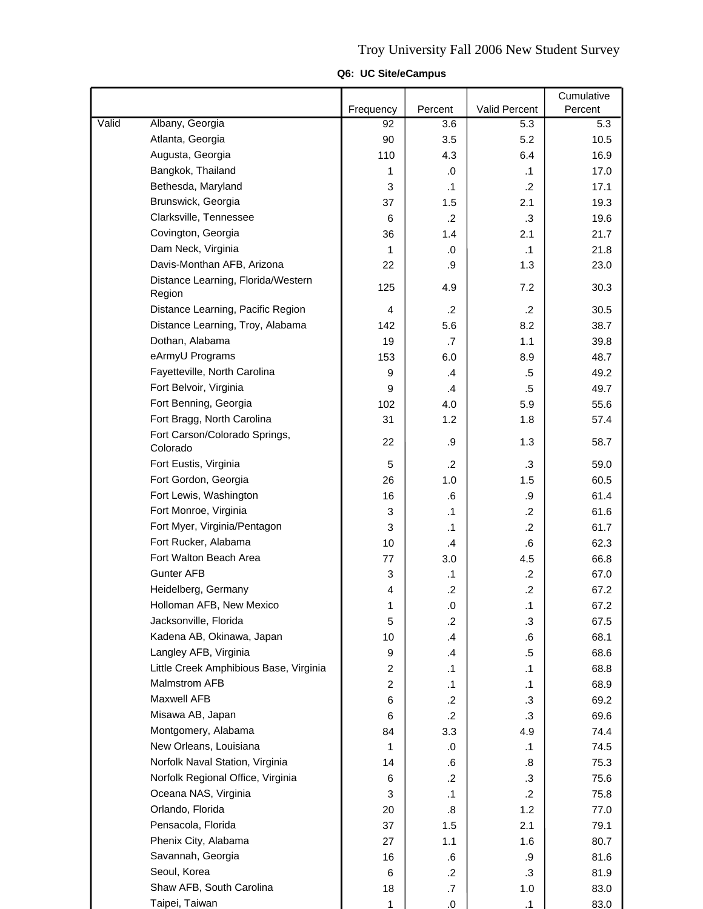# Troy University Fall 2006 New Student Survey

**Q6: UC Site/eCampus**

| | | Frequency | Percent | Valid Percent | Cumulative Percent |
|---|---|---|---|---|---|
| Valid | Albany, Georgia | 92 | 3.6 | 5.3 | 5.3 |
| | Atlanta, Georgia | 90 | 3.5 | 5.2 | 10.5 |
| | Augusta, Georgia | 110 | 4.3 | 6.4 | 16.9 |
| | Bangkok, Thailand | 1 | .0 | .1 | 17.0 |
| | Bethesda, Maryland | 3 | .1 | .2 | 17.1 |
| | Brunswick, Georgia | 37 | 1.5 | 2.1 | 19.3 |
| | Clarksville, Tennessee | 6 | .2 | .3 | 19.6 |
| | Covington, Georgia | 36 | 1.4 | 2.1 | 21.7 |
| | Dam Neck, Virginia | 1 | .0 | .1 | 21.8 |
| | Davis-Monthan AFB, Arizona | 22 | .9 | 1.3 | 23.0 |
| | Distance Learning, Florida/Western Region | 125 | 4.9 | 7.2 | 30.3 |
| | Distance Learning, Pacific Region | 4 | .2 | .2 | 30.5 |
| | Distance Learning, Troy, Alabama | 142 | 5.6 | 8.2 | 38.7 |
| | Dothan, Alabama | 19 | .7 | 1.1 | 39.8 |
| | eArmyU Programs | 153 | 6.0 | 8.9 | 48.7 |
| | Fayetteville, North Carolina | 9 | .4 | .5 | 49.2 |
| | Fort Belvoir, Virginia | 9 | .4 | .5 | 49.7 |
| | Fort Benning, Georgia | 102 | 4.0 | 5.9 | 55.6 |
| | Fort Bragg, North Carolina | 31 | 1.2 | 1.8 | 57.4 |
| | Fort Carson/Colorado Springs, Colorado | 22 | .9 | 1.3 | 58.7 |
| | Fort Eustis, Virginia | 5 | .2 | .3 | 59.0 |
| | Fort Gordon, Georgia | 26 | 1.0 | 1.5 | 60.5 |
| | Fort Lewis, Washington | 16 | .6 | .9 | 61.4 |
| | Fort Monroe, Virginia | 3 | .1 | .2 | 61.6 |
| | Fort Myer, Virginia/Pentagon | 3 | .1 | .2 | 61.7 |
| | Fort Rucker, Alabama | 10 | .4 | .6 | 62.3 |
| | Fort Walton Beach Area | 77 | 3.0 | 4.5 | 66.8 |
| | Gunter AFB | 3 | .1 | .2 | 67.0 |
| | Heidelberg, Germany | 4 | .2 | .2 | 67.2 |
| | Holloman AFB, New Mexico | 1 | .0 | .1 | 67.2 |
| | Jacksonville, Florida | 5 | .2 | .3 | 67.5 |
| | Kadena AB, Okinawa, Japan | 10 | .4 | .6 | 68.1 |
| | Langley AFB, Virginia | 9 | .4 | .5 | 68.6 |
| | Little Creek Amphibious Base, Virginia | 2 | .1 | .1 | 68.8 |
| | Malmstrom AFB | 2 | .1 | .1 | 68.9 |
| | Maxwell AFB | 6 | .2 | .3 | 69.2 |
| | Misawa AB, Japan | 6 | .2 | .3 | 69.6 |
| | Montgomery, Alabama | 84 | 3.3 | 4.9 | 74.4 |
| | New Orleans, Louisiana | 1 | .0 | .1 | 74.5 |
| | Norfolk Naval Station, Virginia | 14 | .6 | .8 | 75.3 |
| | Norfolk Regional Office, Virginia | 6 | .2 | .3 | 75.6 |
| | Oceana NAS, Virginia | 3 | .1 | .2 | 75.8 |
| | Orlando, Florida | 20 | .8 | 1.2 | 77.0 |
| | Pensacola, Florida | 37 | 1.5 | 2.1 | 79.1 |
| | Phenix City, Alabama | 27 | 1.1 | 1.6 | 80.7 |
| | Savannah, Georgia | 16 | .6 | .9 | 81.6 |
| | Seoul, Korea | 6 | .2 | .3 | 81.9 |
| | Shaw AFB, South Carolina | 18 | .7 | 1.0 | 83.0 |
| | Taipei, Taiwan | 1 | .0 | .1 | 83.0 |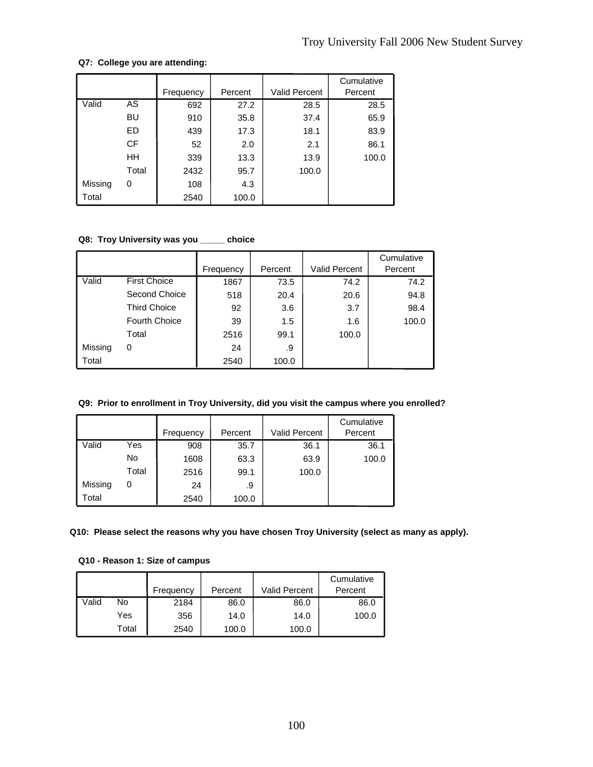**Q7: College you are attending:**

| | | Frequency | Percent | Valid Percent | Cumulative Percent |
|---|---|---|---|---|---|
| Valid | AS | 692 | 27.2 | 28.5 | 28.5 |
| | BU | 910 | 35.8 | 37.4 | 65.9 |
| | ED | 439 | 17.3 | 18.1 | 83.9 |
| | CF | 52 | 2.0 | 2.1 | 86.1 |
| | HH | 339 | 13.3 | 13.9 | 100.0 |
| | Total | 2432 | 95.7 | 100.0 | |
| Missing | 0 | 108 | 4.3 | | |
| Total | | 2540 | 100.0 | | |

**Q8: Troy University was you _____ choice**

| | | Frequency | Percent | Valid Percent | Cumulative Percent |
|---|---|---|---|---|---|
| Valid | First Choice | 1867 | 73.5 | 74.2 | 74.2 |
| | Second Choice | 518 | 20.4 | 20.6 | 94.8 |
| | Third Choice | 92 | 3.6 | 3.7 | 98.4 |
| | Fourth Choice | 39 | 1.5 | 1.6 | 100.0 |
| | Total | 2516 | 99.1 | 100.0 | |
| Missing | 0 | 24 | .9 | | |
| Total | | 2540 | 100.0 | | |

**Q9: Prior to enrollment in Troy University, did you visit the campus where you enrolled?**

| | | Frequency | Percent | Valid Percent | Cumulative Percent |
|---|---|---|---|---|---|
| Valid | Yes | 908 | 35.7 | 36.1 | 36.1 |
| | No | 1608 | 63.3 | 63.9 | 100.0 |
| | Total | 2516 | 99.1 | 100.0 | |
| Missing | 0 | 24 | .9 | | |
| Total | | 2540 | 100.0 | | |

**Q10: Please select the reasons why you have chosen Troy University (select as many as apply).**

**Q10 - Reason 1: Size of campus**

| | | Frequency | Percent | Valid Percent | Cumulative Percent |
|---|---|---|---|---|---|
| Valid | No | 2184 | 86.0 | 86.0 | 86.0 |
| | Yes | 356 | 14.0 | 14.0 | 100.0 |
| | Total | 2540 | 100.0 | 100.0 | |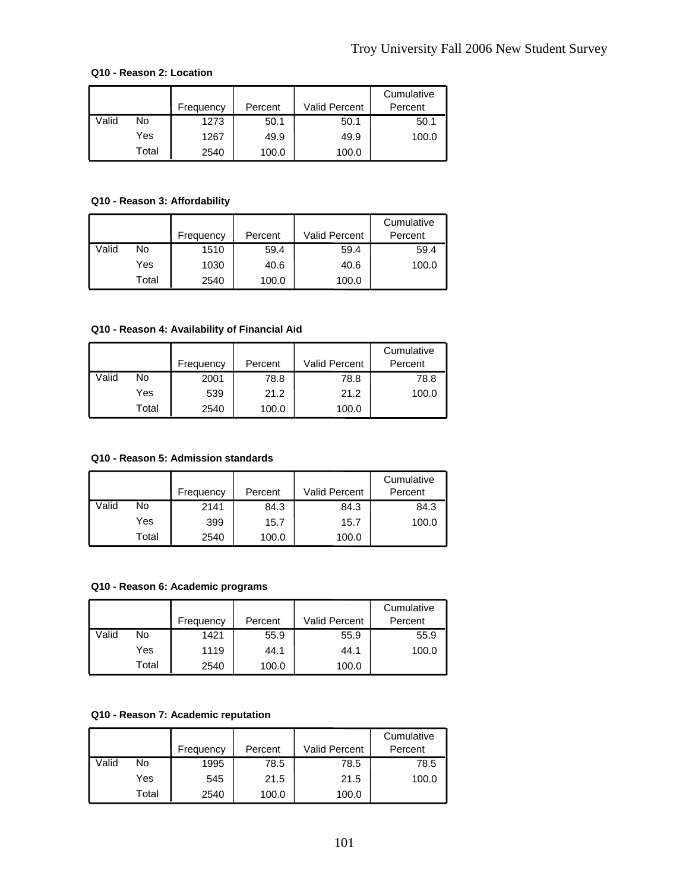**Q10 - Reason 2: Location**

| | | Frequency | Percent | Valid Percent | Cumulative Percent |
|---|---|---|---|---|---|
| Valid | No | 1273 | 50.1 | 50.1 | 50.1 |
| | Yes | 1267 | 49.9 | 49.9 | 100.0 |
| | Total | 2540 | 100.0 | 100.0 | |

**Q10 - Reason 3: Affordability**

| | | Frequency | Percent | Valid Percent | Cumulative Percent |
|---|---|---|---|---|---|
| Valid | No | 1510 | 59.4 | 59.4 | 59.4 |
| | Yes | 1030 | 40.6 | 40.6 | 100.0 |
| | Total | 2540 | 100.0 | 100.0 | |

**Q10 - Reason 4: Availability of Financial Aid**

| | | Frequency | Percent | Valid Percent | Cumulative Percent |
|---|---|---|---|---|---|
| Valid | No | 2001 | 78.8 | 78.8 | 78.8 |
| | Yes | 539 | 21.2 | 21.2 | 100.0 |
| | Total | 2540 | 100.0 | 100.0 | |

**Q10 - Reason 5: Admission standards**

| | | Frequency | Percent | Valid Percent | Cumulative Percent |
|---|---|---|---|---|---|
| Valid | No | 2141 | 84.3 | 84.3 | 84.3 |
| | Yes | 399 | 15.7 | 15.7 | 100.0 |
| | Total | 2540 | 100.0 | 100.0 | |

**Q10 - Reason 6: Academic programs**

| | | Frequency | Percent | Valid Percent | Cumulative Percent |
|---|---|---|---|---|---|
| Valid | No | 1421 | 55.9 | 55.9 | 55.9 |
| | Yes | 1119 | 44.1 | 44.1 | 100.0 |
| | Total | 2540 | 100.0 | 100.0 | |

**Q10 - Reason 7: Academic reputation**

| | | Frequency | Percent | Valid Percent | Cumulative Percent |
|---|---|---|---|---|---|
| Valid | No | 1995 | 78.5 | 78.5 | 78.5 |
| | Yes | 545 | 21.5 | 21.5 | 100.0 |
| | Total | 2540 | 100.0 | 100.0 | |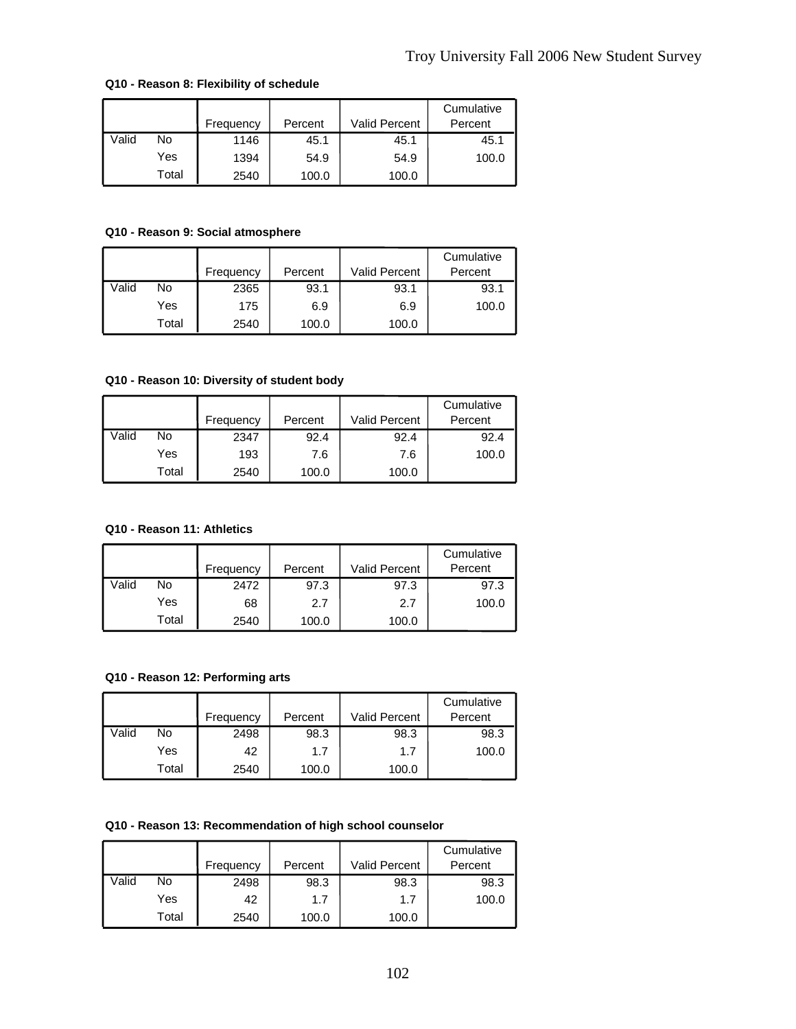**Q10 - Reason 8: Flexibility of schedule**

| | | Frequency | Percent | Valid Percent | Cumulative Percent |
|---|---|---|---|---|---|
| Valid | No | 1146 | 45.1 | 45.1 | 45.1 |
| | Yes | 1394 | 54.9 | 54.9 | 100.0 |
| | Total | 2540 | 100.0 | 100.0 | |

**Q10 - Reason 9: Social atmosphere**

| | | Frequency | Percent | Valid Percent | Cumulative Percent |
|---|---|---|---|---|---|
| Valid | No | 2365 | 93.1 | 93.1 | 93.1 |
| | Yes | 175 | 6.9 | 6.9 | 100.0 |
| | Total | 2540 | 100.0 | 100.0 | |

**Q10 - Reason 10: Diversity of student body**

| | | Frequency | Percent | Valid Percent | Cumulative Percent |
|---|---|---|---|---|---|
| Valid | No | 2347 | 92.4 | 92.4 | 92.4 |
| | Yes | 193 | 7.6 | 7.6 | 100.0 |
| | Total | 2540 | 100.0 | 100.0 | |

**Q10 - Reason 11: Athletics**

| | | Frequency | Percent | Valid Percent | Cumulative Percent |
|---|---|---|---|---|---|
| Valid | No | 2472 | 97.3 | 97.3 | 97.3 |
| | Yes | 68 | 2.7 | 2.7 | 100.0 |
| | Total | 2540 | 100.0 | 100.0 | |

**Q10 - Reason 12: Performing arts**

| | | Frequency | Percent | Valid Percent | Cumulative Percent |
|---|---|---|---|---|---|
| Valid | No | 2498 | 98.3 | 98.3 | 98.3 |
| | Yes | 42 | 1.7 | 1.7 | 100.0 |
| | Total | 2540 | 100.0 | 100.0 | |

**Q10 - Reason 13: Recommendation of high school counselor**

| | | Frequency | Percent | Valid Percent | Cumulative Percent |
|---|---|---|---|---|---|
| Valid | No | 2498 | 98.3 | 98.3 | 98.3 |
| | Yes | 42 | 1.7 | 1.7 | 100.0 |
| | Total | 2540 | 100.0 | 100.0 | |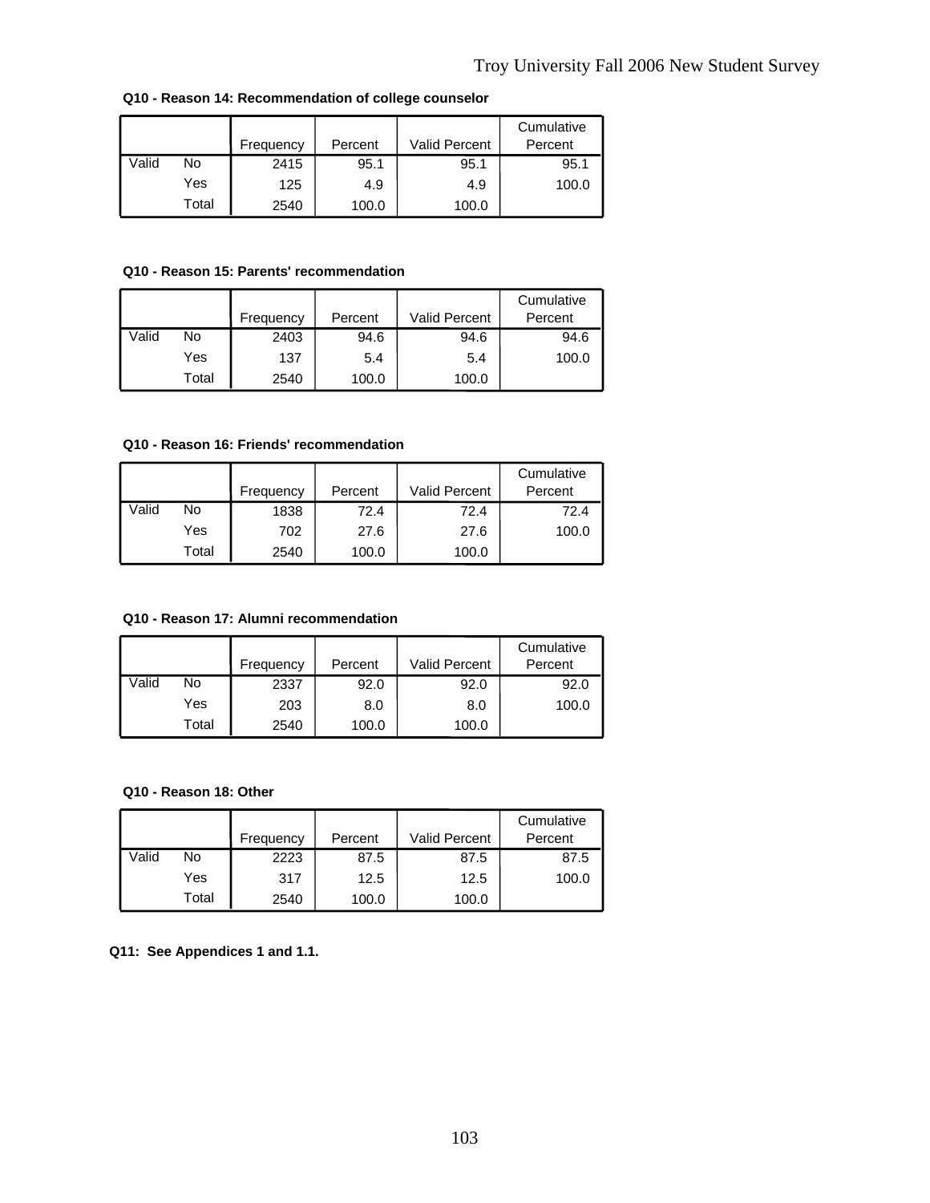**Q10 - Reason 14: Recommendation of college counselor**

| | | Frequency | Percent | Valid Percent | Cumulative Percent |
|---|---|---|---|---|---|
| Valid | No | 2415 | 95.1 | 95.1 | 95.1 |
| | Yes | 125 | 4.9 | 4.9 | 100.0 |
| | Total | 2540 | 100.0 | 100.0 | |

**Q10 - Reason 15: Parents' recommendation**

| | | Frequency | Percent | Valid Percent | Cumulative Percent |
|---|---|---|---|---|---|
| Valid | No | 2403 | 94.6 | 94.6 | 94.6 |
| | Yes | 137 | 5.4 | 5.4 | 100.0 |
| | Total | 2540 | 100.0 | 100.0 | |

**Q10 - Reason 16: Friends' recommendation**

| | | Frequency | Percent | Valid Percent | Cumulative Percent |
|---|---|---|---|---|---|
| Valid | No | 1838 | 72.4 | 72.4 | 72.4 |
| | Yes | 702 | 27.6 | 27.6 | 100.0 |
| | Total | 2540 | 100.0 | 100.0 | |

**Q10 - Reason 17: Alumni recommendation**

| | | Frequency | Percent | Valid Percent | Cumulative Percent |
|---|---|---|---|---|---|
| Valid | No | 2337 | 92.0 | 92.0 | 92.0 |
| | Yes | 203 | 8.0 | 8.0 | 100.0 |
| | Total | 2540 | 100.0 | 100.0 | |

**Q10 - Reason 18: Other**

| | | Frequency | Percent | Valid Percent | Cumulative Percent |
|---|---|---|---|---|---|
| Valid | No | 2223 | 87.5 | 87.5 | 87.5 |
| | Yes | 317 | 12.5 | 12.5 | 100.0 |
| | Total | 2540 | 100.0 | 100.0 | |

**Q11: See Appendices 1 and 1.1.**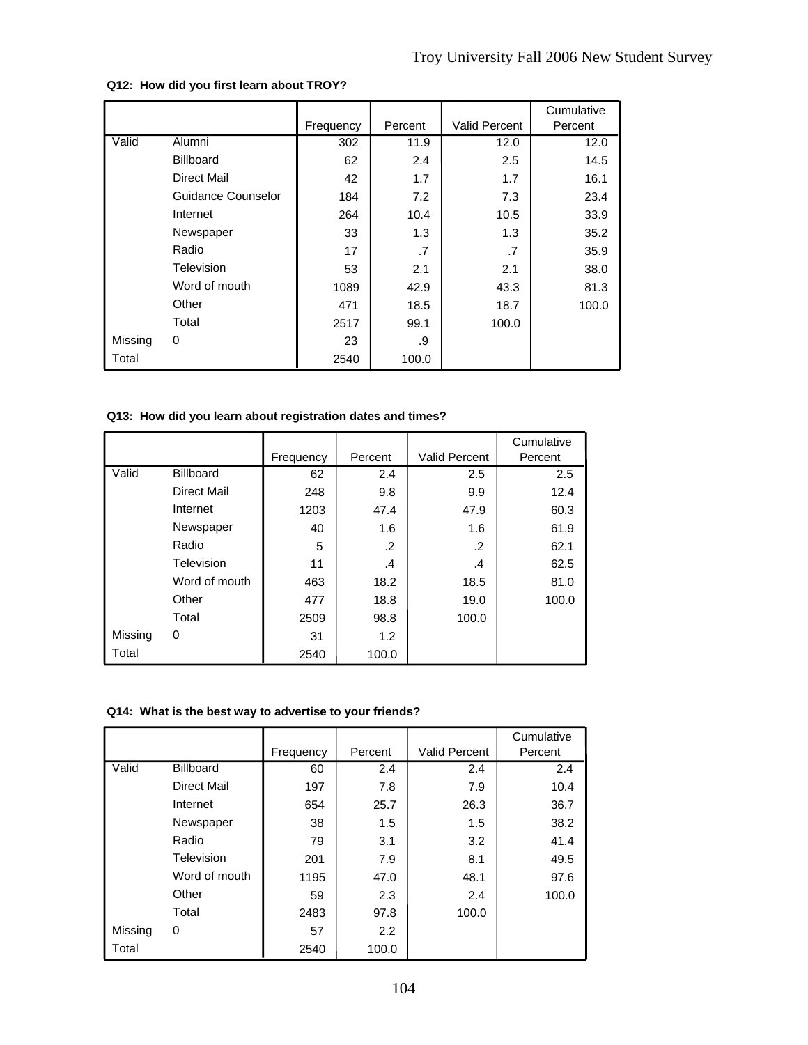**Q12: How did you first learn about TROY?**

| | | Frequency | Percent | Valid Percent | Cumulative Percent |
|---|---|---|---|---|---|
| Valid | Alumni | 302 | 11.9 | 12.0 | 12.0 |
| | Billboard | 62 | 2.4 | 2.5 | 14.5 |
| | Direct Mail | 42 | 1.7 | 1.7 | 16.1 |
| | Guidance Counselor | 184 | 7.2 | 7.3 | 23.4 |
| | Internet | 264 | 10.4 | 10.5 | 33.9 |
| | Newspaper | 33 | 1.3 | 1.3 | 35.2 |
| | Radio | 17 | .7 | .7 | 35.9 |
| | Television | 53 | 2.1 | 2.1 | 38.0 |
| | Word of mouth | 1089 | 42.9 | 43.3 | 81.3 |
| | Other | 471 | 18.5 | 18.7 | 100.0 |
| | Total | 2517 | 99.1 | 100.0 | |
| Missing | 0 | 23 | .9 | | |
| Total | | 2540 | 100.0 | | |

**Q13: How did you learn about registration dates and times?**

| | | Frequency | Percent | Valid Percent | Cumulative Percent |
|---|---|---|---|---|---|
| Valid | Billboard | 62 | 2.4 | 2.5 | 2.5 |
| | Direct Mail | 248 | 9.8 | 9.9 | 12.4 |
| | Internet | 1203 | 47.4 | 47.9 | 60.3 |
| | Newspaper | 40 | 1.6 | 1.6 | 61.9 |
| | Radio | 5 | .2 | .2 | 62.1 |
| | Television | 11 | .4 | .4 | 62.5 |
| | Word of mouth | 463 | 18.2 | 18.5 | 81.0 |
| | Other | 477 | 18.8 | 19.0 | 100.0 |
| | Total | 2509 | 98.8 | 100.0 | |
| Missing | 0 | 31 | 1.2 | | |
| Total | | 2540 | 100.0 | | |

**Q14: What is the best way to advertise to your friends?**

| | | Frequency | Percent | Valid Percent | Cumulative Percent |
|---|---|---|---|---|---|
| Valid | Billboard | 60 | 2.4 | 2.4 | 2.4 |
| | Direct Mail | 197 | 7.8 | 7.9 | 10.4 |
| | Internet | 654 | 25.7 | 26.3 | 36.7 |
| | Newspaper | 38 | 1.5 | 1.5 | 38.2 |
| | Radio | 79 | 3.1 | 3.2 | 41.4 |
| | Television | 201 | 7.9 | 8.1 | 49.5 |
| | Word of mouth | 1195 | 47.0 | 48.1 | 97.6 |
| | Other | 59 | 2.3 | 2.4 | 100.0 |
| | Total | 2483 | 97.8 | 100.0 | |
| Missing | 0 | 57 | 2.2 | | |
| Total | | 2540 | 100.0 | | |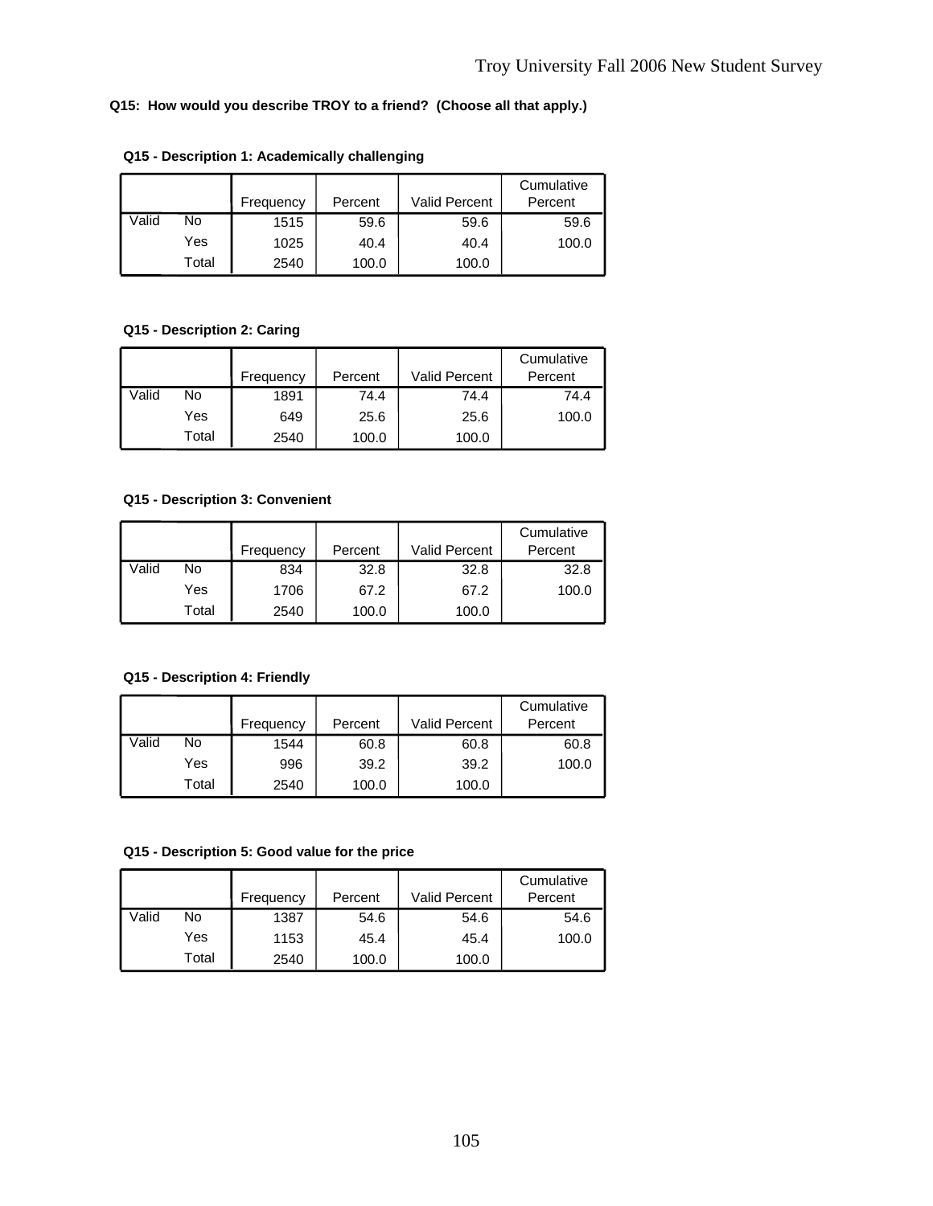**Q15: How would you describe TROY to a friend? (Choose all that apply.)**

**Q15 - Description 1: Academically challenging**

| | | Frequency | Percent | Valid Percent | Cumulative Percent |
|---|---|---|---|---|---|
| Valid | No | 1515 | 59.6 | 59.6 | 59.6 |
| | Yes | 1025 | 40.4 | 40.4 | 100.0 |
| | Total | 2540 | 100.0 | 100.0 | |

**Q15 - Description 2: Caring**

| | | Frequency | Percent | Valid Percent | Cumulative Percent |
|---|---|---|---|---|---|
| Valid | No | 1891 | 74.4 | 74.4 | 74.4 |
| | Yes | 649 | 25.6 | 25.6 | 100.0 |
| | Total | 2540 | 100.0 | 100.0 | |

**Q15 - Description 3: Convenient**

| | | Frequency | Percent | Valid Percent | Cumulative Percent |
|---|---|---|---|---|---|
| Valid | No | 834 | 32.8 | 32.8 | 32.8 |
| | Yes | 1706 | 67.2 | 67.2 | 100.0 |
| | Total | 2540 | 100.0 | 100.0 | |

**Q15 - Description 4: Friendly**

| | | Frequency | Percent | Valid Percent | Cumulative Percent |
|---|---|---|---|---|---|
| Valid | No | 1544 | 60.8 | 60.8 | 60.8 |
| | Yes | 996 | 39.2 | 39.2 | 100.0 |
| | Total | 2540 | 100.0 | 100.0 | |

**Q15 - Description 5: Good value for the price**

| | | Frequency | Percent | Valid Percent | Cumulative Percent |
|---|---|---|---|---|---|
| Valid | No | 1387 | 54.6 | 54.6 | 54.6 |
| | Yes | 1153 | 45.4 | 45.4 | 100.0 |
| | Total | 2540 | 100.0 | 100.0 | |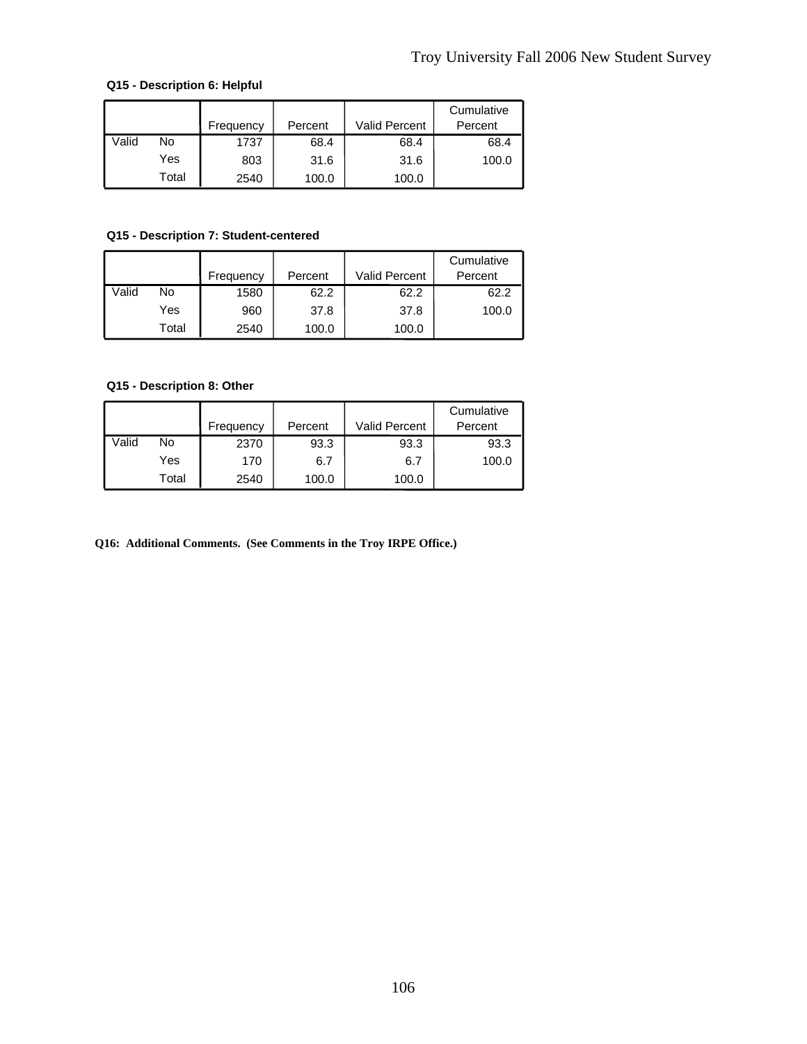**Q15 - Description 6: Helpful**

| | | Frequency | Percent | Valid Percent | Cumulative Percent |
|---|---|---|---|---|---|
| Valid | No | 1737 | 68.4 | 68.4 | 68.4 |
| | Yes | 803 | 31.6 | 31.6 | 100.0 |
| | Total | 2540 | 100.0 | 100.0 | |

**Q15 - Description 7: Student-centered**

| | | Frequency | Percent | Valid Percent | Cumulative Percent |
|---|---|---|---|---|---|
| Valid | No | 1580 | 62.2 | 62.2 | 62.2 |
| | Yes | 960 | 37.8 | 37.8 | 100.0 |
| | Total | 2540 | 100.0 | 100.0 | |

**Q15 - Description 8: Other**

| | | Frequency | Percent | Valid Percent | Cumulative Percent |
|---|---|---|---|---|---|
| Valid | No | 2370 | 93.3 | 93.3 | 93.3 |
| | Yes | 170 | 6.7 | 6.7 | 100.0 |
| | Total | 2540 | 100.0 | 100.0 | |

**Q16: Additional Comments. (See Comments in the Troy IRPE Office.)**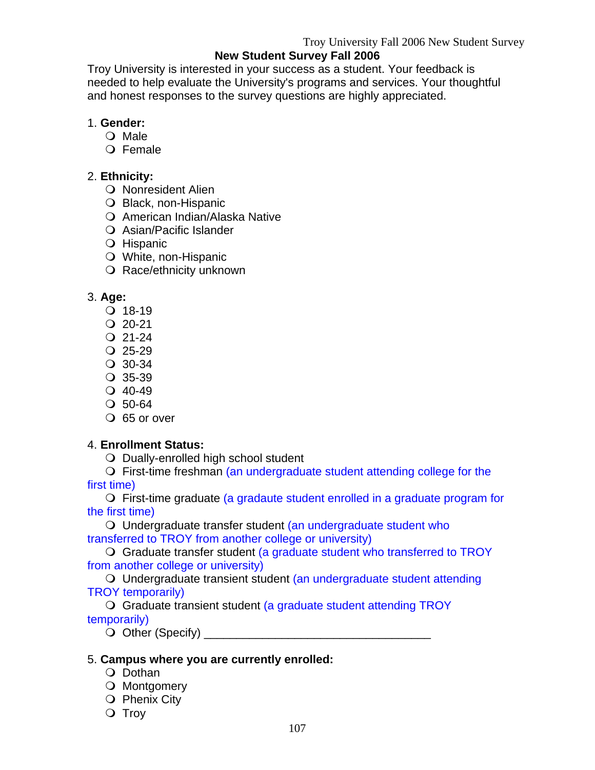## New Student Survey Fall 2006

Troy University is interested in your success as a student. Your feedback is needed to help evaluate the University's programs and services. Your thoughtful and honest responses to the survey questions are highly appreciated.

1. **Gender:**
   - ❍ Male
   - ❍ Female

2. **Ethnicity:**
   - ❍ Nonresident Alien
   - ❍ Black, non-Hispanic
   - ❍ American Indian/Alaska Native
   - ❍ Asian/Pacific Islander
   - ❍ Hispanic
   - ❍ White, non-Hispanic
   - ❍ Race/ethnicity unknown

3. **Age:**
   - ❍ 18-19
   - ❍ 20-21
   - ❍ 21-24
   - ❍ 25-29
   - ❍ 30-34
   - ❍ 35-39
   - ❍ 40-49
   - ❍ 50-64
   - ❍ 65 or over

4. **Enrollment Status:**
   - ❍ Dually-enrolled high school student
   - ❍ First-time freshman (an undergraduate student attending college for the first time)
   - ❍ First-time graduate (a gradaute student enrolled in a graduate program for the first time)
   - ❍ Undergraduate transfer student (an undergraduate student who transferred to TROY from another college or university)
   - ❍ Graduate transfer student (a graduate student who transferred to TROY from another college or university)
   - ❍ Undergraduate transient student (an undergraduate student attending TROY temporarily)
   - ❍ Graduate transient student (a graduate student attending TROY temporarily)
   - ❍ Other (Specify) ___________________________________

5. **Campus where you are currently enrolled:**
   - ❍ Dothan
   - ❍ Montgomery
   - ❍ Phenix City
   - ❍ Troy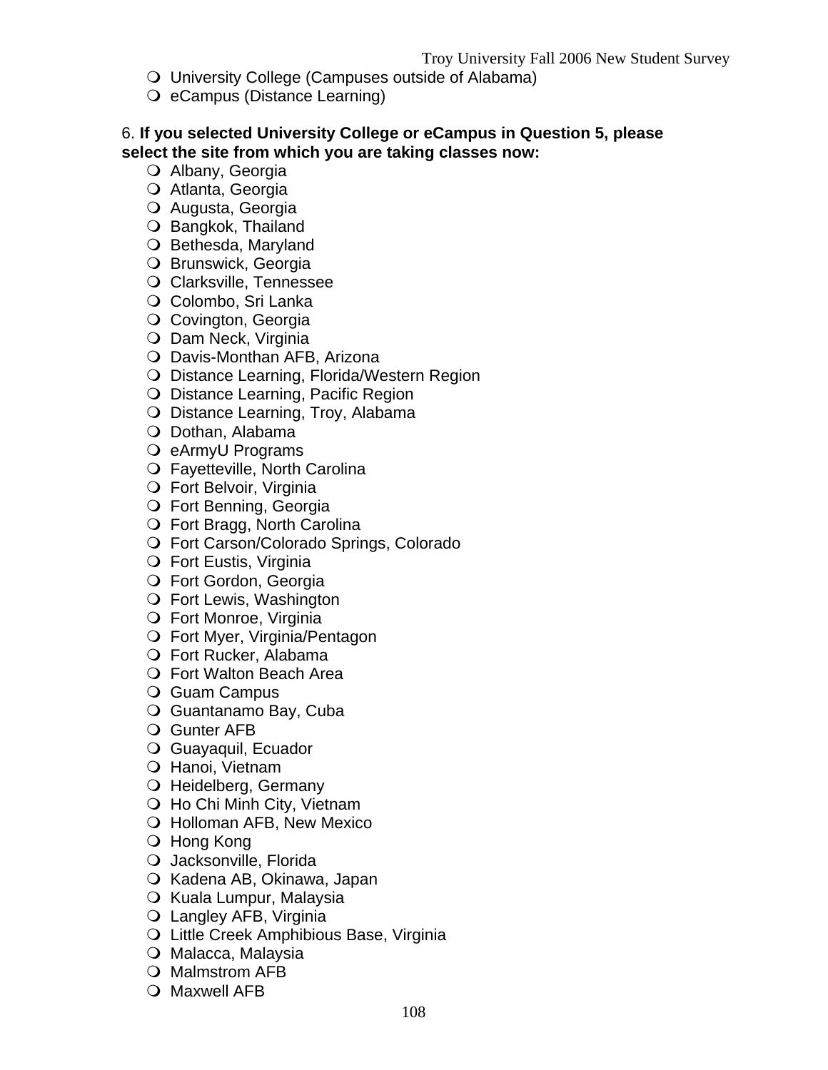- University College (Campuses outside of Alabama)
- eCampus (Distance Learning)

6. **If you selected University College or eCampus in Question 5, please select the site from which you are taking classes now:**

- Albany, Georgia
- Atlanta, Georgia
- Augusta, Georgia
- Bangkok, Thailand
- Bethesda, Maryland
- Brunswick, Georgia
- Clarksville, Tennessee
- Colombo, Sri Lanka
- Covington, Georgia
- Dam Neck, Virginia
- Davis-Monthan AFB, Arizona
- Distance Learning, Florida/Western Region
- Distance Learning, Pacific Region
- Distance Learning, Troy, Alabama
- Dothan, Alabama
- eArmyU Programs
- Fayetteville, North Carolina
- Fort Belvoir, Virginia
- Fort Benning, Georgia
- Fort Bragg, North Carolina
- Fort Carson/Colorado Springs, Colorado
- Fort Eustis, Virginia
- Fort Gordon, Georgia
- Fort Lewis, Washington
- Fort Monroe, Virginia
- Fort Myer, Virginia/Pentagon
- Fort Rucker, Alabama
- Fort Walton Beach Area
- Guam Campus
- Guantanamo Bay, Cuba
- Gunter AFB
- Guayaquil, Ecuador
- Hanoi, Vietnam
- Heidelberg, Germany
- Ho Chi Minh City, Vietnam
- Holloman AFB, New Mexico
- Hong Kong
- Jacksonville, Florida
- Kadena AB, Okinawa, Japan
- Kuala Lumpur, Malaysia
- Langley AFB, Virginia
- Little Creek Amphibious Base, Virginia
- Malacca, Malaysia
- Malmstrom AFB
- Maxwell AFB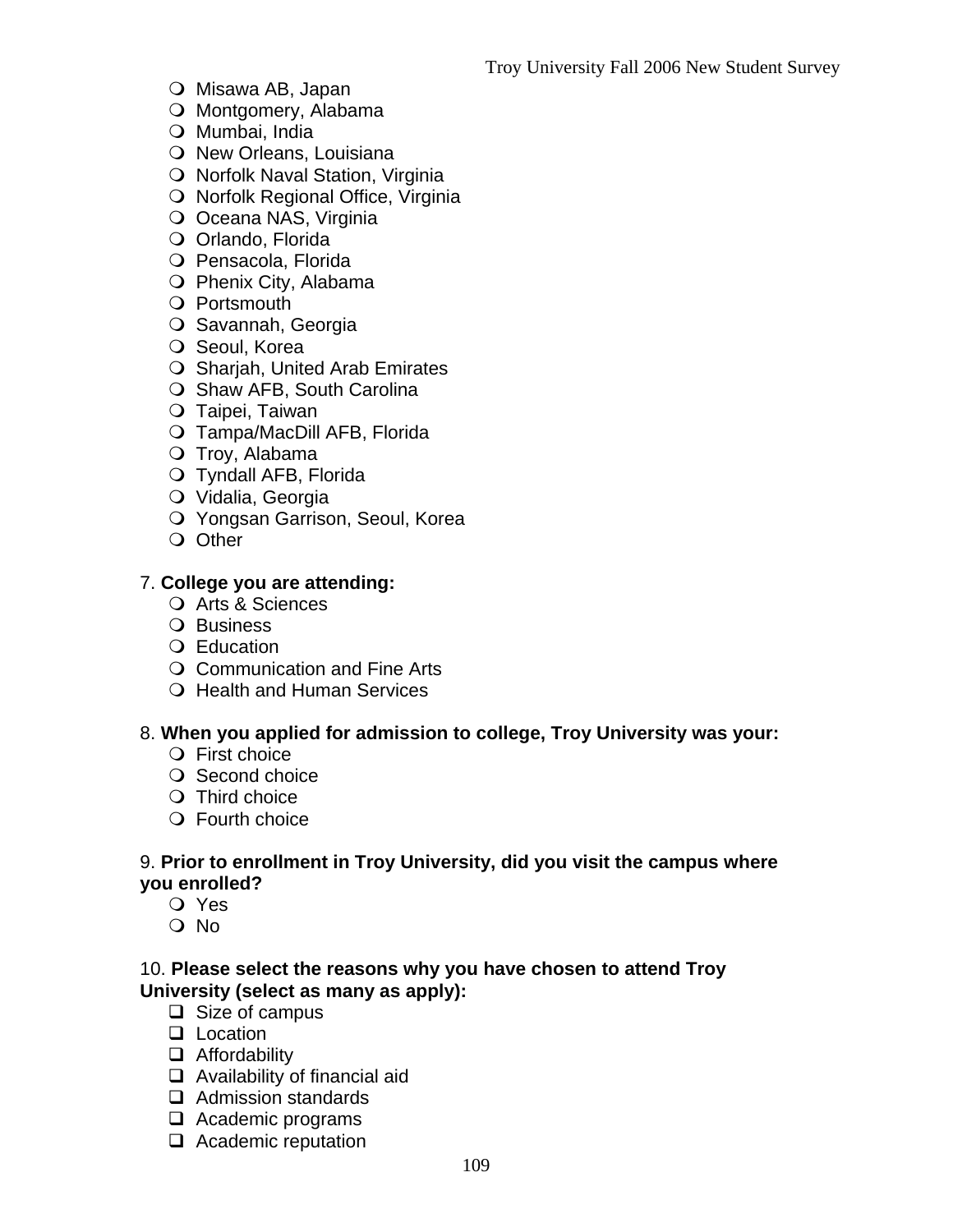- ❍ Misawa AB, Japan
- ❍ Montgomery, Alabama
- ❍ Mumbai, India
- ❍ New Orleans, Louisiana
- ❍ Norfolk Naval Station, Virginia
- ❍ Norfolk Regional Office, Virginia
- ❍ Oceana NAS, Virginia
- ❍ Orlando, Florida
- ❍ Pensacola, Florida
- ❍ Phenix City, Alabama
- ❍ Portsmouth
- ❍ Savannah, Georgia
- ❍ Seoul, Korea
- ❍ Sharjah, United Arab Emirates
- ❍ Shaw AFB, South Carolina
- ❍ Taipei, Taiwan
- ❍ Tampa/MacDill AFB, Florida
- ❍ Troy, Alabama
- ❍ Tyndall AFB, Florida
- ❍ Vidalia, Georgia
- ❍ Yongsan Garrison, Seoul, Korea
- ❍ Other

7. **College you are attending:**

- ❍ Arts & Sciences
- ❍ Business
- ❍ Education
- ❍ Communication and Fine Arts
- ❍ Health and Human Services

8. **When you applied for admission to college, Troy University was your:**

- ❍ First choice
- ❍ Second choice
- ❍ Third choice
- ❍ Fourth choice

9. **Prior to enrollment in Troy University, did you visit the campus where you enrolled?**

- ❍ Yes
- ❍ No

10. **Please select the reasons why you have chosen to attend Troy University (select as many as apply):**

- ❑ Size of campus
- ❑ Location
- ❑ Affordability
- ❑ Availability of financial aid
- ❑ Admission standards
- ❑ Academic programs
- ❑ Academic reputation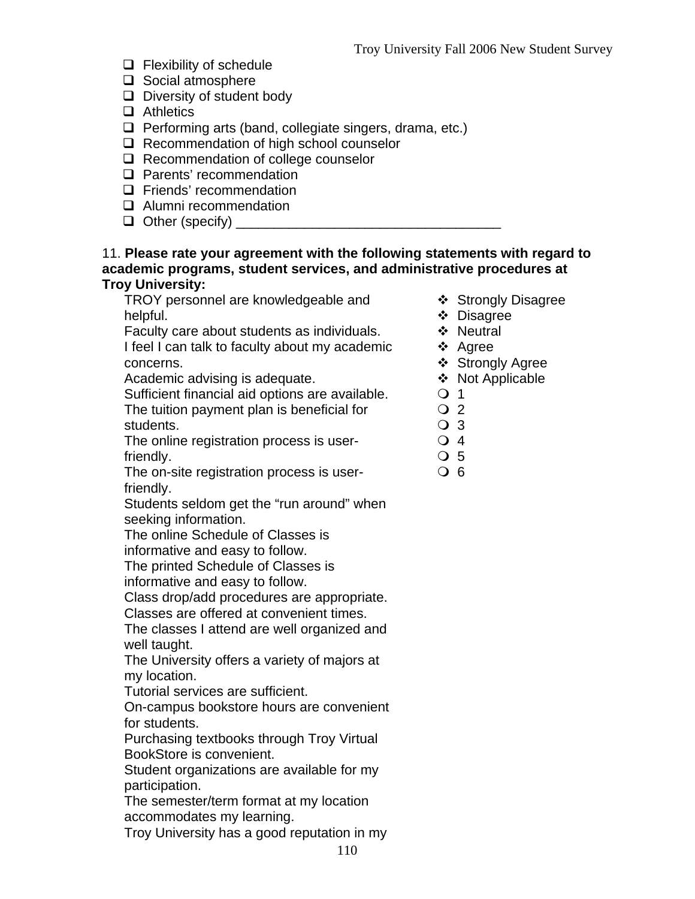- ❑ Flexibility of schedule
- ❑ Social atmosphere
- ❑ Diversity of student body
- ❑ Athletics
- ❑ Performing arts (band, collegiate singers, drama, etc.)
- ❑ Recommendation of high school counselor
- ❑ Recommendation of college counselor
- ❑ Parents' recommendation
- ❑ Friends' recommendation
- ❑ Alumni recommendation
- ❑ Other (specify) ___________________________________

11. **Please rate your agreement with the following statements with regard to academic programs, student services, and administrative procedures at Troy University:**

TROY personnel are knowledgeable and helpful.
Faculty care about students as individuals.
I feel I can talk to faculty about my academic concerns.
Academic advising is adequate.
Sufficient financial aid options are available.
The tuition payment plan is beneficial for students.
The online registration process is user-friendly.
The on-site registration process is user-friendly.
Students seldom get the "run around" when seeking information.
The online Schedule of Classes is informative and easy to follow.
The printed Schedule of Classes is informative and easy to follow.
Class drop/add procedures are appropriate.
Classes are offered at convenient times.
The classes I attend are well organized and well taught.
The University offers a variety of majors at my location.
Tutorial services are sufficient.
On-campus bookstore hours are convenient for students.
Purchasing textbooks through Troy Virtual BookStore is convenient.
Student organizations are available for my participation.
The semester/term format at my location accommodates my learning.
Troy University has a good reputation in my

- ❖ Strongly Disagree
- ❖ Disagree
- ❖ Neutral
- ❖ Agree
- ❖ Strongly Agree
- ❖ Not Applicable

- ❍ 1
- ❍ 2
- ❍ 3
- ❍ 4
- ❍ 5
- ❍ 6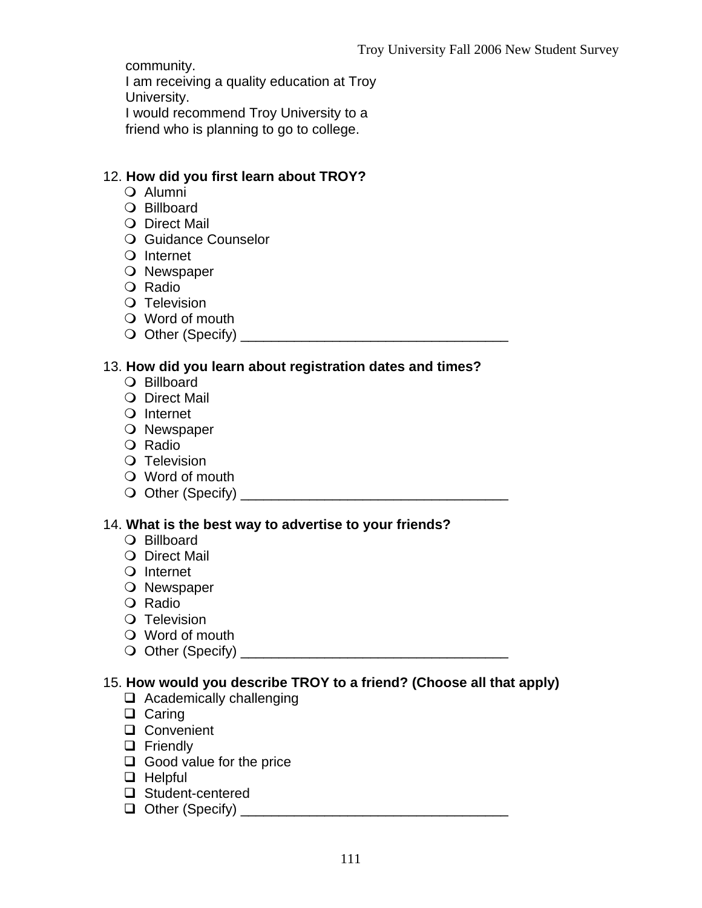community.
I am receiving a quality education at Troy University.
I would recommend Troy University to a friend who is planning to go to college.

12. **How did you first learn about TROY?**
   - ❍ Alumni
   - ❍ Billboard
   - ❍ Direct Mail
   - ❍ Guidance Counselor
   - ❍ Internet
   - ❍ Newspaper
   - ❍ Radio
   - ❍ Television
   - ❍ Word of mouth
   - ❍ Other (Specify) ___________________________________

13. **How did you learn about registration dates and times?**
   - ❍ Billboard
   - ❍ Direct Mail
   - ❍ Internet
   - ❍ Newspaper
   - ❍ Radio
   - ❍ Television
   - ❍ Word of mouth
   - ❍ Other (Specify) ___________________________________

14. **What is the best way to advertise to your friends?**
   - ❍ Billboard
   - ❍ Direct Mail
   - ❍ Internet
   - ❍ Newspaper
   - ❍ Radio
   - ❍ Television
   - ❍ Word of mouth
   - ❍ Other (Specify) ___________________________________

15. **How would you describe TROY to a friend? (Choose all that apply)**
   - ❑ Academically challenging
   - ❑ Caring
   - ❑ Convenient
   - ❑ Friendly
   - ❑ Good value for the price
   - ❑ Helpful
   - ❑ Student-centered
   - ❑ Other (Specify) ___________________________________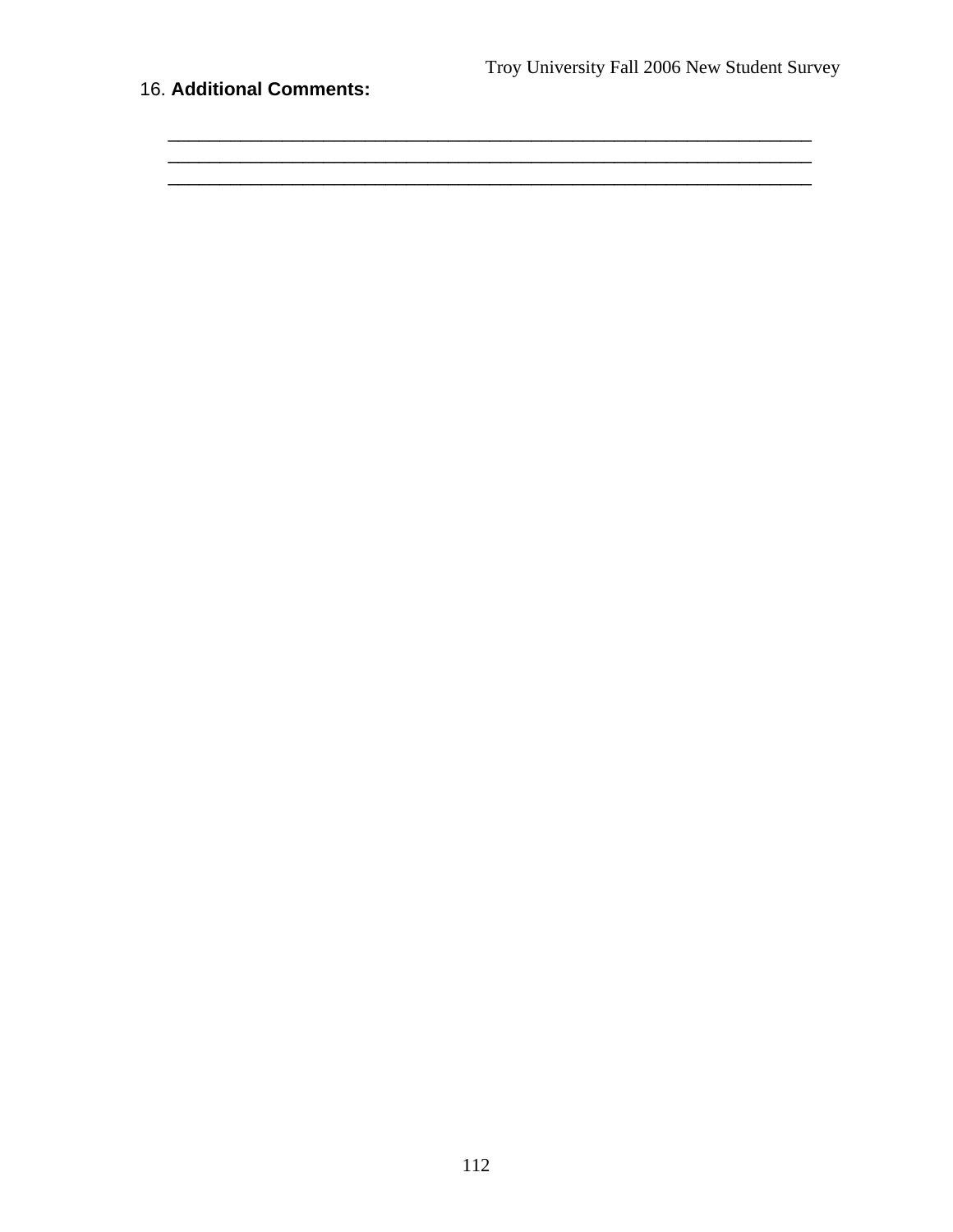16. **Additional Comments:**

_______________________________________________________________________
_______________________________________________________________________
_______________________________________________________________________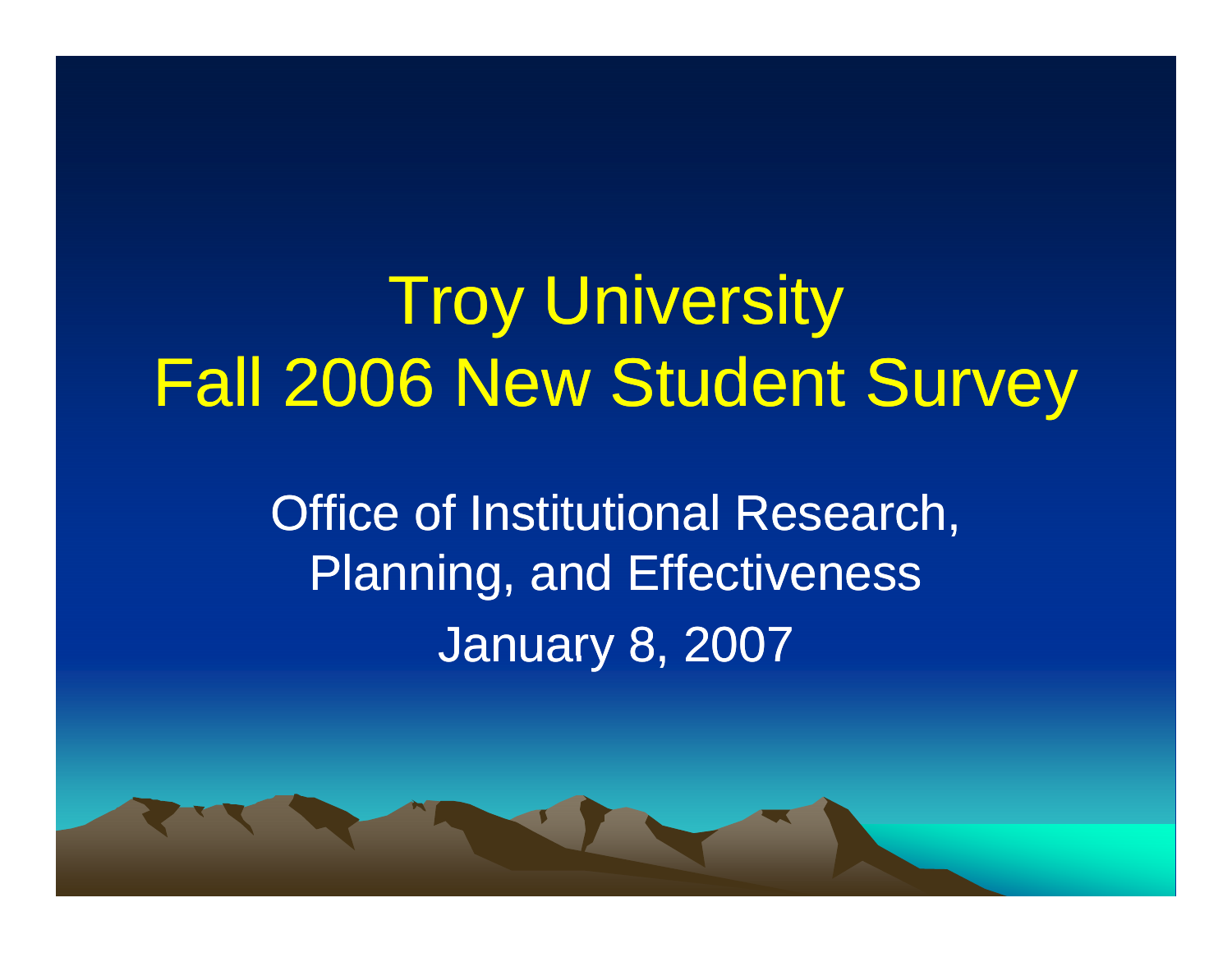# Troy University
# Fall 2006 New Student Survey

Office of Institutional Research, Planning, and Effectiveness

January 8, 2007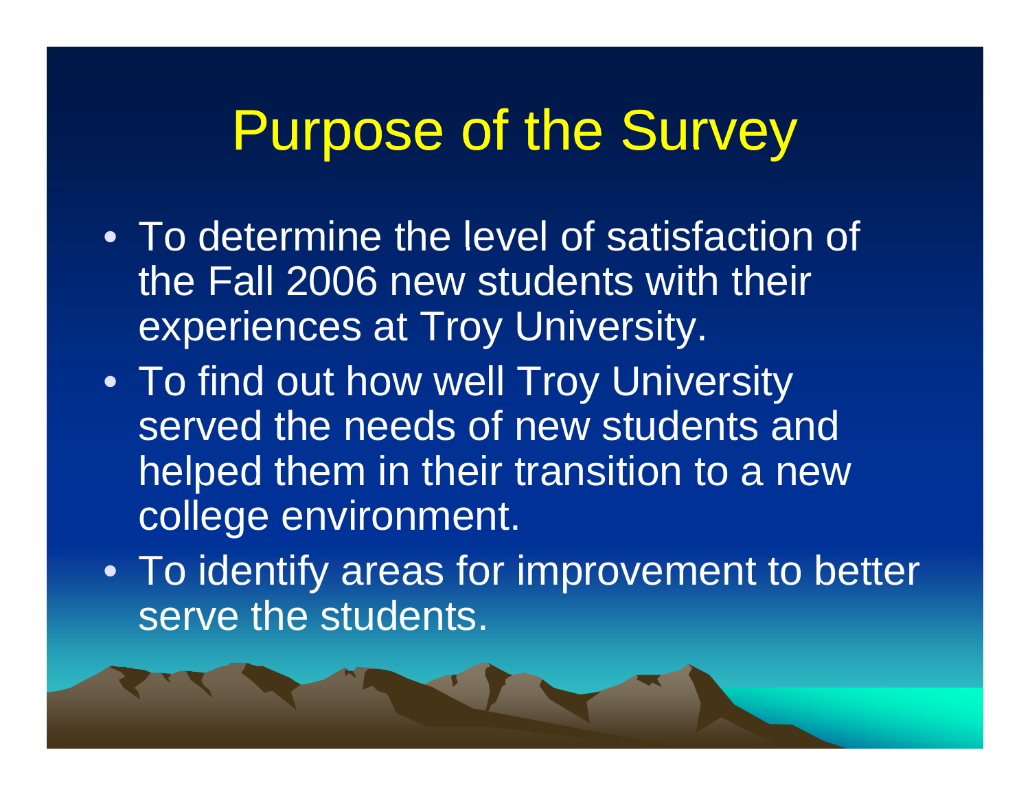# Purpose of the Survey

- To determine the level of satisfaction of the Fall 2006 new students with their experiences at Troy University.
- To find out how well Troy University served the needs of new students and helped them in their transition to a new college environment.
- To identify areas for improvement to better serve the students.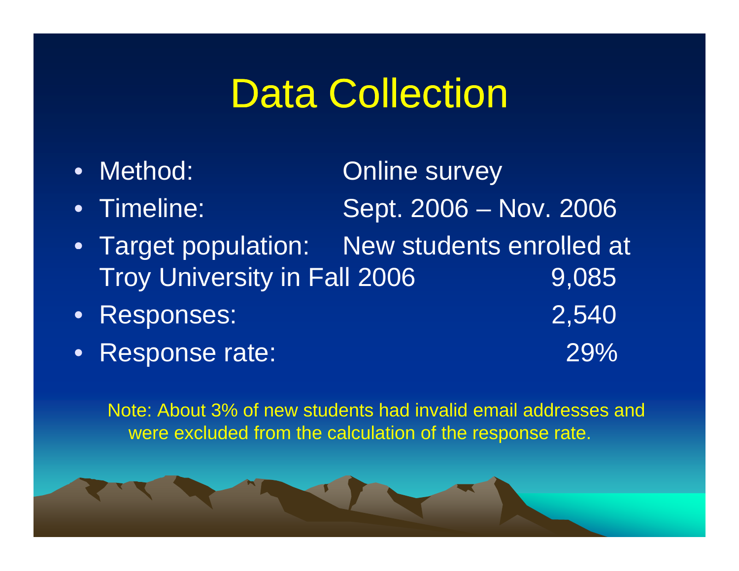# Data Collection

- Method: Online survey
- Timeline: Sept. 2006 – Nov. 2006
- Target population: New students enrolled at Troy University in Fall 2006 9,085
- Responses: 2,540
- Response rate: 29%

Note: About 3% of new students had invalid email addresses and were excluded from the calculation of the response rate.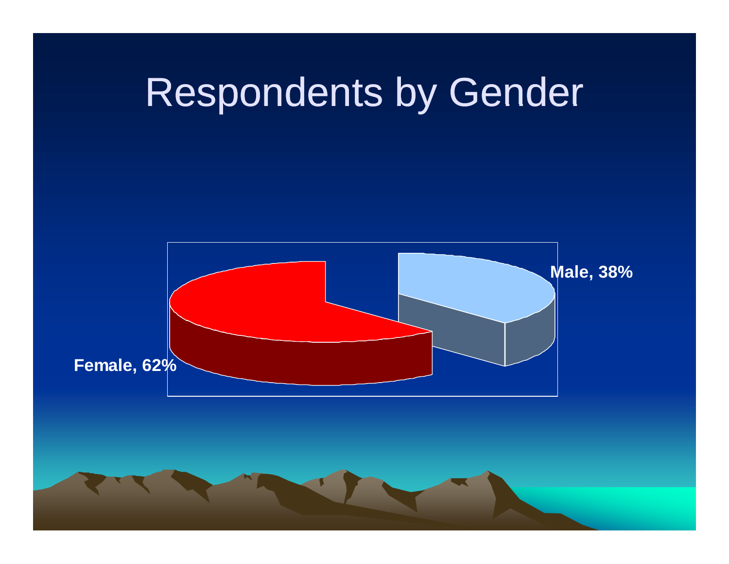# Respondents by Gender

Male, 38%

Female, 62%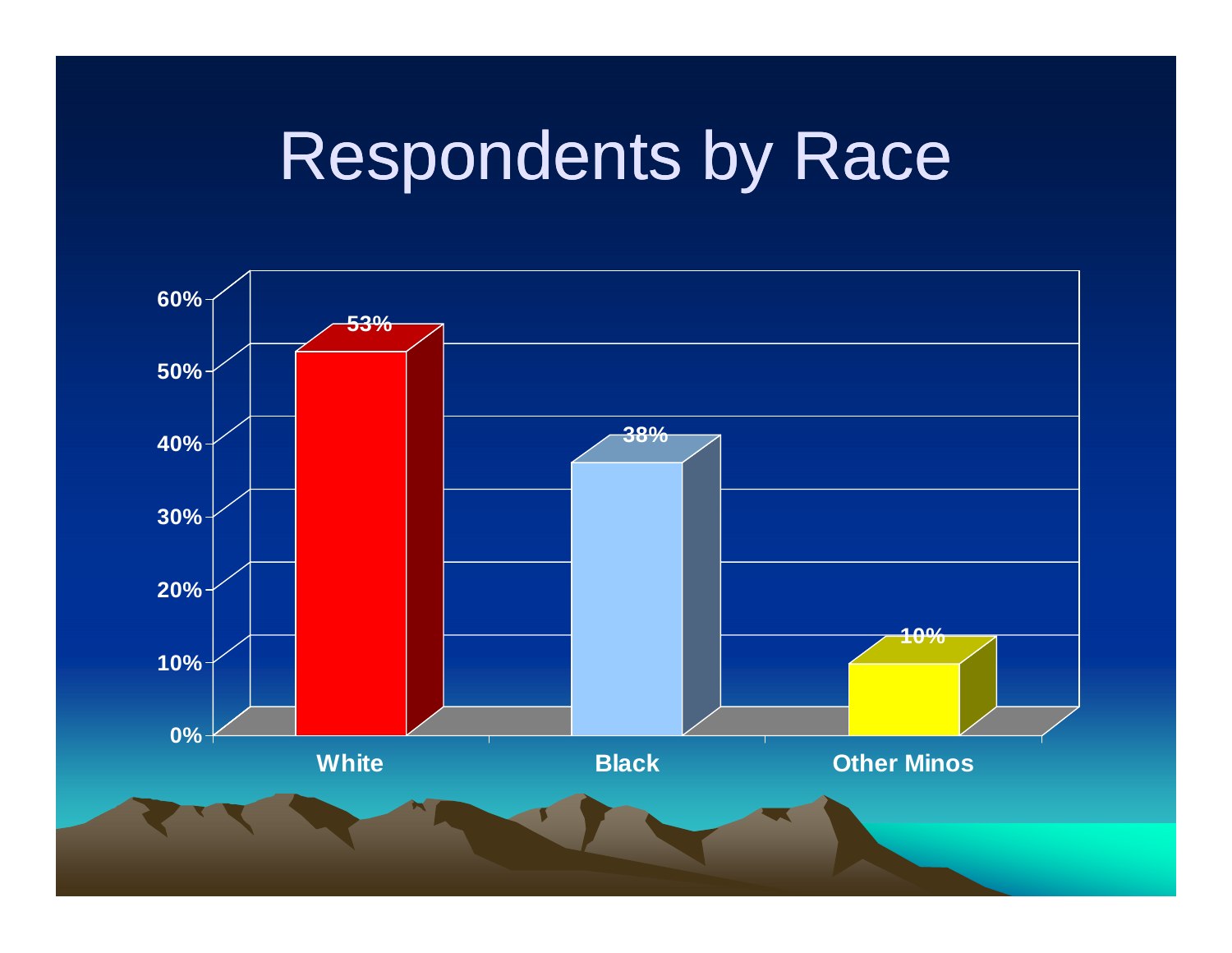# Respondents by Race

| Race | Percent |
|---|---|
| White | 53% |
| Black | 38% |
| Other Minos | 10% |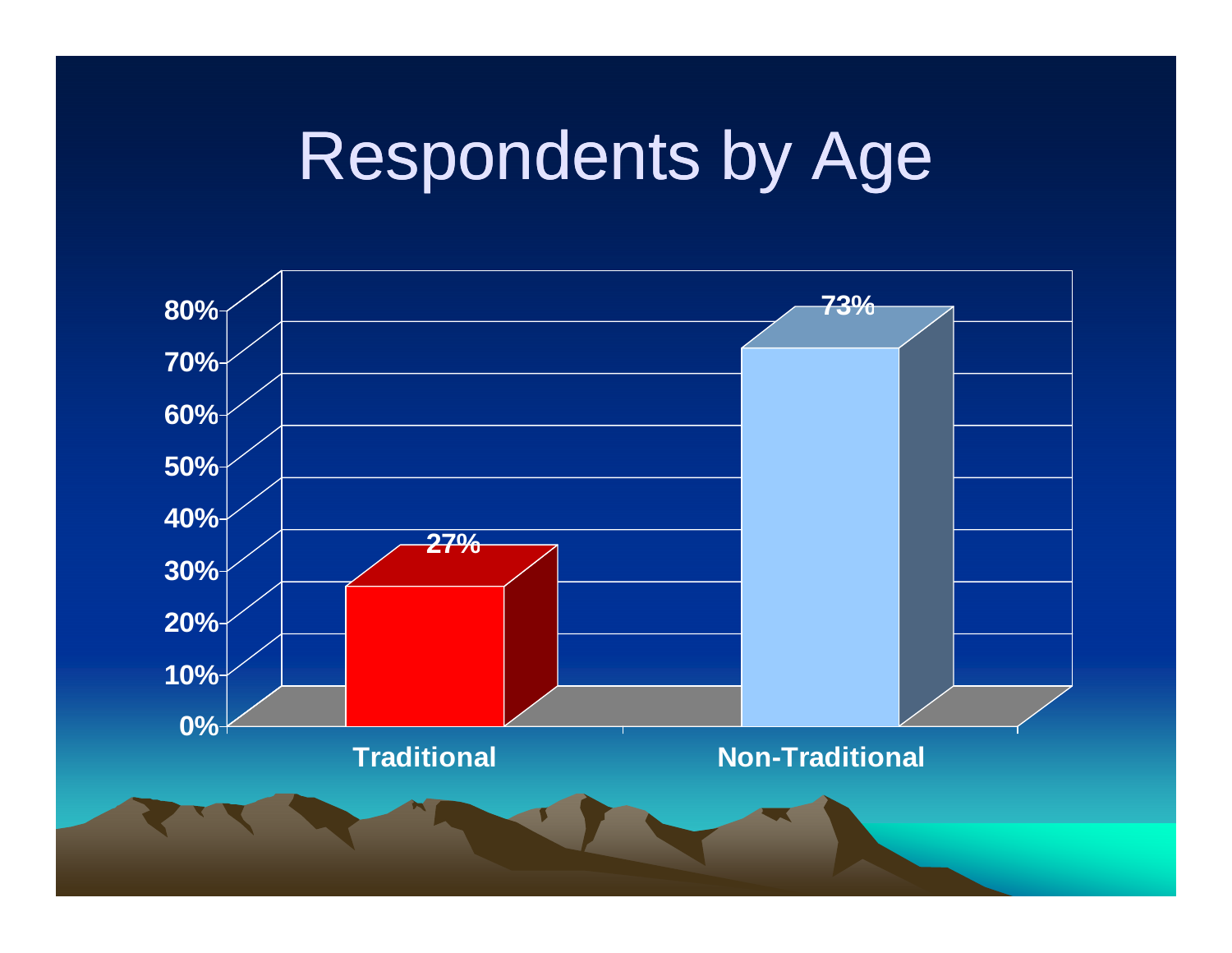# Respondents by Age

| Category | Percentage |
| --- | --- |
| Traditional | 27% |
| Non-Traditional | 73% |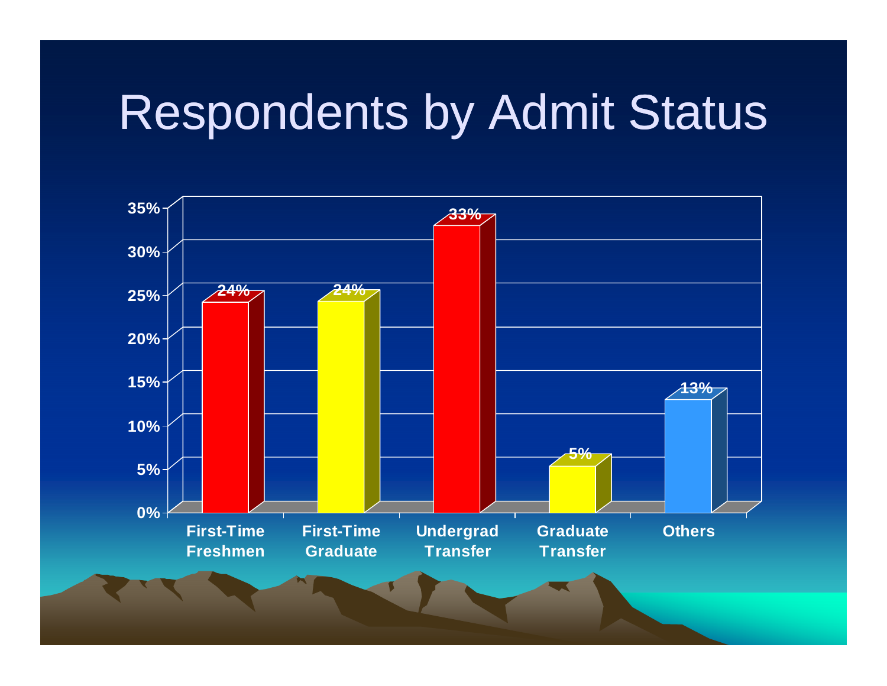# Respondents by Admit Status

| Admit Status | Percent |
|---|---|
| First-Time Freshmen | 24% |
| First-Time Graduate | 24% |
| Undergrad Transfer | 33% |
| Graduate Transfer | 5% |
| Others | 13% |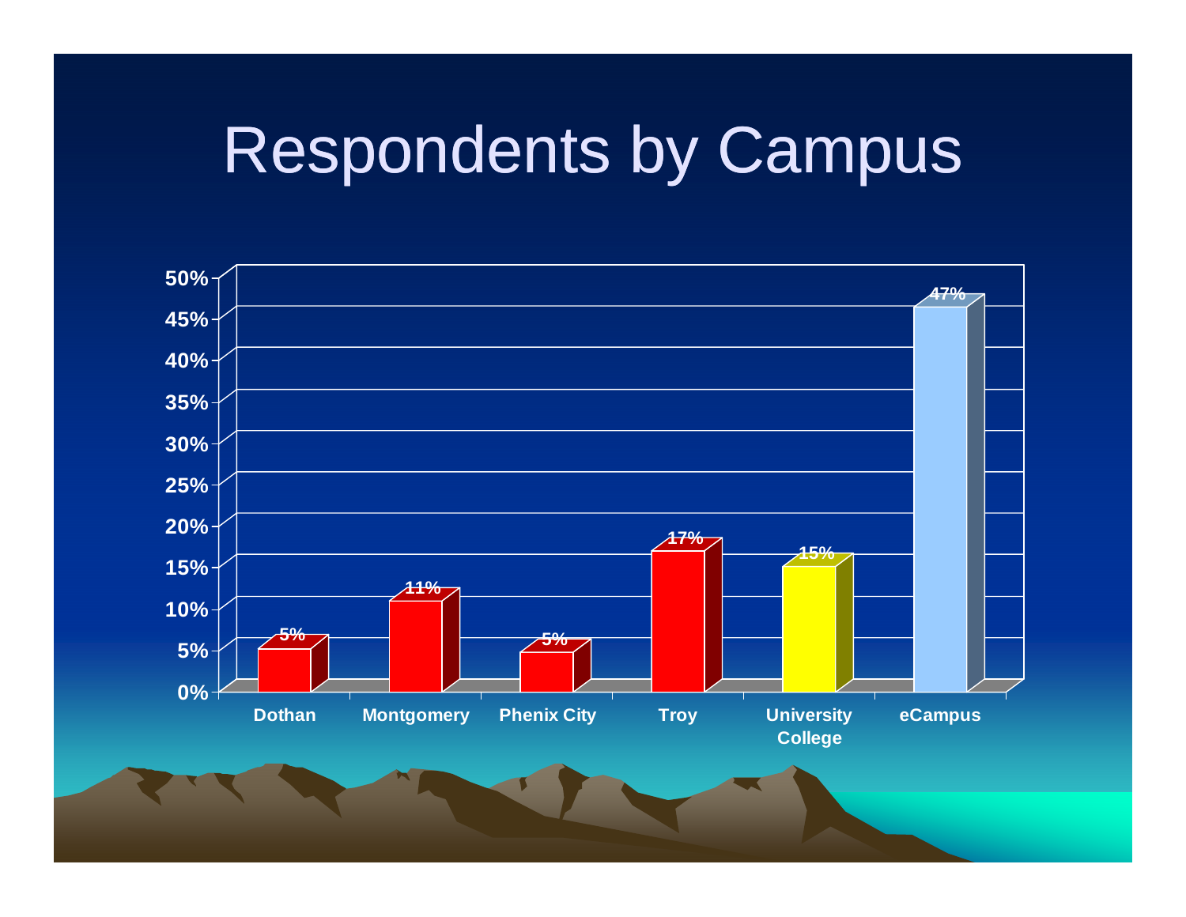# Respondents by Campus

| Campus | Percentage |
|---|---|
| Dothan | 5% |
| Montgomery | 11% |
| Phenix City | 5% |
| Troy | 17% |
| University College | 15% |
| eCampus | 47% |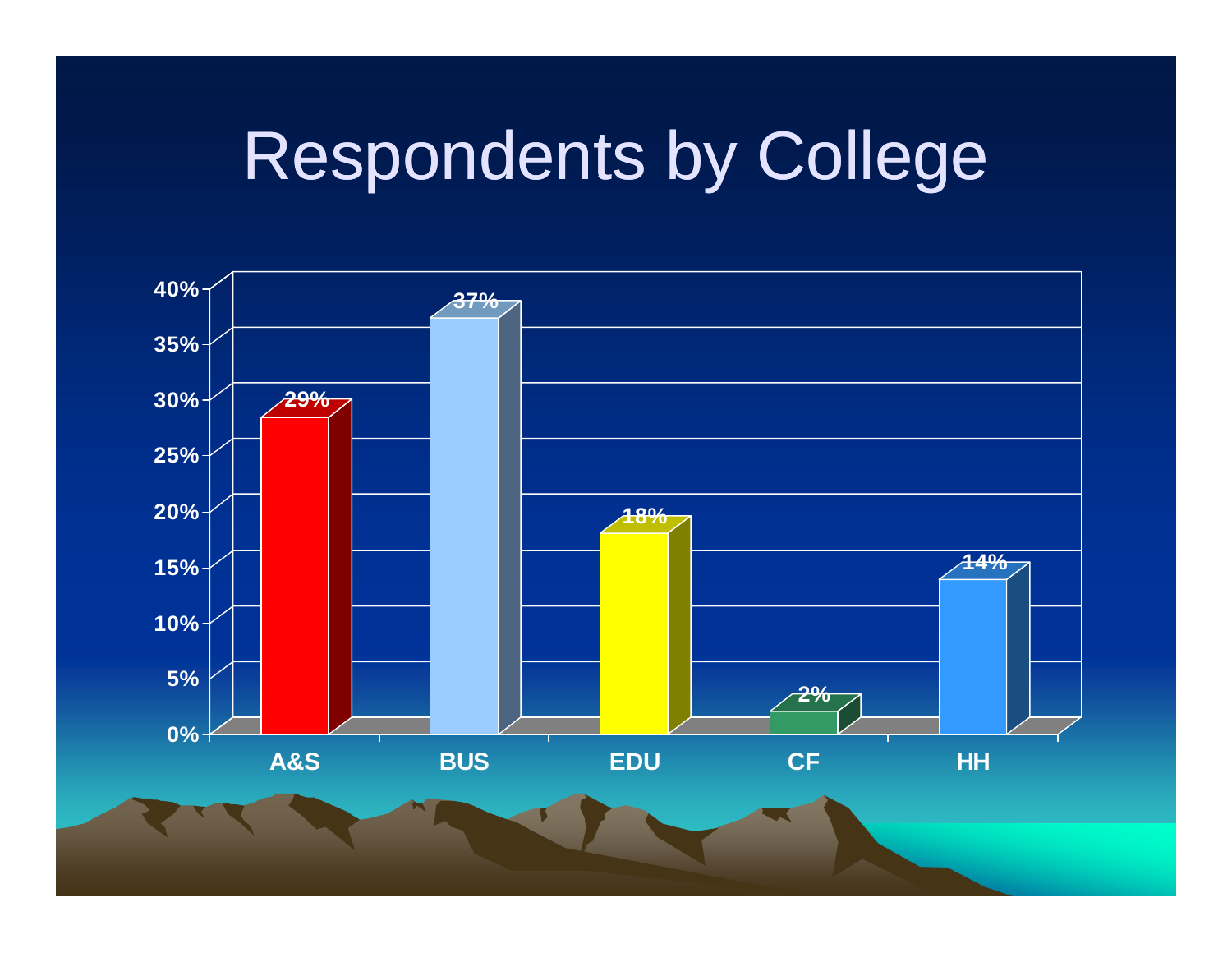# Respondents by College

| College | Percentage |
|---|---|
| A&S | 29% |
| BUS | 37% |
| EDU | 18% |
| CF | 2% |
| HH | 14% |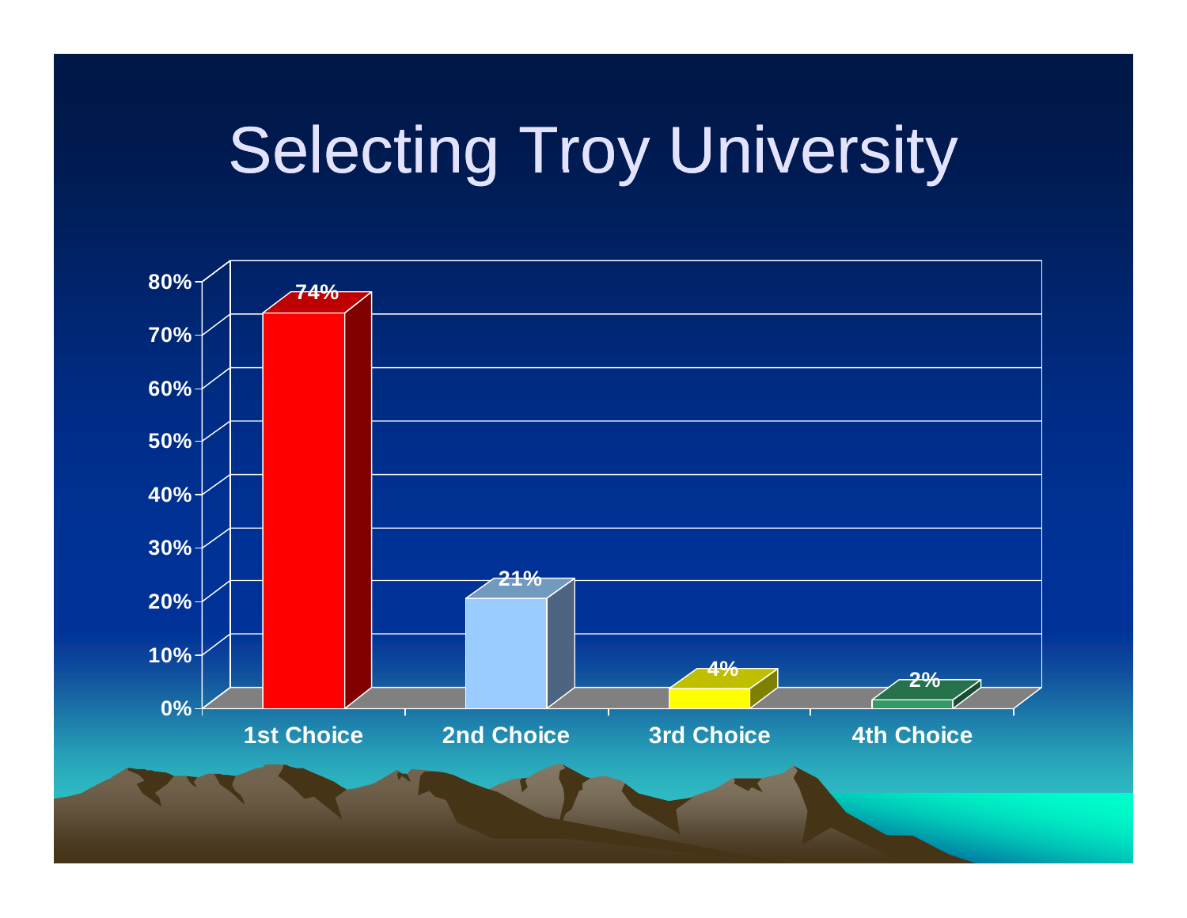# Selecting Troy University

| Choice | Percentage |
| --- | --- |
| 1st Choice | 74% |
| 2nd Choice | 21% |
| 3rd Choice | 4% |
| 4th Choice | 2% |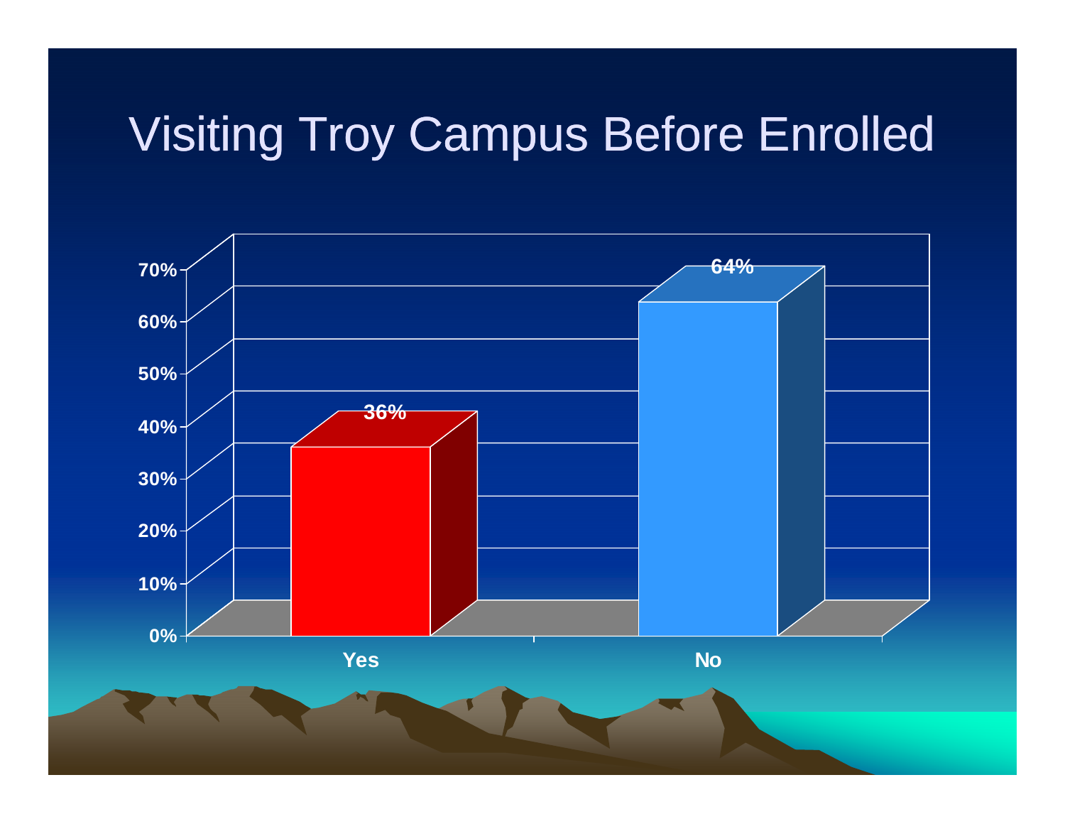# Visiting Troy Campus Before Enrolled

| | Percentage |
|---|---|
| Yes | 36% |
| No | 64% |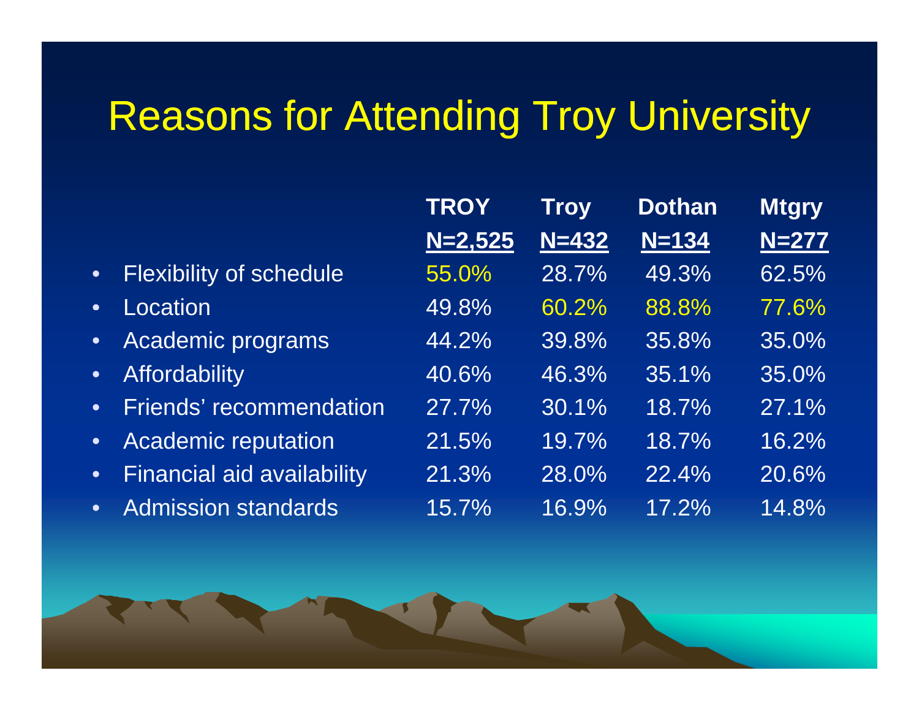# Reasons for Attending Troy University

| | TROY<br>N=2,525 | Troy<br>N=432 | Dothan<br>N=134 | Mtgry<br>N=277 |
|---|---|---|---|---|
| • Flexibility of schedule | 55.0% | 28.7% | 49.3% | 62.5% |
| • Location | 49.8% | 60.2% | 88.8% | 77.6% |
| • Academic programs | 44.2% | 39.8% | 35.8% | 35.0% |
| • Affordability | 40.6% | 46.3% | 35.1% | 35.0% |
| • Friends' recommendation | 27.7% | 30.1% | 18.7% | 27.1% |
| • Academic reputation | 21.5% | 19.7% | 18.7% | 16.2% |
| • Financial aid availability | 21.3% | 28.0% | 22.4% | 20.6% |
| • Admission standards | 15.7% | 16.9% | 17.2% | 14.8% |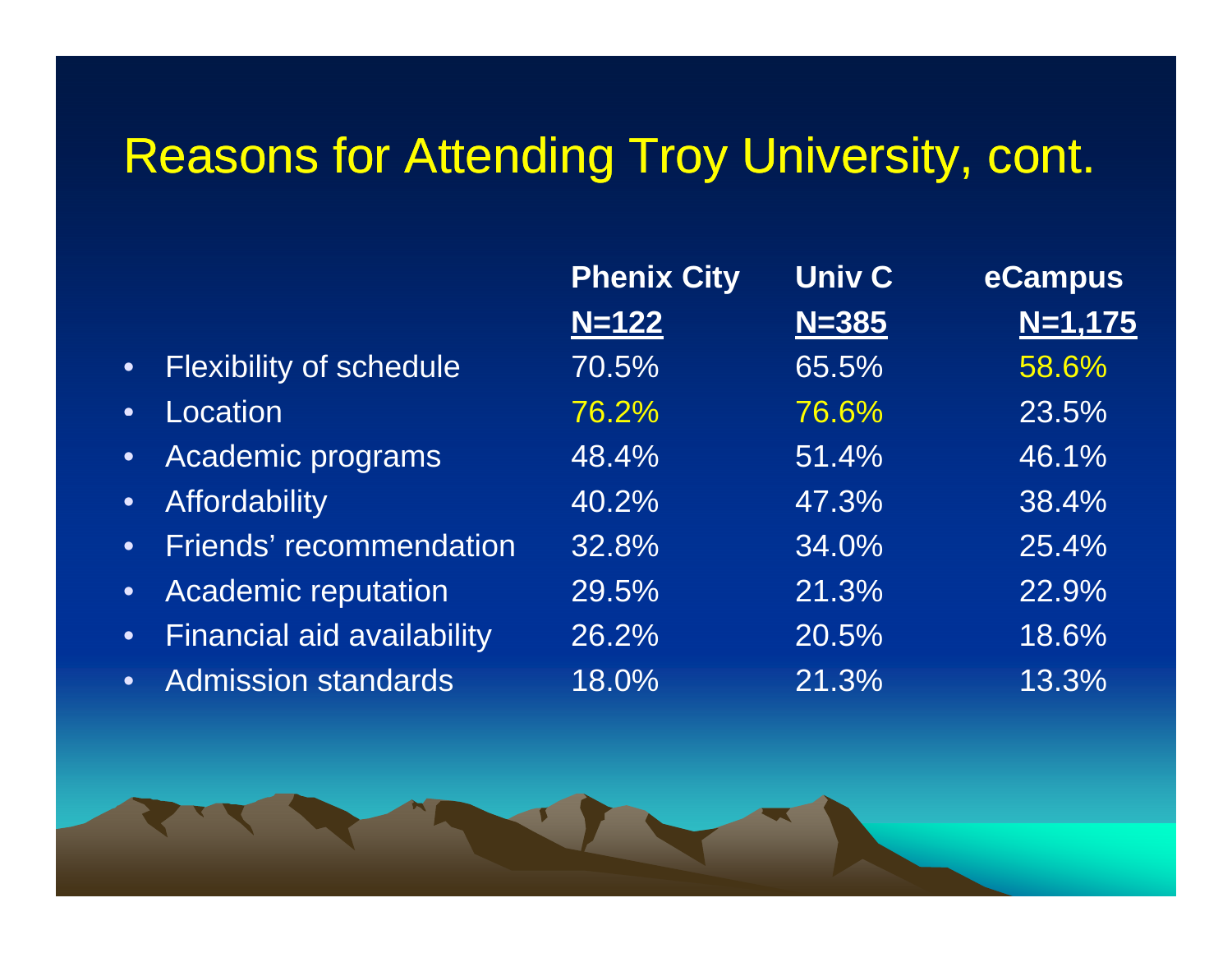# Reasons for Attending Troy University, cont.

| | Phenix City N=122 | Univ C N=385 | eCampus N=1,175 |
|---|---|---|---|
| Flexibility of schedule | 70.5% | 65.5% | 58.6% |
| Location | 76.2% | 76.6% | 23.5% |
| Academic programs | 48.4% | 51.4% | 46.1% |
| Affordability | 40.2% | 47.3% | 38.4% |
| Friends' recommendation | 32.8% | 34.0% | 25.4% |
| Academic reputation | 29.5% | 21.3% | 22.9% |
| Financial aid availability | 26.2% | 20.5% | 18.6% |
| Admission standards | 18.0% | 21.3% | 13.3% |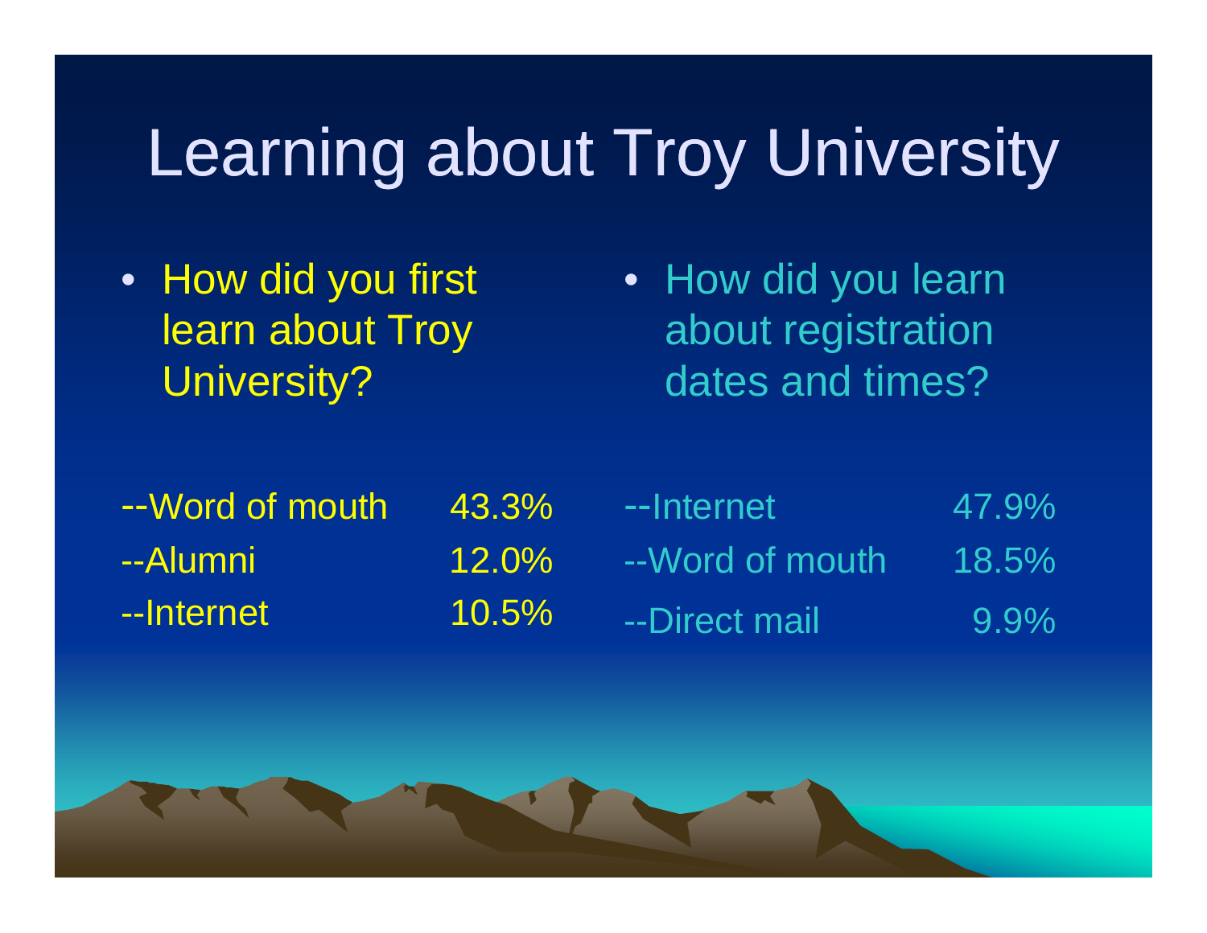# Learning about Troy University

- How did you first learn about Troy University?

--Word of mouth 43.3%
--Alumni 12.0%
--Internet 10.5%

- How did you learn about registration dates and times?

--Internet 47.9%
--Word of mouth 18.5%
--Direct mail 9.9%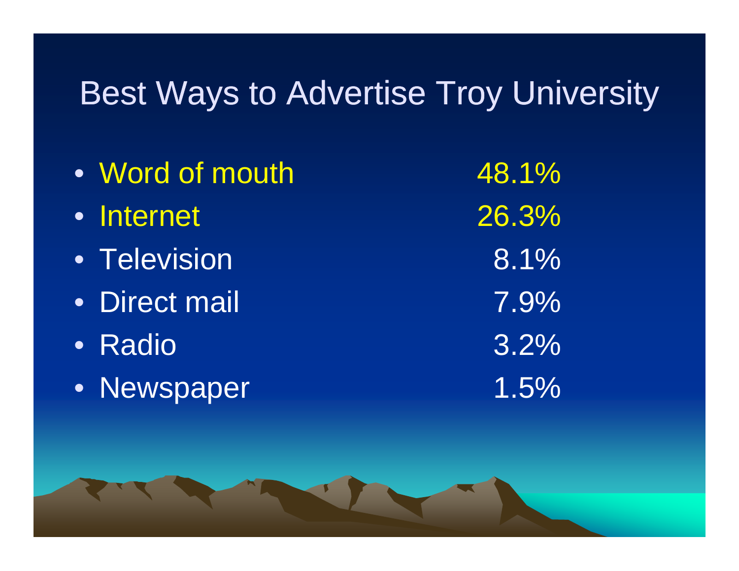# Best Ways to Advertise Troy University

- Word of mouth 48.1%
- Internet 26.3%
- Television 8.1%
- Direct mail 7.9%
- Radio 3.2%
- Newspaper 1.5%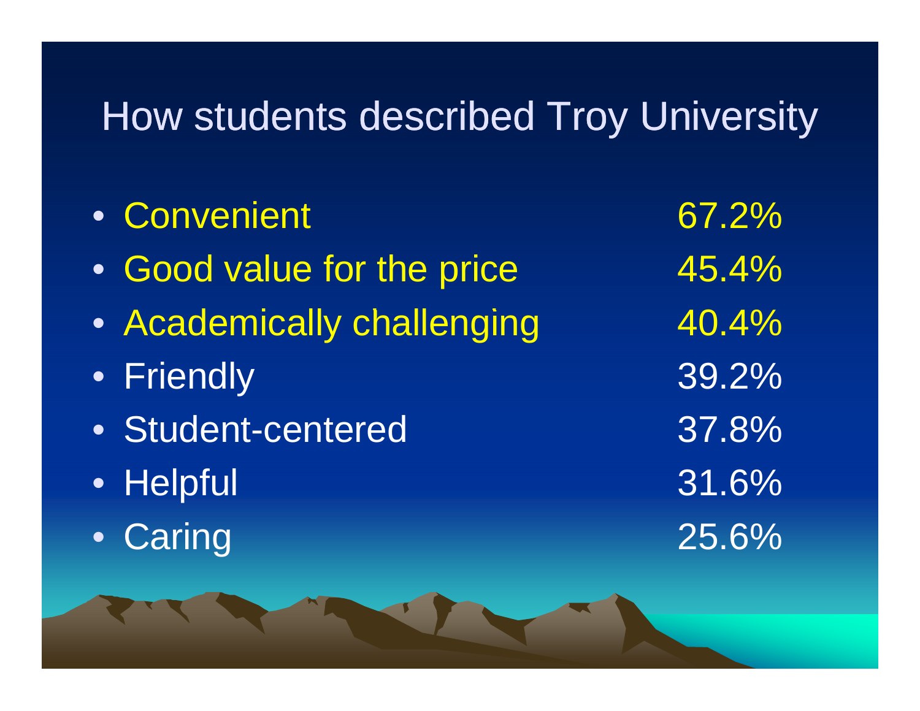# How students described Troy University

- Convenient 67.2%
- Good value for the price 45.4%
- Academically challenging 40.4%
- Friendly 39.2%
- Student-centered 37.8%
- Helpful 31.6%
- Caring 25.6%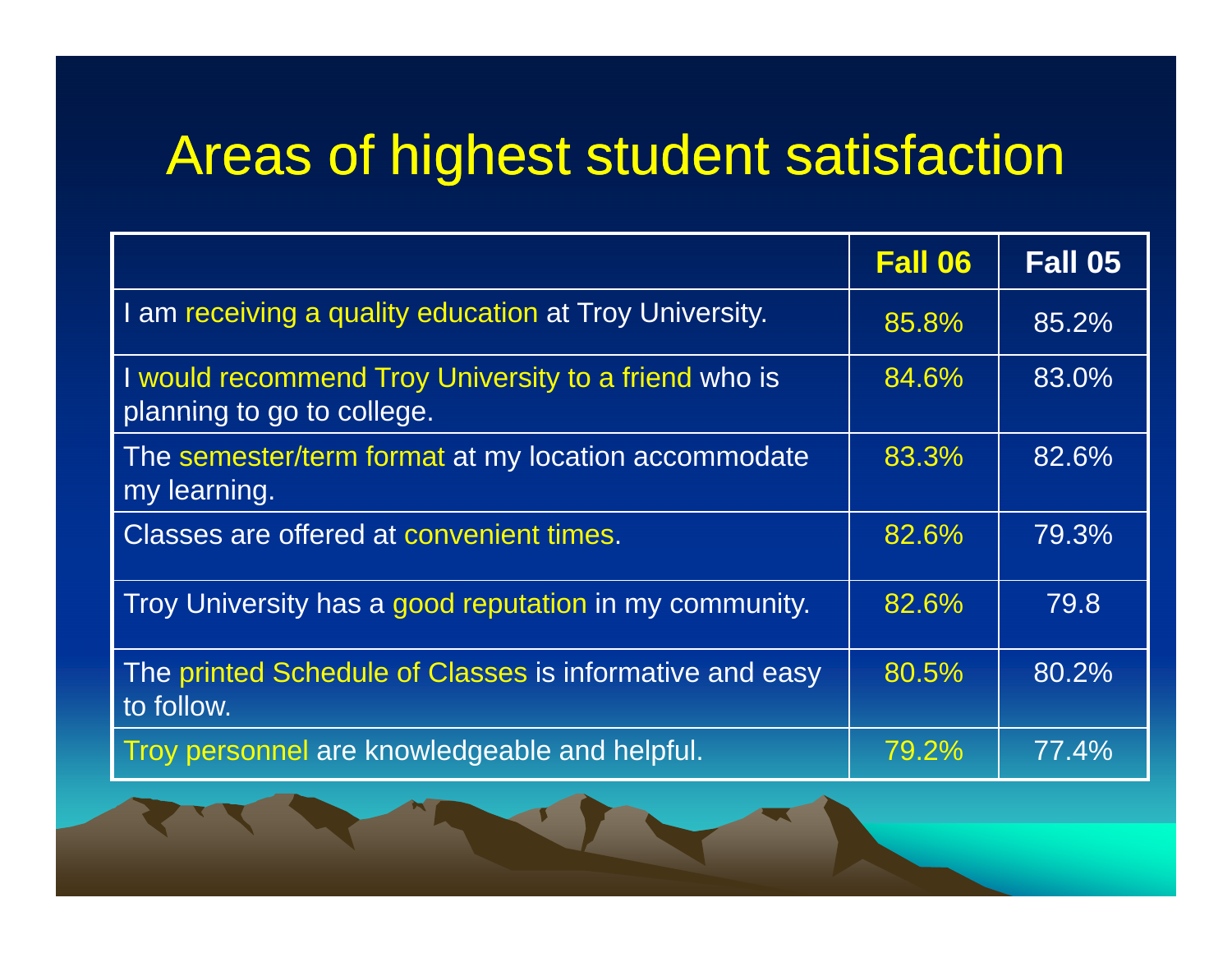# Areas of highest student satisfaction

| | Fall 06 | Fall 05 |
|---|---|---|
| I am receiving a quality education at Troy University. | 85.8% | 85.2% |
| I would recommend Troy University to a friend who is planning to go to college. | 84.6% | 83.0% |
| The semester/term format at my location accommodate my learning. | 83.3% | 82.6% |
| Classes are offered at convenient times. | 82.6% | 79.3% |
| Troy University has a good reputation in my community. | 82.6% | 79.8 |
| The printed Schedule of Classes is informative and easy to follow. | 80.5% | 80.2% |
| Troy personnel are knowledgeable and helpful. | 79.2% | 77.4% |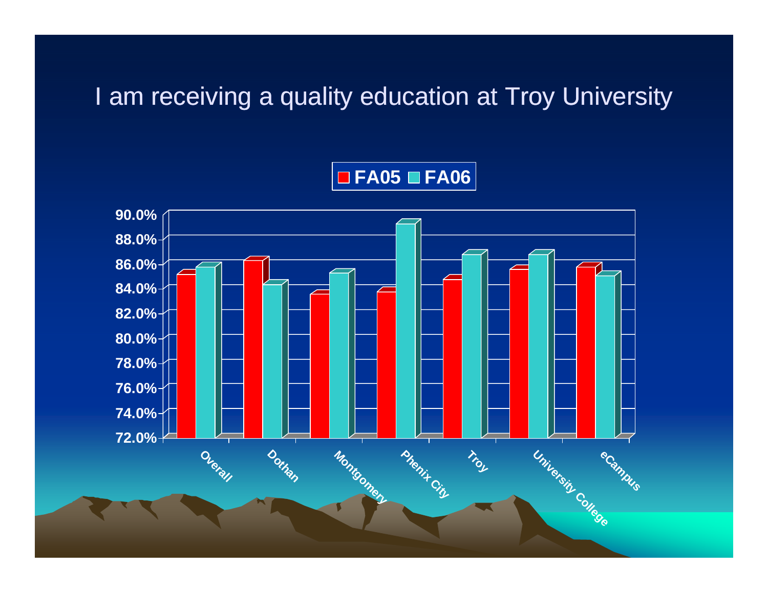# I am receiving a quality education at Troy University

| | FA05 | FA06 |
|---|---|---|
| Overall | 85.1% | 85.7% |
| Dothan | 86.3% | 84.3% |
| Montgomery | 83.5% | 85.2% |
| Phenix City | 83.7% | 89.2% |
| Troy | 84.7% | 86.7% |
| University College | 85.5% | 86.7% |
| eCampus | 85.7% | 85.0% |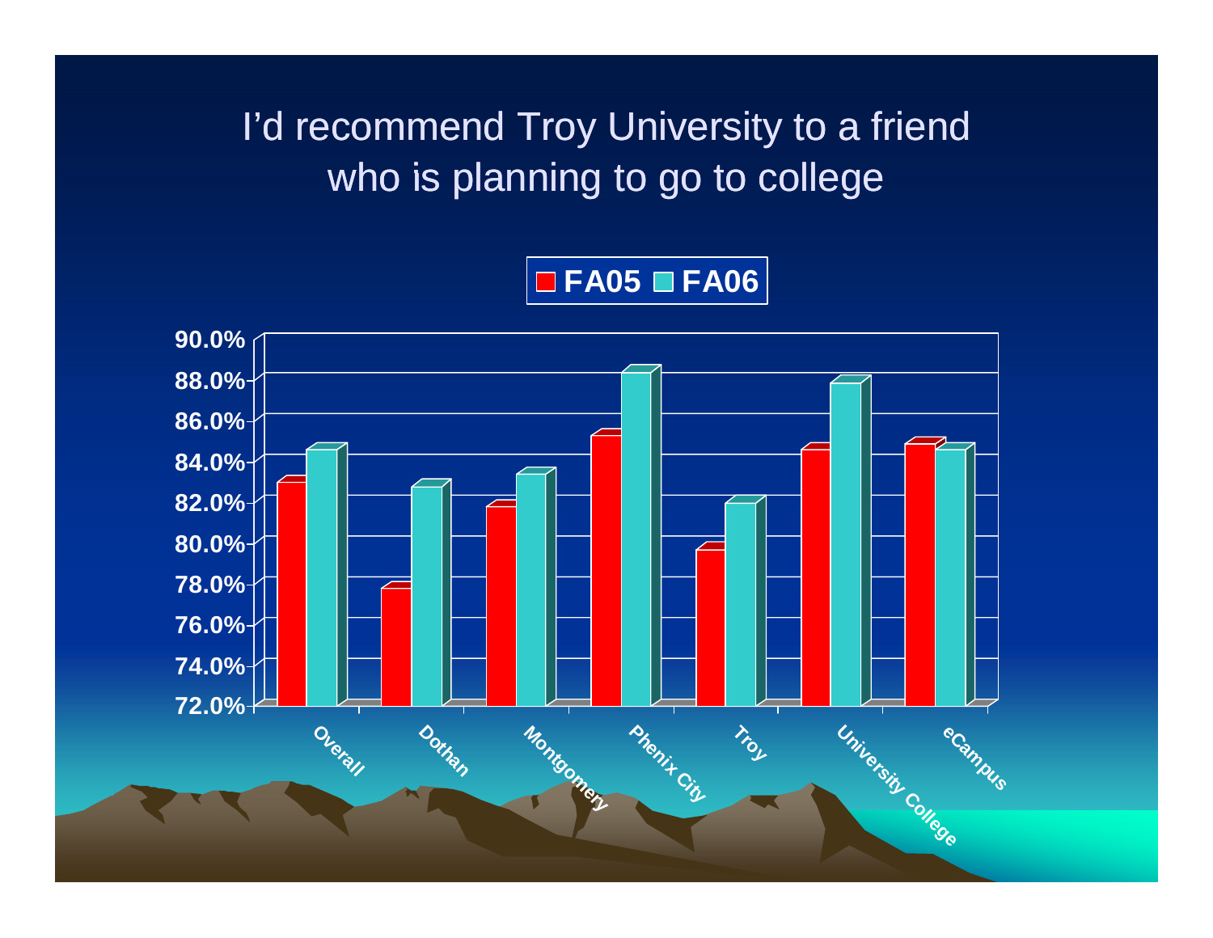# I'd recommend Troy University to a friend who is planning to go to college

| | FA05 | FA06 |
|---|---|---|
| Overall | 82.9% | 84.5% |
| Dothan | 77.7% | 82.7% |
| Montgomery | 81.7% | 83.3% |
| Phenix City | 85.2% | 88.3% |
| Troy | 79.6% | 81.9% |
| University College | 84.5% | 87.8% |
| eCampus | 84.8% | 84.5% |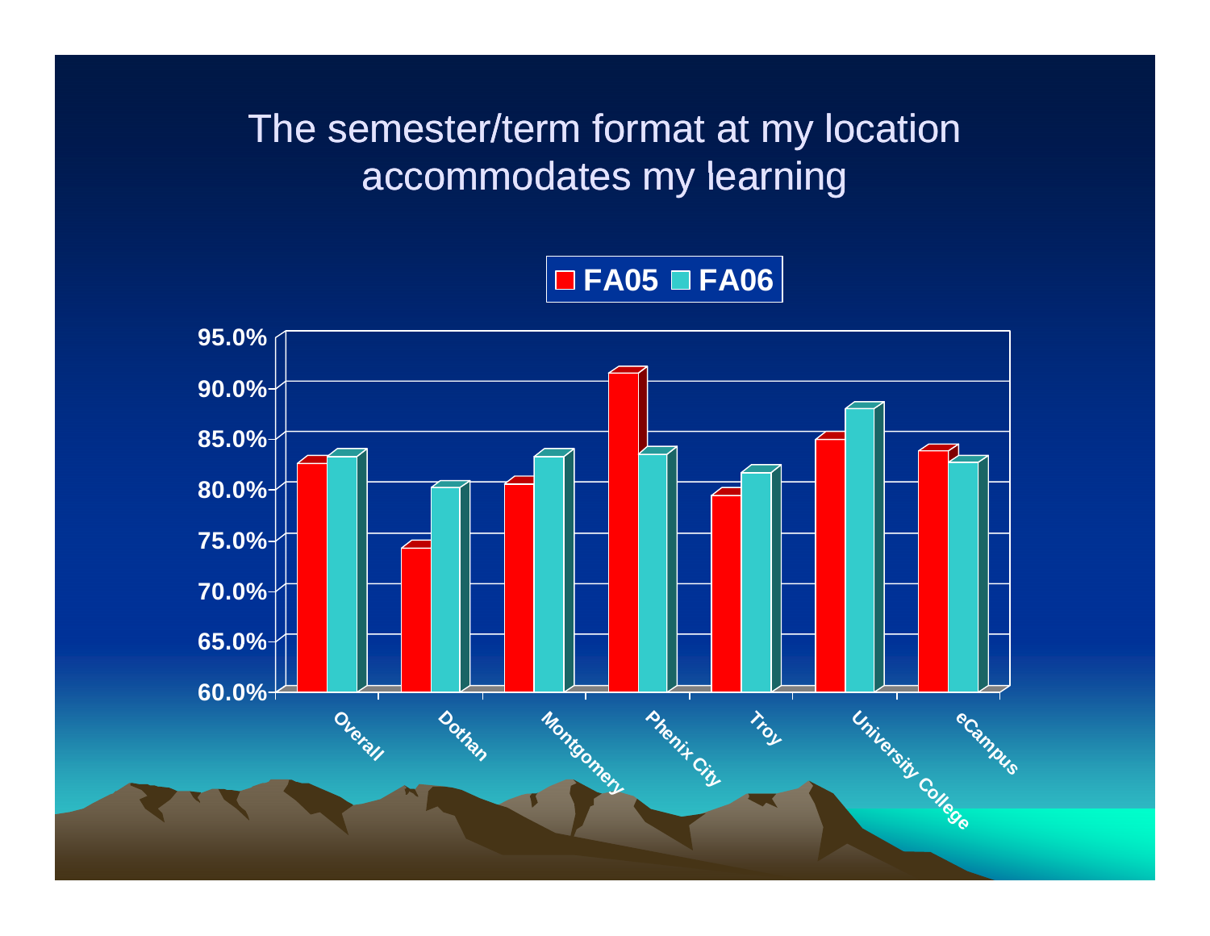# The semester/term format at my location accommodates my learning

| | FA05 | FA06 |
|---|---|---|
| Overall | 82.3% | 83.0% |
| Dothan | 74.0% | 80.0% |
| Montgomery | 80.3% | 83.0% |
| Phenix City | 91.3% | 83.3% |
| Troy | 79.2% | 81.4% |
| University College | 84.7% | 87.8% |
| eCampus | 83.6% | 82.5% |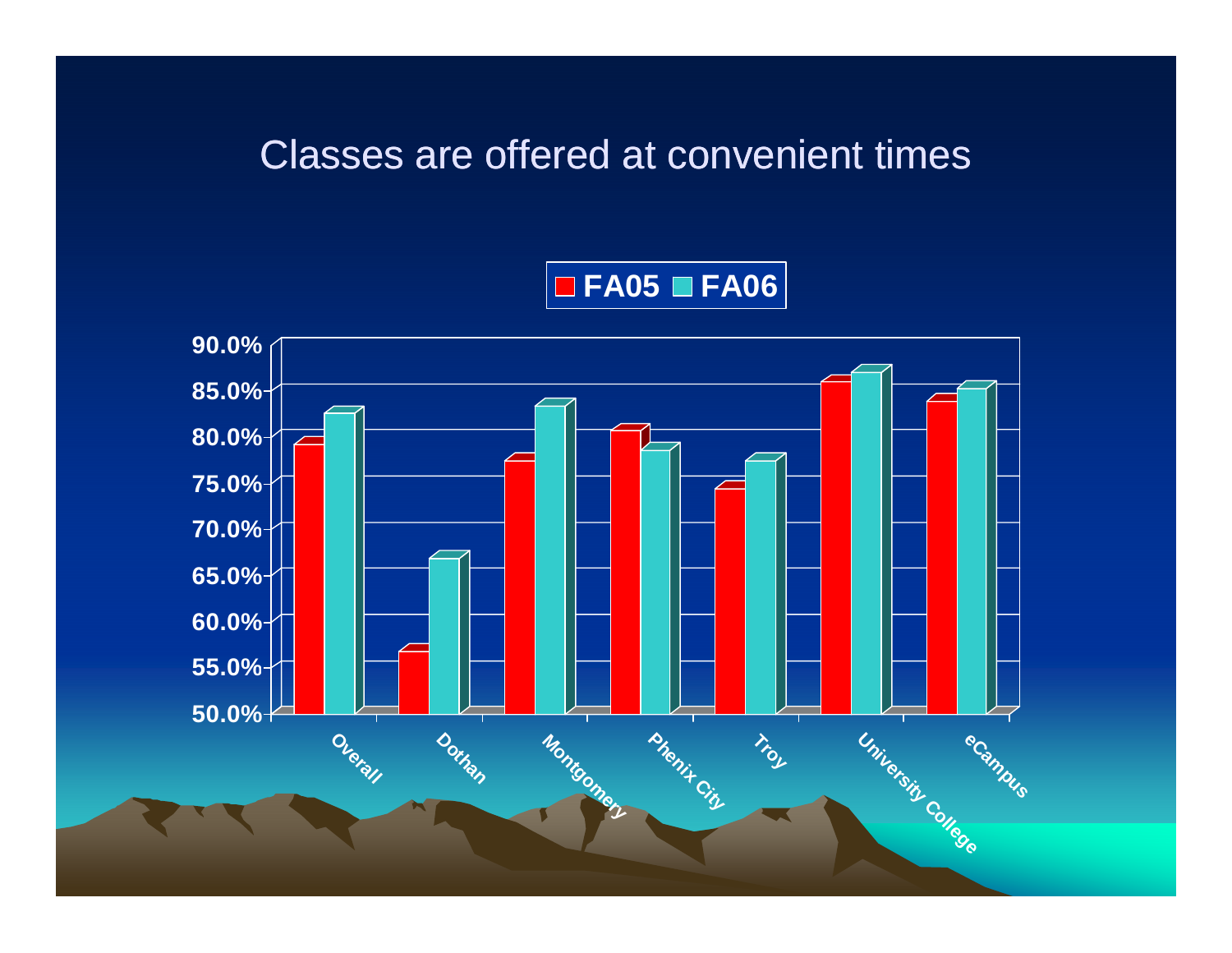# Classes are offered at convenient times

FA05 | FA06

90.0%
85.0%
80.0%
75.0%
70.0%
65.0%
60.0%
55.0%
50.0%

Overall | Dothan | Montgomery | Phenix City | Troy | University College | eCampus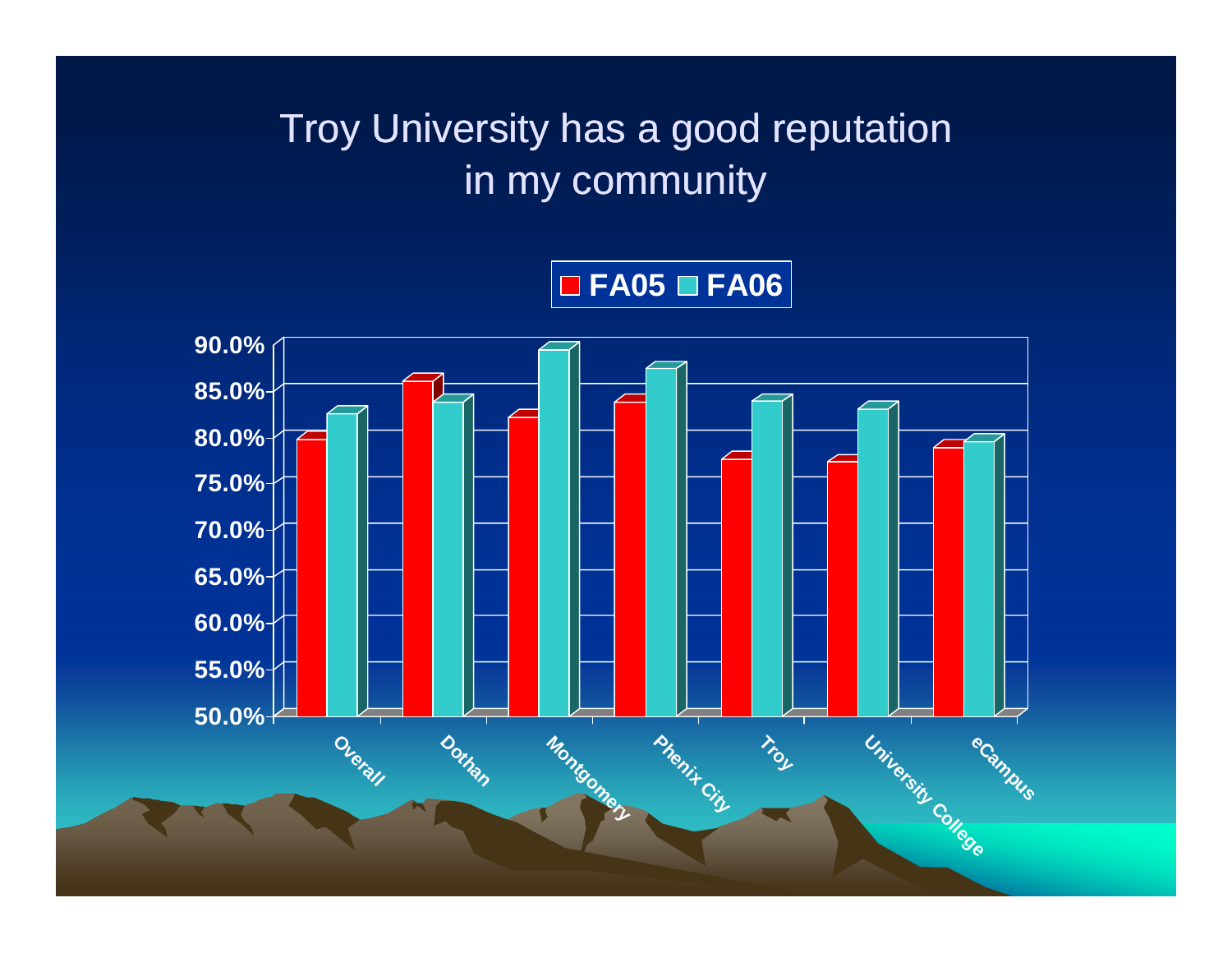# Troy University has a good reputation in my community

FA05 FA06

90.0%
85.0%
80.0%
75.0%
70.0%
65.0%
60.0%
55.0%
50.0%

Overall Dothan Montgomery Phenix City Troy University College eCampus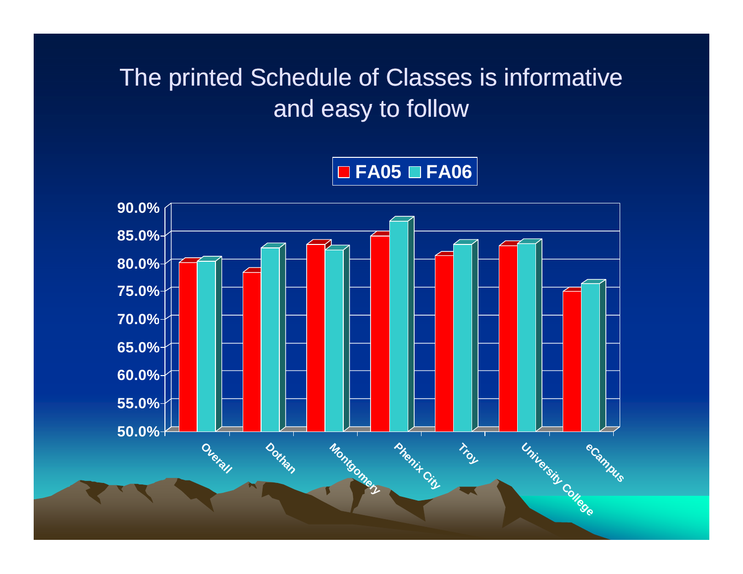# The printed Schedule of Classes is informative and easy to follow

FA05 FA06

90.0%
85.0%
80.0%
75.0%
70.0%
65.0%
60.0%
55.0%
50.0%

Overall Dothan Montgomery Phenix City Troy University College eCampus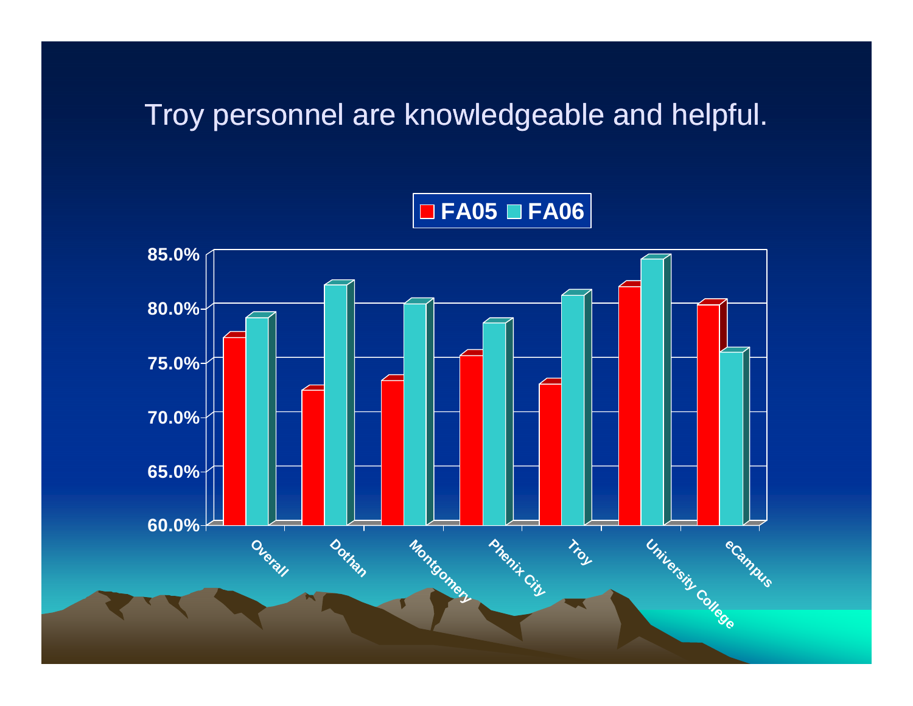# Troy personnel are knowledgeable and helpful.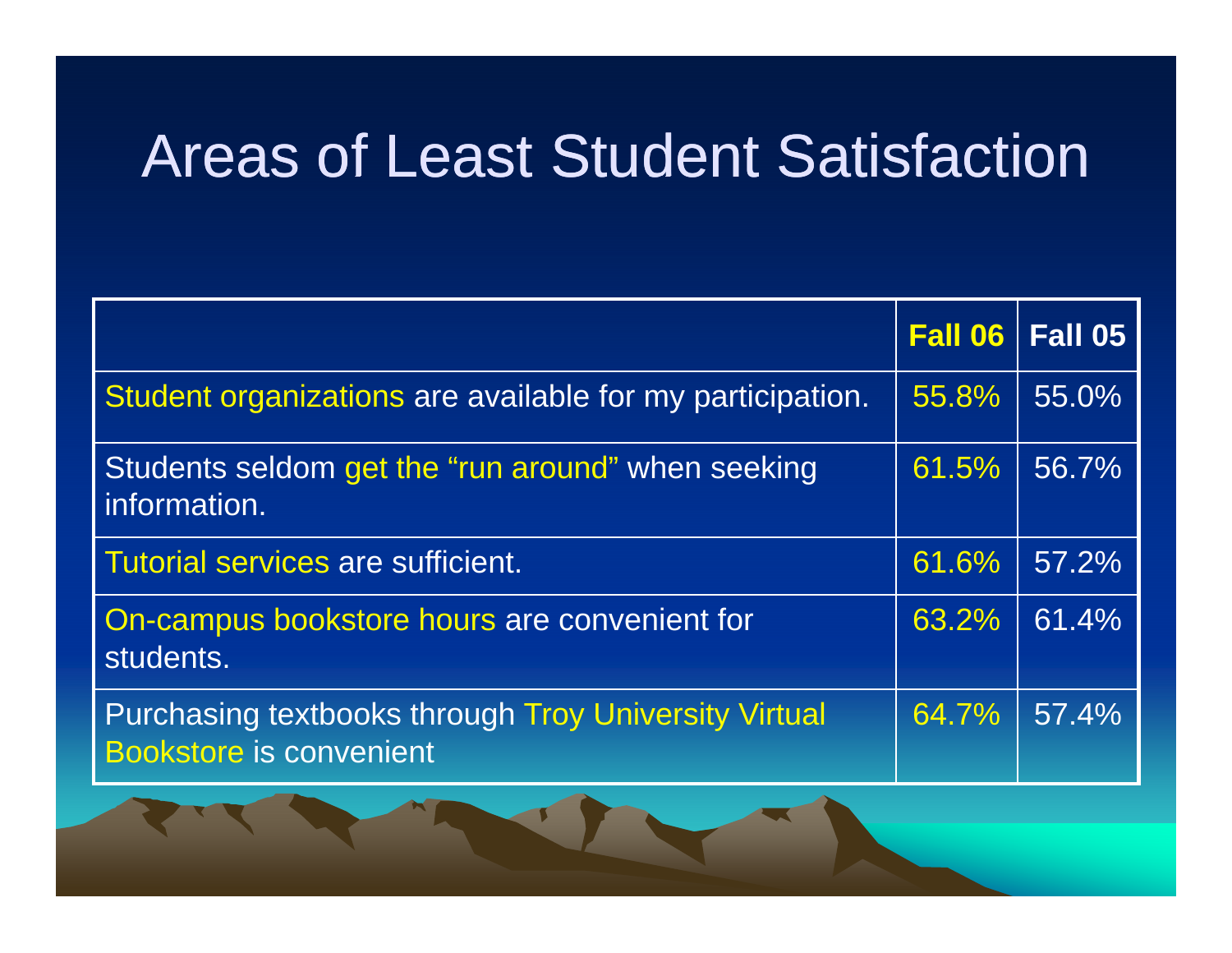# Areas of Least Student Satisfaction

| | Fall 06 | Fall 05 |
|---|---|---|
| Student organizations are available for my participation. | 55.8% | 55.0% |
| Students seldom get the "run around" when seeking information. | 61.5% | 56.7% |
| Tutorial services are sufficient. | 61.6% | 57.2% |
| On-campus bookstore hours are convenient for students. | 63.2% | 61.4% |
| Purchasing textbooks through Troy University Virtual Bookstore is convenient | 64.7% | 57.4% |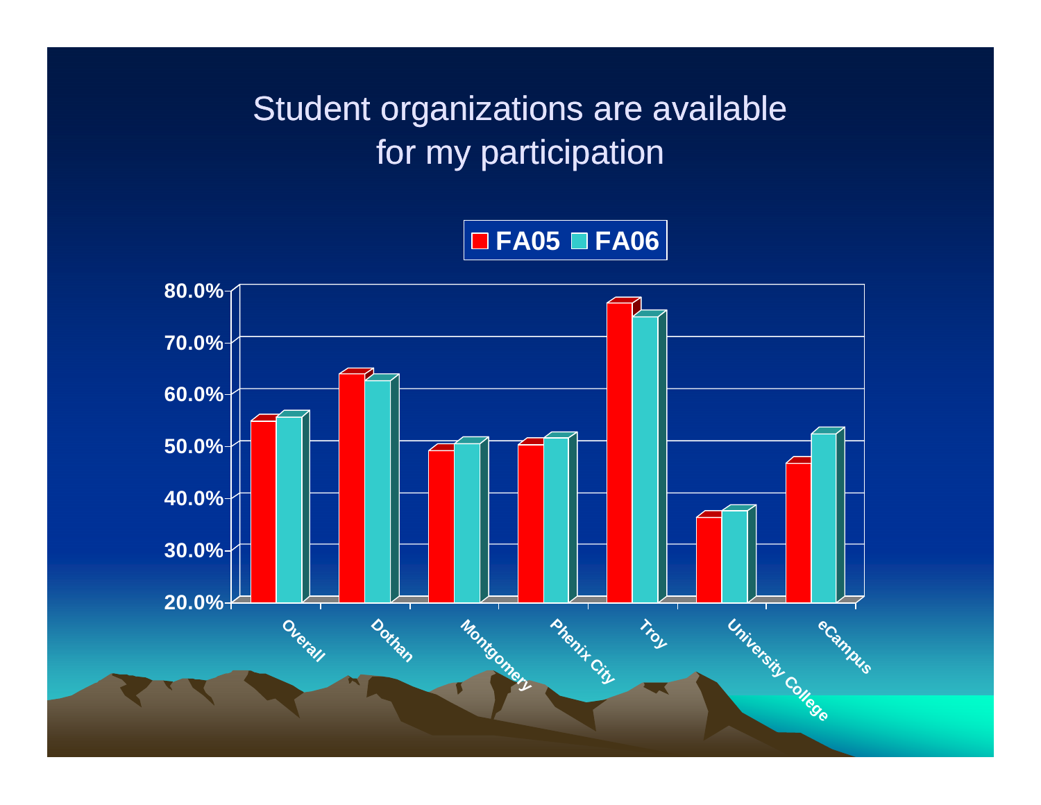# Student organizations are available for my participation

FA05 FA06

80.0%
70.0%
60.0%
50.0%
40.0%
30.0%
20.0%

Overall Dothan Montgomery Phenix City Troy University College eCampus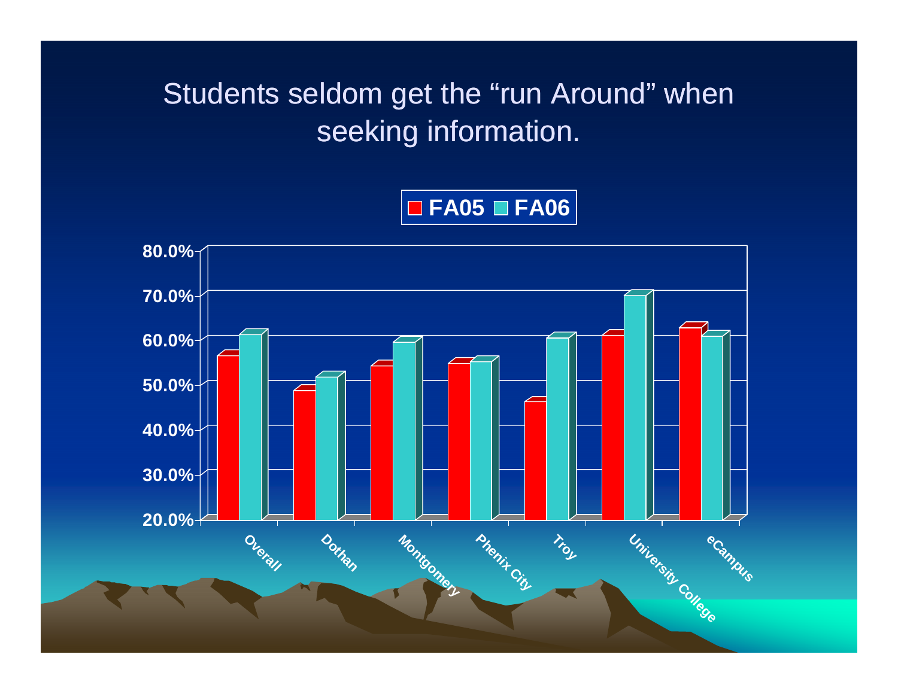# Students seldom get the "run Around" when seeking information.

FA05 FA06

80.0%
70.0%
60.0%
50.0%
40.0%
30.0%
20.0%

Overall
Dothan
Montgomery
Phenix City
Troy
University College
eCampus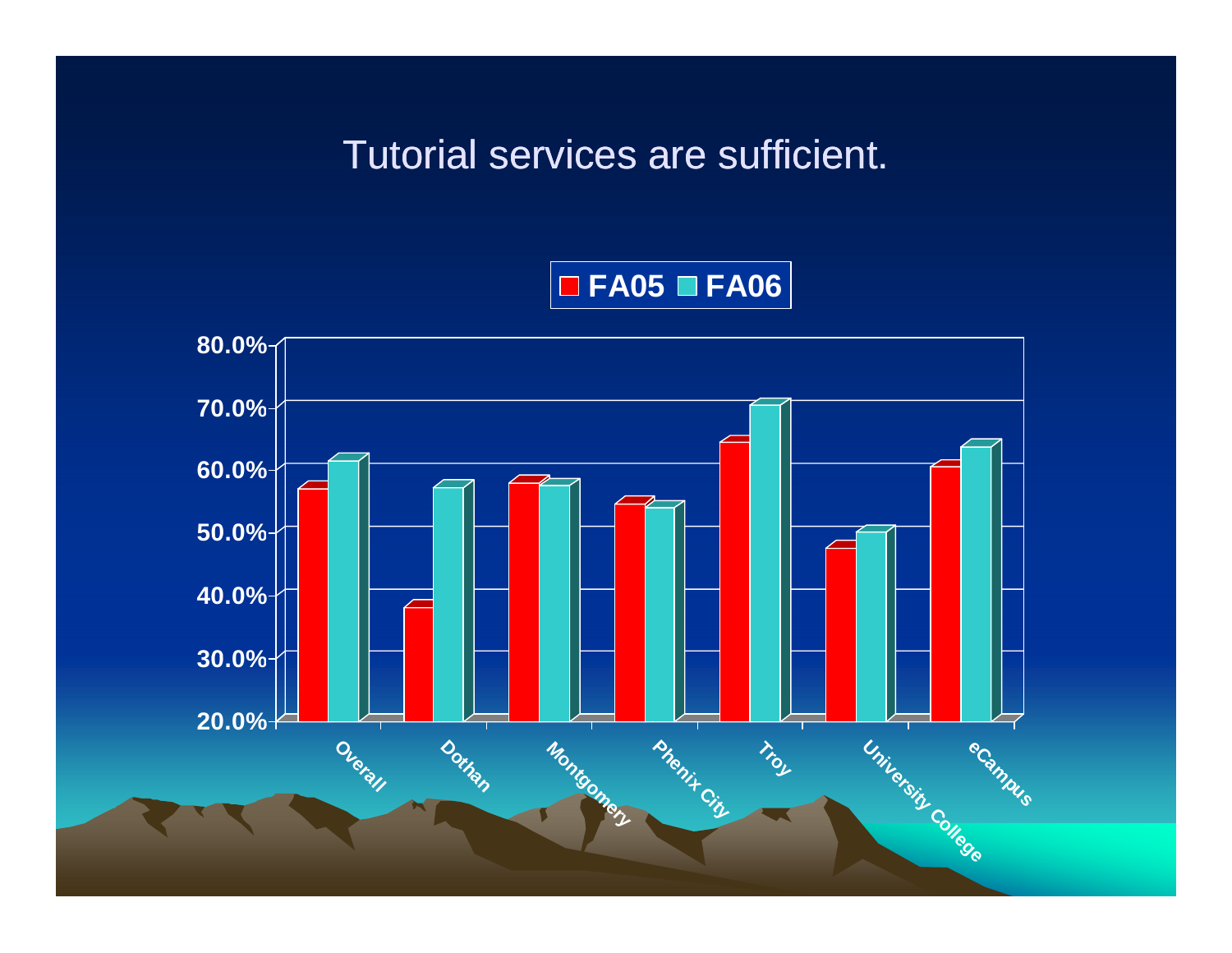# Tutorial services are sufficient.

FA05 FA06

80.0%
70.0%
60.0%
50.0%
40.0%
30.0%
20.0%

Overall Dothan Montgomery Phenix City Troy University College eCampus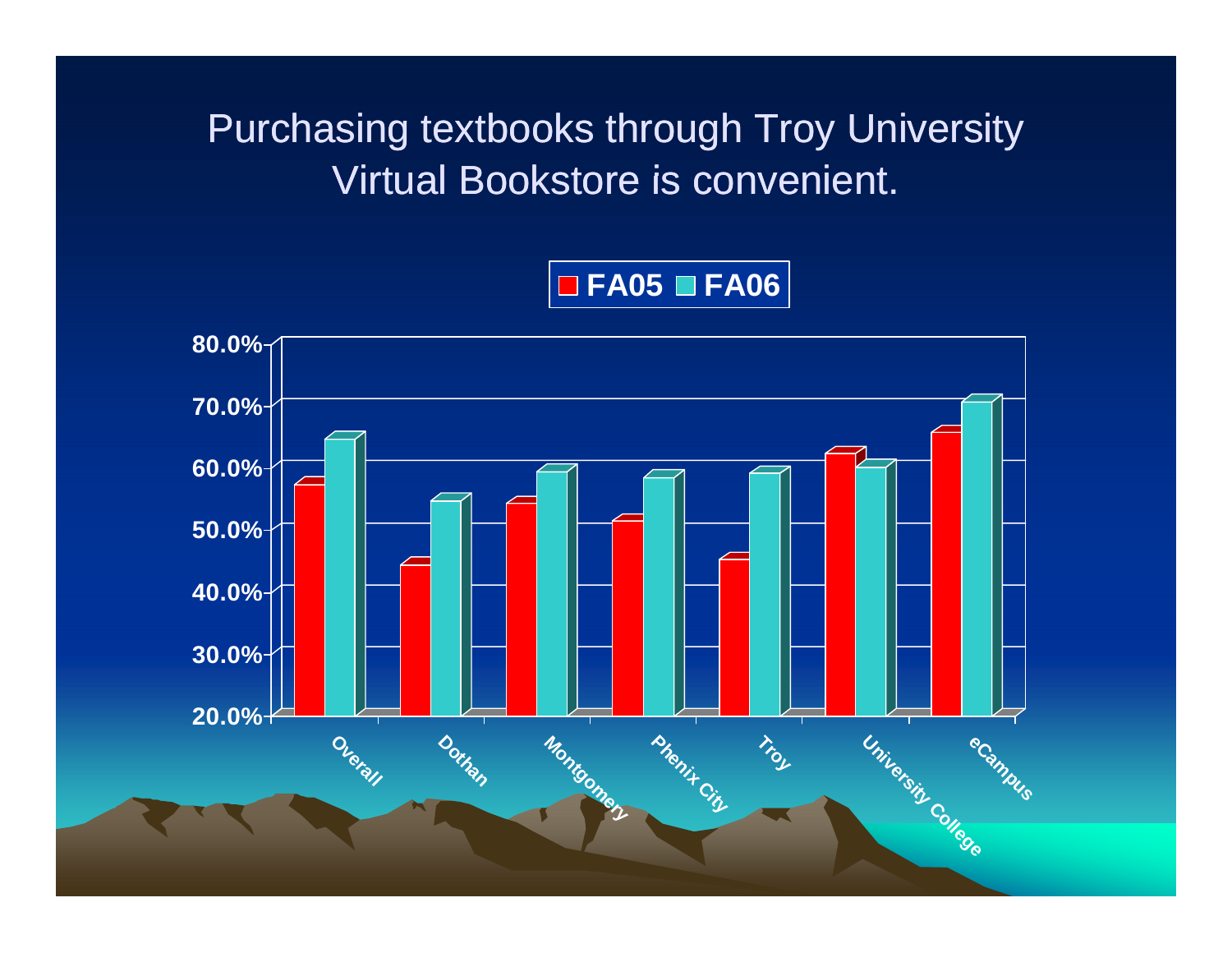# Purchasing textbooks through Troy University Virtual Bookstore is convenient.

FA05 FA06

80.0%
70.0%
60.0%
50.0%
40.0%
30.0%
20.0%

Overall, Dothan, Montgomery, Phenix City, Troy, University College, eCampus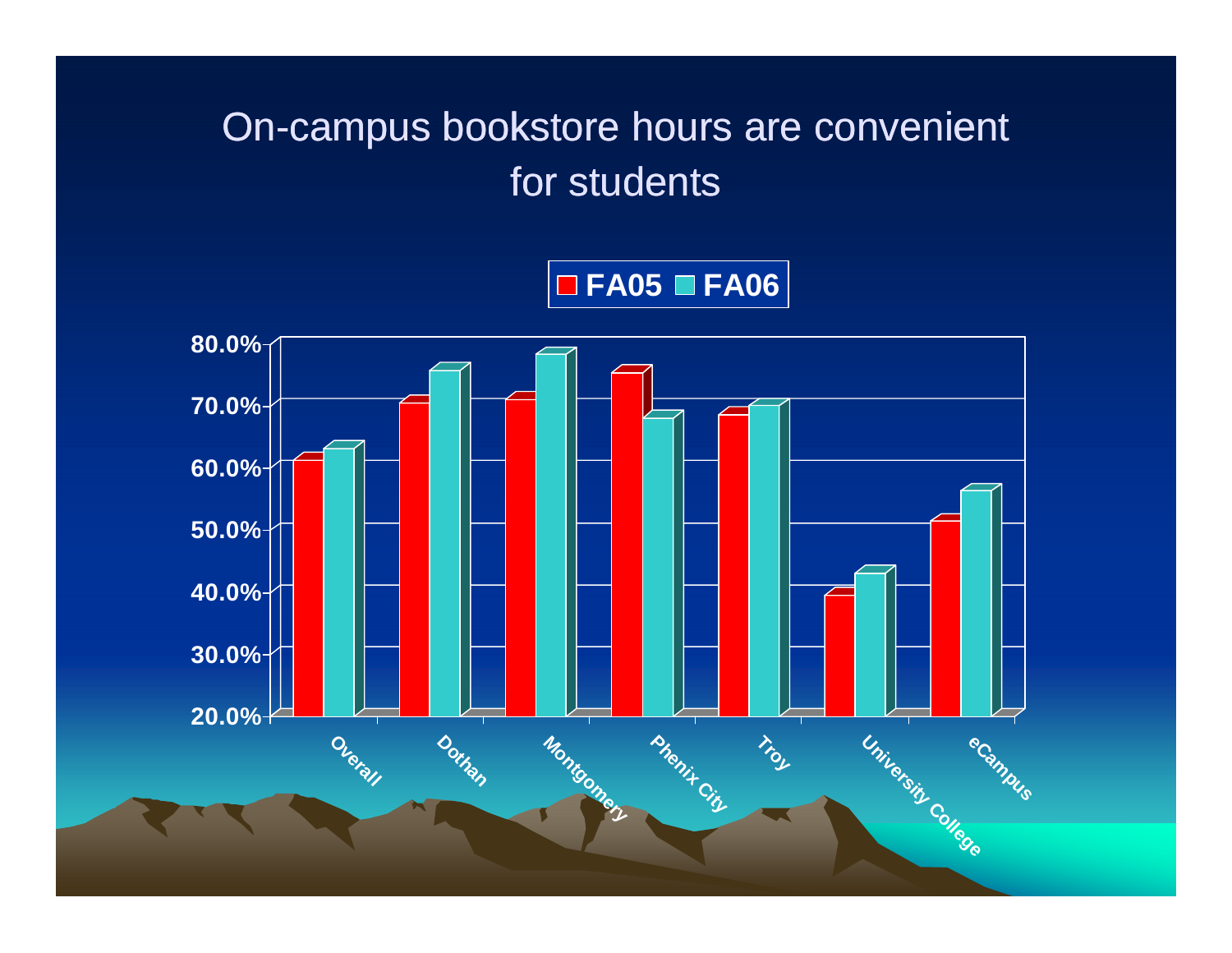# On-campus bookstore hours are convenient for students

FA05 FA06

80.0%
70.0%
60.0%
50.0%
40.0%
30.0%
20.0%

Overall, Dothan, Montgomery, Phenix City, Troy, University College, eCampus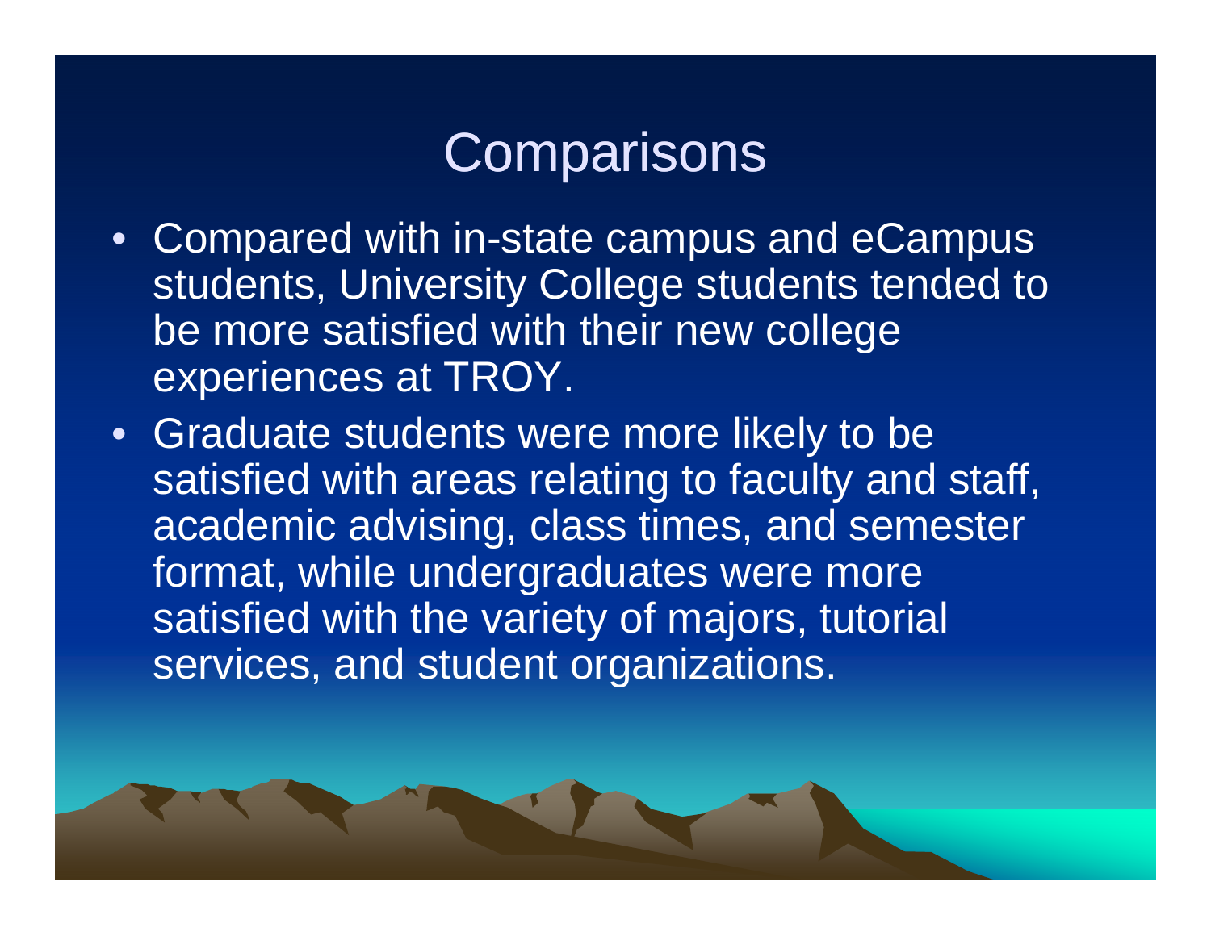# Comparisons

- Compared with in-state campus and eCampus students, University College students tended to be more satisfied with their new college experiences at TROY.
- Graduate students were more likely to be satisfied with areas relating to faculty and staff, academic advising, class times, and semester format, while undergraduates were more satisfied with the variety of majors, tutorial services, and student organizations.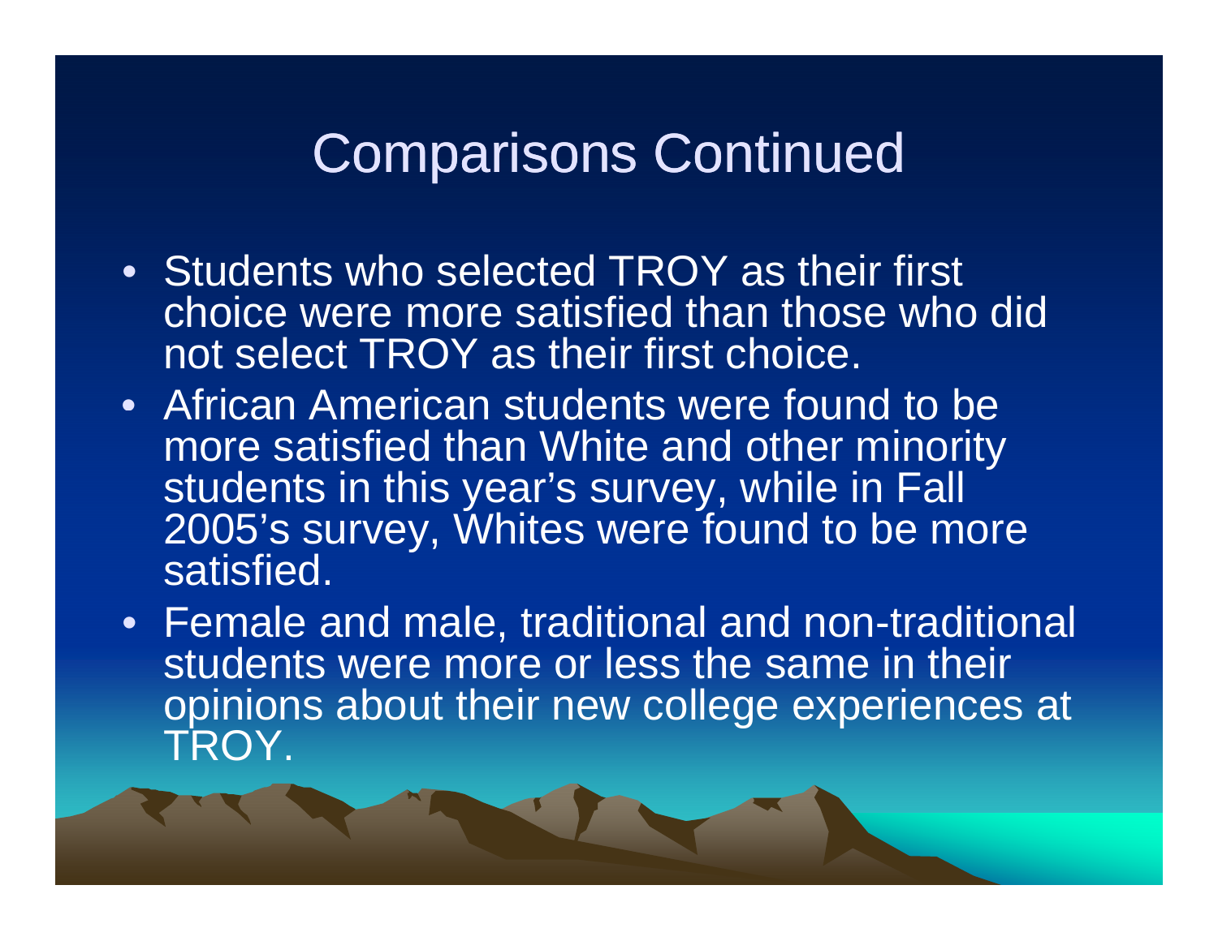# Comparisons Continued

- Students who selected TROY as their first choice were more satisfied than those who did not select TROY as their first choice.
- African American students were found to be more satisfied than White and other minority students in this year's survey, while in Fall 2005's survey, Whites were found to be more satisfied.
- Female and male, traditional and non-traditional students were more or less the same in their opinions about their new college experiences at TROY.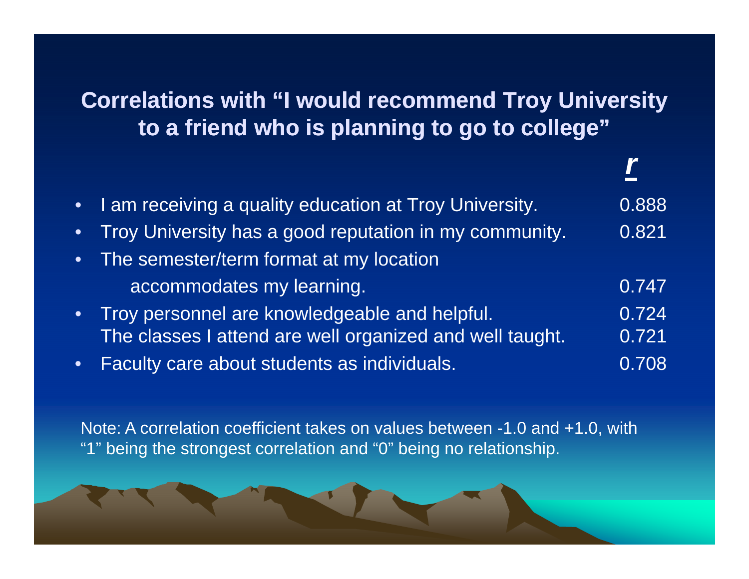## Correlations with "I would recommend Troy University to a friend who is planning to go to college"

| Item | *r* |
|---|---|
| I am receiving a quality education at Troy University. | 0.888 |
| Troy University has a good reputation in my community. | 0.821 |
| The semester/term format at my location accommodates my learning. | 0.747 |
| Troy personnel are knowledgeable and helpful. | 0.724 |
| The classes I attend are well organized and well taught. | 0.721 |
| Faculty care about students as individuals. | 0.708 |

Note: A correlation coefficient takes on values between -1.0 and +1.0, with "1" being the strongest correlation and "0" being no relationship.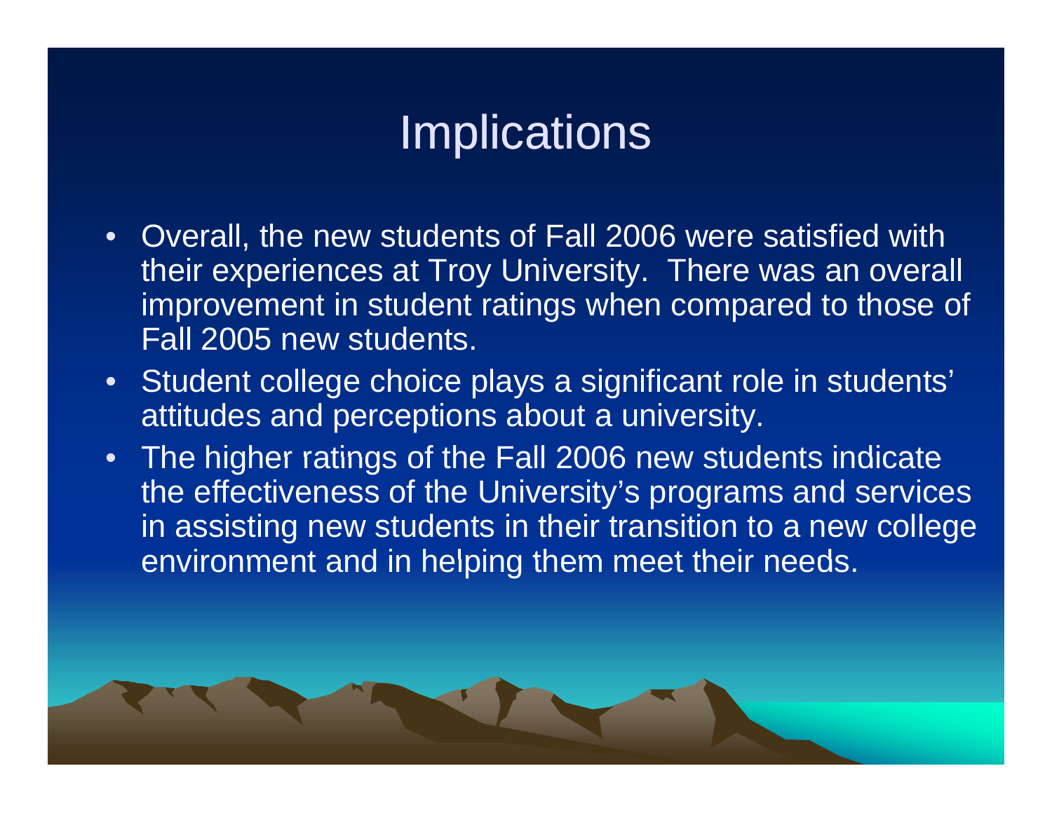# Implications

- Overall, the new students of Fall 2006 were satisfied with their experiences at Troy University. There was an overall improvement in student ratings when compared to those of Fall 2005 new students.
- Student college choice plays a significant role in students' attitudes and perceptions about a university.
- The higher ratings of the Fall 2006 new students indicate the effectiveness of the University's programs and services in assisting new students in their transition to a new college environment and in helping them meet their needs.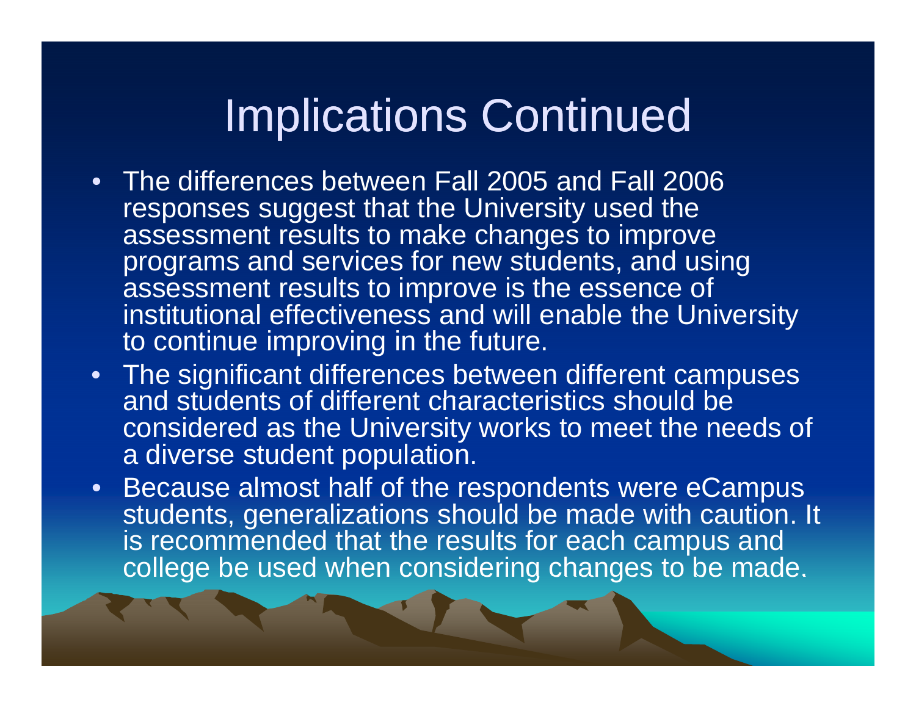# Implications Continued

- The differences between Fall 2005 and Fall 2006 responses suggest that the University used the assessment results to make changes to improve programs and services for new students, and using assessment results to improve is the essence of institutional effectiveness and will enable the University to continue improving in the future.
- The significant differences between different campuses and students of different characteristics should be considered as the University works to meet the needs of a diverse student population.
- Because almost half of the respondents were eCampus students, generalizations should be made with caution. It is recommended that the results for each campus and college be used when considering changes to be made.